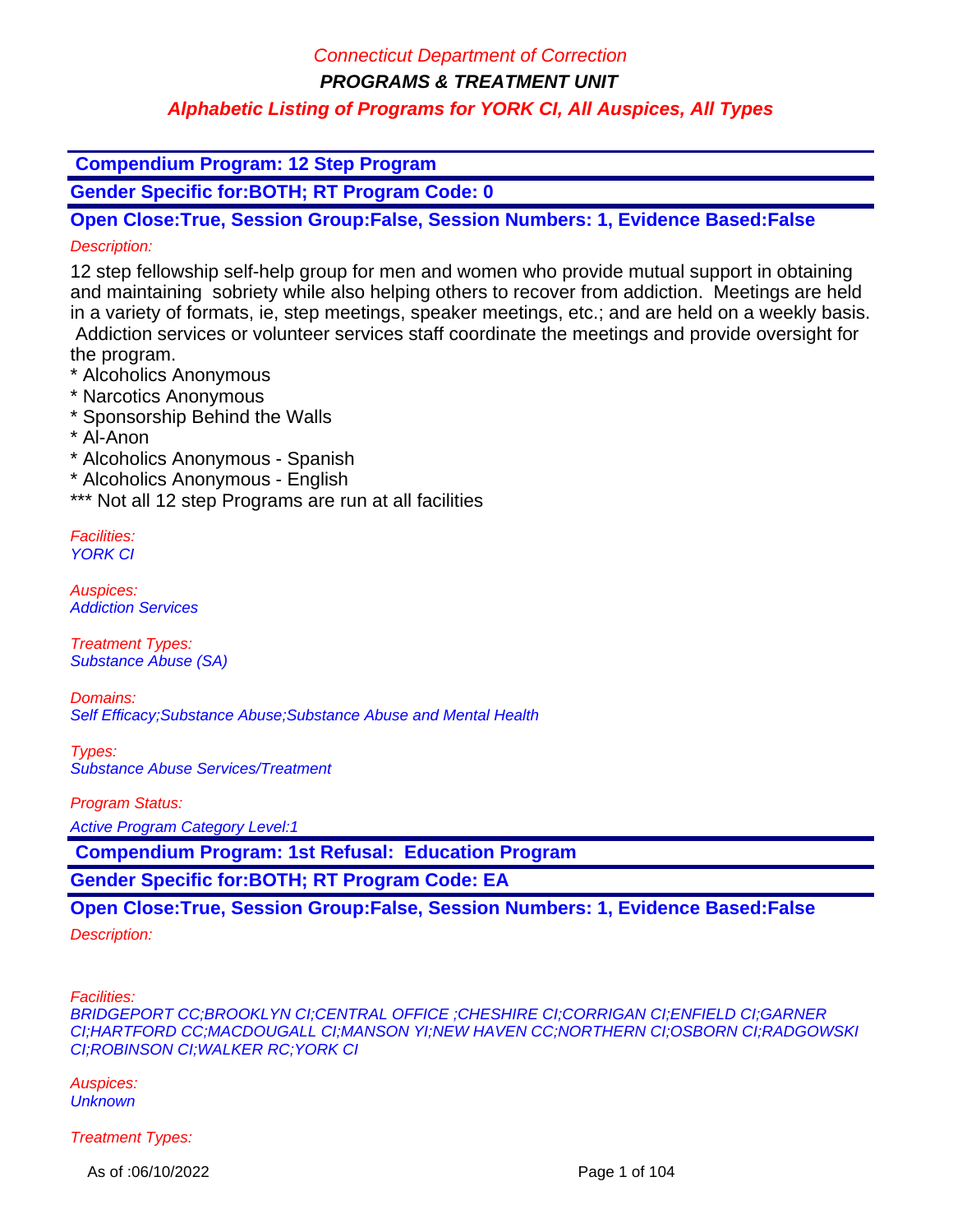# Connecticut Department of Correction

## PROGRAMS & TREATMENT UNIT

### Alphabetic Listing of Programs for YORK CI, All Auspices, All Types

**Compendium Program: 12 Step Program**

**Gender Specific for:BOTH; RT Program Code: 0**

**Open Close:True, Session Group:False, Session Numbers: 1, Evidence Based:False**

*Description:*

12 step fellowship self-help group for men and women who provide mutual support in obtaining and maintaining sobriety while also helping others to recover from addiction. Meetings are held in a variety of formats, ie, step meetings, speaker meetings, etc.; and are held on a weekly basis. Addiction services or volunteer services staff coordinate the meetings and provide oversight for the program.

* Alcoholics Anonymous
* Narcotics Anonymous
* Sponsorship Behind the Walls
* Al-Anon
* Alcoholics Anonymous - Spanish
* Alcoholics Anonymous - English

*** Not all 12 step Programs are run at all facilities

*Facilities:*
*YORK CI*

*Auspices:*
*Addiction Services*

*Treatment Types:*
*Substance Abuse (SA)*

*Domains:*
*Self Efficacy;Substance Abuse;Substance Abuse and Mental Health*

*Types:*
*Substance Abuse Services/Treatment*

*Program Status:*
*Active Program Category Level:1*

**Compendium Program: 1st Refusal: Education Program**

**Gender Specific for:BOTH; RT Program Code: EA**

**Open Close:True, Session Group:False, Session Numbers: 1, Evidence Based:False**

*Description:*

*Facilities:*
*BRIDGEPORT CC;BROOKLYN CI;CENTRAL OFFICE ;CHESHIRE CI;CORRIGAN CI;ENFIELD CI;GARNER CI;HARTFORD CC;MACDOUGALL CI;MANSON YI;NEW HAVEN CC;NORTHERN CI;OSBORN CI;RADGOWSKI CI;ROBINSON CI;WALKER RC;YORK CI*

*Auspices:*
*Unknown*

*Treatment Types:*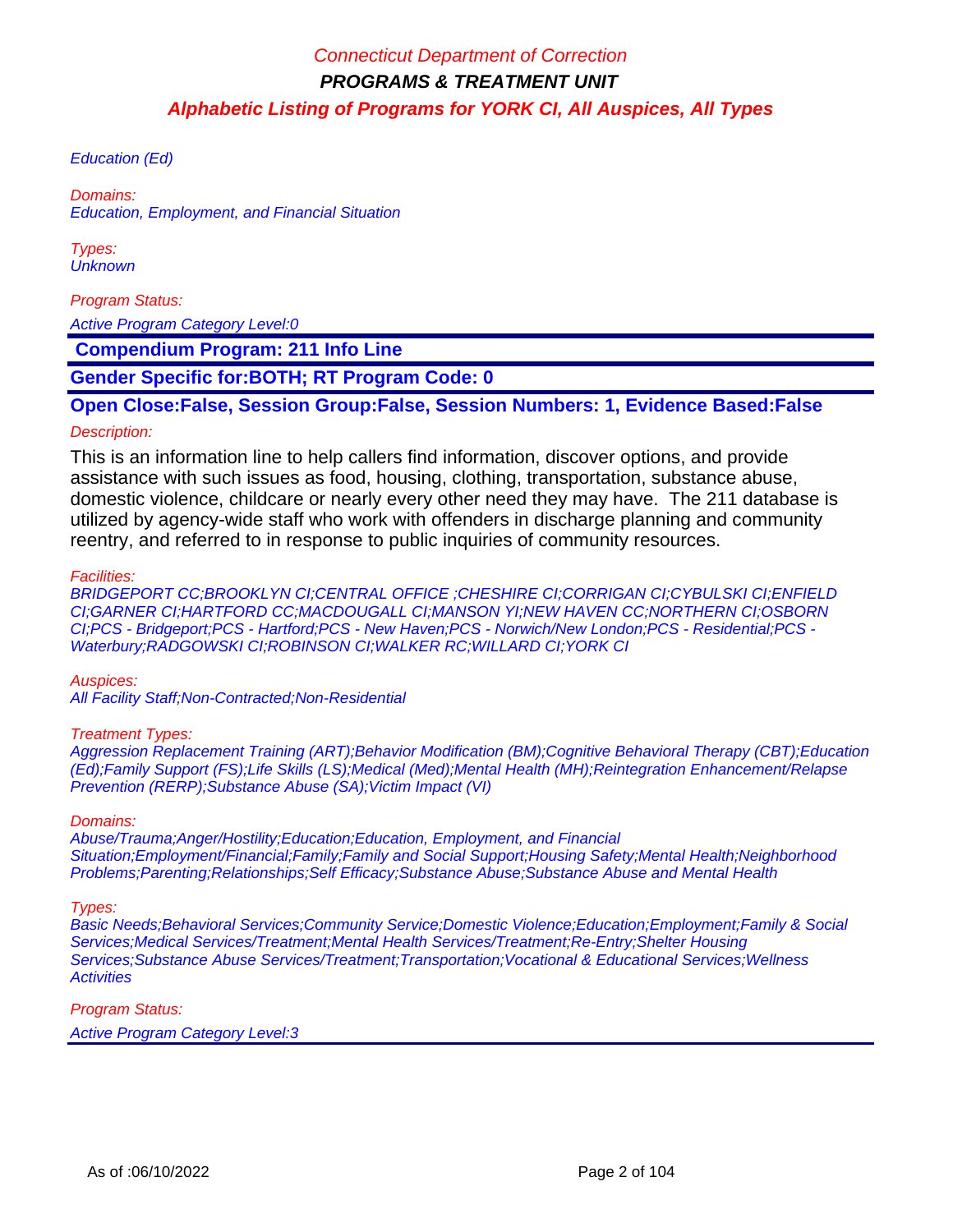Education (Ed)

Domains:
Education, Employment, and Financial Situation

Types:
Unknown

Program Status:

Active Program Category Level:0

## Compendium Program: 211 Info Line

**Gender Specific for:BOTH; RT Program Code: 0**

**Open Close:False, Session Group:False, Session Numbers: 1, Evidence Based:False**

Description:

This is an information line to help callers find information, discover options, and provide assistance with such issues as food, housing, clothing, transportation, substance abuse, domestic violence, childcare or nearly every other need they may have. The 211 database is utilized by agency-wide staff who work with offenders in discharge planning and community reentry, and referred to in response to public inquiries of community resources.

Facilities:
BRIDGEPORT CC;BROOKLYN CI;CENTRAL OFFICE ;CHESHIRE CI;CORRIGAN CI;CYBULSKI CI;ENFIELD CI;GARNER CI;HARTFORD CC;MACDOUGALL CI;MANSON YI;NEW HAVEN CC;NORTHERN CI;OSBORN CI;PCS - Bridgeport;PCS - Hartford;PCS - New Haven;PCS - Norwich/New London;PCS - Residential;PCS - Waterbury;RADGOWSKI CI;ROBINSON CI;WALKER RC;WILLARD CI;YORK CI

Auspices:
All Facility Staff;Non-Contracted;Non-Residential

Treatment Types:
Aggression Replacement Training (ART);Behavior Modification (BM);Cognitive Behavioral Therapy (CBT);Education (Ed);Family Support (FS);Life Skills (LS);Medical (Med);Mental Health (MH);Reintegration Enhancement/Relapse Prevention (RERP);Substance Abuse (SA);Victim Impact (VI)

Domains:
Abuse/Trauma;Anger/Hostility;Education;Education, Employment, and Financial Situation;Employment/Financial;Family;Family and Social Support;Housing Safety;Mental Health;Neighborhood Problems;Parenting;Relationships;Self Efficacy;Substance Abuse;Substance Abuse and Mental Health

Types:
Basic Needs;Behavioral Services;Community Service;Domestic Violence;Education;Employment;Family & Social Services;Medical Services/Treatment;Mental Health Services/Treatment;Re-Entry;Shelter Housing Services;Substance Abuse Services/Treatment;Transportation;Vocational & Educational Services;Wellness Activities

Program Status:

Active Program Category Level:3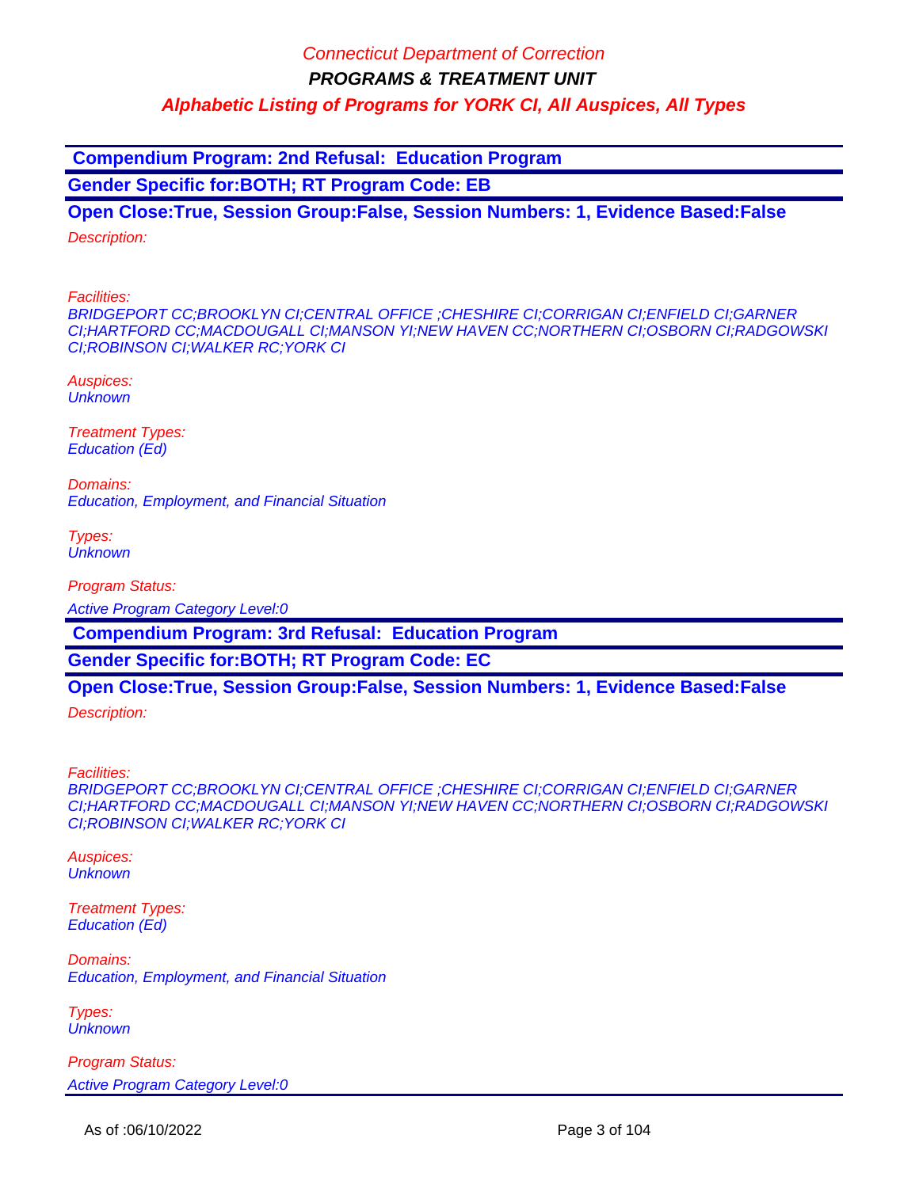**Compendium Program: 2nd Refusal: Education Program**

**Gender Specific for:BOTH; RT Program Code: EB**

**Open Close:True, Session Group:False, Session Numbers: 1, Evidence Based:False**

*Description:*

*Facilities:*
*BRIDGEPORT CC;BROOKLYN CI;CENTRAL OFFICE ;CHESHIRE CI;CORRIGAN CI;ENFIELD CI;GARNER CI;HARTFORD CC;MACDOUGALL CI;MANSON YI;NEW HAVEN CC;NORTHERN CI;OSBORN CI;RADGOWSKI CI;ROBINSON CI;WALKER RC;YORK CI*

*Auspices:*
*Unknown*

*Treatment Types:*
*Education (Ed)*

*Domains:*
*Education, Employment, and Financial Situation*

*Types:*
*Unknown*

*Program Status:*
*Active Program Category Level:0*

**Compendium Program: 3rd Refusal: Education Program**

**Gender Specific for:BOTH; RT Program Code: EC**

**Open Close:True, Session Group:False, Session Numbers: 1, Evidence Based:False**

*Description:*

*Facilities:*
*BRIDGEPORT CC;BROOKLYN CI;CENTRAL OFFICE ;CHESHIRE CI;CORRIGAN CI;ENFIELD CI;GARNER CI;HARTFORD CC;MACDOUGALL CI;MANSON YI;NEW HAVEN CC;NORTHERN CI;OSBORN CI;RADGOWSKI CI;ROBINSON CI;WALKER RC;YORK CI*

*Auspices:*
*Unknown*

*Treatment Types:*
*Education (Ed)*

*Domains:*
*Education, Employment, and Financial Situation*

*Types:*
*Unknown*

*Program Status:*
*Active Program Category Level:0*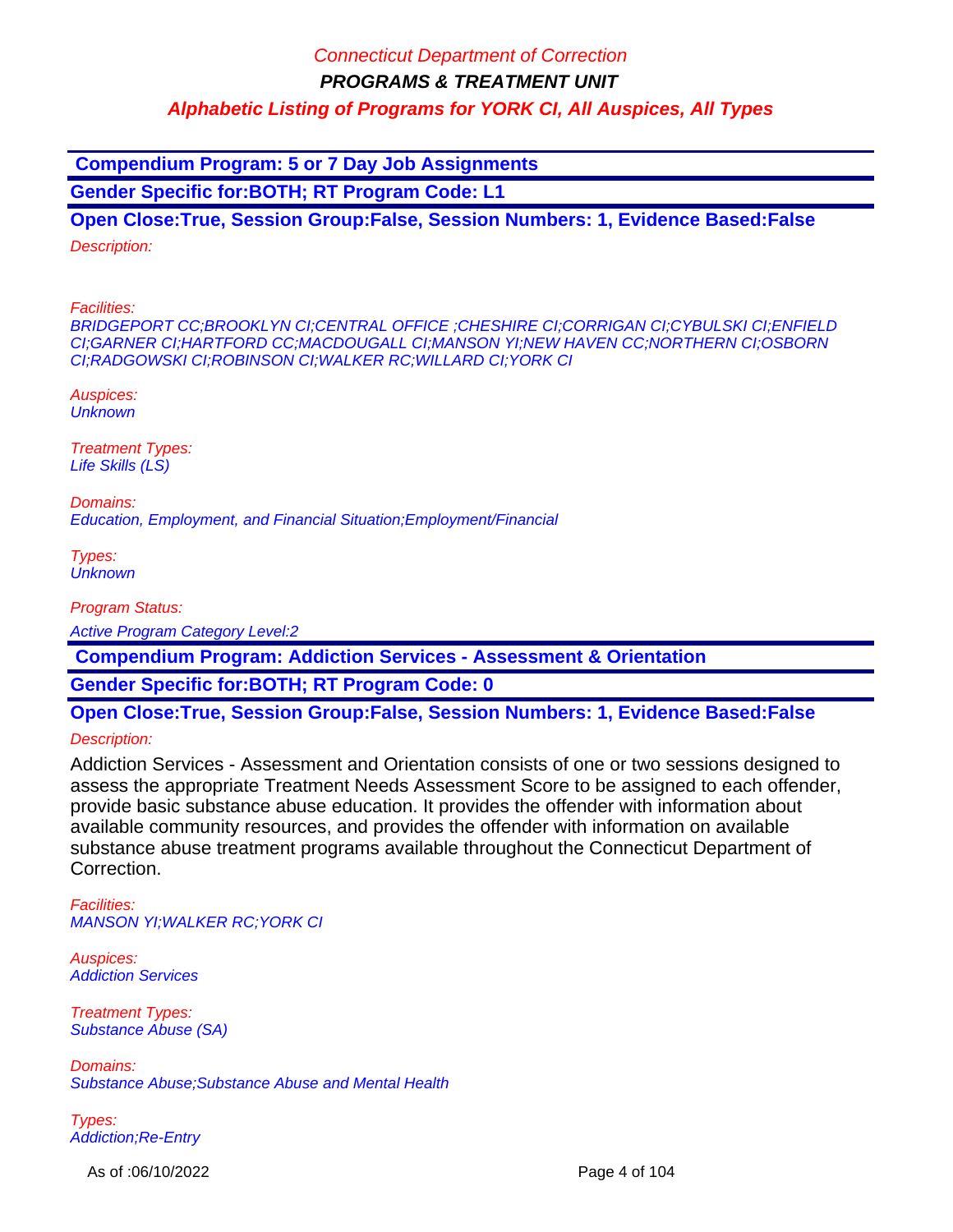Connecticut Department of Correction

**PROGRAMS & TREATMENT UNIT**

**Alphabetic Listing of Programs for YORK CI, All Auspices, All Types**

## Compendium Program: 5 or 7 Day Job Assignments

**Gender Specific for:BOTH; RT Program Code: L1**

**Open Close:True, Session Group:False, Session Numbers: 1, Evidence Based:False**

*Description:*

*Facilities:*
*BRIDGEPORT CC;BROOKLYN CI;CENTRAL OFFICE ;CHESHIRE CI;CORRIGAN CI;CYBULSKI CI;ENFIELD CI;GARNER CI;HARTFORD CC;MACDOUGALL CI;MANSON YI;NEW HAVEN CC;NORTHERN CI;OSBORN CI;RADGOWSKI CI;ROBINSON CI;WALKER RC;WILLARD CI;YORK CI*

*Auspices:*
*Unknown*

*Treatment Types:*
*Life Skills (LS)*

*Domains:*
*Education, Employment, and Financial Situation;Employment/Financial*

*Types:*
*Unknown*

*Program Status:*
*Active Program Category Level:2*

## Compendium Program: Addiction Services - Assessment & Orientation

**Gender Specific for:BOTH; RT Program Code: 0**

**Open Close:True, Session Group:False, Session Numbers: 1, Evidence Based:False**

*Description:*

Addiction Services - Assessment and Orientation consists of one or two sessions designed to assess the appropriate Treatment Needs Assessment Score to be assigned to each offender, provide basic substance abuse education. It provides the offender with information about available community resources, and provides the offender with information on available substance abuse treatment programs available throughout the Connecticut Department of Correction.

*Facilities:*
*MANSON YI;WALKER RC;YORK CI*

*Auspices:*
*Addiction Services*

*Treatment Types:*
*Substance Abuse (SA)*

*Domains:*
*Substance Abuse;Substance Abuse and Mental Health*

*Types:*
*Addiction;Re-Entry*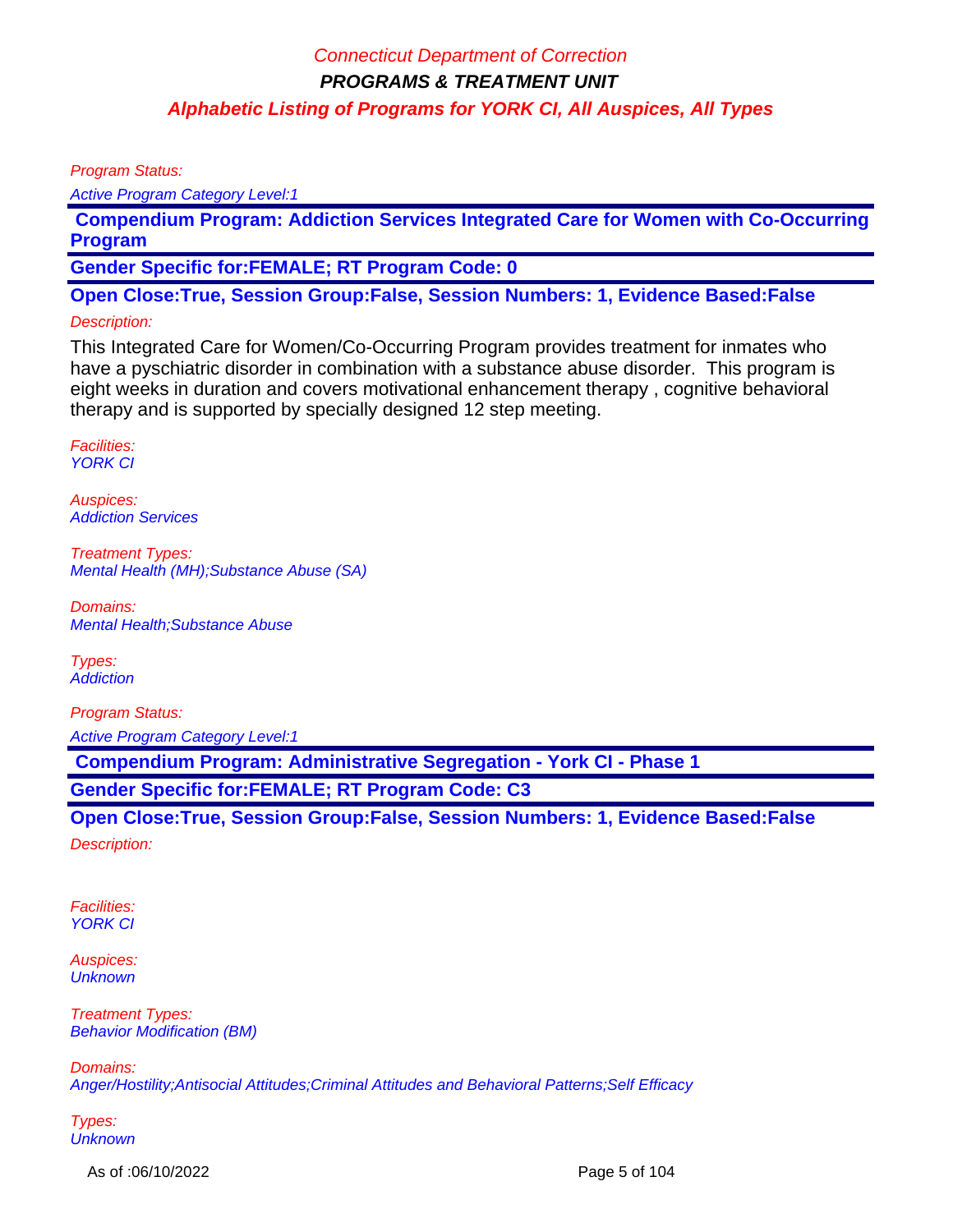Program Status:

*Active Program Category Level:1*

**Compendium Program: Addiction Services Integrated Care for Women with Co-Occurring Program**

**Gender Specific for:FEMALE; RT Program Code: 0**

**Open Close:True, Session Group:False, Session Numbers: 1, Evidence Based:False**

Description:

This Integrated Care for Women/Co-Occurring Program provides treatment for inmates who have a pyschiatric disorder in combination with a substance abuse disorder. This program is eight weeks in duration and covers motivational enhancement therapy , cognitive behavioral therapy and is supported by specially designed 12 step meeting.

Facilities:
*YORK CI*

Auspices:
*Addiction Services*

Treatment Types:
*Mental Health (MH);Substance Abuse (SA)*

Domains:
*Mental Health;Substance Abuse*

Types:
*Addiction*

Program Status:

*Active Program Category Level:1*

**Compendium Program: Administrative Segregation - York CI - Phase 1**

**Gender Specific for:FEMALE; RT Program Code: C3**

**Open Close:True, Session Group:False, Session Numbers: 1, Evidence Based:False**

Description:

Facilities:
*YORK CI*

Auspices:
*Unknown*

Treatment Types:
*Behavior Modification (BM)*

Domains:
*Anger/Hostility;Antisocial Attitudes;Criminal Attitudes and Behavioral Patterns;Self Efficacy*

Types:
*Unknown*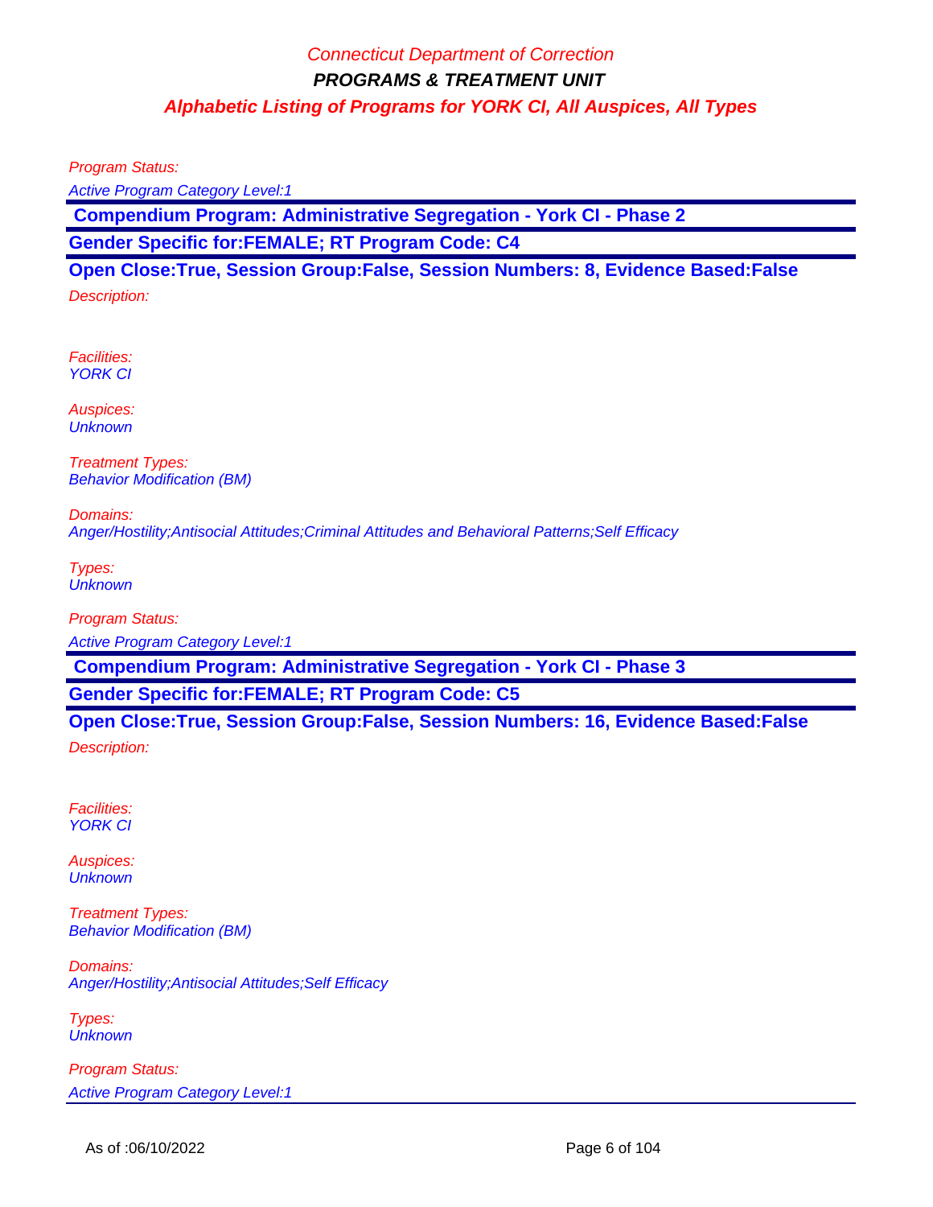Program Status:

Active Program Category Level:1

**Compendium Program: Administrative Segregation - York CI - Phase 2**

**Gender Specific for:FEMALE; RT Program Code: C4**

**Open Close:True, Session Group:False, Session Numbers: 8, Evidence Based:False**

Description:

Facilities:
YORK CI

Auspices:
Unknown

Treatment Types:
Behavior Modification (BM)

Domains:
Anger/Hostility;Antisocial Attitudes;Criminal Attitudes and Behavioral Patterns;Self Efficacy

Types:
Unknown

Program Status:

Active Program Category Level:1

**Compendium Program: Administrative Segregation - York CI - Phase 3**

**Gender Specific for:FEMALE; RT Program Code: C5**

**Open Close:True, Session Group:False, Session Numbers: 16, Evidence Based:False**

Description:

Facilities:
YORK CI

Auspices:
Unknown

Treatment Types:
Behavior Modification (BM)

Domains:
Anger/Hostility;Antisocial Attitudes;Self Efficacy

Types:
Unknown

Program Status:

Active Program Category Level:1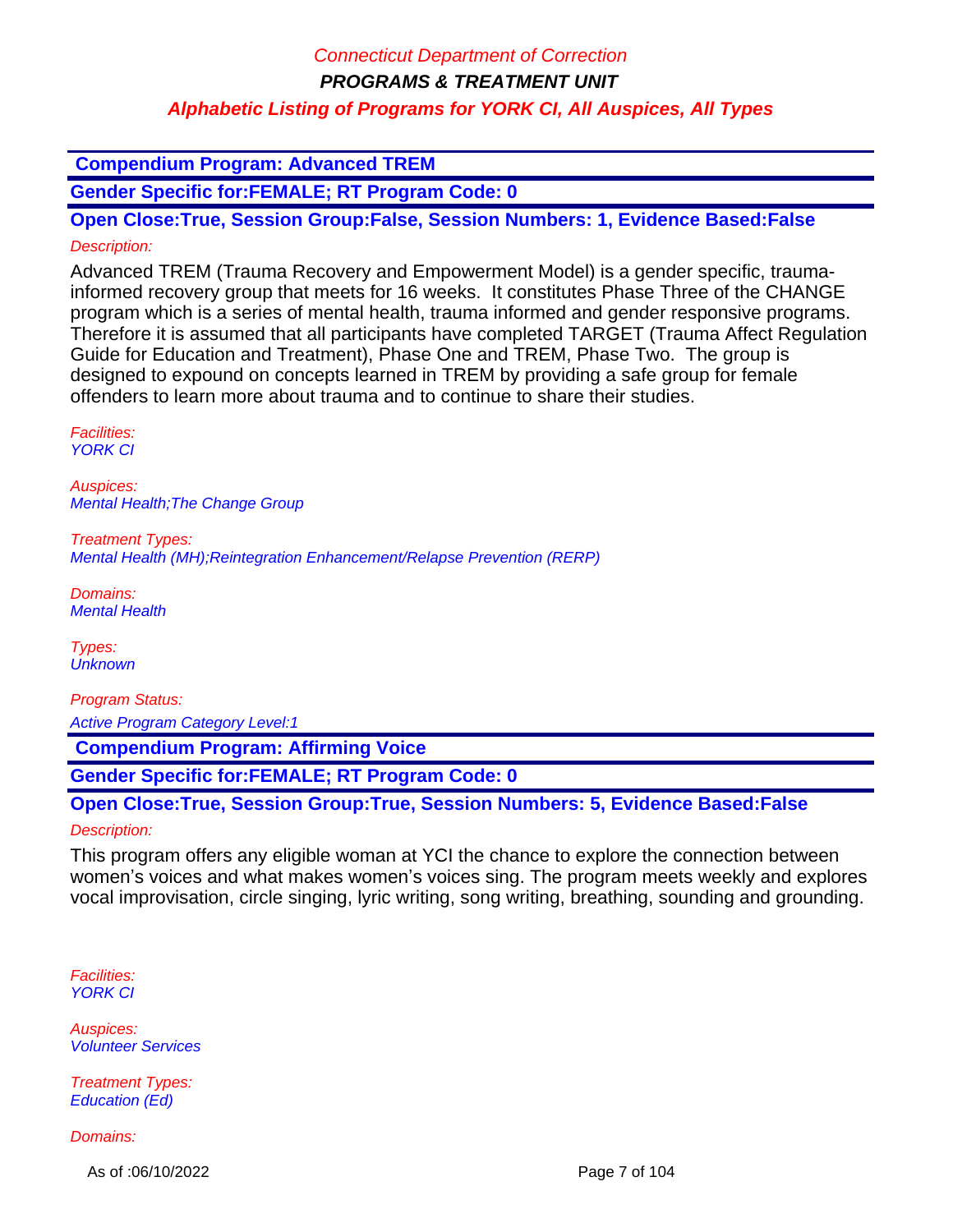Connecticut Department of Correction

**PROGRAMS & TREATMENT UNIT**

**Alphabetic Listing of Programs for YORK CI, All Auspices, All Types**

**Compendium Program: Advanced TREM**

**Gender Specific for:FEMALE; RT Program Code: 0**

**Open Close:True, Session Group:False, Session Numbers: 1, Evidence Based:False**

*Description:*

Advanced TREM (Trauma Recovery and Empowerment Model) is a gender specific, trauma-informed recovery group that meets for 16 weeks. It constitutes Phase Three of the CHANGE program which is a series of mental health, trauma informed and gender responsive programs. Therefore it is assumed that all participants have completed TARGET (Trauma Affect Regulation Guide for Education and Treatment), Phase One and TREM, Phase Two. The group is designed to expound on concepts learned in TREM by providing a safe group for female offenders to learn more about trauma and to continue to share their studies.

*Facilities:*
YORK CI

*Auspices:*
Mental Health;The Change Group

*Treatment Types:*
Mental Health (MH);Reintegration Enhancement/Relapse Prevention (RERP)

*Domains:*
Mental Health

*Types:*
Unknown

*Program Status:*
Active Program Category Level:1

**Compendium Program: Affirming Voice**

**Gender Specific for:FEMALE; RT Program Code: 0**

**Open Close:True, Session Group:True, Session Numbers: 5, Evidence Based:False**

*Description:*

This program offers any eligible woman at YCI the chance to explore the connection between women's voices and what makes women's voices sing. The program meets weekly and explores vocal improvisation, circle singing, lyric writing, song writing, breathing, sounding and grounding.

*Facilities:*
YORK CI

*Auspices:*
Volunteer Services

*Treatment Types:*
Education (Ed)

*Domains:*

As of :06/10/2022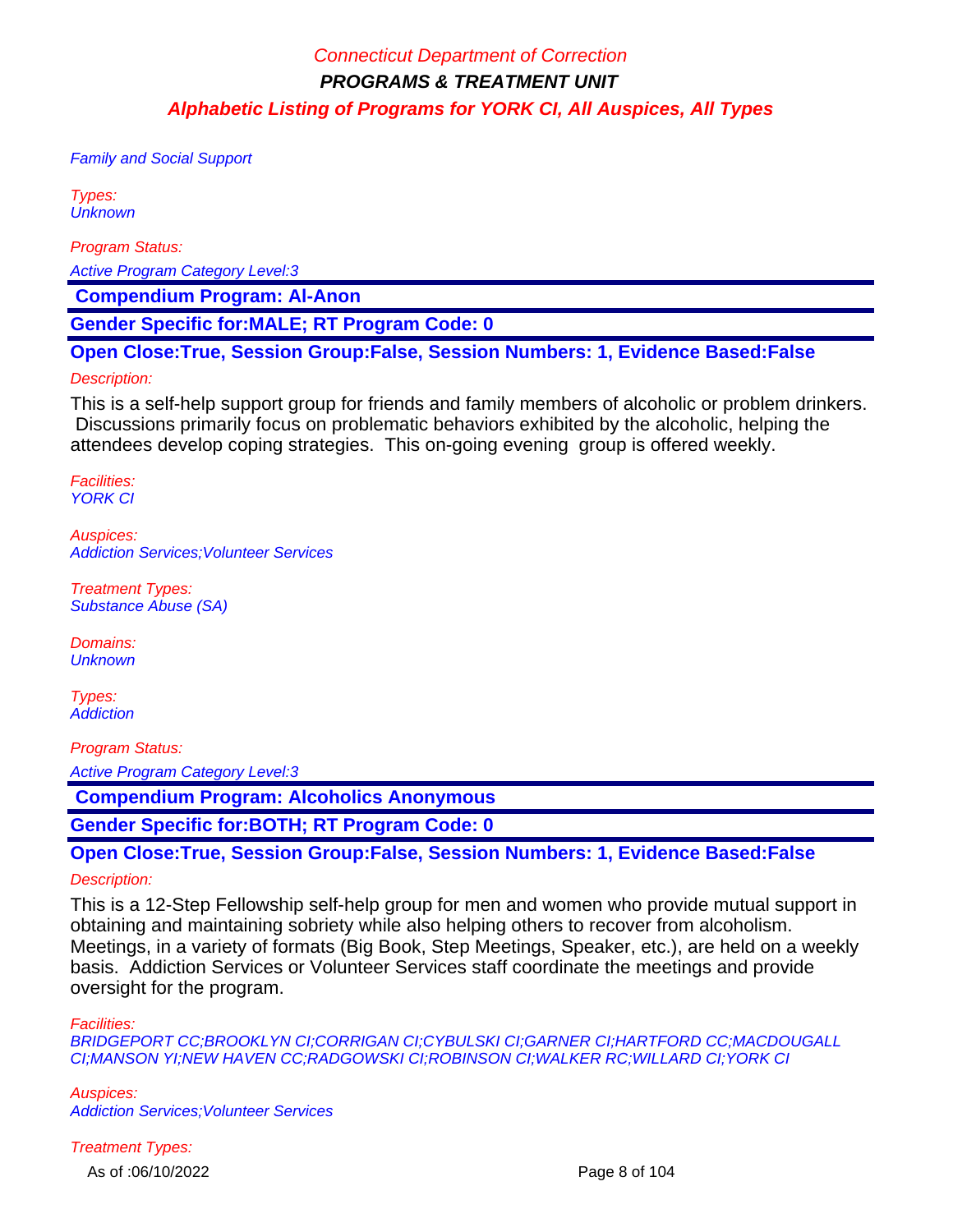Family and Social Support

Types:
Unknown

Program Status:

Active Program Category Level:3

**Compendium Program: Al-Anon**

**Gender Specific for:MALE; RT Program Code: 0**

**Open Close:True, Session Group:False, Session Numbers: 1, Evidence Based:False**

Description:

This is a self-help support group for friends and family members of alcoholic or problem drinkers. Discussions primarily focus on problematic behaviors exhibited by the alcoholic, helping the attendees develop coping strategies. This on-going evening group is offered weekly.

Facilities:
YORK CI

Auspices:
Addiction Services;Volunteer Services

Treatment Types:
Substance Abuse (SA)

Domains:
Unknown

Types:
Addiction

Program Status:

Active Program Category Level:3

**Compendium Program: Alcoholics Anonymous**

**Gender Specific for:BOTH; RT Program Code: 0**

**Open Close:True, Session Group:False, Session Numbers: 1, Evidence Based:False**

Description:

This is a 12-Step Fellowship self-help group for men and women who provide mutual support in obtaining and maintaining sobriety while also helping others to recover from alcoholism. Meetings, in a variety of formats (Big Book, Step Meetings, Speaker, etc.), are held on a weekly basis. Addiction Services or Volunteer Services staff coordinate the meetings and provide oversight for the program.

Facilities:
BRIDGEPORT CC;BROOKLYN CI;CORRIGAN CI;CYBULSKI CI;GARNER CI;HARTFORD CC;MACDOUGALL CI;MANSON YI;NEW HAVEN CC;RADGOWSKI CI;ROBINSON CI;WALKER RC;WILLARD CI;YORK CI

Auspices:
Addiction Services;Volunteer Services

Treatment Types: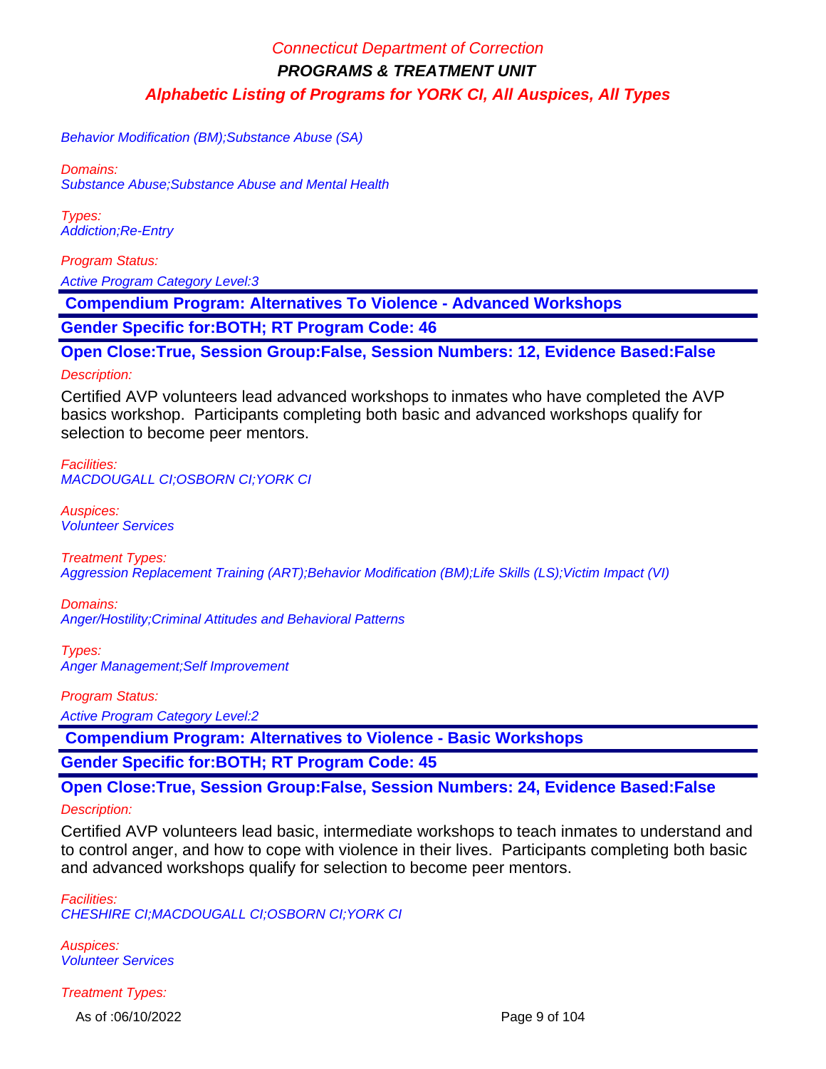Behavior Modification (BM);Substance Abuse (SA)

*Domains:*
Substance Abuse;Substance Abuse and Mental Health

*Types:*
Addiction;Re-Entry

*Program Status:*
Active Program Category Level:3

## Compendium Program: Alternatives To Violence - Advanced Workshops

**Gender Specific for:BOTH; RT Program Code: 46**

**Open Close:True, Session Group:False, Session Numbers: 12, Evidence Based:False**

*Description:*

Certified AVP volunteers lead advanced workshops to inmates who have completed the AVP basics workshop. Participants completing both basic and advanced workshops qualify for selection to become peer mentors.

*Facilities:*
MACDOUGALL CI;OSBORN CI;YORK CI

*Auspices:*
Volunteer Services

*Treatment Types:*
Aggression Replacement Training (ART);Behavior Modification (BM);Life Skills (LS);Victim Impact (VI)

*Domains:*
Anger/Hostility;Criminal Attitudes and Behavioral Patterns

*Types:*
Anger Management;Self Improvement

*Program Status:*
Active Program Category Level:2

## Compendium Program: Alternatives to Violence - Basic Workshops

**Gender Specific for:BOTH; RT Program Code: 45**

**Open Close:True, Session Group:False, Session Numbers: 24, Evidence Based:False**

*Description:*

Certified AVP volunteers lead basic, intermediate workshops to teach inmates to understand and to control anger, and how to cope with violence in their lives. Participants completing both basic and advanced workshops qualify for selection to become peer mentors.

*Facilities:*
CHESHIRE CI;MACDOUGALL CI;OSBORN CI;YORK CI

*Auspices:*
Volunteer Services

*Treatment Types:*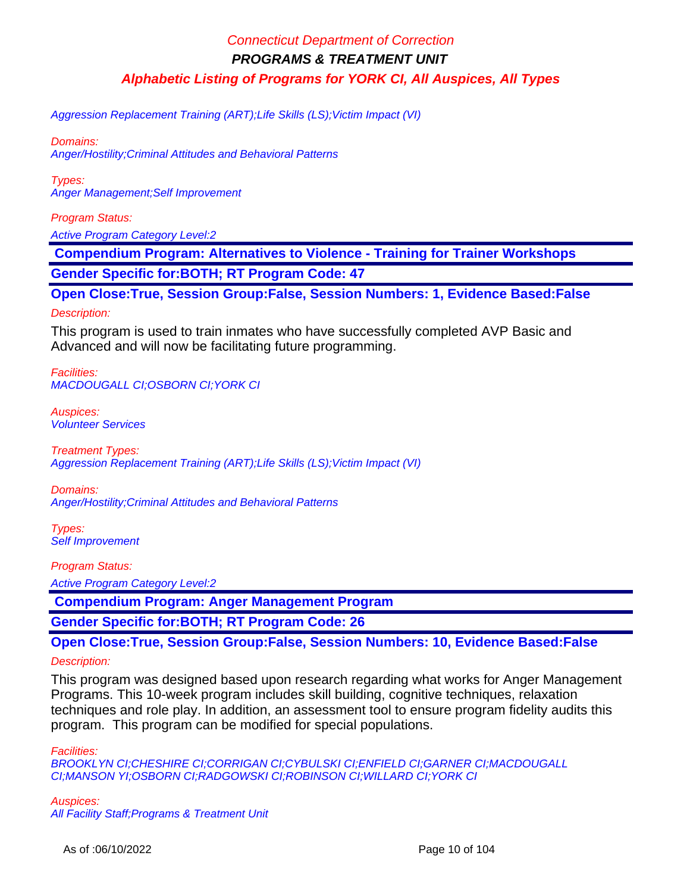Aggression Replacement Training (ART);Life Skills (LS);Victim Impact (VI)

*Domains:*
Anger/Hostility;Criminal Attitudes and Behavioral Patterns

*Types:*
Anger Management;Self Improvement

*Program Status:*
Active Program Category Level:2

## Compendium Program: Alternatives to Violence - Training for Trainer Workshops

**Gender Specific for:BOTH; RT Program Code: 47**

**Open Close:True, Session Group:False, Session Numbers: 1, Evidence Based:False**

*Description:*

This program is used to train inmates who have successfully completed AVP Basic and Advanced and will now be facilitating future programming.

*Facilities:*
MACDOUGALL CI;OSBORN CI;YORK CI

*Auspices:*
Volunteer Services

*Treatment Types:*
Aggression Replacement Training (ART);Life Skills (LS);Victim Impact (VI)

*Domains:*
Anger/Hostility;Criminal Attitudes and Behavioral Patterns

*Types:*
Self Improvement

*Program Status:*
Active Program Category Level:2

## Compendium Program: Anger Management Program

**Gender Specific for:BOTH; RT Program Code: 26**

**Open Close:True, Session Group:False, Session Numbers: 10, Evidence Based:False**

*Description:*

This program was designed based upon research regarding what works for Anger Management Programs. This 10-week program includes skill building, cognitive techniques, relaxation techniques and role play. In addition, an assessment tool to ensure program fidelity audits this program. This program can be modified for special populations.

*Facilities:*
BROOKLYN CI;CHESHIRE CI;CORRIGAN CI;CYBULSKI CI;ENFIELD CI;GARNER CI;MACDOUGALL CI;MANSON YI;OSBORN CI;RADGOWSKI CI;ROBINSON CI;WILLARD CI;YORK CI

*Auspices:*
All Facility Staff;Programs & Treatment Unit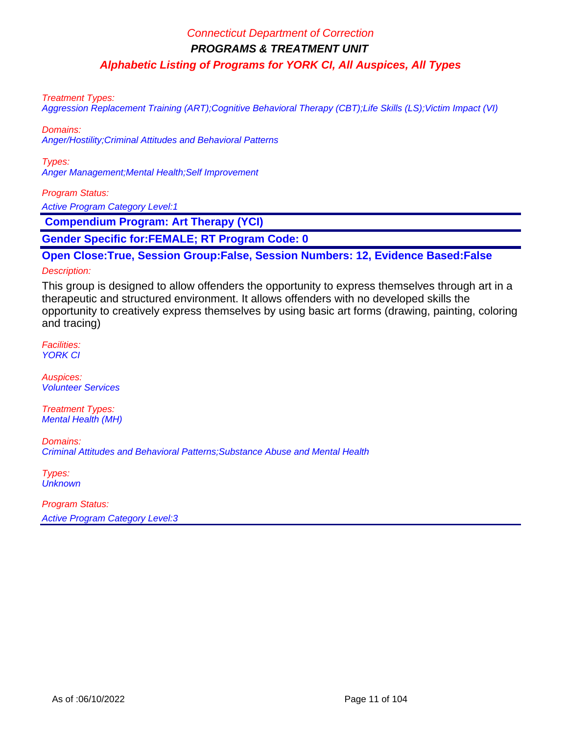*Treatment Types:*
*Aggression Replacement Training (ART);Cognitive Behavioral Therapy (CBT);Life Skills (LS);Victim Impact (VI)*

*Domains:*
*Anger/Hostility;Criminal Attitudes and Behavioral Patterns*

*Types:*
*Anger Management;Mental Health;Self Improvement*

*Program Status:*
*Active Program Category Level:1*

---

**Compendium Program: Art Therapy (YCI)**

**Gender Specific for:FEMALE; RT Program Code: 0**

**Open Close:True, Session Group:False, Session Numbers: 12, Evidence Based:False**

*Description:*

This group is designed to allow offenders the opportunity to express themselves through art in a therapeutic and structured environment. It allows offenders with no developed skills the opportunity to creatively express themselves by using basic art forms (drawing, painting, coloring and tracing)

*Facilities:*
*YORK CI*

*Auspices:*
*Volunteer Services*

*Treatment Types:*
*Mental Health (MH)*

*Domains:*
*Criminal Attitudes and Behavioral Patterns;Substance Abuse and Mental Health*

*Types:*
*Unknown*

*Program Status:*
*Active Program Category Level:3*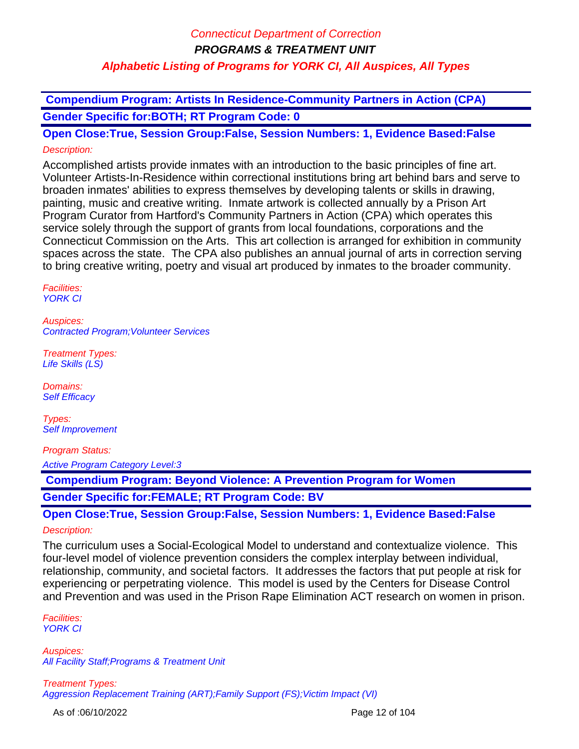**Compendium Program: Artists In Residence-Community Partners in Action (CPA)**

**Gender Specific for:BOTH; RT Program Code: 0**

**Open Close:True, Session Group:False, Session Numbers: 1, Evidence Based:False**

*Description:*

Accomplished artists provide inmates with an introduction to the basic principles of fine art. Volunteer Artists-In-Residence within correctional institutions bring art behind bars and serve to broaden inmates' abilities to express themselves by developing talents or skills in drawing, painting, music and creative writing. Inmate artwork is collected annually by a Prison Art Program Curator from Hartford's Community Partners in Action (CPA) which operates this service solely through the support of grants from local foundations, corporations and the Connecticut Commission on the Arts. This art collection is arranged for exhibition in community spaces across the state. The CPA also publishes an annual journal of arts in correction serving to bring creative writing, poetry and visual art produced by inmates to the broader community.

*Facilities:*
*YORK CI*

*Auspices:*
*Contracted Program;Volunteer Services*

*Treatment Types:*
*Life Skills (LS)*

*Domains:*
*Self Efficacy*

*Types:*
*Self Improvement*

*Program Status:*

*Active Program Category Level:3*

**Compendium Program: Beyond Violence: A Prevention Program for Women**

**Gender Specific for:FEMALE; RT Program Code: BV**

**Open Close:True, Session Group:False, Session Numbers: 1, Evidence Based:False**

*Description:*

The curriculum uses a Social-Ecological Model to understand and contextualize violence. This four-level model of violence prevention considers the complex interplay between individual, relationship, community, and societal factors. It addresses the factors that put people at risk for experiencing or perpetrating violence. This model is used by the Centers for Disease Control and Prevention and was used in the Prison Rape Elimination ACT research on women in prison.

*Facilities:*
*YORK CI*

*Auspices:*
*All Facility Staff;Programs & Treatment Unit*

*Treatment Types:*
*Aggression Replacement Training (ART);Family Support (FS);Victim Impact (VI)*

As of :06/10/2022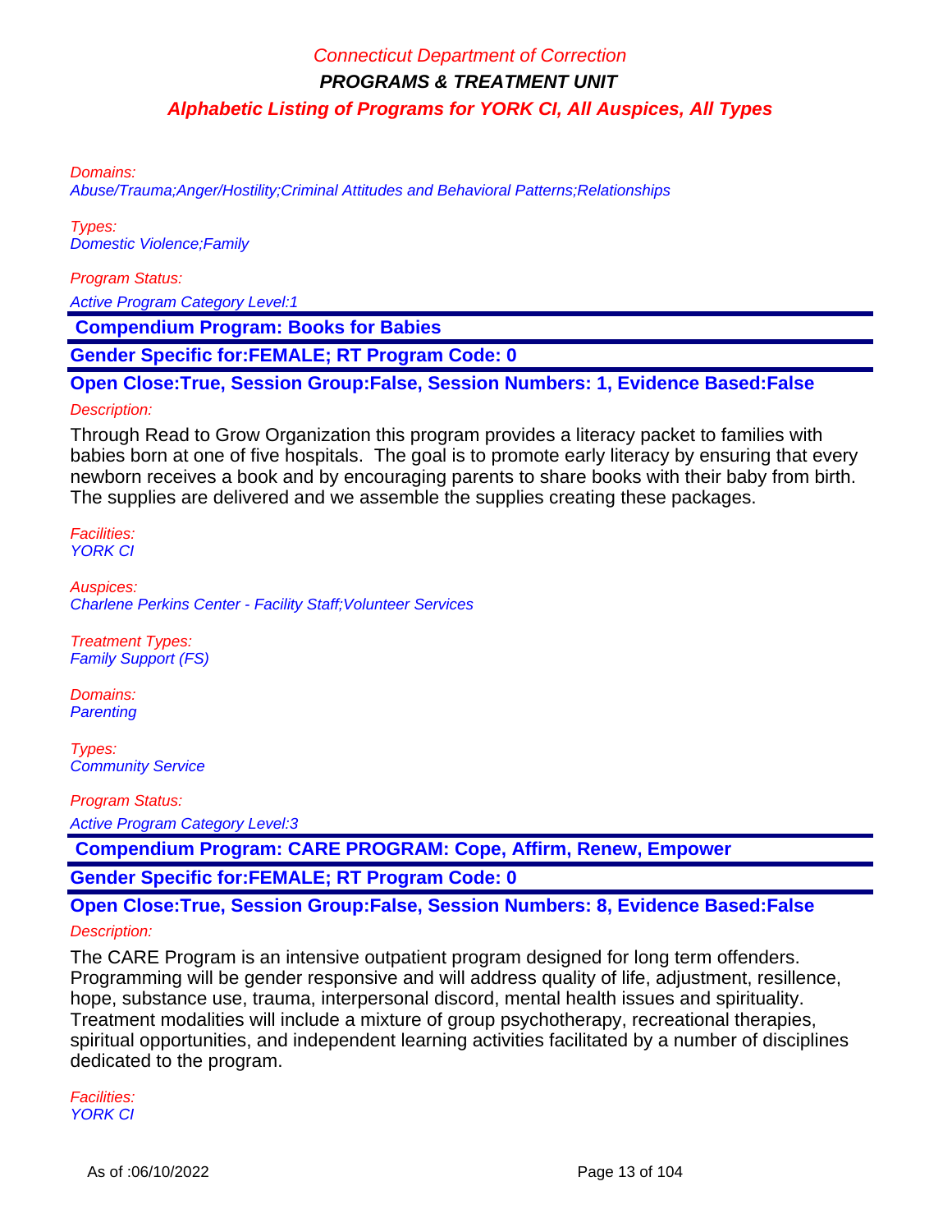Domains:
Abuse/Trauma;Anger/Hostility;Criminal Attitudes and Behavioral Patterns;Relationships

Types:
Domestic Violence;Family

Program Status:

Active Program Category Level:1

**Compendium Program: Books for Babies**

**Gender Specific for:FEMALE; RT Program Code: 0**

**Open Close:True, Session Group:False, Session Numbers: 1, Evidence Based:False**

Description:

Through Read to Grow Organization this program provides a literacy packet to families with babies born at one of five hospitals. The goal is to promote early literacy by ensuring that every newborn receives a book and by encouraging parents to share books with their baby from birth. The supplies are delivered and we assemble the supplies creating these packages.

Facilities:
YORK CI

Auspices:
Charlene Perkins Center - Facility Staff;Volunteer Services

Treatment Types:
Family Support (FS)

Domains:
Parenting

Types:
Community Service

Program Status:

Active Program Category Level:3

**Compendium Program: CARE PROGRAM: Cope, Affirm, Renew, Empower**

**Gender Specific for:FEMALE; RT Program Code: 0**

**Open Close:True, Session Group:False, Session Numbers: 8, Evidence Based:False**

Description:

The CARE Program is an intensive outpatient program designed for long term offenders. Programming will be gender responsive and will address quality of life, adjustment, resillence, hope, substance use, trauma, interpersonal discord, mental health issues and spirituality. Treatment modalities will include a mixture of group psychotherapy, recreational therapies, spiritual opportunities, and independent learning activities facilitated by a number of disciplines dedicated to the program.

Facilities:
YORK CI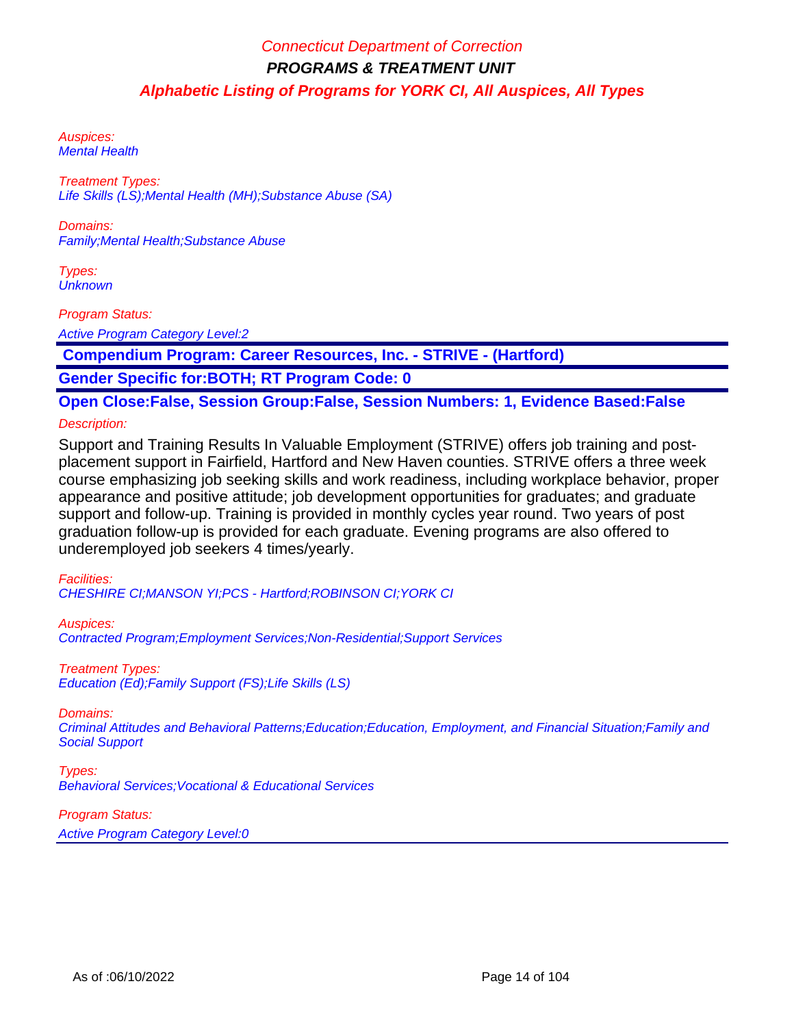Auspices:
Mental Health

Treatment Types:
Life Skills (LS);Mental Health (MH);Substance Abuse (SA)

Domains:
Family;Mental Health;Substance Abuse

Types:
Unknown

Program Status:

Active Program Category Level:2

## Compendium Program: Career Resources, Inc. - STRIVE - (Hartford)

**Gender Specific for:BOTH; RT Program Code: 0**

**Open Close:False, Session Group:False, Session Numbers: 1, Evidence Based:False**

Description:

Support and Training Results In Valuable Employment (STRIVE) offers job training and post-placement support in Fairfield, Hartford and New Haven counties. STRIVE offers a three week course emphasizing job seeking skills and work readiness, including workplace behavior, proper appearance and positive attitude; job development opportunities for graduates; and graduate support and follow-up. Training is provided in monthly cycles year round. Two years of post graduation follow-up is provided for each graduate. Evening programs are also offered to underemployed job seekers 4 times/yearly.

Facilities:
CHESHIRE CI;MANSON YI;PCS - Hartford;ROBINSON CI;YORK CI

Auspices:
Contracted Program;Employment Services;Non-Residential;Support Services

Treatment Types:
Education (Ed);Family Support (FS);Life Skills (LS)

Domains:
Criminal Attitudes and Behavioral Patterns;Education;Education, Employment, and Financial Situation;Family and Social Support

Types:
Behavioral Services;Vocational & Educational Services

Program Status:

Active Program Category Level:0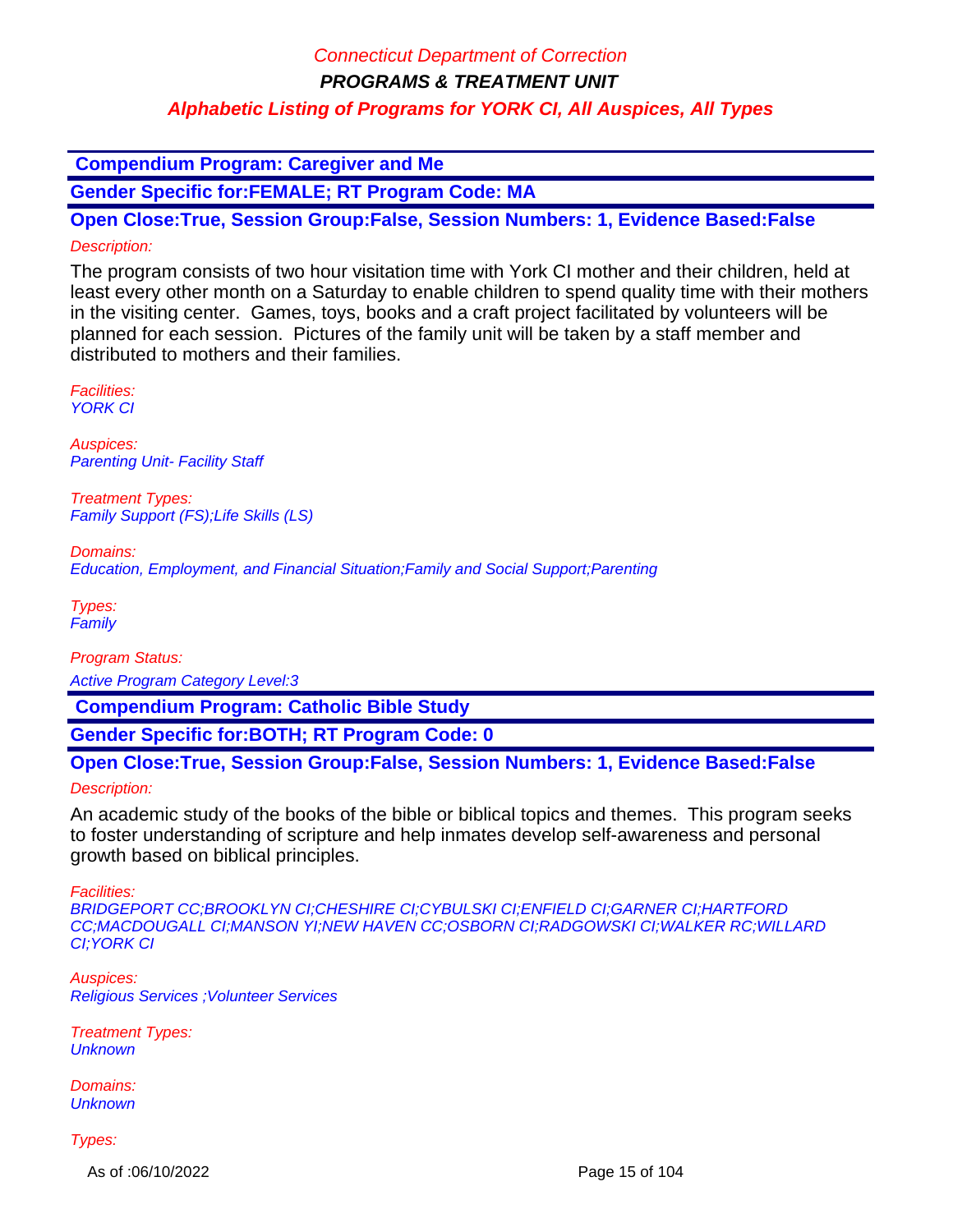## Compendium Program: Caregiver and Me

**Gender Specific for:FEMALE; RT Program Code: MA**

**Open Close:True, Session Group:False, Session Numbers: 1, Evidence Based:False**

*Description:*

The program consists of two hour visitation time with York CI mother and their children, held at least every other month on a Saturday to enable children to spend quality time with their mothers in the visiting center. Games, toys, books and a craft project facilitated by volunteers will be planned for each session. Pictures of the family unit will be taken by a staff member and distributed to mothers and their families.

*Facilities:*
*YORK CI*

*Auspices:*
*Parenting Unit- Facility Staff*

*Treatment Types:*
*Family Support (FS);Life Skills (LS)*

*Domains:*
*Education, Employment, and Financial Situation;Family and Social Support;Parenting*

*Types:*
*Family*

*Program Status:*
*Active Program Category Level:3*

## Compendium Program: Catholic Bible Study

**Gender Specific for:BOTH; RT Program Code: 0**

**Open Close:True, Session Group:False, Session Numbers: 1, Evidence Based:False**

*Description:*

An academic study of the books of the bible or biblical topics and themes. This program seeks to foster understanding of scripture and help inmates develop self-awareness and personal growth based on biblical principles.

*Facilities:*
*BRIDGEPORT CC;BROOKLYN CI;CHESHIRE CI;CYBULSKI CI;ENFIELD CI;GARNER CI;HARTFORD CC;MACDOUGALL CI;MANSON YI;NEW HAVEN CC;OSBORN CI;RADGOWSKI CI;WALKER RC;WILLARD CI;YORK CI*

*Auspices:*
*Religious Services ;Volunteer Services*

*Treatment Types:*
*Unknown*

*Domains:*
*Unknown*

*Types:*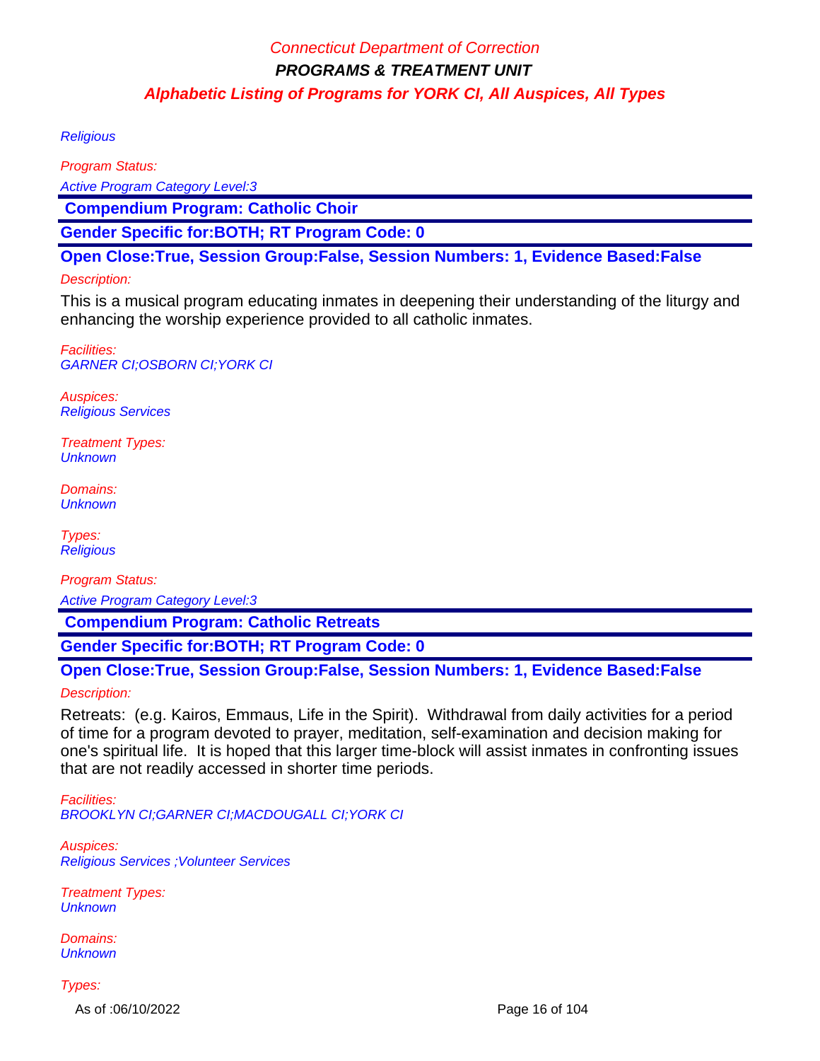Religious

*Program Status:*

*Active Program Category Level:3*

**Compendium Program: Catholic Choir**

**Gender Specific for:BOTH; RT Program Code: 0**

**Open Close:True, Session Group:False, Session Numbers: 1, Evidence Based:False**

*Description:*

This is a musical program educating inmates in deepening their understanding of the liturgy and enhancing the worship experience provided to all catholic inmates.

*Facilities:*
*GARNER CI;OSBORN CI;YORK CI*

*Auspices:*
*Religious Services*

*Treatment Types:*
*Unknown*

*Domains:*
*Unknown*

*Types:*
*Religious*

*Program Status:*

*Active Program Category Level:3*

**Compendium Program: Catholic Retreats**

**Gender Specific for:BOTH; RT Program Code: 0**

**Open Close:True, Session Group:False, Session Numbers: 1, Evidence Based:False**

*Description:*

Retreats: (e.g. Kairos, Emmaus, Life in the Spirit). Withdrawal from daily activities for a period of time for a program devoted to prayer, meditation, self-examination and decision making for one's spiritual life. It is hoped that this larger time-block will assist inmates in confronting issues that are not readily accessed in shorter time periods.

*Facilities:*
*BROOKLYN CI;GARNER CI;MACDOUGALL CI;YORK CI*

*Auspices:*
*Religious Services ;Volunteer Services*

*Treatment Types:*
*Unknown*

*Domains:*
*Unknown*

*Types:*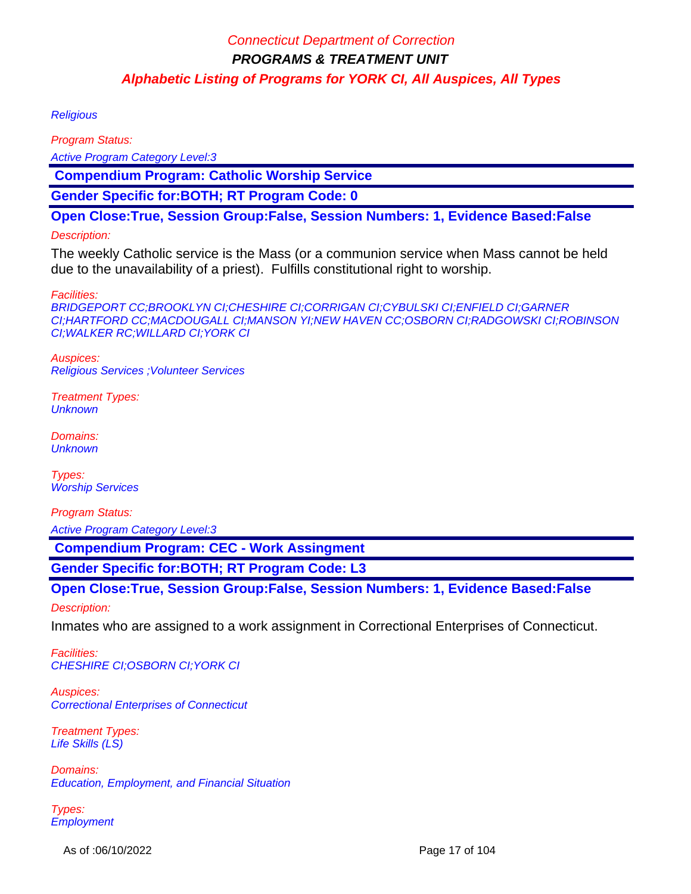Religious

*Program Status:*

*Active Program Category Level:3*

**Compendium Program: Catholic Worship Service**

**Gender Specific for:BOTH; RT Program Code: 0**

**Open Close:True, Session Group:False, Session Numbers: 1, Evidence Based:False**

*Description:*

The weekly Catholic service is the Mass (or a communion service when Mass cannot be held due to the unavailability of a priest). Fulfills constitutional right to worship.

*Facilities:*
*BRIDGEPORT CC;BROOKLYN CI;CHESHIRE CI;CORRIGAN CI;CYBULSKI CI;ENFIELD CI;GARNER CI;HARTFORD CC;MACDOUGALL CI;MANSON YI;NEW HAVEN CC;OSBORN CI;RADGOWSKI CI;ROBINSON CI;WALKER RC;WILLARD CI;YORK CI*

*Auspices:*
*Religious Services ;Volunteer Services*

*Treatment Types:*
*Unknown*

*Domains:*
*Unknown*

*Types:*
*Worship Services*

*Program Status:*

*Active Program Category Level:3*

**Compendium Program: CEC - Work Assingment**

**Gender Specific for:BOTH; RT Program Code: L3**

**Open Close:True, Session Group:False, Session Numbers: 1, Evidence Based:False**

*Description:*

Inmates who are assigned to a work assignment in Correctional Enterprises of Connecticut.

*Facilities:*
*CHESHIRE CI;OSBORN CI;YORK CI*

*Auspices:*
*Correctional Enterprises of Connecticut*

*Treatment Types:*
*Life Skills (LS)*

*Domains:*
*Education, Employment, and Financial Situation*

*Types:*
*Employment*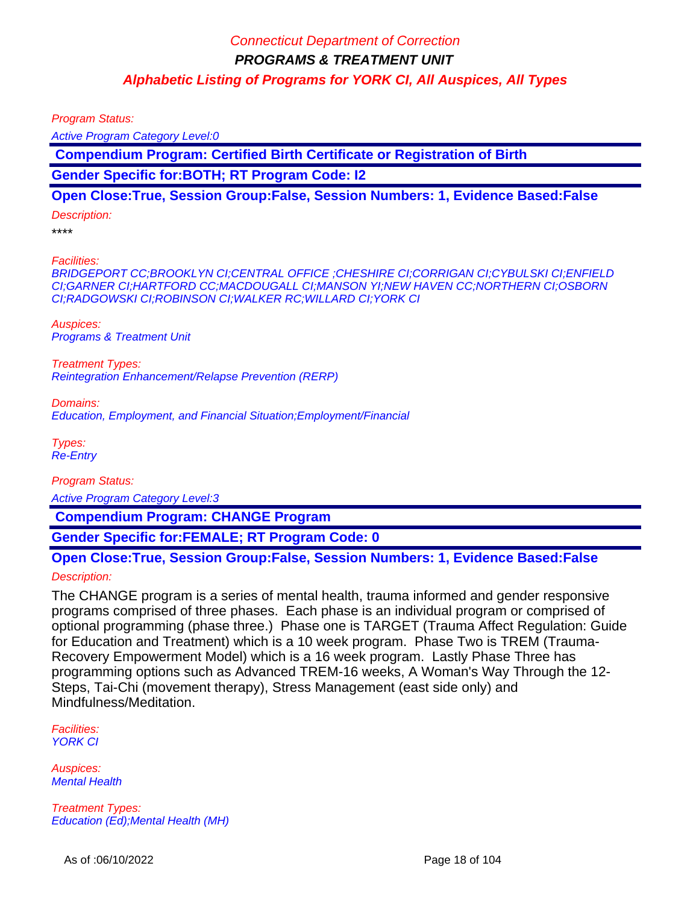Program Status:

Active Program Category Level:0

**Compendium Program: Certified Birth Certificate or Registration of Birth**

**Gender Specific for:BOTH; RT Program Code: I2**

**Open Close:True, Session Group:False, Session Numbers: 1, Evidence Based:False**

Description:

****

Facilities:
BRIDGEPORT CC;BROOKLYN CI;CENTRAL OFFICE ;CHESHIRE CI;CORRIGAN CI;CYBULSKI CI;ENFIELD CI;GARNER CI;HARTFORD CC;MACDOUGALL CI;MANSON YI;NEW HAVEN CC;NORTHERN CI;OSBORN CI;RADGOWSKI CI;ROBINSON CI;WALKER RC;WILLARD CI;YORK CI

Auspices:
Programs & Treatment Unit

Treatment Types:
Reintegration Enhancement/Relapse Prevention (RERP)

Domains:
Education, Employment, and Financial Situation;Employment/Financial

Types:
Re-Entry

Program Status:

Active Program Category Level:3

**Compendium Program: CHANGE Program**

**Gender Specific for:FEMALE; RT Program Code: 0**

**Open Close:True, Session Group:False, Session Numbers: 1, Evidence Based:False**

Description:

The CHANGE program is a series of mental health, trauma informed and gender responsive programs comprised of three phases. Each phase is an individual program or comprised of optional programming (phase three.) Phase one is TARGET (Trauma Affect Regulation: Guide for Education and Treatment) which is a 10 week program. Phase Two is TREM (Trauma-Recovery Empowerment Model) which is a 16 week program. Lastly Phase Three has programming options such as Advanced TREM-16 weeks, A Woman's Way Through the 12-Steps, Tai-Chi (movement therapy), Stress Management (east side only) and Mindfulness/Meditation.

Facilities:
YORK CI

Auspices:
Mental Health

Treatment Types:
Education (Ed);Mental Health (MH)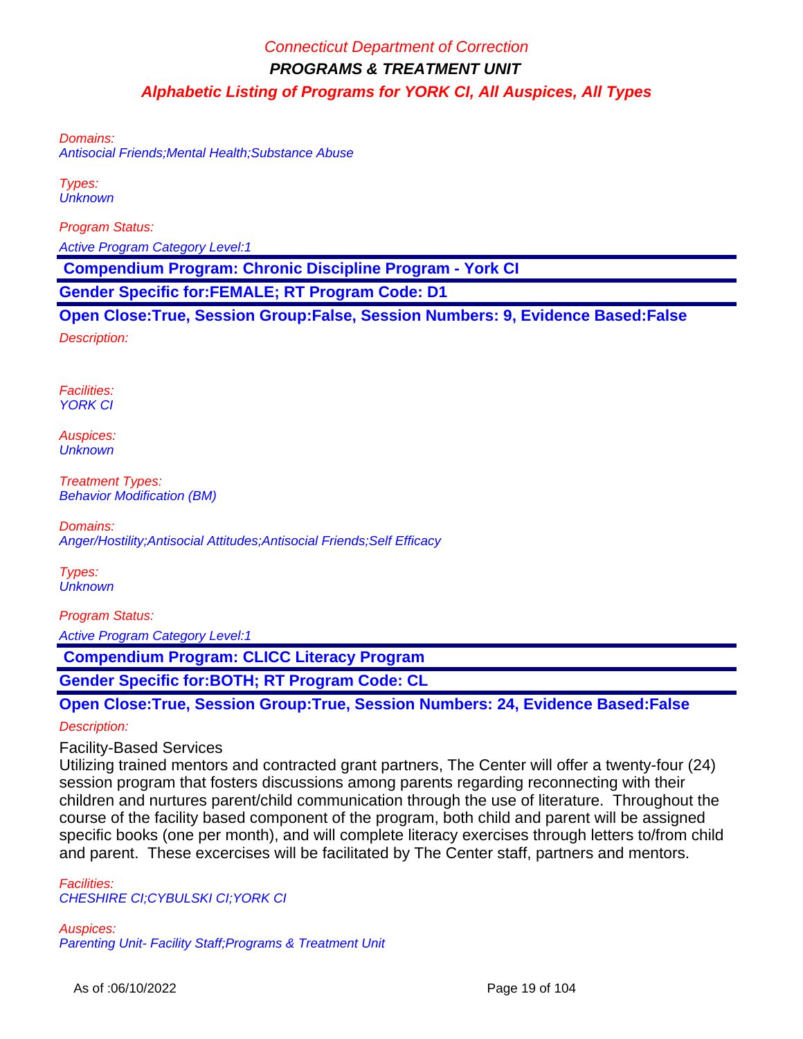Domains:
Antisocial Friends;Mental Health;Substance Abuse

Types:
Unknown

Program Status:

Active Program Category Level:1

**Compendium Program: Chronic Discipline Program - York CI**

**Gender Specific for:FEMALE; RT Program Code: D1**

**Open Close:True, Session Group:False, Session Numbers: 9, Evidence Based:False**

Description:

Facilities:
YORK CI

Auspices:
Unknown

Treatment Types:
Behavior Modification (BM)

Domains:
Anger/Hostility;Antisocial Attitudes;Antisocial Friends;Self Efficacy

Types:
Unknown

Program Status:

Active Program Category Level:1

**Compendium Program: CLICC Literacy Program**

**Gender Specific for:BOTH; RT Program Code: CL**

**Open Close:True, Session Group:True, Session Numbers: 24, Evidence Based:False**

Description:

Facility-Based Services
Utilizing trained mentors and contracted grant partners, The Center will offer a twenty-four (24) session program that fosters discussions among parents regarding reconnecting with their children and nurtures parent/child communication through the use of literature. Throughout the course of the facility based component of the program, both child and parent will be assigned specific books (one per month), and will complete literacy exercises through letters to/from child and parent. These excercises will be facilitated by The Center staff, partners and mentors.

Facilities:
CHESHIRE CI;CYBULSKI CI;YORK CI

Auspices:
Parenting Unit- Facility Staff;Programs & Treatment Unit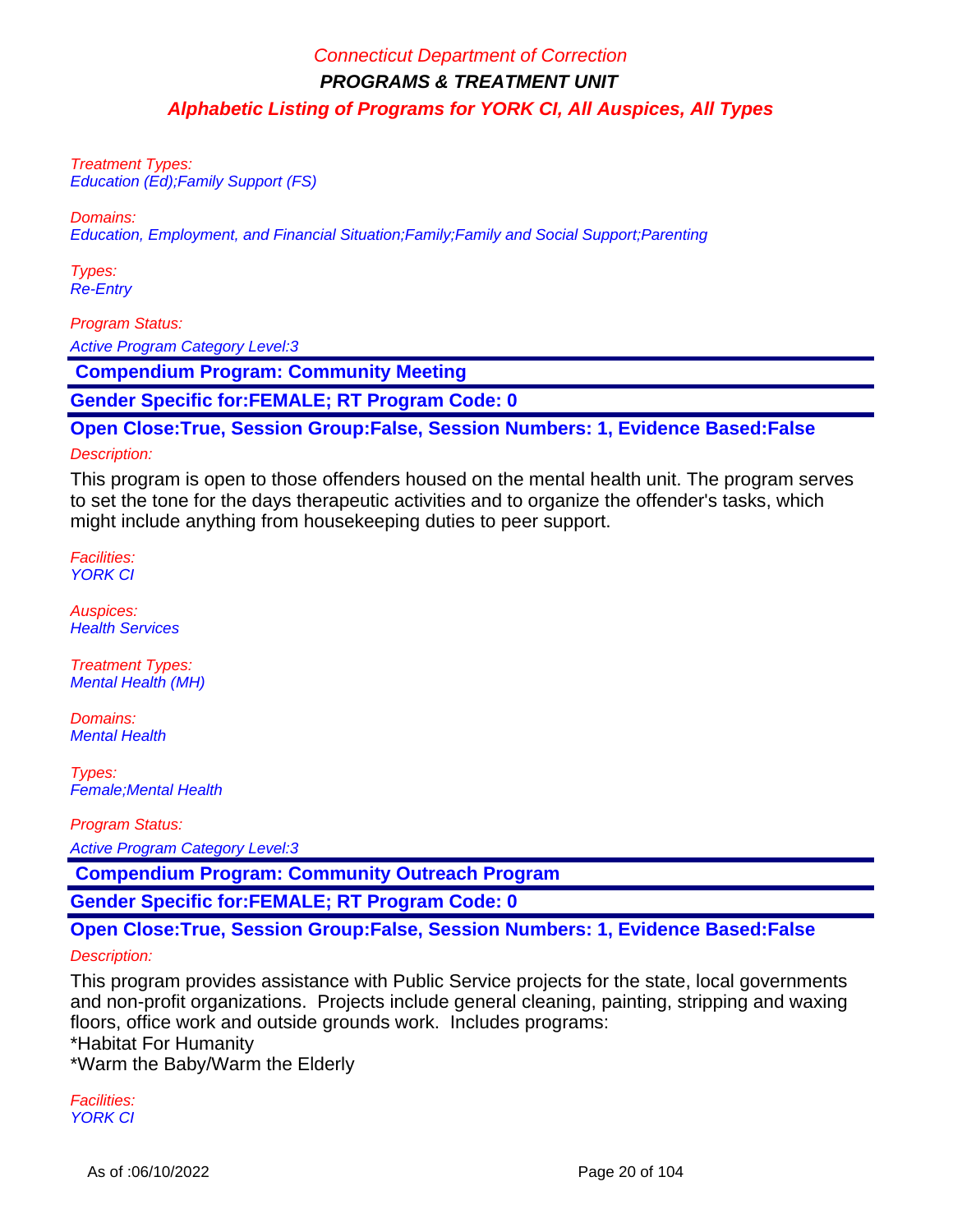Treatment Types:
Education (Ed);Family Support (FS)

Domains:
Education, Employment, and Financial Situation;Family;Family and Social Support;Parenting

Types:
Re-Entry

Program Status:
Active Program Category Level:3

## Compendium Program: Community Meeting

**Gender Specific for:FEMALE; RT Program Code: 0**

**Open Close:True, Session Group:False, Session Numbers: 1, Evidence Based:False**

Description:

This program is open to those offenders housed on the mental health unit. The program serves to set the tone for the days therapeutic activities and to organize the offender's tasks, which might include anything from housekeeping duties to peer support.

Facilities:
YORK CI

Auspices:
Health Services

Treatment Types:
Mental Health (MH)

Domains:
Mental Health

Types:
Female;Mental Health

Program Status:
Active Program Category Level:3

## Compendium Program: Community Outreach Program

**Gender Specific for:FEMALE; RT Program Code: 0**

**Open Close:True, Session Group:False, Session Numbers: 1, Evidence Based:False**

Description:

This program provides assistance with Public Service projects for the state, local governments and non-profit organizations. Projects include general cleaning, painting, stripping and waxing floors, office work and outside grounds work. Includes programs:
*Habitat For Humanity
*Warm the Baby/Warm the Elderly

Facilities:
YORK CI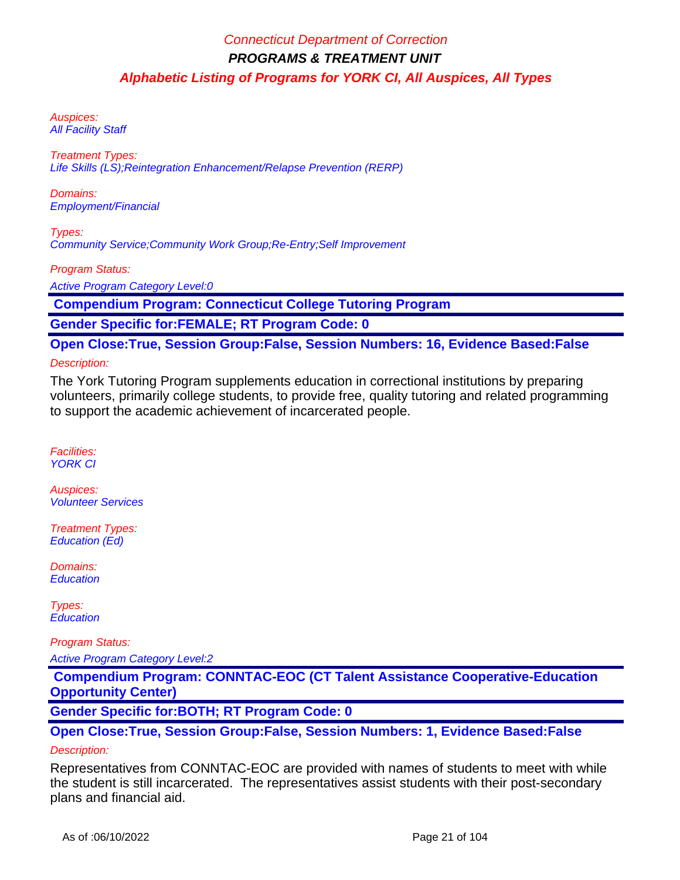Auspices:
All Facility Staff

Treatment Types:
Life Skills (LS);Reintegration Enhancement/Relapse Prevention (RERP)

Domains:
Employment/Financial

Types:
Community Service;Community Work Group;Re-Entry;Self Improvement

Program Status:
Active Program Category Level:0

**Compendium Program: Connecticut College Tutoring Program**

**Gender Specific for:FEMALE; RT Program Code: 0**

**Open Close:True, Session Group:False, Session Numbers: 16, Evidence Based:False**

Description:

The York Tutoring Program supplements education in correctional institutions by preparing volunteers, primarily college students, to provide free, quality tutoring and related programming to support the academic achievement of incarcerated people.

Facilities:
YORK CI

Auspices:
Volunteer Services

Treatment Types:
Education (Ed)

Domains:
Education

Types:
Education

Program Status:
Active Program Category Level:2

**Compendium Program: CONNTAC-EOC (CT Talent Assistance Cooperative-Education Opportunity Center)**

**Gender Specific for:BOTH; RT Program Code: 0**

**Open Close:True, Session Group:False, Session Numbers: 1, Evidence Based:False**

Description:

Representatives from CONNTAC-EOC are provided with names of students to meet with while the student is still incarcerated. The representatives assist students with their post-secondary plans and financial aid.

As of :06/10/2022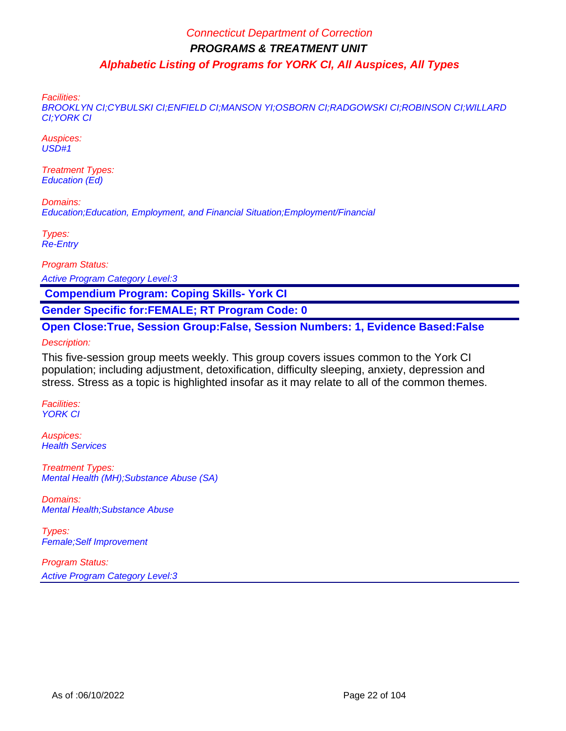Facilities:
BROOKLYN CI;CYBULSKI CI;ENFIELD CI;MANSON YI;OSBORN CI;RADGOWSKI CI;ROBINSON CI;WILLARD CI;YORK CI

Auspices:
USD#1

Treatment Types:
Education (Ed)

Domains:
Education;Education, Employment, and Financial Situation;Employment/Financial

Types:
Re-Entry

Program Status:

Active Program Category Level:3

**Compendium Program: Coping Skills- York CI**

**Gender Specific for:FEMALE; RT Program Code: 0**

**Open Close:True, Session Group:False, Session Numbers: 1, Evidence Based:False**

Description:

This five-session group meets weekly. This group covers issues common to the York CI population; including adjustment, detoxification, difficulty sleeping, anxiety, depression and stress. Stress as a topic is highlighted insofar as it may relate to all of the common themes.

Facilities:
YORK CI

Auspices:
Health Services

Treatment Types:
Mental Health (MH);Substance Abuse (SA)

Domains:
Mental Health;Substance Abuse

Types:
Female;Self Improvement

Program Status:

Active Program Category Level:3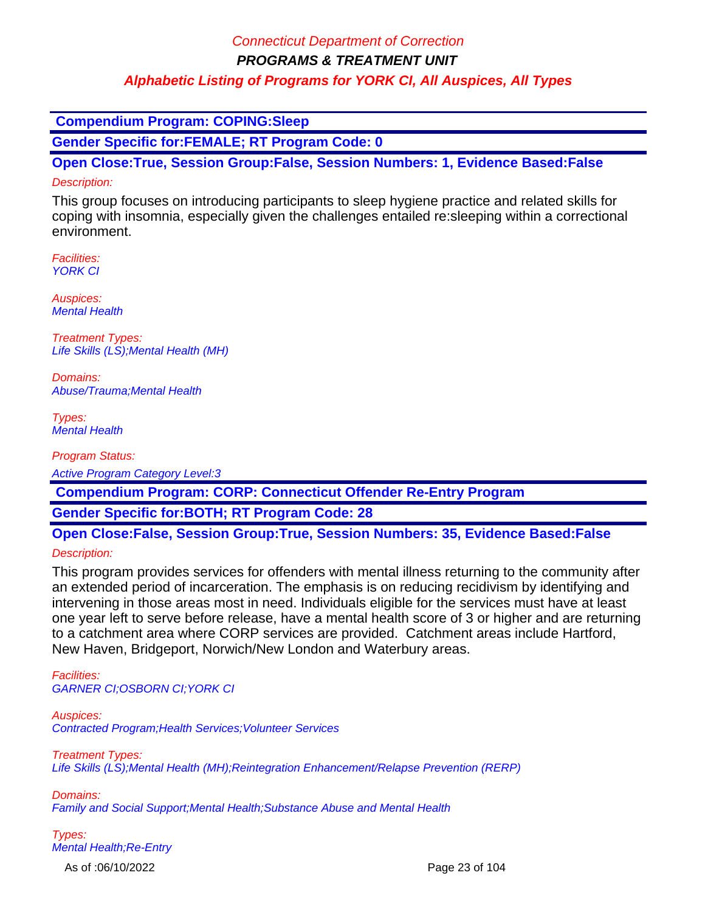### Compendium Program: COPING:Sleep

**Gender Specific for:FEMALE; RT Program Code: 0**

**Open Close:True, Session Group:False, Session Numbers: 1, Evidence Based:False**

*Description:*

This group focuses on introducing participants to sleep hygiene practice and related skills for coping with insomnia, especially given the challenges entailed re:sleeping within a correctional environment.

*Facilities:*
*YORK CI*

*Auspices:*
*Mental Health*

*Treatment Types:*
*Life Skills (LS);Mental Health (MH)*

*Domains:*
*Abuse/Trauma;Mental Health*

*Types:*
*Mental Health*

*Program Status:*

*Active Program Category Level:3*

### Compendium Program: CORP: Connecticut Offender Re-Entry Program

**Gender Specific for:BOTH; RT Program Code: 28**

**Open Close:False, Session Group:True, Session Numbers: 35, Evidence Based:False**

*Description:*

This program provides services for offenders with mental illness returning to the community after an extended period of incarceration. The emphasis is on reducing recidivism by identifying and intervening in those areas most in need. Individuals eligible for the services must have at least one year left to serve before release, have a mental health score of 3 or higher and are returning to a catchment area where CORP services are provided. Catchment areas include Hartford, New Haven, Bridgeport, Norwich/New London and Waterbury areas.

*Facilities:*
*GARNER CI;OSBORN CI;YORK CI*

*Auspices:*
*Contracted Program;Health Services;Volunteer Services*

*Treatment Types:*
*Life Skills (LS);Mental Health (MH);Reintegration Enhancement/Relapse Prevention (RERP)*

*Domains:*
*Family and Social Support;Mental Health;Substance Abuse and Mental Health*

*Types:*
*Mental Health;Re-Entry*

As of :06/10/2022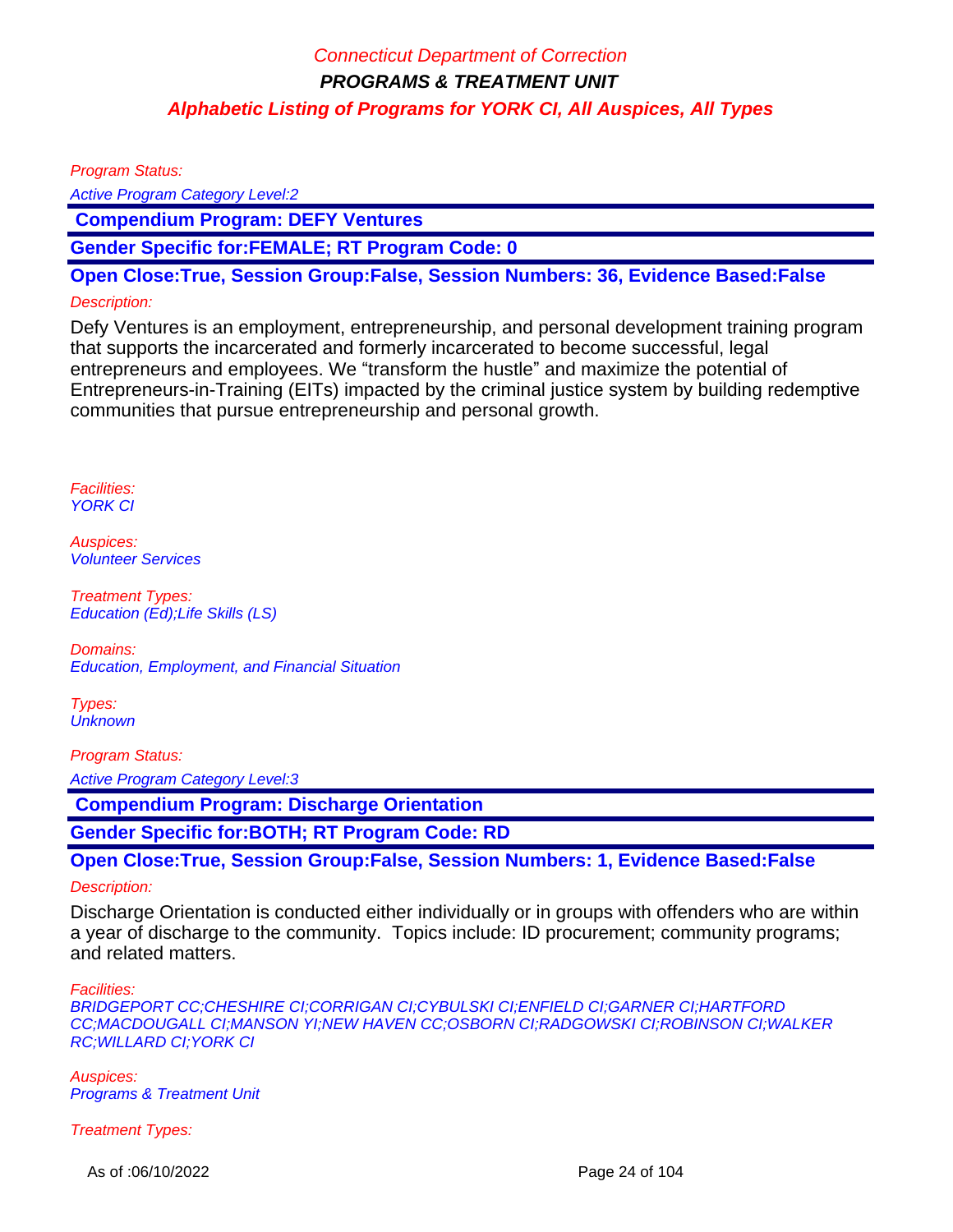Program Status:

Active Program Category Level:2

**Compendium Program: DEFY Ventures**

**Gender Specific for:FEMALE; RT Program Code: 0**

**Open Close:True, Session Group:False, Session Numbers: 36, Evidence Based:False**

Description:

Defy Ventures is an employment, entrepreneurship, and personal development training program that supports the incarcerated and formerly incarcerated to become successful, legal entrepreneurs and employees. We “transform the hustle” and maximize the potential of Entrepreneurs-in-Training (EITs) impacted by the criminal justice system by building redemptive communities that pursue entrepreneurship and personal growth.

Facilities:
YORK CI

Auspices:
Volunteer Services

Treatment Types:
Education (Ed);Life Skills (LS)

Domains:
Education, Employment, and Financial Situation

Types:
Unknown

Program Status:

Active Program Category Level:3

**Compendium Program: Discharge Orientation**

**Gender Specific for:BOTH; RT Program Code: RD**

**Open Close:True, Session Group:False, Session Numbers: 1, Evidence Based:False**

Description:

Discharge Orientation is conducted either individually or in groups with offenders who are within a year of discharge to the community. Topics include: ID procurement; community programs; and related matters.

Facilities:
BRIDGEPORT CC;CHESHIRE CI;CORRIGAN CI;CYBULSKI CI;ENFIELD CI;GARNER CI;HARTFORD CC;MACDOUGALL CI;MANSON YI;NEW HAVEN CC;OSBORN CI;RADGOWSKI CI;ROBINSON CI;WALKER RC;WILLARD CI;YORK CI

Auspices:
Programs & Treatment Unit

Treatment Types: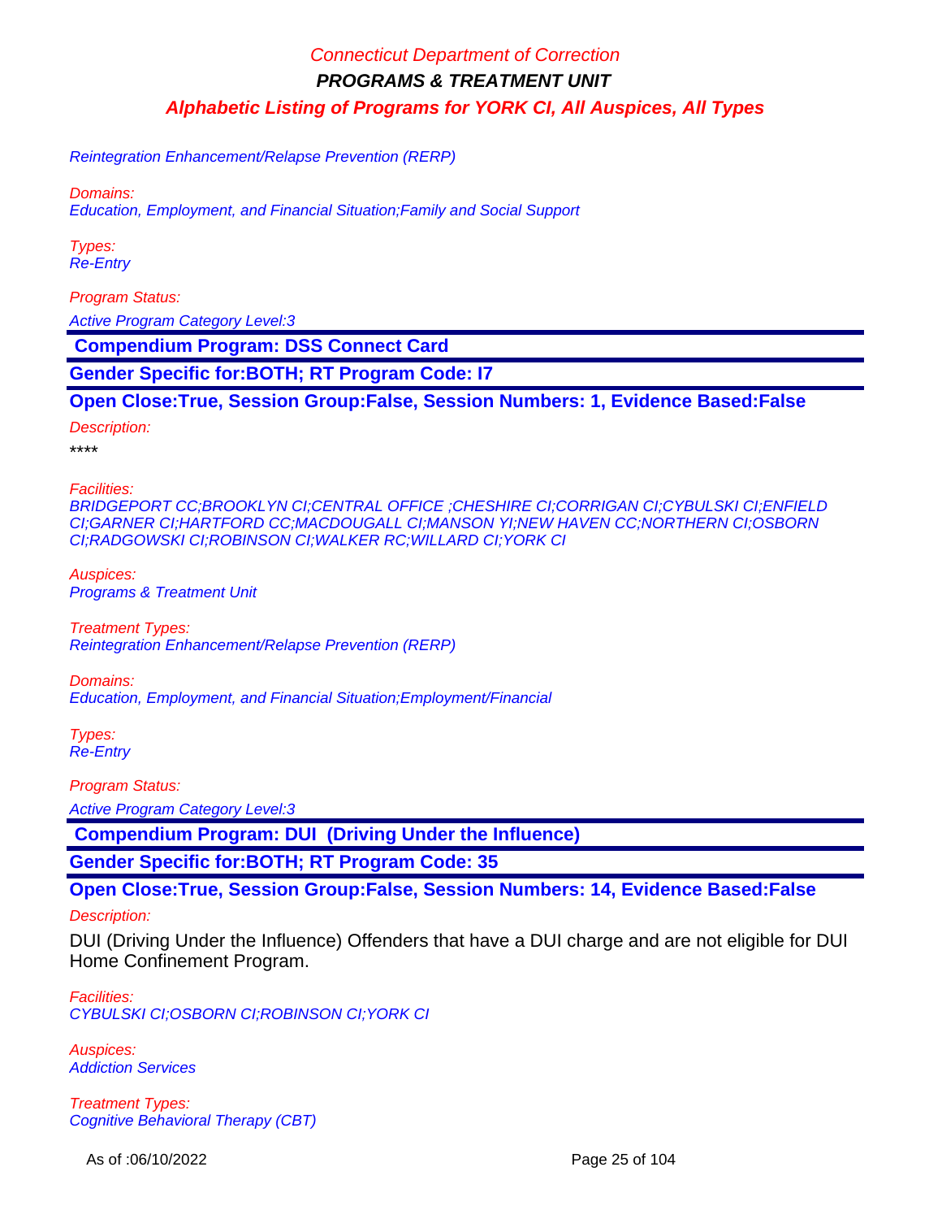Reintegration Enhancement/Relapse Prevention (RERP)

Domains:
Education, Employment, and Financial Situation;Family and Social Support

Types:
Re-Entry

Program Status:

Active Program Category Level:3

## Compendium Program: DSS Connect Card

**Gender Specific for:BOTH; RT Program Code: I7**

**Open Close:True, Session Group:False, Session Numbers: 1, Evidence Based:False**

Description:

****

Facilities:
BRIDGEPORT CC;BROOKLYN CI;CENTRAL OFFICE ;CHESHIRE CI;CORRIGAN CI;CYBULSKI CI;ENFIELD CI;GARNER CI;HARTFORD CC;MACDOUGALL CI;MANSON YI;NEW HAVEN CC;NORTHERN CI;OSBORN CI;RADGOWSKI CI;ROBINSON CI;WALKER RC;WILLARD CI;YORK CI

Auspices:
Programs & Treatment Unit

Treatment Types:
Reintegration Enhancement/Relapse Prevention (RERP)

Domains:
Education, Employment, and Financial Situation;Employment/Financial

Types:
Re-Entry

Program Status:

Active Program Category Level:3

## Compendium Program: DUI (Driving Under the Influence)

**Gender Specific for:BOTH; RT Program Code: 35**

**Open Close:True, Session Group:False, Session Numbers: 14, Evidence Based:False**

Description:

DUI (Driving Under the Influence) Offenders that have a DUI charge and are not eligible for DUI Home Confinement Program.

Facilities:
CYBULSKI CI;OSBORN CI;ROBINSON CI;YORK CI

Auspices:
Addiction Services

Treatment Types:
Cognitive Behavioral Therapy (CBT)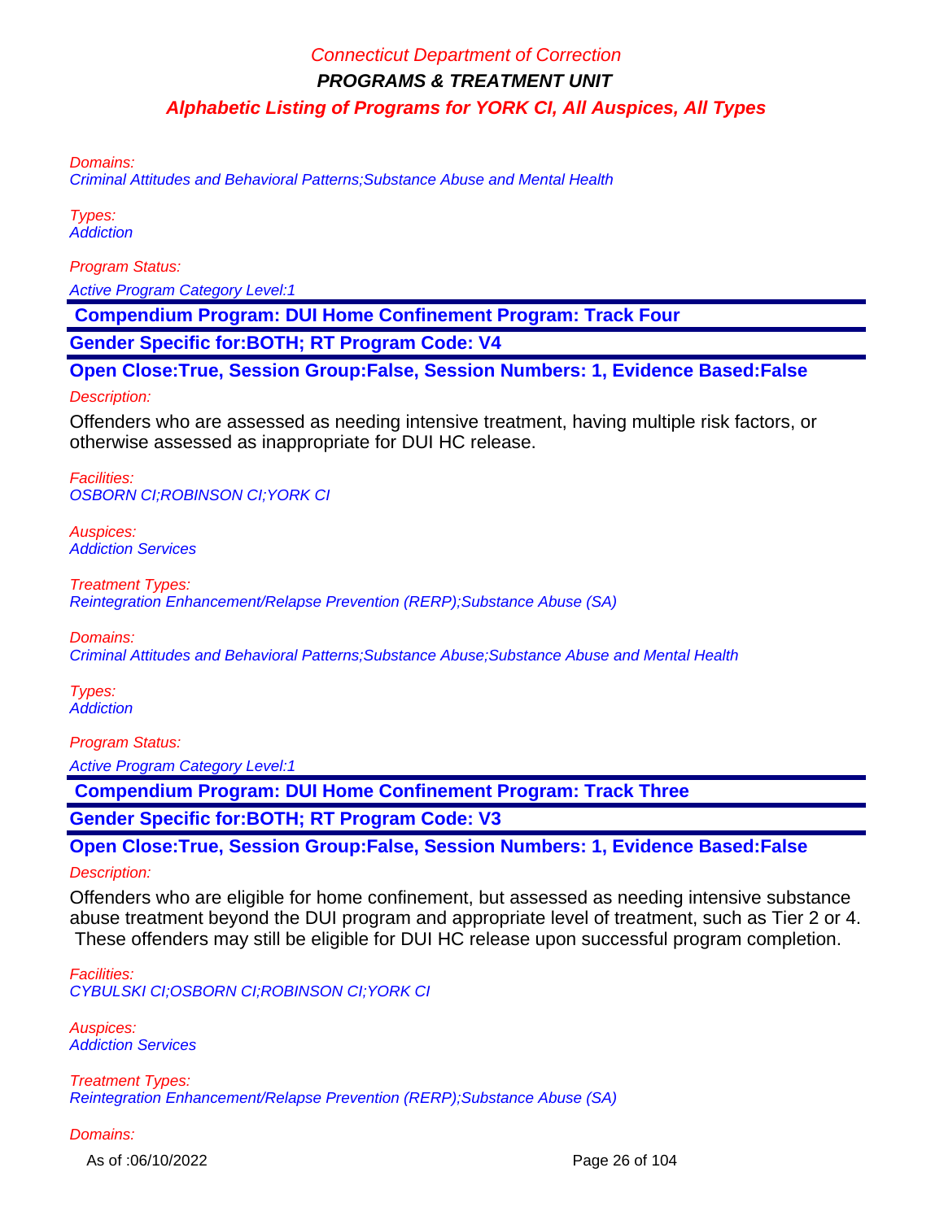Domains:
Criminal Attitudes and Behavioral Patterns;Substance Abuse and Mental Health

Types:
Addiction

Program Status:
Active Program Category Level:1

**Compendium Program: DUI Home Confinement Program: Track Four**

**Gender Specific for:BOTH; RT Program Code: V4**

**Open Close:True, Session Group:False, Session Numbers: 1, Evidence Based:False**

Description:

Offenders who are assessed as needing intensive treatment, having multiple risk factors, or otherwise assessed as inappropriate for DUI HC release.

Facilities:
OSBORN CI;ROBINSON CI;YORK CI

Auspices:
Addiction Services

Treatment Types:
Reintegration Enhancement/Relapse Prevention (RERP);Substance Abuse (SA)

Domains:
Criminal Attitudes and Behavioral Patterns;Substance Abuse;Substance Abuse and Mental Health

Types:
Addiction

Program Status:
Active Program Category Level:1

**Compendium Program: DUI Home Confinement Program: Track Three**

**Gender Specific for:BOTH; RT Program Code: V3**

**Open Close:True, Session Group:False, Session Numbers: 1, Evidence Based:False**

Description:

Offenders who are eligible for home confinement, but assessed as needing intensive substance abuse treatment beyond the DUI program and appropriate level of treatment, such as Tier 2 or 4. These offenders may still be eligible for DUI HC release upon successful program completion.

Facilities:
CYBULSKI CI;OSBORN CI;ROBINSON CI;YORK CI

Auspices:
Addiction Services

Treatment Types:
Reintegration Enhancement/Relapse Prevention (RERP);Substance Abuse (SA)

Domains: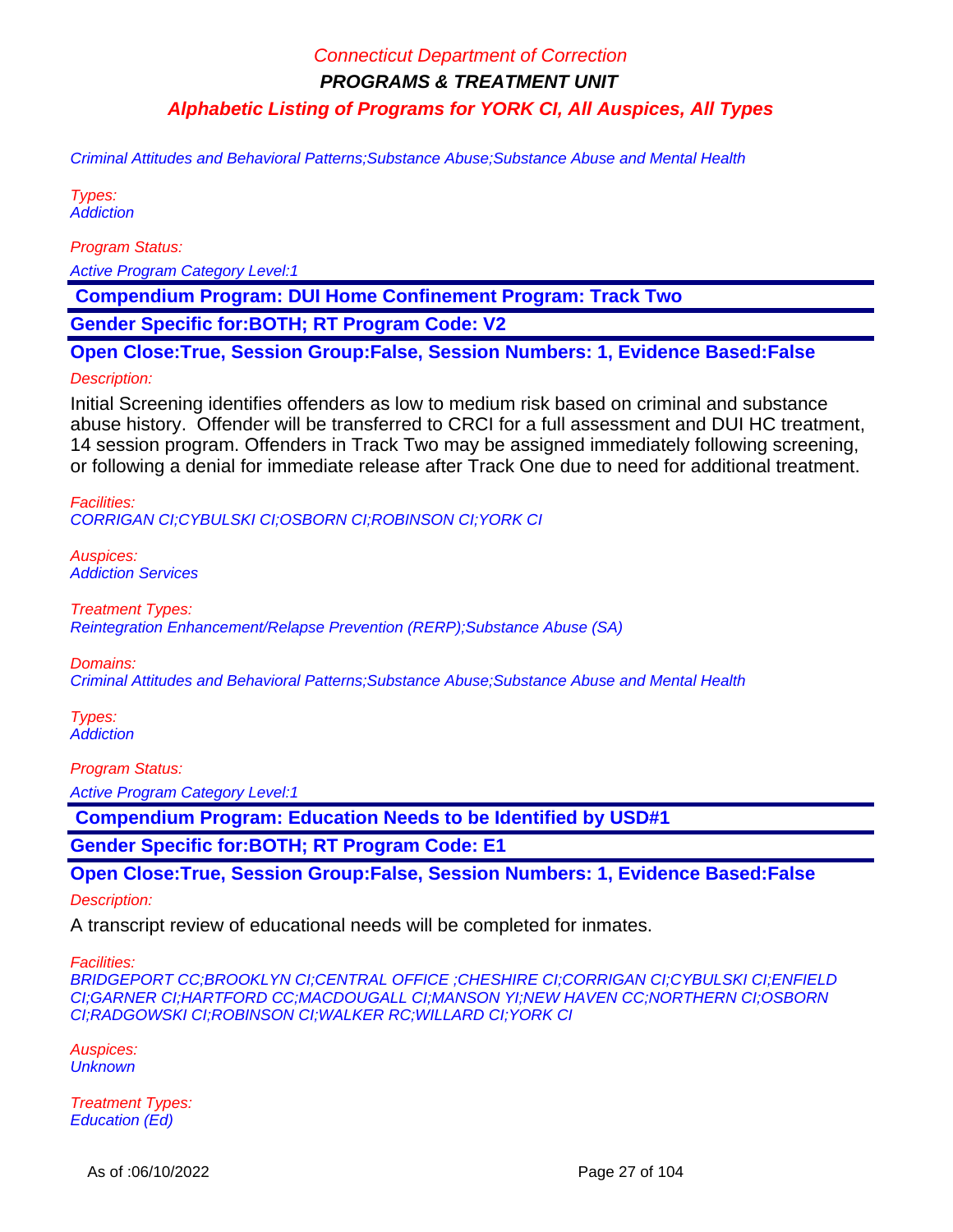Criminal Attitudes and Behavioral Patterns;Substance Abuse;Substance Abuse and Mental Health

Types:
Addiction

Program Status:

Active Program Category Level:1

**Compendium Program: DUI Home Confinement Program: Track Two**

**Gender Specific for:BOTH; RT Program Code: V2**

**Open Close:True, Session Group:False, Session Numbers: 1, Evidence Based:False**

Description:

Initial Screening identifies offenders as low to medium risk based on criminal and substance abuse history. Offender will be transferred to CRCI for a full assessment and DUI HC treatment, 14 session program. Offenders in Track Two may be assigned immediately following screening, or following a denial for immediate release after Track One due to need for additional treatment.

Facilities:
CORRIGAN CI;CYBULSKI CI;OSBORN CI;ROBINSON CI;YORK CI

Auspices:
Addiction Services

Treatment Types:
Reintegration Enhancement/Relapse Prevention (RERP);Substance Abuse (SA)

Domains:
Criminal Attitudes and Behavioral Patterns;Substance Abuse;Substance Abuse and Mental Health

Types:
Addiction

Program Status:

Active Program Category Level:1

**Compendium Program: Education Needs to be Identified by USD#1**

**Gender Specific for:BOTH; RT Program Code: E1**

**Open Close:True, Session Group:False, Session Numbers: 1, Evidence Based:False**

Description:

A transcript review of educational needs will be completed for inmates.

Facilities:
BRIDGEPORT CC;BROOKLYN CI;CENTRAL OFFICE ;CHESHIRE CI;CORRIGAN CI;CYBULSKI CI;ENFIELD CI;GARNER CI;HARTFORD CC;MACDOUGALL CI;MANSON YI;NEW HAVEN CC;NORTHERN CI;OSBORN CI;RADGOWSKI CI;ROBINSON CI;WALKER RC;WILLARD CI;YORK CI

Auspices:
Unknown

Treatment Types:
Education (Ed)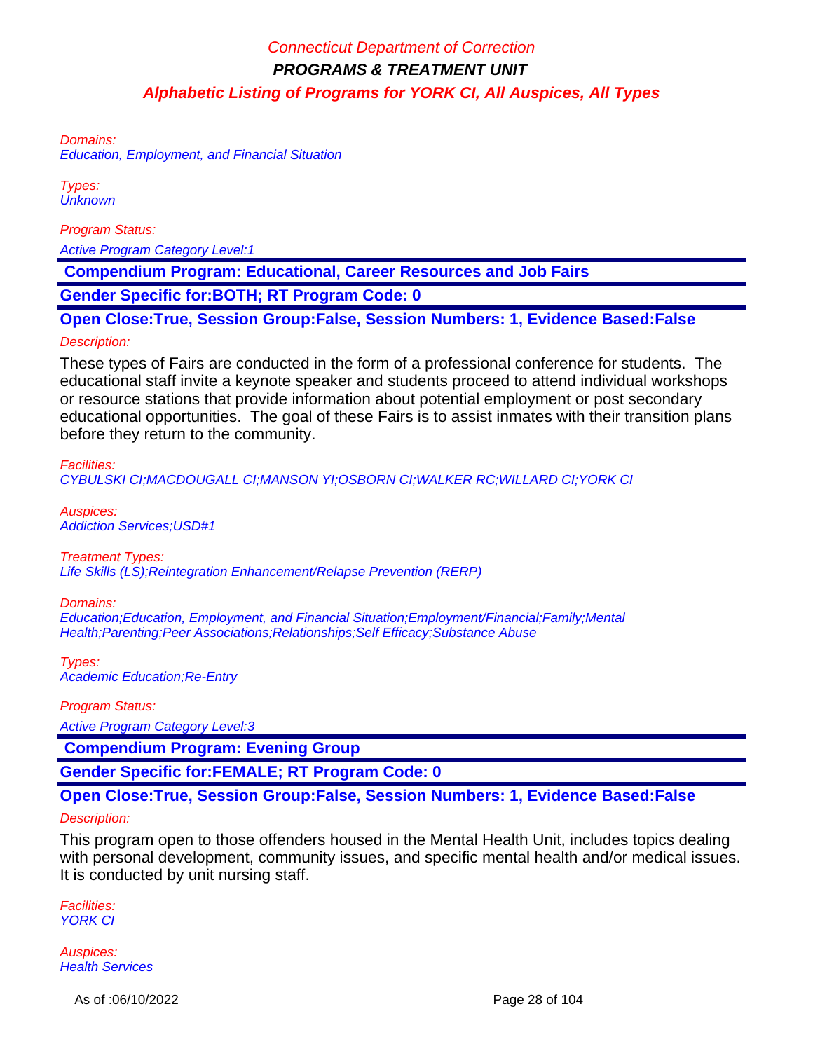Domains:
Education, Employment, and Financial Situation

Types:
Unknown

Program Status:

Active Program Category Level:1

**Compendium Program: Educational, Career Resources and Job Fairs**

**Gender Specific for:BOTH; RT Program Code: 0**

**Open Close:True, Session Group:False, Session Numbers: 1, Evidence Based:False**

Description:

These types of Fairs are conducted in the form of a professional conference for students. The educational staff invite a keynote speaker and students proceed to attend individual workshops or resource stations that provide information about potential employment or post secondary educational opportunities. The goal of these Fairs is to assist inmates with their transition plans before they return to the community.

Facilities:
CYBULSKI CI;MACDOUGALL CI;MANSON YI;OSBORN CI;WALKER RC;WILLARD CI;YORK CI

Auspices:
Addiction Services;USD#1

Treatment Types:
Life Skills (LS);Reintegration Enhancement/Relapse Prevention (RERP)

Domains:
Education;Education, Employment, and Financial Situation;Employment/Financial;Family;Mental Health;Parenting;Peer Associations;Relationships;Self Efficacy;Substance Abuse

Types:
Academic Education;Re-Entry

Program Status:

Active Program Category Level:3

**Compendium Program: Evening Group**

**Gender Specific for:FEMALE; RT Program Code: 0**

**Open Close:True, Session Group:False, Session Numbers: 1, Evidence Based:False**

Description:

This program open to those offenders housed in the Mental Health Unit, includes topics dealing with personal development, community issues, and specific mental health and/or medical issues. It is conducted by unit nursing staff.

Facilities:
YORK CI

Auspices:
Health Services

As of :06/10/2022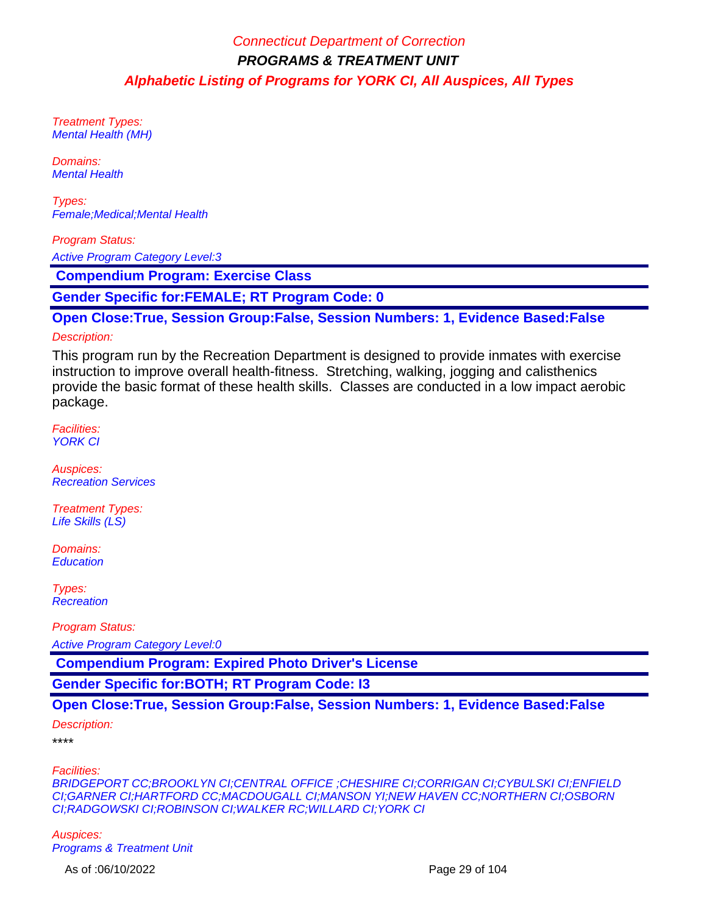Treatment Types:
Mental Health (MH)

Domains:
Mental Health

Types:
Female;Medical;Mental Health

Program Status:

Active Program Category Level:3

## Compendium Program: Exercise Class

**Gender Specific for:FEMALE; RT Program Code: 0**

**Open Close:True, Session Group:False, Session Numbers: 1, Evidence Based:False**

Description:

This program run by the Recreation Department is designed to provide inmates with exercise instruction to improve overall health-fitness. Stretching, walking, jogging and calisthenics provide the basic format of these health skills. Classes are conducted in a low impact aerobic package.

Facilities:
YORK CI

Auspices:
Recreation Services

Treatment Types:
Life Skills (LS)

Domains:
Education

Types:
Recreation

Program Status:

Active Program Category Level:0

## Compendium Program: Expired Photo Driver's License

**Gender Specific for:BOTH; RT Program Code: I3**

**Open Close:True, Session Group:False, Session Numbers: 1, Evidence Based:False**

Description:

****

Facilities:
BRIDGEPORT CC;BROOKLYN CI;CENTRAL OFFICE ;CHESHIRE CI;CORRIGAN CI;CYBULSKI CI;ENFIELD CI;GARNER CI;HARTFORD CC;MACDOUGALL CI;MANSON YI;NEW HAVEN CC;NORTHERN CI;OSBORN CI;RADGOWSKI CI;ROBINSON CI;WALKER RC;WILLARD CI;YORK CI

Auspices:
Programs & Treatment Unit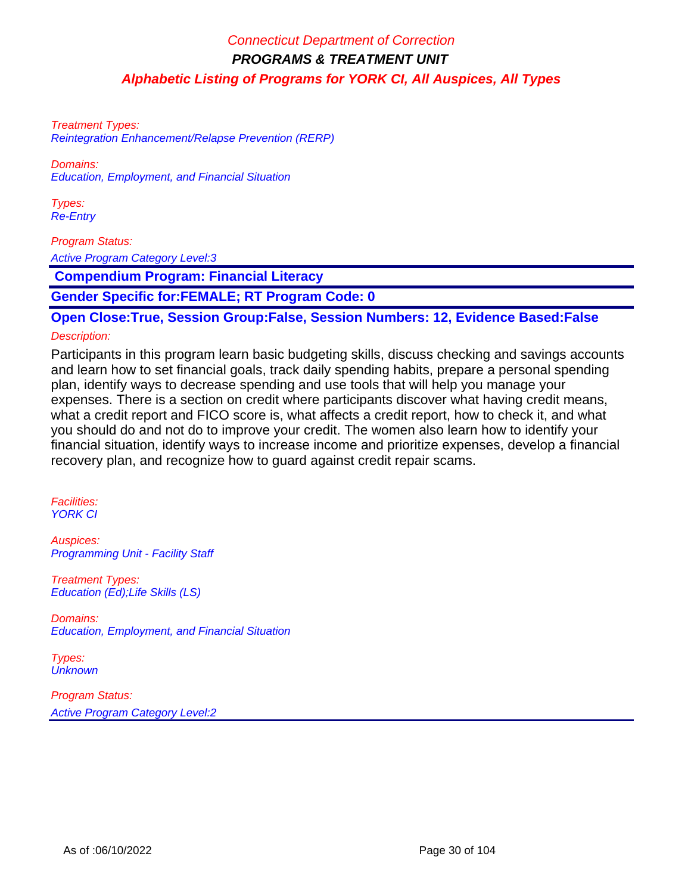Treatment Types:
Reintegration Enhancement/Relapse Prevention (RERP)

Domains:
Education, Employment, and Financial Situation

Types:
Re-Entry

Program Status:
Active Program Category Level:3

**Compendium Program: Financial Literacy**

**Gender Specific for:FEMALE; RT Program Code: 0**

**Open Close:True, Session Group:False, Session Numbers: 12, Evidence Based:False**

Description:

Participants in this program learn basic budgeting skills, discuss checking and savings accounts and learn how to set financial goals, track daily spending habits, prepare a personal spending plan, identify ways to decrease spending and use tools that will help you manage your expenses. There is a section on credit where participants discover what having credit means, what a credit report and FICO score is, what affects a credit report, how to check it, and what you should do and not do to improve your credit. The women also learn how to identify your financial situation, identify ways to increase income and prioritize expenses, develop a financial recovery plan, and recognize how to guard against credit repair scams.

Facilities:
YORK CI

Auspices:
Programming Unit - Facility Staff

Treatment Types:
Education (Ed);Life Skills (LS)

Domains:
Education, Employment, and Financial Situation

Types:
Unknown

Program Status:
Active Program Category Level:2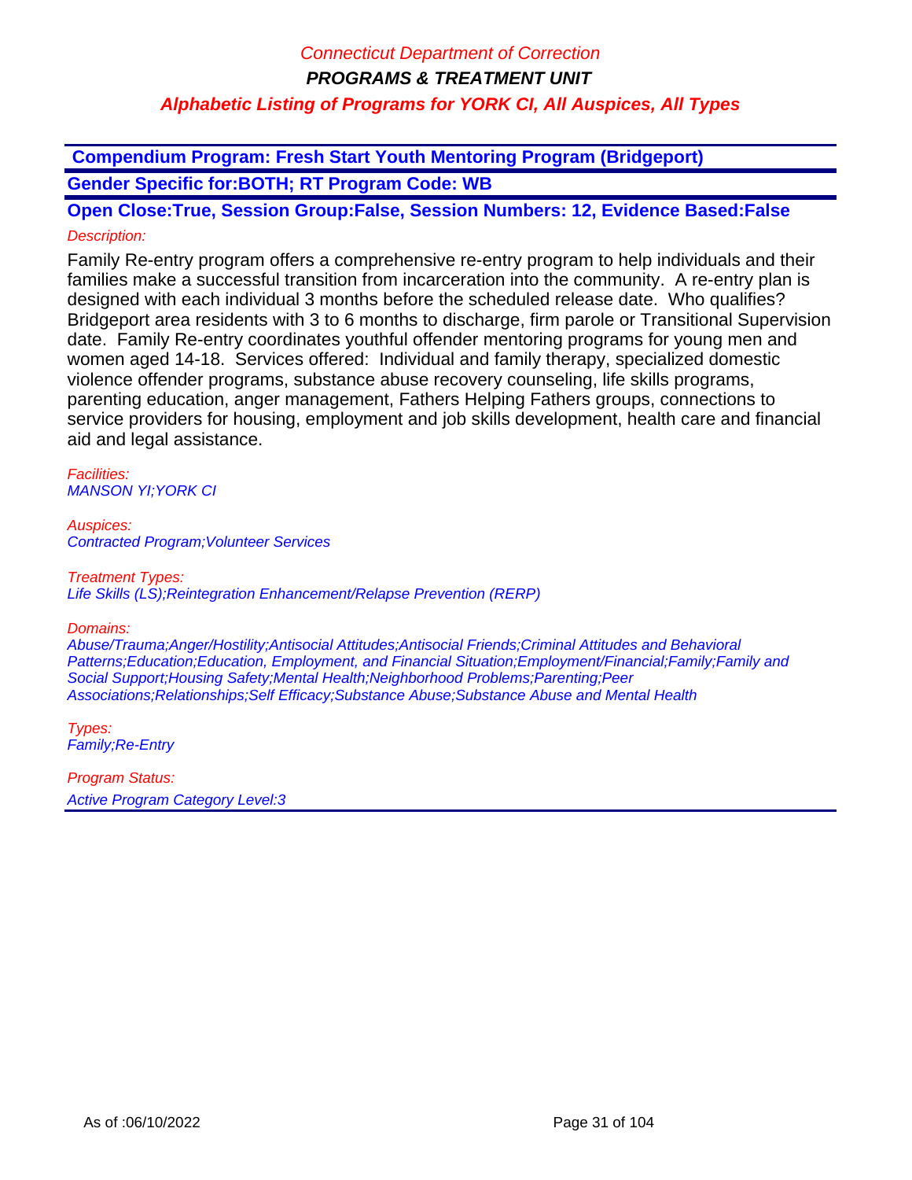**Compendium Program: Fresh Start Youth Mentoring Program (Bridgeport)**

**Gender Specific for:BOTH; RT Program Code: WB**

**Open Close:True, Session Group:False, Session Numbers: 12, Evidence Based:False**

*Description:*

Family Re-entry program offers a comprehensive re-entry program to help individuals and their families make a successful transition from incarceration into the community. A re-entry plan is designed with each individual 3 months before the scheduled release date. Who qualifies? Bridgeport area residents with 3 to 6 months to discharge, firm parole or Transitional Supervision date. Family Re-entry coordinates youthful offender mentoring programs for young men and women aged 14-18. Services offered: Individual and family therapy, specialized domestic violence offender programs, substance abuse recovery counseling, life skills programs, parenting education, anger management, Fathers Helping Fathers groups, connections to service providers for housing, employment and job skills development, health care and financial aid and legal assistance.

*Facilities:*
*MANSON YI;YORK CI*

*Auspices:*
*Contracted Program;Volunteer Services*

*Treatment Types:*
*Life Skills (LS);Reintegration Enhancement/Relapse Prevention (RERP)*

*Domains:*
*Abuse/Trauma;Anger/Hostility;Antisocial Attitudes;Antisocial Friends;Criminal Attitudes and Behavioral Patterns;Education;Education, Employment, and Financial Situation;Employment/Financial;Family;Family and Social Support;Housing Safety;Mental Health;Neighborhood Problems;Parenting;Peer Associations;Relationships;Self Efficacy;Substance Abuse;Substance Abuse and Mental Health*

*Types:*
*Family;Re-Entry*

*Program Status:*
*Active Program Category Level:3*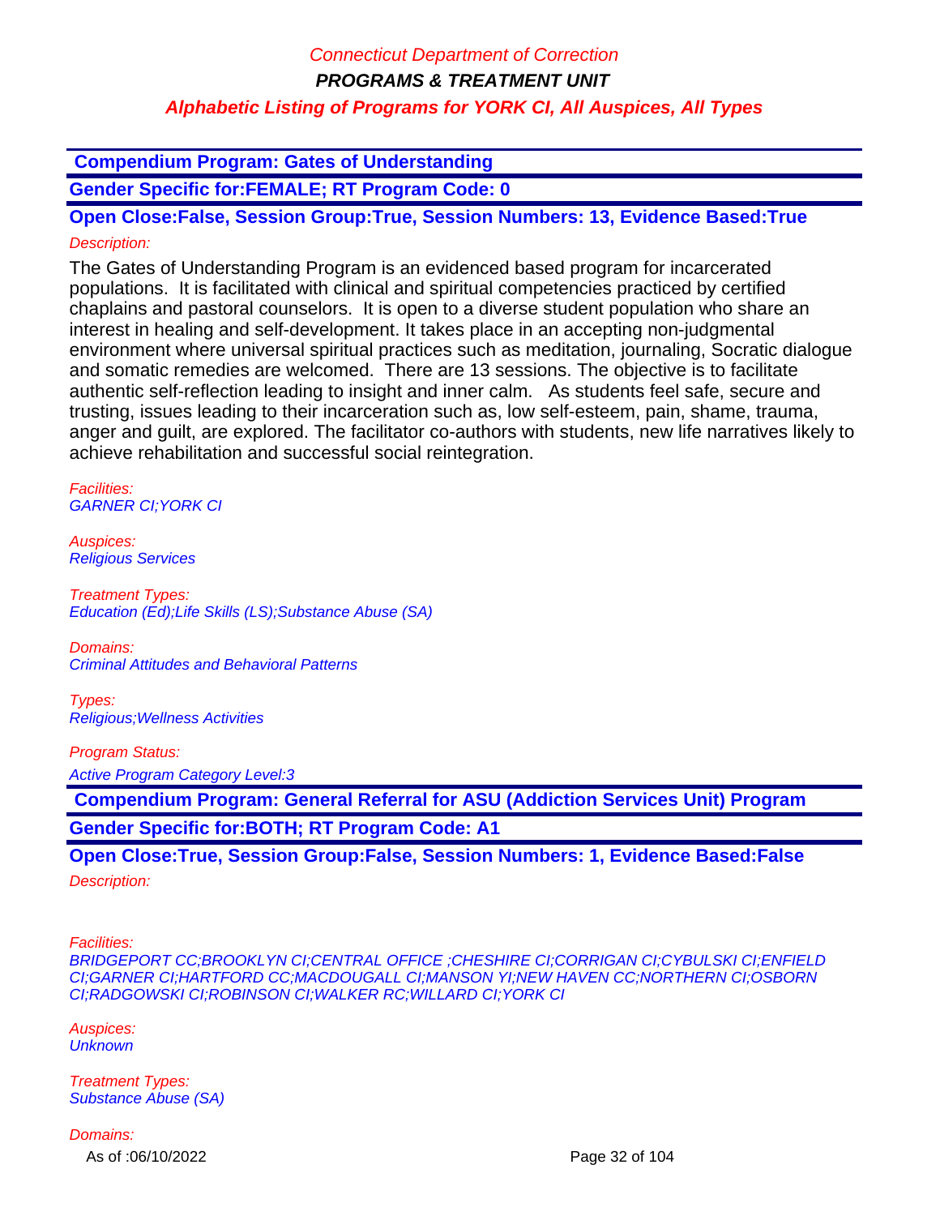**Compendium Program: Gates of Understanding**

**Gender Specific for:FEMALE; RT Program Code: 0**

**Open Close:False, Session Group:True, Session Numbers: 13, Evidence Based:True**

*Description:*

The Gates of Understanding Program is an evidenced based program for incarcerated populations. It is facilitated with clinical and spiritual competencies practiced by certified chaplains and pastoral counselors. It is open to a diverse student population who share an interest in healing and self-development. It takes place in an accepting non-judgmental environment where universal spiritual practices such as meditation, journaling, Socratic dialogue and somatic remedies are welcomed. There are 13 sessions. The objective is to facilitate authentic self-reflection leading to insight and inner calm. As students feel safe, secure and trusting, issues leading to their incarceration such as, low self-esteem, pain, shame, trauma, anger and guilt, are explored. The facilitator co-authors with students, new life narratives likely to achieve rehabilitation and successful social reintegration.

*Facilities:*
*GARNER CI;YORK CI*

*Auspices:*
*Religious Services*

*Treatment Types:*
*Education (Ed);Life Skills (LS);Substance Abuse (SA)*

*Domains:*
*Criminal Attitudes and Behavioral Patterns*

*Types:*
*Religious;Wellness Activities*

*Program Status:*
*Active Program Category Level:3*

**Compendium Program: General Referral for ASU (Addiction Services Unit) Program**

**Gender Specific for:BOTH; RT Program Code: A1**

**Open Close:True, Session Group:False, Session Numbers: 1, Evidence Based:False**

*Description:*

*Facilities:*
*BRIDGEPORT CC;BROOKLYN CI;CENTRAL OFFICE ;CHESHIRE CI;CORRIGAN CI;CYBULSKI CI;ENFIELD CI;GARNER CI;HARTFORD CC;MACDOUGALL CI;MANSON YI;NEW HAVEN CC;NORTHERN CI;OSBORN CI;RADGOWSKI CI;ROBINSON CI;WALKER RC;WILLARD CI;YORK CI*

*Auspices:*
*Unknown*

*Treatment Types:*
*Substance Abuse (SA)*

*Domains:*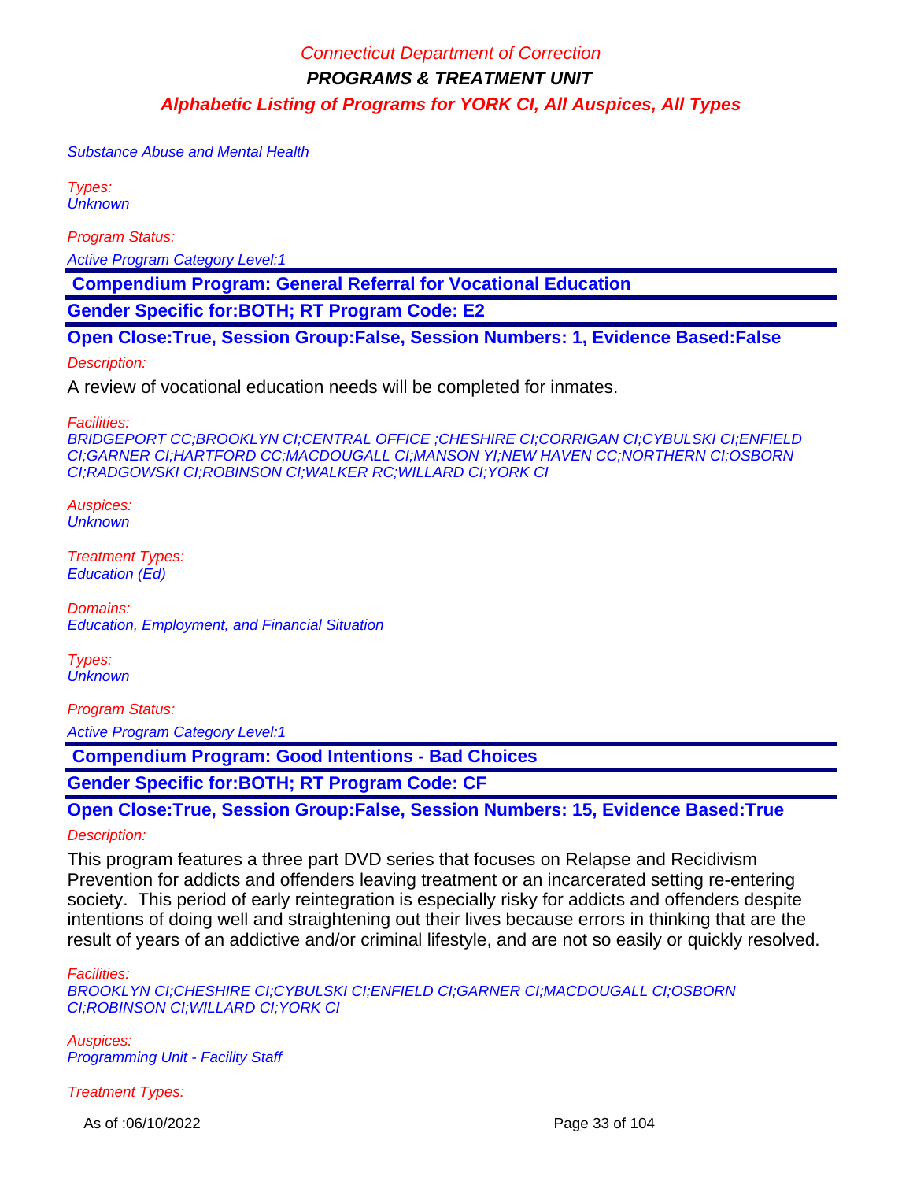Substance Abuse and Mental Health

*Types:*
Unknown

*Program Status:*

Active Program Category Level:1

**Compendium Program: General Referral for Vocational Education**

**Gender Specific for:BOTH; RT Program Code: E2**

**Open Close:True, Session Group:False, Session Numbers: 1, Evidence Based:False**

*Description:*

A review of vocational education needs will be completed for inmates.

*Facilities:*
BRIDGEPORT CC;BROOKLYN CI;CENTRAL OFFICE ;CHESHIRE CI;CORRIGAN CI;CYBULSKI CI;ENFIELD CI;GARNER CI;HARTFORD CC;MACDOUGALL CI;MANSON YI;NEW HAVEN CC;NORTHERN CI;OSBORN CI;RADGOWSKI CI;ROBINSON CI;WALKER RC;WILLARD CI;YORK CI

*Auspices:*
Unknown

*Treatment Types:*
Education (Ed)

*Domains:*
Education, Employment, and Financial Situation

*Types:*
Unknown

*Program Status:*

Active Program Category Level:1

**Compendium Program: Good Intentions - Bad Choices**

**Gender Specific for:BOTH; RT Program Code: CF**

**Open Close:True, Session Group:False, Session Numbers: 15, Evidence Based:True**

*Description:*

This program features a three part DVD series that focuses on Relapse and Recidivism Prevention for addicts and offenders leaving treatment or an incarcerated setting re-entering society. This period of early reintegration is especially risky for addicts and offenders despite intentions of doing well and straightening out their lives because errors in thinking that are the result of years of an addictive and/or criminal lifestyle, and are not so easily or quickly resolved.

*Facilities:*
BROOKLYN CI;CHESHIRE CI;CYBULSKI CI;ENFIELD CI;GARNER CI;MACDOUGALL CI;OSBORN CI;ROBINSON CI;WILLARD CI;YORK CI

*Auspices:*
Programming Unit - Facility Staff

*Treatment Types:*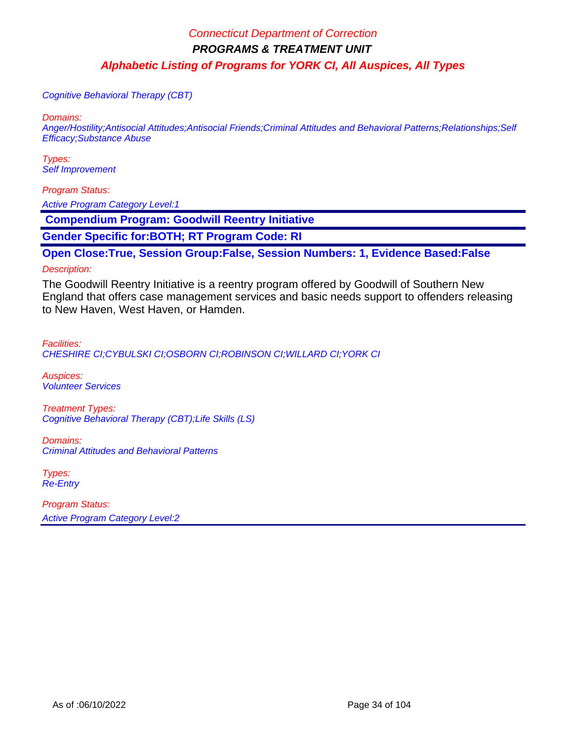Cognitive Behavioral Therapy (CBT)

Domains:
Anger/Hostility;Antisocial Attitudes;Antisocial Friends;Criminal Attitudes and Behavioral Patterns;Relationships;Self Efficacy;Substance Abuse

Types:
Self Improvement

Program Status:
Active Program Category Level:1

**Compendium Program: Goodwill Reentry Initiative**

**Gender Specific for:BOTH; RT Program Code: RI**

**Open Close:True, Session Group:False, Session Numbers: 1, Evidence Based:False**

Description:

The Goodwill Reentry Initiative is a reentry program offered by Goodwill of Southern New England that offers case management services and basic needs support to offenders releasing to New Haven, West Haven, or Hamden.

Facilities:
CHESHIRE CI;CYBULSKI CI;OSBORN CI;ROBINSON CI;WILLARD CI;YORK CI

Auspices:
Volunteer Services

Treatment Types:
Cognitive Behavioral Therapy (CBT);Life Skills (LS)

Domains:
Criminal Attitudes and Behavioral Patterns

Types:
Re-Entry

Program Status:
Active Program Category Level:2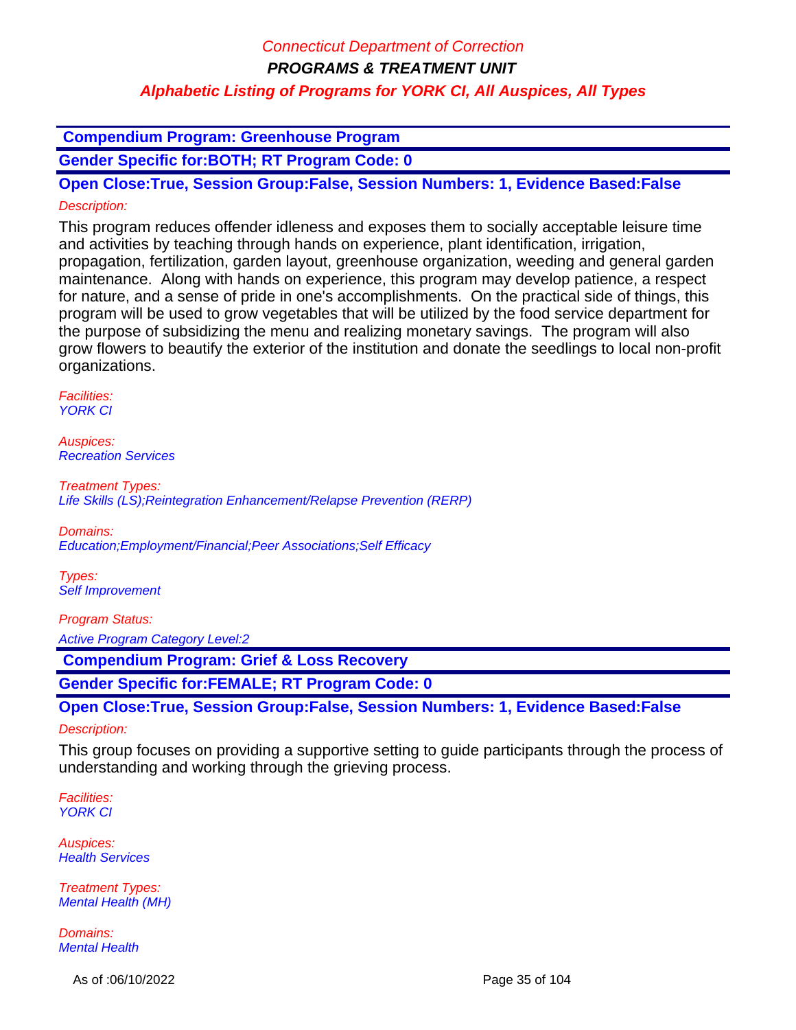## Compendium Program: Greenhouse Program

**Gender Specific for:BOTH; RT Program Code: 0**

**Open Close:True, Session Group:False, Session Numbers: 1, Evidence Based:False**

*Description:*

This program reduces offender idleness and exposes them to socially acceptable leisure time and activities by teaching through hands on experience, plant identification, irrigation, propagation, fertilization, garden layout, greenhouse organization, weeding and general garden maintenance. Along with hands on experience, this program may develop patience, a respect for nature, and a sense of pride in one's accomplishments. On the practical side of things, this program will be used to grow vegetables that will be utilized by the food service department for the purpose of subsidizing the menu and realizing monetary savings. The program will also grow flowers to beautify the exterior of the institution and donate the seedlings to local non-profit organizations.

*Facilities:*
*YORK CI*

*Auspices:*
*Recreation Services*

*Treatment Types:*
*Life Skills (LS);Reintegration Enhancement/Relapse Prevention (RERP)*

*Domains:*
*Education;Employment/Financial;Peer Associations;Self Efficacy*

*Types:*
*Self Improvement*

*Program Status:*

*Active Program Category Level:2*

## Compendium Program: Grief & Loss Recovery

**Gender Specific for:FEMALE; RT Program Code: 0**

**Open Close:True, Session Group:False, Session Numbers: 1, Evidence Based:False**

*Description:*

This group focuses on providing a supportive setting to guide participants through the process of understanding and working through the grieving process.

*Facilities:*
*YORK CI*

*Auspices:*
*Health Services*

*Treatment Types:*
*Mental Health (MH)*

*Domains:*
*Mental Health*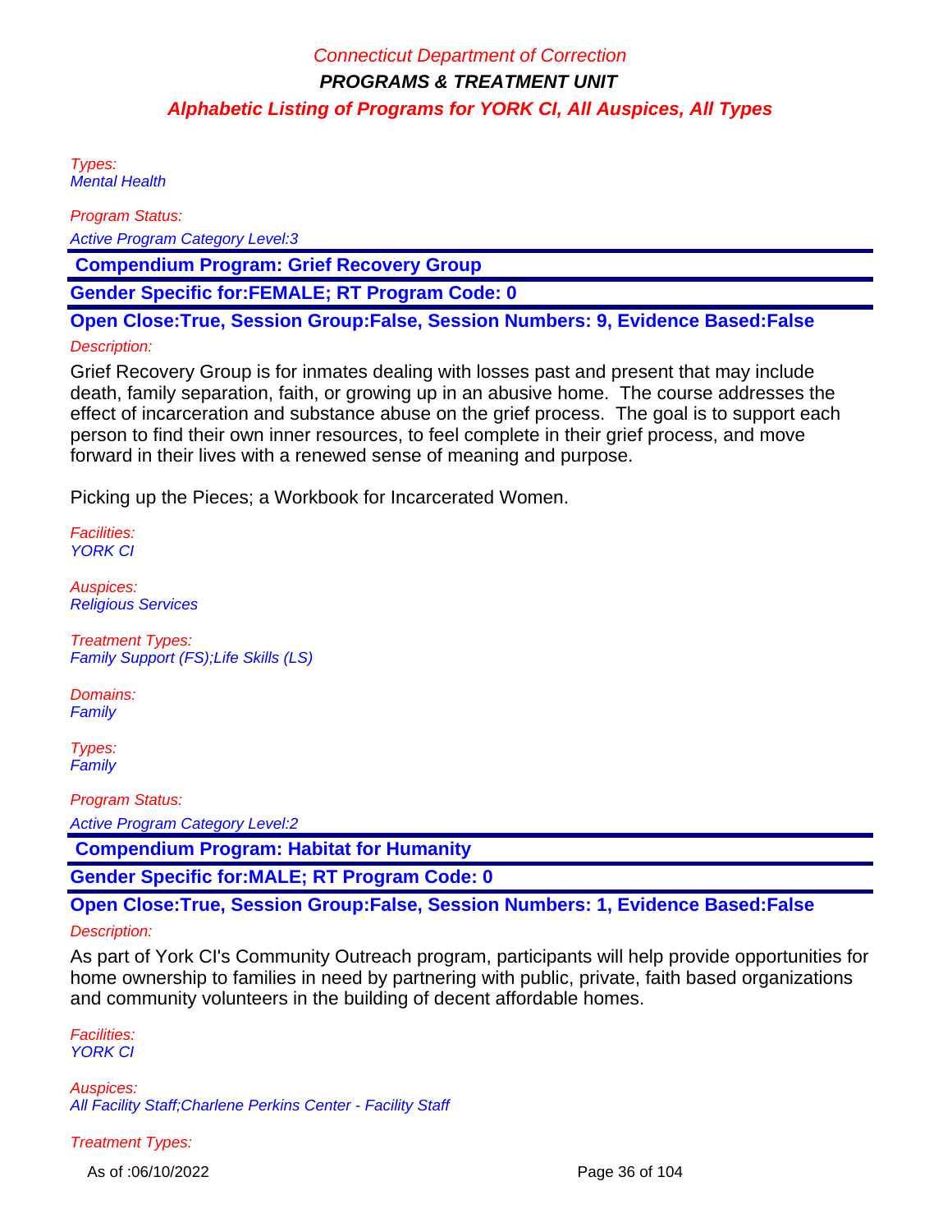Types:
Mental Health

Program Status:
Active Program Category Level:3

**Compendium Program: Grief Recovery Group**

**Gender Specific for:FEMALE; RT Program Code: 0**

**Open Close:True, Session Group:False, Session Numbers: 9, Evidence Based:False**

Description:

Grief Recovery Group is for inmates dealing with losses past and present that may include death, family separation, faith, or growing up in an abusive home. The course addresses the effect of incarceration and substance abuse on the grief process. The goal is to support each person to find their own inner resources, to feel complete in their grief process, and move forward in their lives with a renewed sense of meaning and purpose.

Picking up the Pieces; a Workbook for Incarcerated Women.

Facilities:
YORK CI

Auspices:
Religious Services

Treatment Types:
Family Support (FS);Life Skills (LS)

Domains:
Family

Types:
Family

Program Status:
Active Program Category Level:2

**Compendium Program: Habitat for Humanity**

**Gender Specific for:MALE; RT Program Code: 0**

**Open Close:True, Session Group:False, Session Numbers: 1, Evidence Based:False**

Description:

As part of York CI's Community Outreach program, participants will help provide opportunities for home ownership to families in need by partnering with public, private, faith based organizations and community volunteers in the building of decent affordable homes.

Facilities:
YORK CI

Auspices:
All Facility Staff;Charlene Perkins Center - Facility Staff

Treatment Types: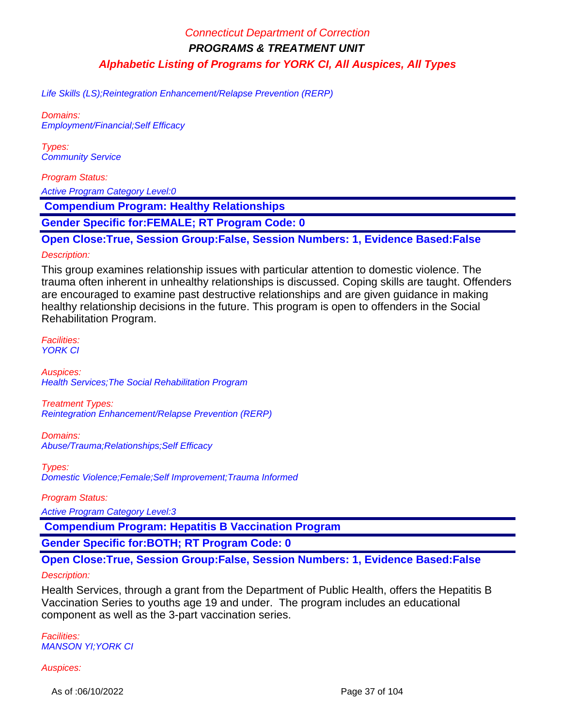Life Skills (LS);Reintegration Enhancement/Relapse Prevention (RERP)

*Domains:*
Employment/Financial;Self Efficacy

*Types:*
Community Service

*Program Status:*
Active Program Category Level:0

**Compendium Program: Healthy Relationships**

**Gender Specific for:FEMALE; RT Program Code: 0**

**Open Close:True, Session Group:False, Session Numbers: 1, Evidence Based:False**

*Description:*

This group examines relationship issues with particular attention to domestic violence. The trauma often inherent in unhealthy relationships is discussed. Coping skills are taught. Offenders are encouraged to examine past destructive relationships and are given guidance in making healthy relationship decisions in the future. This program is open to offenders in the Social Rehabilitation Program.

*Facilities:*
YORK CI

*Auspices:*
Health Services;The Social Rehabilitation Program

*Treatment Types:*
Reintegration Enhancement/Relapse Prevention (RERP)

*Domains:*
Abuse/Trauma;Relationships;Self Efficacy

*Types:*
Domestic Violence;Female;Self Improvement;Trauma Informed

*Program Status:*
Active Program Category Level:3

**Compendium Program: Hepatitis B Vaccination Program**

**Gender Specific for:BOTH; RT Program Code: 0**

**Open Close:True, Session Group:False, Session Numbers: 1, Evidence Based:False**

*Description:*

Health Services, through a grant from the Department of Public Health, offers the Hepatitis B Vaccination Series to youths age 19 and under. The program includes an educational component as well as the 3-part vaccination series.

*Facilities:*
MANSON YI;YORK CI

*Auspices:*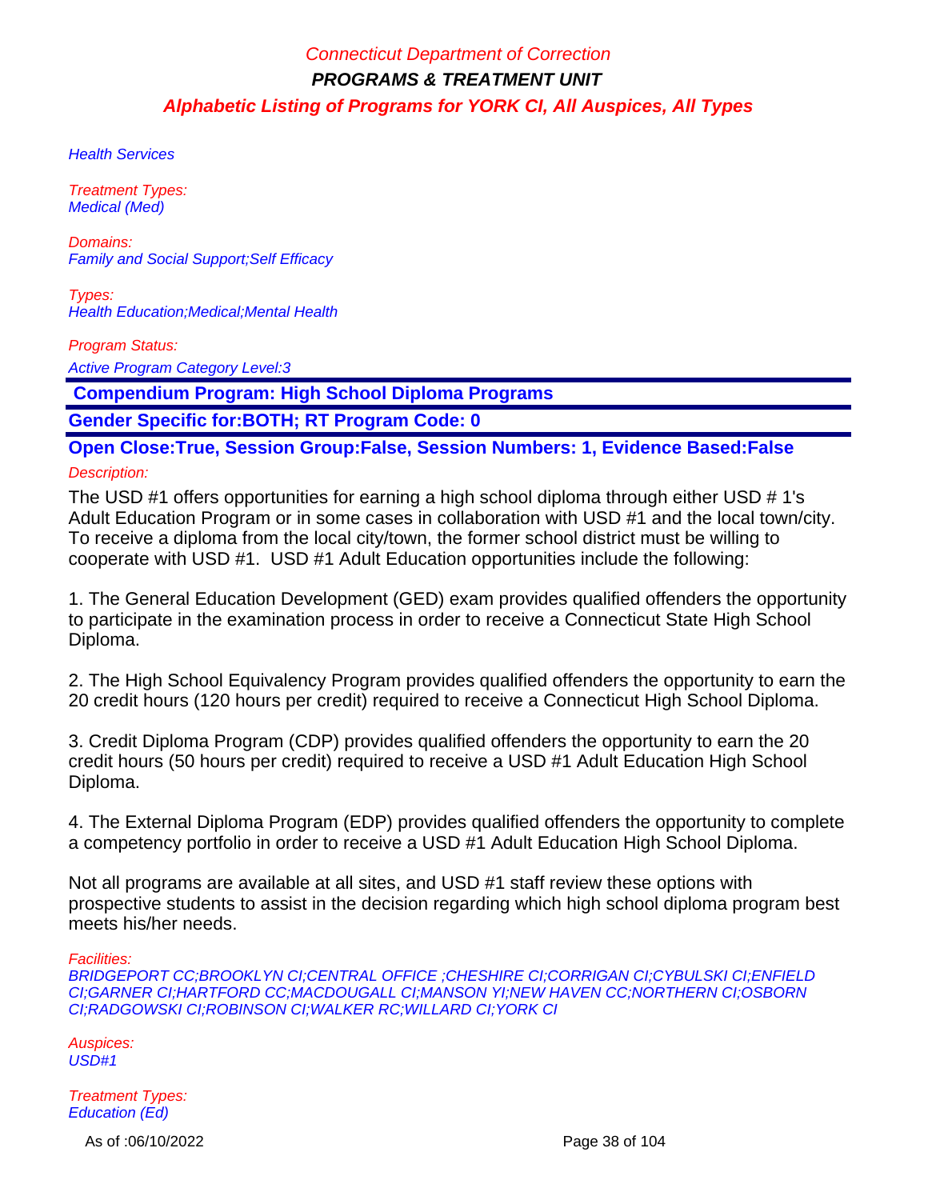Health Services

*Treatment Types:*
*Medical (Med)*

*Domains:*
*Family and Social Support;Self Efficacy*

*Types:*
*Health Education;Medical;Mental Health*

*Program Status:*
*Active Program Category Level:3*

**Compendium Program: High School Diploma Programs**

**Gender Specific for:BOTH; RT Program Code: 0**

**Open Close:True, Session Group:False, Session Numbers: 1, Evidence Based:False**

*Description:*

The USD #1 offers opportunities for earning a high school diploma through either USD # 1's Adult Education Program or in some cases in collaboration with USD #1 and the local town/city. To receive a diploma from the local city/town, the former school district must be willing to cooperate with USD #1. USD #1 Adult Education opportunities include the following:

1. The General Education Development (GED) exam provides qualified offenders the opportunity to participate in the examination process in order to receive a Connecticut State High School Diploma.

2. The High School Equivalency Program provides qualified offenders the opportunity to earn the 20 credit hours (120 hours per credit) required to receive a Connecticut High School Diploma.

3. Credit Diploma Program (CDP) provides qualified offenders the opportunity to earn the 20 credit hours (50 hours per credit) required to receive a USD #1 Adult Education High School Diploma.

4. The External Diploma Program (EDP) provides qualified offenders the opportunity to complete a competency portfolio in order to receive a USD #1 Adult Education High School Diploma.

Not all programs are available at all sites, and USD #1 staff review these options with prospective students to assist in the decision regarding which high school diploma program best meets his/her needs.

*Facilities:*
*BRIDGEPORT CC;BROOKLYN CI;CENTRAL OFFICE ;CHESHIRE CI;CORRIGAN CI;CYBULSKI CI;ENFIELD CI;GARNER CI;HARTFORD CC;MACDOUGALL CI;MANSON YI;NEW HAVEN CC;NORTHERN CI;OSBORN CI;RADGOWSKI CI;ROBINSON CI;WALKER RC;WILLARD CI;YORK CI*

*Auspices:*
*USD#1*

*Treatment Types:*
*Education (Ed)*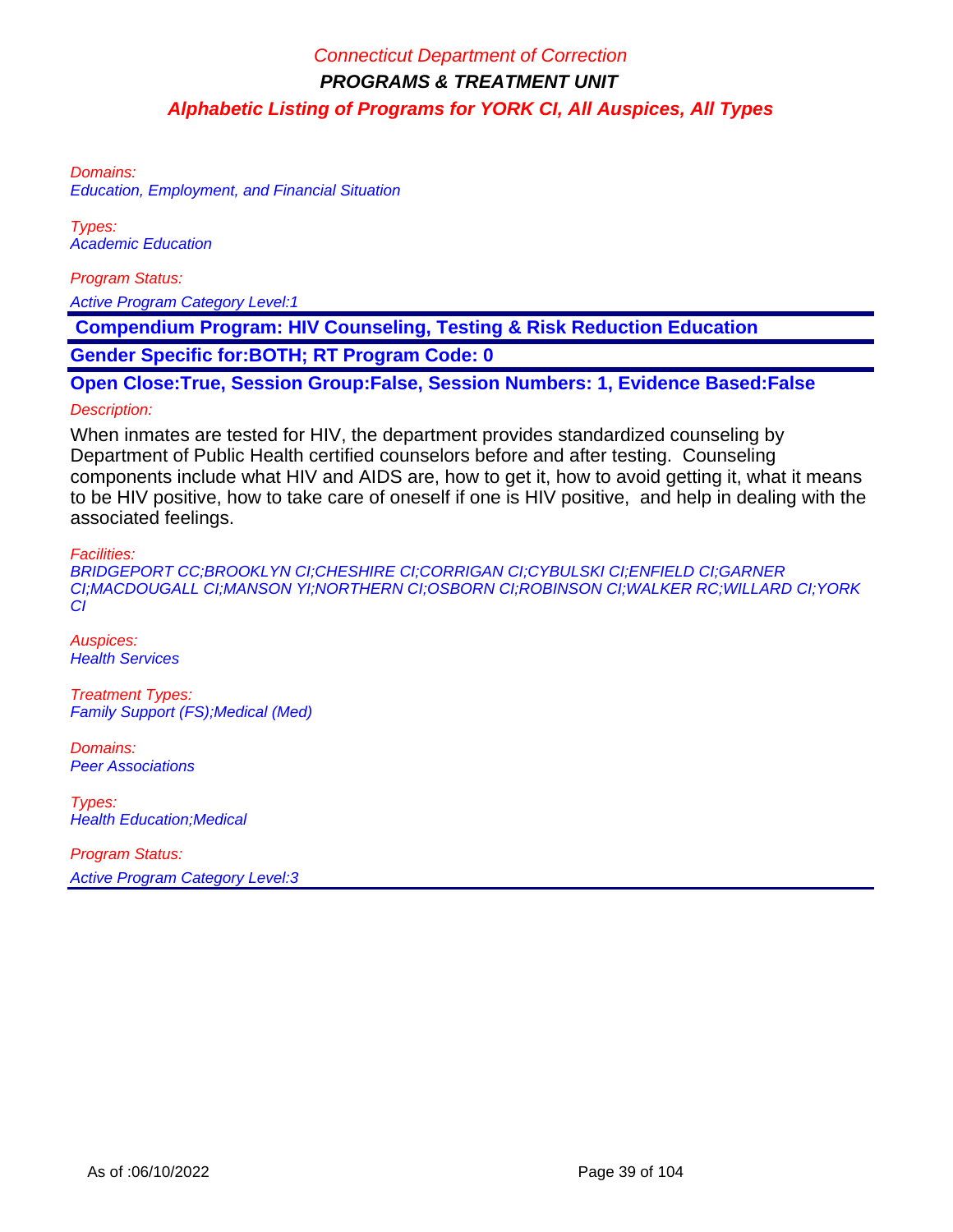Domains:
Education, Employment, and Financial Situation

Types:
Academic Education

Program Status:

Active Program Category Level:1

**Compendium Program: HIV Counseling, Testing & Risk Reduction Education**

**Gender Specific for:BOTH; RT Program Code: 0**

**Open Close:True, Session Group:False, Session Numbers: 1, Evidence Based:False**

Description:

When inmates are tested for HIV, the department provides standardized counseling by Department of Public Health certified counselors before and after testing. Counseling components include what HIV and AIDS are, how to get it, how to avoid getting it, what it means to be HIV positive, how to take care of oneself if one is HIV positive, and help in dealing with the associated feelings.

Facilities:
BRIDGEPORT CC;BROOKLYN CI;CHESHIRE CI;CORRIGAN CI;CYBULSKI CI;ENFIELD CI;GARNER CI;MACDOUGALL CI;MANSON YI;NORTHERN CI;OSBORN CI;ROBINSON CI;WALKER RC;WILLARD CI;YORK CI

Auspices:
Health Services

Treatment Types:
Family Support (FS);Medical (Med)

Domains:
Peer Associations

Types:
Health Education;Medical

Program Status:

Active Program Category Level:3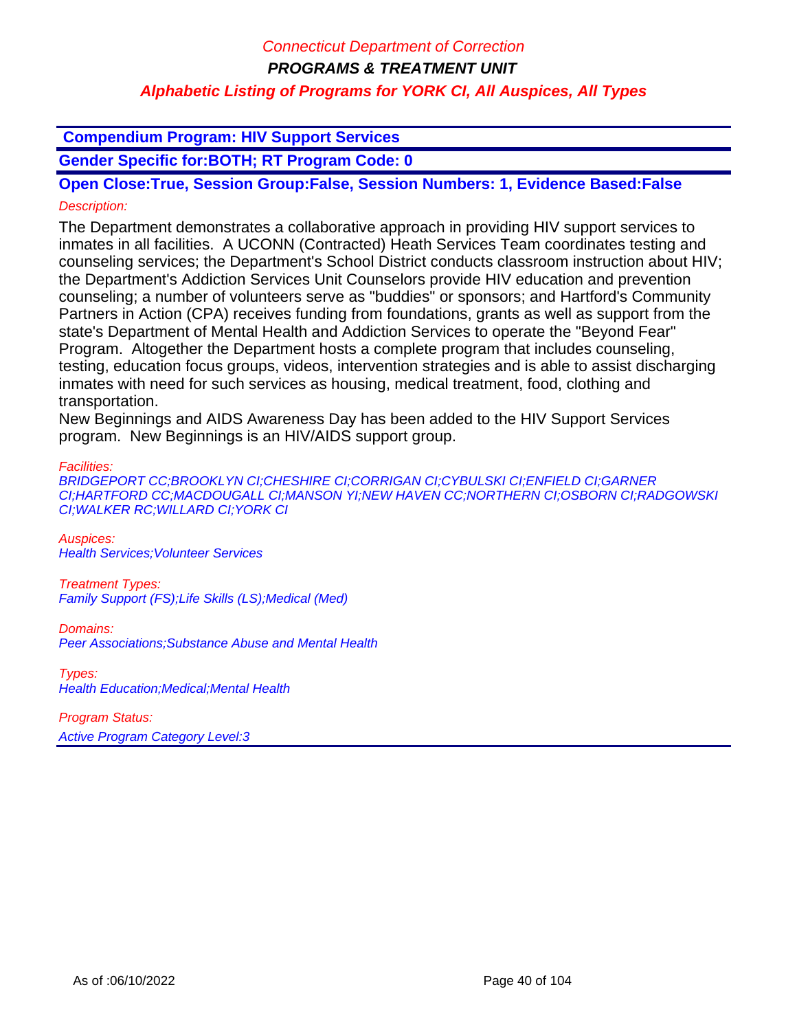Connecticut Department of Correction

**PROGRAMS & TREATMENT UNIT**

**Alphabetic Listing of Programs for YORK CI, All Auspices, All Types**

**Compendium Program: HIV Support Services**

**Gender Specific for:BOTH; RT Program Code: 0**

**Open Close:True, Session Group:False, Session Numbers: 1, Evidence Based:False**

*Description:*

The Department demonstrates a collaborative approach in providing HIV support services to inmates in all facilities. A UCONN (Contracted) Heath Services Team coordinates testing and counseling services; the Department's School District conducts classroom instruction about HIV; the Department's Addiction Services Unit Counselors provide HIV education and prevention counseling; a number of volunteers serve as "buddies" or sponsors; and Hartford's Community Partners in Action (CPA) receives funding from foundations, grants as well as support from the state's Department of Mental Health and Addiction Services to operate the "Beyond Fear" Program. Altogether the Department hosts a complete program that includes counseling, testing, education focus groups, videos, intervention strategies and is able to assist discharging inmates with need for such services as housing, medical treatment, food, clothing and transportation.
New Beginnings and AIDS Awareness Day has been added to the HIV Support Services program. New Beginnings is an HIV/AIDS support group.

*Facilities:*
*BRIDGEPORT CC;BROOKLYN CI;CHESHIRE CI;CORRIGAN CI;CYBULSKI CI;ENFIELD CI;GARNER CI;HARTFORD CC;MACDOUGALL CI;MANSON YI;NEW HAVEN CC;NORTHERN CI;OSBORN CI;RADGOWSKI CI;WALKER RC;WILLARD CI;YORK CI*

*Auspices:*
*Health Services;Volunteer Services*

*Treatment Types:*
*Family Support (FS);Life Skills (LS);Medical (Med)*

*Domains:*
*Peer Associations;Substance Abuse and Mental Health*

*Types:*
*Health Education;Medical;Mental Health*

*Program Status:*
*Active Program Category Level:3*

As of :06/10/2022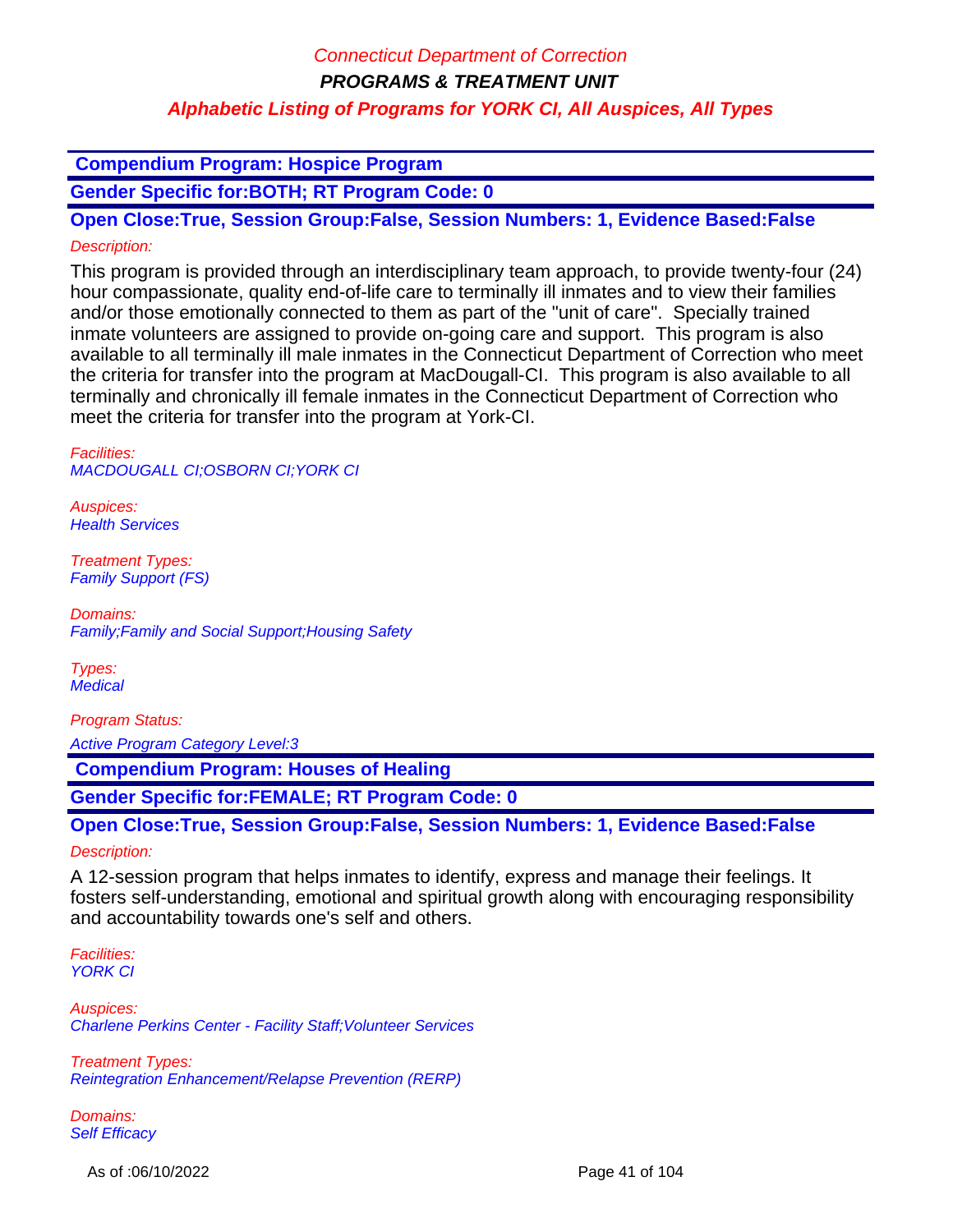**Compendium Program: Hospice Program**

**Gender Specific for:BOTH; RT Program Code: 0**

**Open Close:True, Session Group:False, Session Numbers: 1, Evidence Based:False**

*Description:*

This program is provided through an interdisciplinary team approach, to provide twenty-four (24) hour compassionate, quality end-of-life care to terminally ill inmates and to view their families and/or those emotionally connected to them as part of the "unit of care". Specially trained inmate volunteers are assigned to provide on-going care and support. This program is also available to all terminally ill male inmates in the Connecticut Department of Correction who meet the criteria for transfer into the program at MacDougall-CI. This program is also available to all terminally and chronically ill female inmates in the Connecticut Department of Correction who meet the criteria for transfer into the program at York-CI.

*Facilities:*
*MACDOUGALL CI;OSBORN CI;YORK CI*

*Auspices:*
*Health Services*

*Treatment Types:*
*Family Support (FS)*

*Domains:*
*Family;Family and Social Support;Housing Safety*

*Types:*
*Medical*

*Program Status:*

*Active Program Category Level:3*

**Compendium Program: Houses of Healing**

**Gender Specific for:FEMALE; RT Program Code: 0**

**Open Close:True, Session Group:False, Session Numbers: 1, Evidence Based:False**

*Description:*

A 12-session program that helps inmates to identify, express and manage their feelings. It fosters self-understanding, emotional and spiritual growth along with encouraging responsibility and accountability towards one's self and others.

*Facilities:*
*YORK CI*

*Auspices:*
*Charlene Perkins Center - Facility Staff;Volunteer Services*

*Treatment Types:*
*Reintegration Enhancement/Relapse Prevention (RERP)*

*Domains:*
*Self Efficacy*

As of :06/10/2022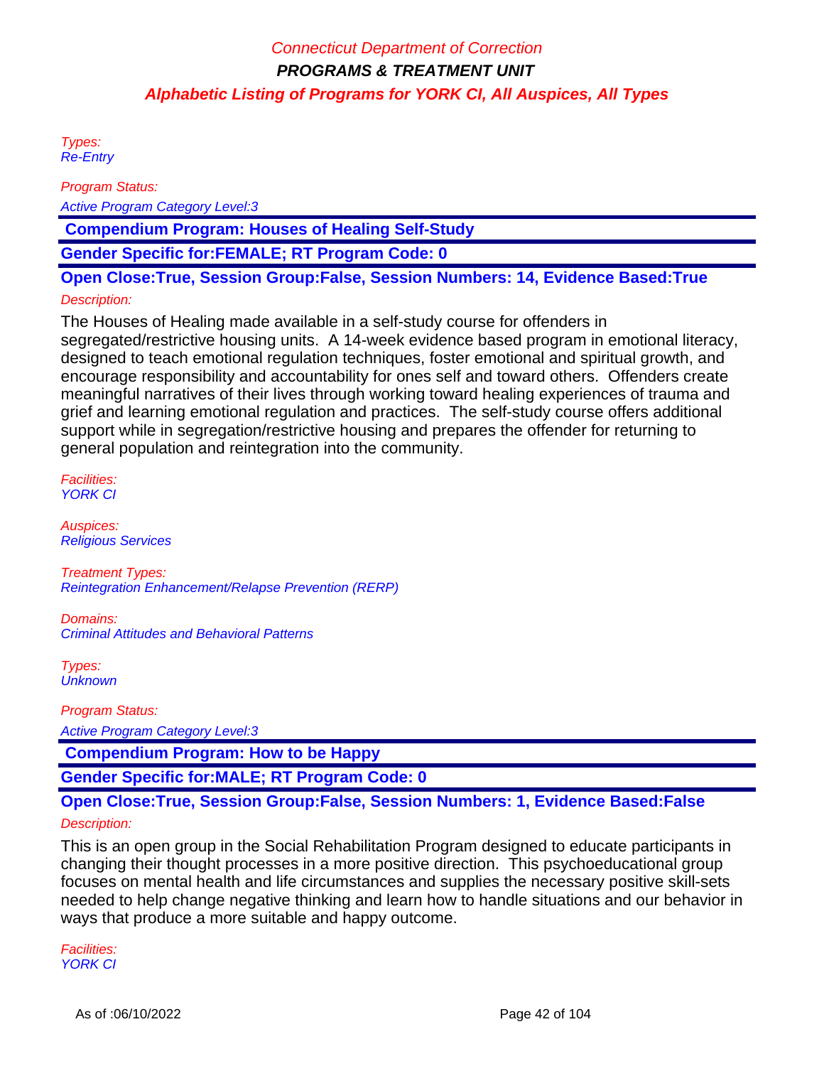Types:
*Re-Entry*

Program Status:
*Active Program Category Level:3*

**Compendium Program: Houses of Healing Self-Study**

**Gender Specific for:FEMALE; RT Program Code: 0**

**Open Close:True, Session Group:False, Session Numbers: 14, Evidence Based:True**

Description:

The Houses of Healing made available in a self-study course for offenders in segregated/restrictive housing units. A 14-week evidence based program in emotional literacy, designed to teach emotional regulation techniques, foster emotional and spiritual growth, and encourage responsibility and accountability for ones self and toward others. Offenders create meaningful narratives of their lives through working toward healing experiences of trauma and grief and learning emotional regulation and practices. The self-study course offers additional support while in segregation/restrictive housing and prepares the offender for returning to general population and reintegration into the community.

Facilities:
*YORK CI*

Auspices:
*Religious Services*

Treatment Types:
*Reintegration Enhancement/Relapse Prevention (RERP)*

Domains:
*Criminal Attitudes and Behavioral Patterns*

Types:
*Unknown*

Program Status:
*Active Program Category Level:3*

**Compendium Program: How to be Happy**

**Gender Specific for:MALE; RT Program Code: 0**

**Open Close:True, Session Group:False, Session Numbers: 1, Evidence Based:False**

Description:

This is an open group in the Social Rehabilitation Program designed to educate participants in changing their thought processes in a more positive direction. This psychoeducational group focuses on mental health and life circumstances and supplies the necessary positive skill-sets needed to help change negative thinking and learn how to handle situations and our behavior in ways that produce a more suitable and happy outcome.

Facilities:
*YORK CI*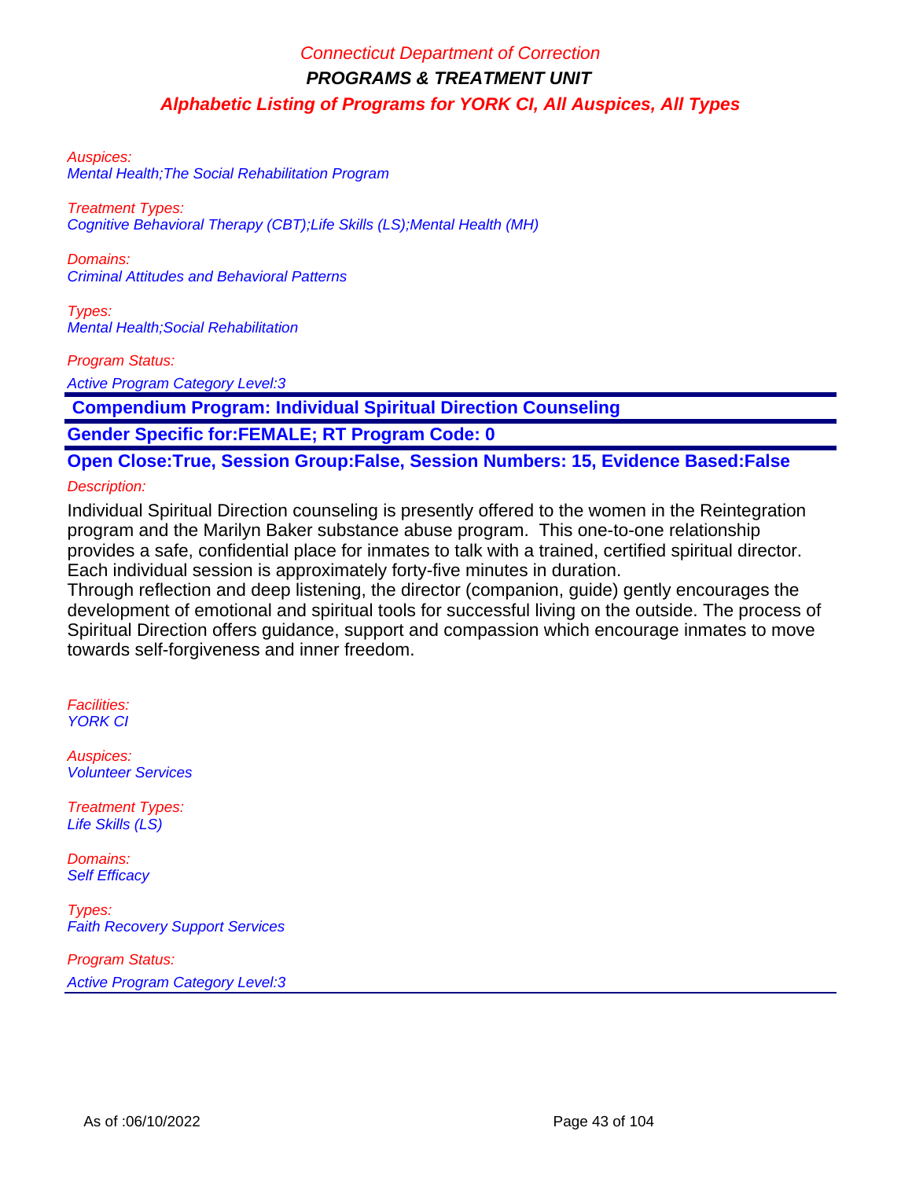Auspices:
Mental Health;The Social Rehabilitation Program

Treatment Types:
Cognitive Behavioral Therapy (CBT);Life Skills (LS);Mental Health (MH)

Domains:
Criminal Attitudes and Behavioral Patterns

Types:
Mental Health;Social Rehabilitation

Program Status:
Active Program Category Level:3

**Compendium Program: Individual Spiritual Direction Counseling**

**Gender Specific for:FEMALE; RT Program Code: 0**

**Open Close:True, Session Group:False, Session Numbers: 15, Evidence Based:False**

Description:

Individual Spiritual Direction counseling is presently offered to the women in the Reintegration program and the Marilyn Baker substance abuse program. This one-to-one relationship provides a safe, confidential place for inmates to talk with a trained, certified spiritual director. Each individual session is approximately forty-five minutes in duration.
Through reflection and deep listening, the director (companion, guide) gently encourages the development of emotional and spiritual tools for successful living on the outside. The process of Spiritual Direction offers guidance, support and compassion which encourage inmates to move towards self-forgiveness and inner freedom.

Facilities:
YORK CI

Auspices:
Volunteer Services

Treatment Types:
Life Skills (LS)

Domains:
Self Efficacy

Types:
Faith Recovery Support Services

Program Status:
Active Program Category Level:3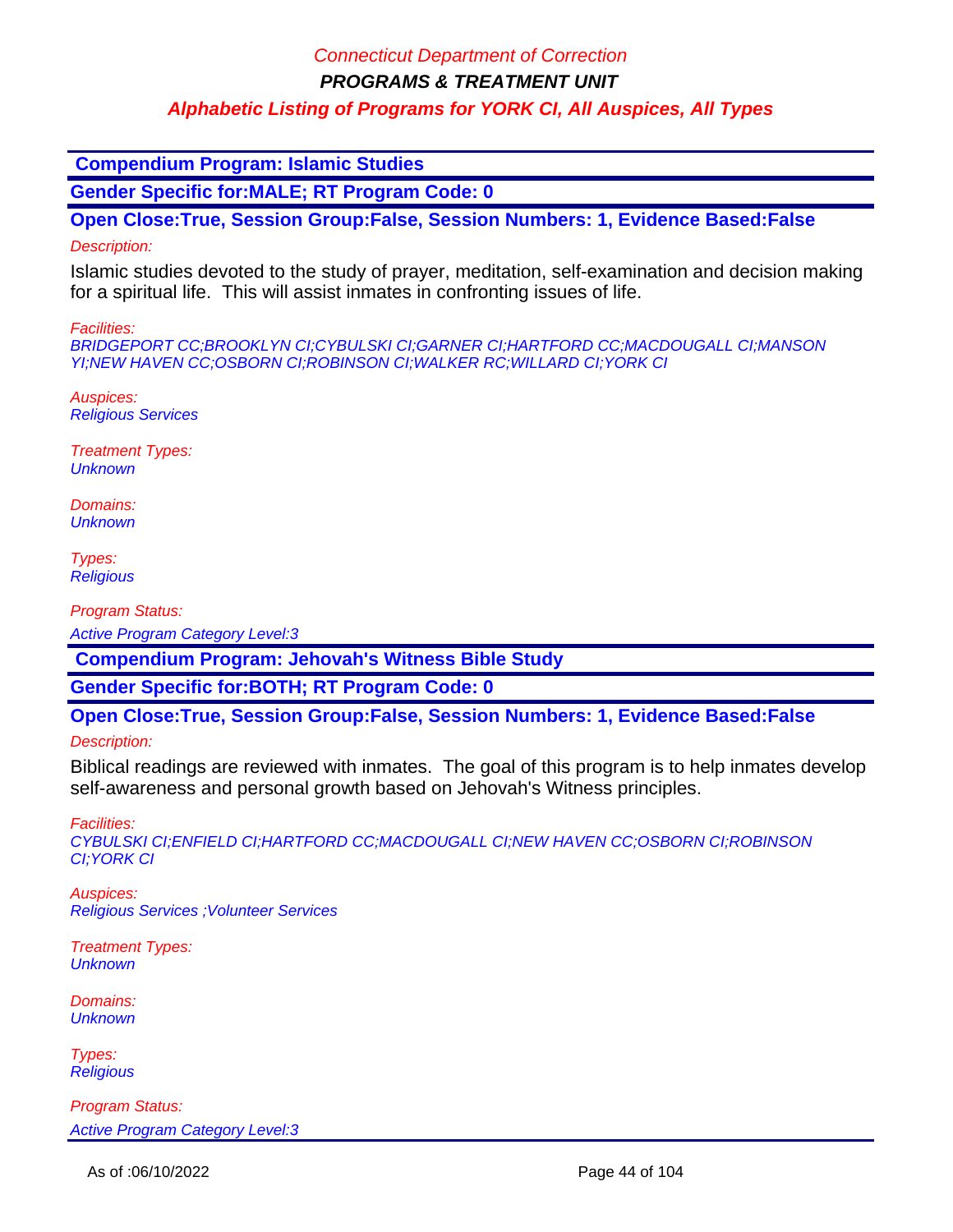Connecticut Department of Correction

**PROGRAMS & TREATMENT UNIT**

***Alphabetic Listing of Programs for YORK CI, All Auspices, All Types***

## Compendium Program: Islamic Studies

**Gender Specific for:MALE; RT Program Code: 0**

**Open Close:True, Session Group:False, Session Numbers: 1, Evidence Based:False**

*Description:*

Islamic studies devoted to the study of prayer, meditation, self-examination and decision making for a spiritual life. This will assist inmates in confronting issues of life.

*Facilities:*
*BRIDGEPORT CC;BROOKLYN CI;CYBULSKI CI;GARNER CI;HARTFORD CC;MACDOUGALL CI;MANSON YI;NEW HAVEN CC;OSBORN CI;ROBINSON CI;WALKER RC;WILLARD CI;YORK CI*

*Auspices:*
*Religious Services*

*Treatment Types:*
*Unknown*

*Domains:*
*Unknown*

*Types:*
*Religious*

*Program Status:*
*Active Program Category Level:3*

## Compendium Program: Jehovah's Witness Bible Study

**Gender Specific for:BOTH; RT Program Code: 0**

**Open Close:True, Session Group:False, Session Numbers: 1, Evidence Based:False**

*Description:*

Biblical readings are reviewed with inmates. The goal of this program is to help inmates develop self-awareness and personal growth based on Jehovah's Witness principles.

*Facilities:*
*CYBULSKI CI;ENFIELD CI;HARTFORD CC;MACDOUGALL CI;NEW HAVEN CC;OSBORN CI;ROBINSON CI;YORK CI*

*Auspices:*
*Religious Services ;Volunteer Services*

*Treatment Types:*
*Unknown*

*Domains:*
*Unknown*

*Types:*
*Religious*

*Program Status:*
*Active Program Category Level:3*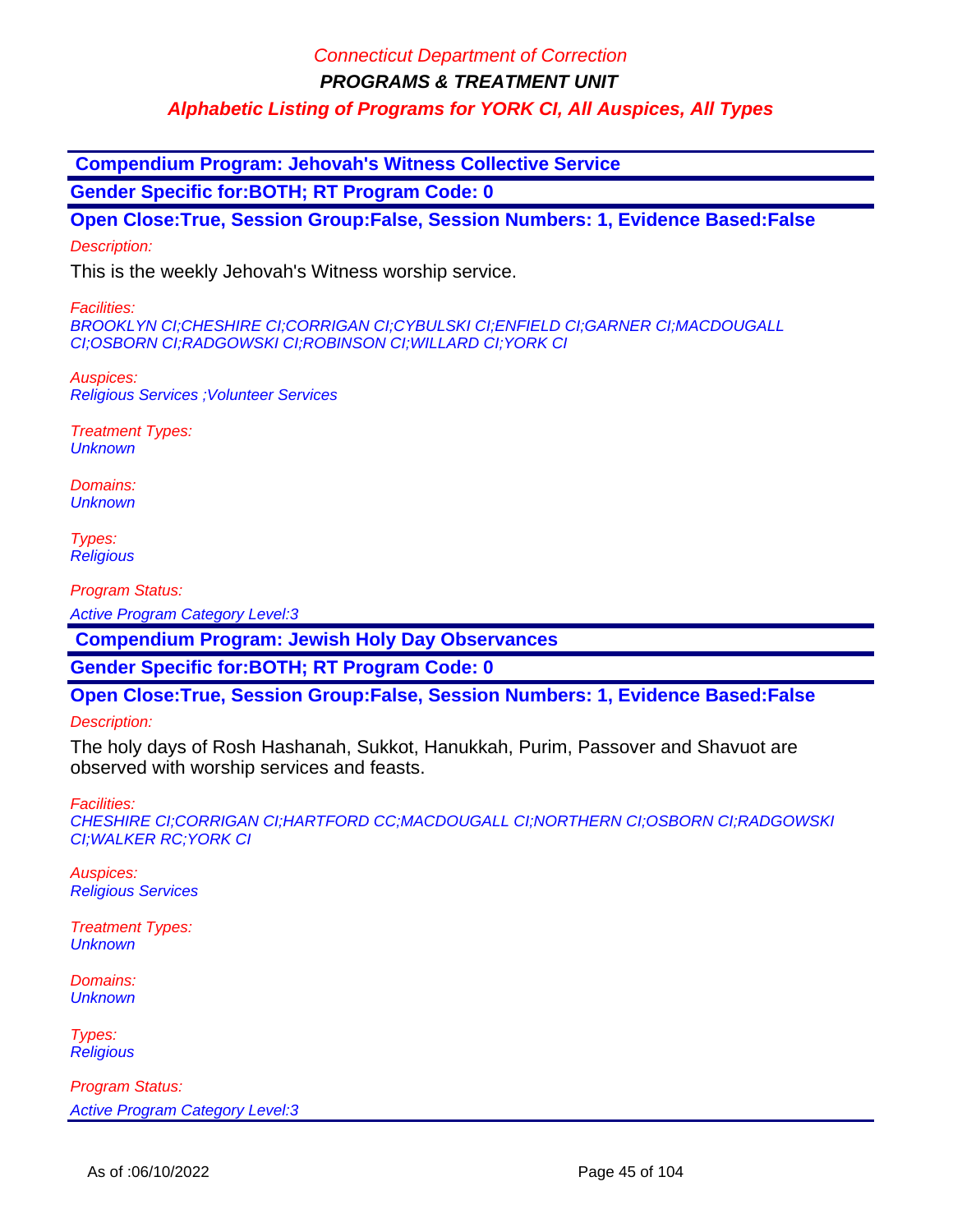### Compendium Program: Jehovah's Witness Collective Service

**Gender Specific for:BOTH; RT Program Code: 0**

**Open Close:True, Session Group:False, Session Numbers: 1, Evidence Based:False**

*Description:*

This is the weekly Jehovah's Witness worship service.

*Facilities:*
*BROOKLYN CI;CHESHIRE CI;CORRIGAN CI;CYBULSKI CI;ENFIELD CI;GARNER CI;MACDOUGALL CI;OSBORN CI;RADGOWSKI CI;ROBINSON CI;WILLARD CI;YORK CI*

*Auspices:*
*Religious Services ;Volunteer Services*

*Treatment Types:*
*Unknown*

*Domains:*
*Unknown*

*Types:*
*Religious*

*Program Status:*
*Active Program Category Level:3*

### Compendium Program: Jewish Holy Day Observances

**Gender Specific for:BOTH; RT Program Code: 0**

**Open Close:True, Session Group:False, Session Numbers: 1, Evidence Based:False**

*Description:*

The holy days of Rosh Hashanah, Sukkot, Hanukkah, Purim, Passover and Shavuot are observed with worship services and feasts.

*Facilities:*
*CHESHIRE CI;CORRIGAN CI;HARTFORD CC;MACDOUGALL CI;NORTHERN CI;OSBORN CI;RADGOWSKI CI;WALKER RC;YORK CI*

*Auspices:*
*Religious Services*

*Treatment Types:*
*Unknown*

*Domains:*
*Unknown*

*Types:*
*Religious*

*Program Status:*
*Active Program Category Level:3*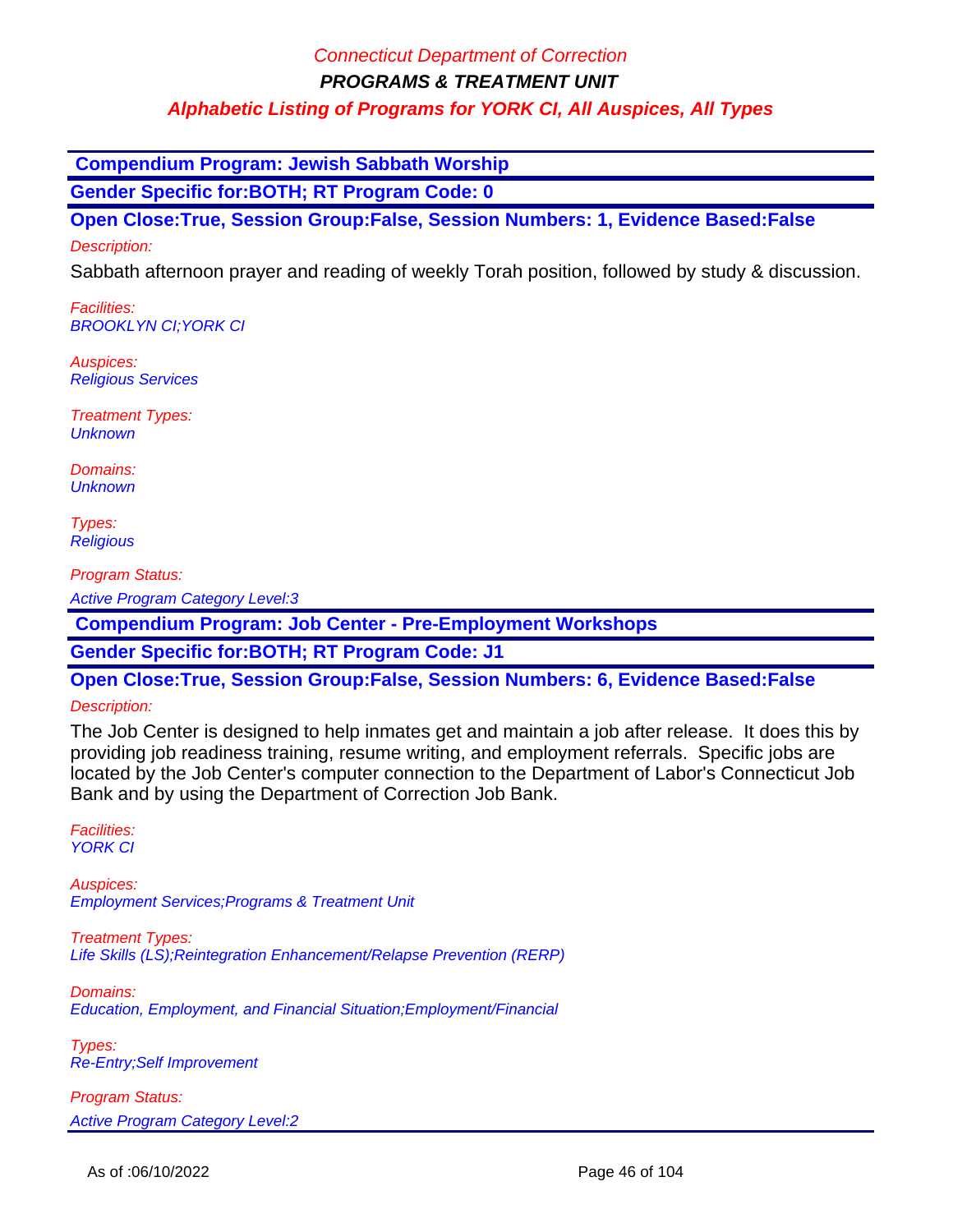**Compendium Program: Jewish Sabbath Worship**

**Gender Specific for:BOTH; RT Program Code: 0**

**Open Close:True, Session Group:False, Session Numbers: 1, Evidence Based:False**

*Description:*

Sabbath afternoon prayer and reading of weekly Torah position, followed by study & discussion.

*Facilities:*
*BROOKLYN CI;YORK CI*

*Auspices:*
*Religious Services*

*Treatment Types:*
*Unknown*

*Domains:*
*Unknown*

*Types:*
*Religious*

*Program Status:*

*Active Program Category Level:3*

**Compendium Program: Job Center - Pre-Employment Workshops**

**Gender Specific for:BOTH; RT Program Code: J1**

**Open Close:True, Session Group:False, Session Numbers: 6, Evidence Based:False**

*Description:*

The Job Center is designed to help inmates get and maintain a job after release. It does this by providing job readiness training, resume writing, and employment referrals. Specific jobs are located by the Job Center's computer connection to the Department of Labor's Connecticut Job Bank and by using the Department of Correction Job Bank.

*Facilities:*
*YORK CI*

*Auspices:*
*Employment Services;Programs & Treatment Unit*

*Treatment Types:*
*Life Skills (LS);Reintegration Enhancement/Relapse Prevention (RERP)*

*Domains:*
*Education, Employment, and Financial Situation;Employment/Financial*

*Types:*
*Re-Entry;Self Improvement*

*Program Status:*

*Active Program Category Level:2*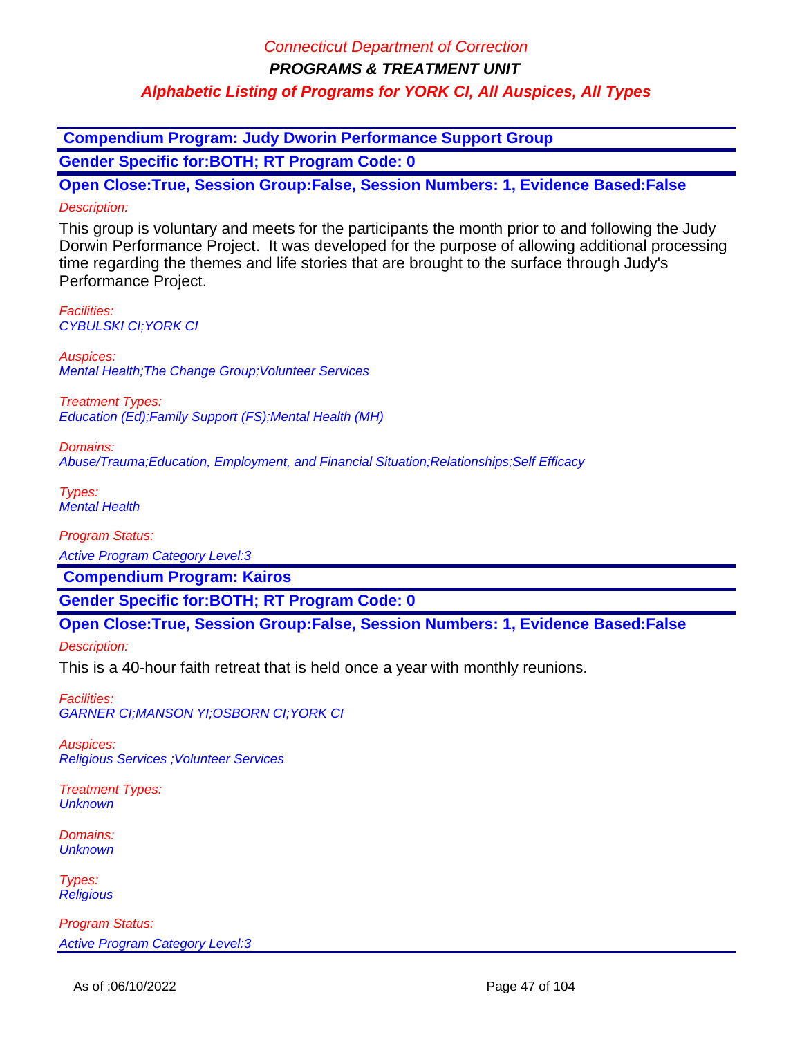**Compendium Program: Judy Dworin Performance Support Group**

**Gender Specific for:BOTH; RT Program Code: 0**

**Open Close:True, Session Group:False, Session Numbers: 1, Evidence Based:False**

*Description:*

This group is voluntary and meets for the participants the month prior to and following the Judy Dorwin Performance Project. It was developed for the purpose of allowing additional processing time regarding the themes and life stories that are brought to the surface through Judy's Performance Project.

*Facilities:*
*CYBULSKI CI;YORK CI*

*Auspices:*
*Mental Health;The Change Group;Volunteer Services*

*Treatment Types:*
*Education (Ed);Family Support (FS);Mental Health (MH)*

*Domains:*
*Abuse/Trauma;Education, Employment, and Financial Situation;Relationships;Self Efficacy*

*Types:*
*Mental Health*

*Program Status:*
*Active Program Category Level:3*

**Compendium Program: Kairos**

**Gender Specific for:BOTH; RT Program Code: 0**

**Open Close:True, Session Group:False, Session Numbers: 1, Evidence Based:False**

*Description:*

This is a 40-hour faith retreat that is held once a year with monthly reunions.

*Facilities:*
*GARNER CI;MANSON YI;OSBORN CI;YORK CI*

*Auspices:*
*Religious Services ;Volunteer Services*

*Treatment Types:*
*Unknown*

*Domains:*
*Unknown*

*Types:*
*Religious*

*Program Status:*
*Active Program Category Level:3*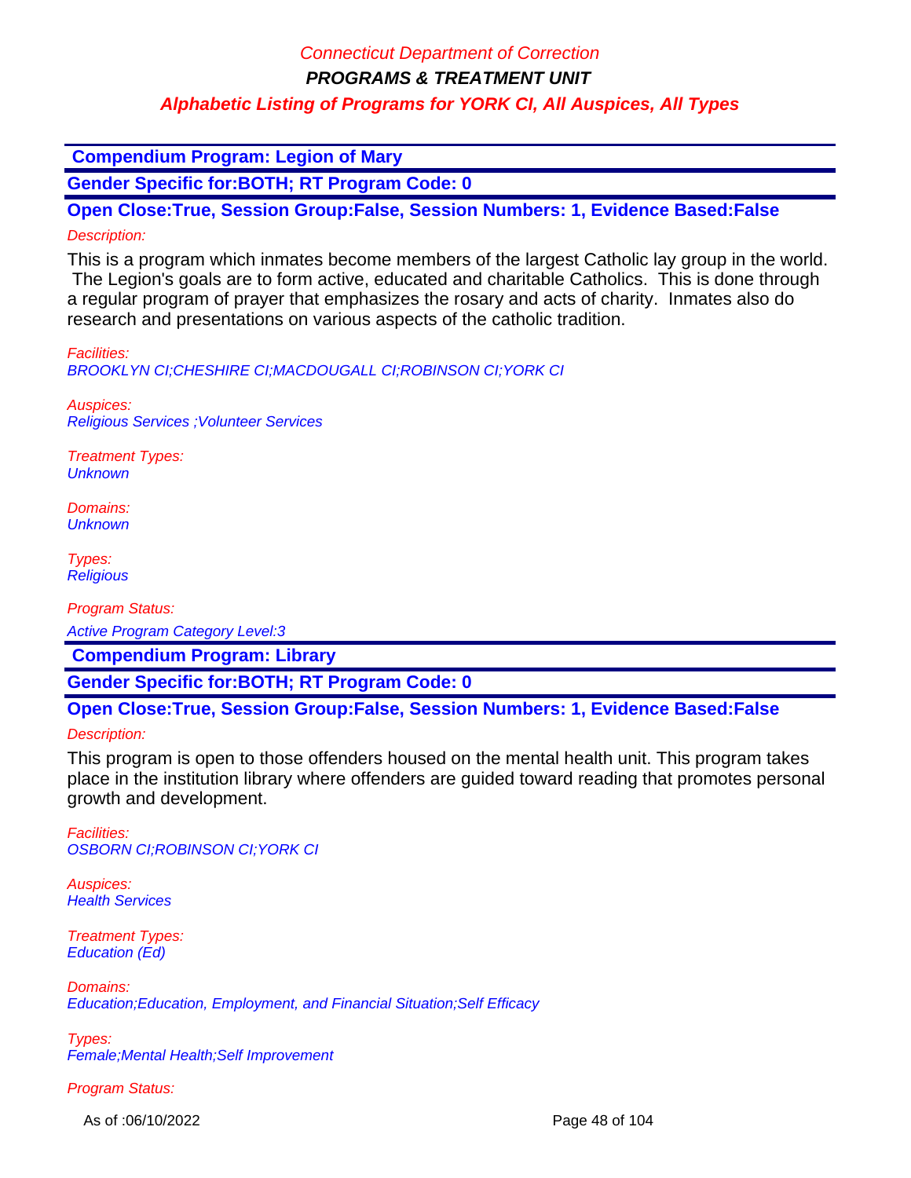Connecticut Department of Correction

**PROGRAMS & TREATMENT UNIT**

***Alphabetic Listing of Programs for YORK CI, All Auspices, All Types***

## Compendium Program: Legion of Mary

**Gender Specific for:BOTH; RT Program Code: 0**

**Open Close:True, Session Group:False, Session Numbers: 1, Evidence Based:False**

*Description:*

This is a program which inmates become members of the largest Catholic lay group in the world. The Legion's goals are to form active, educated and charitable Catholics. This is done through a regular program of prayer that emphasizes the rosary and acts of charity. Inmates also do research and presentations on various aspects of the catholic tradition.

*Facilities:*
*BROOKLYN CI;CHESHIRE CI;MACDOUGALL CI;ROBINSON CI;YORK CI*

*Auspices:*
*Religious Services ;Volunteer Services*

*Treatment Types:*
*Unknown*

*Domains:*
*Unknown*

*Types:*
*Religious*

*Program Status:*

*Active Program Category Level:3*

## Compendium Program: Library

**Gender Specific for:BOTH; RT Program Code: 0**

**Open Close:True, Session Group:False, Session Numbers: 1, Evidence Based:False**

*Description:*

This program is open to those offenders housed on the mental health unit. This program takes place in the institution library where offenders are guided toward reading that promotes personal growth and development.

*Facilities:*
*OSBORN CI;ROBINSON CI;YORK CI*

*Auspices:*
*Health Services*

*Treatment Types:*
*Education (Ed)*

*Domains:*
*Education;Education, Employment, and Financial Situation;Self Efficacy*

*Types:*
*Female;Mental Health;Self Improvement*

*Program Status:*

As of :06/10/2022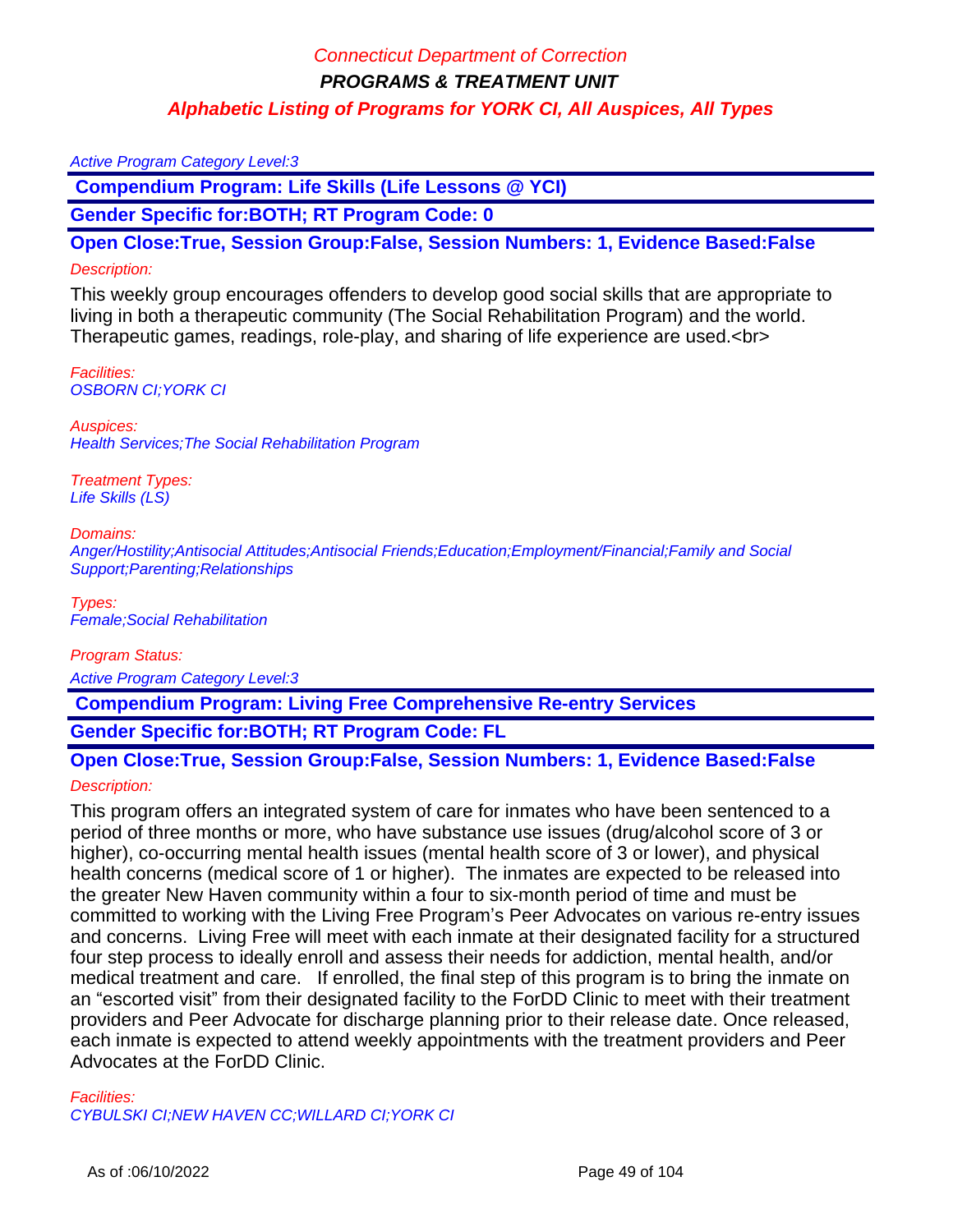Active Program Category Level:3

**Compendium Program: Life Skills (Life Lessons @ YCI)**

**Gender Specific for:BOTH; RT Program Code: 0**

**Open Close:True, Session Group:False, Session Numbers: 1, Evidence Based:False**

*Description:*

This weekly group encourages offenders to develop good social skills that are appropriate to living in both a therapeutic community (The Social Rehabilitation Program) and the world. Therapeutic games, readings, role-play, and sharing of life experience are used.<br>

*Facilities:*
*OSBORN CI;YORK CI*

*Auspices:*
*Health Services;The Social Rehabilitation Program*

*Treatment Types:*
*Life Skills (LS)*

*Domains:*
*Anger/Hostility;Antisocial Attitudes;Antisocial Friends;Education;Employment/Financial;Family and Social Support;Parenting;Relationships*

*Types:*
*Female;Social Rehabilitation*

*Program Status:*

Active Program Category Level:3

**Compendium Program: Living Free Comprehensive Re-entry Services**

**Gender Specific for:BOTH; RT Program Code: FL**

**Open Close:True, Session Group:False, Session Numbers: 1, Evidence Based:False**

*Description:*

This program offers an integrated system of care for inmates who have been sentenced to a period of three months or more, who have substance use issues (drug/alcohol score of 3 or higher), co-occurring mental health issues (mental health score of 3 or lower), and physical health concerns (medical score of 1 or higher). The inmates are expected to be released into the greater New Haven community within a four to six-month period of time and must be committed to working with the Living Free Program's Peer Advocates on various re-entry issues and concerns. Living Free will meet with each inmate at their designated facility for a structured four step process to ideally enroll and assess their needs for addiction, mental health, and/or medical treatment and care. If enrolled, the final step of this program is to bring the inmate on an "escorted visit" from their designated facility to the ForDD Clinic to meet with their treatment providers and Peer Advocate for discharge planning prior to their release date. Once released, each inmate is expected to attend weekly appointments with the treatment providers and Peer Advocates at the ForDD Clinic.

*Facilities:*
*CYBULSKI CI;NEW HAVEN CC;WILLARD CI;YORK CI*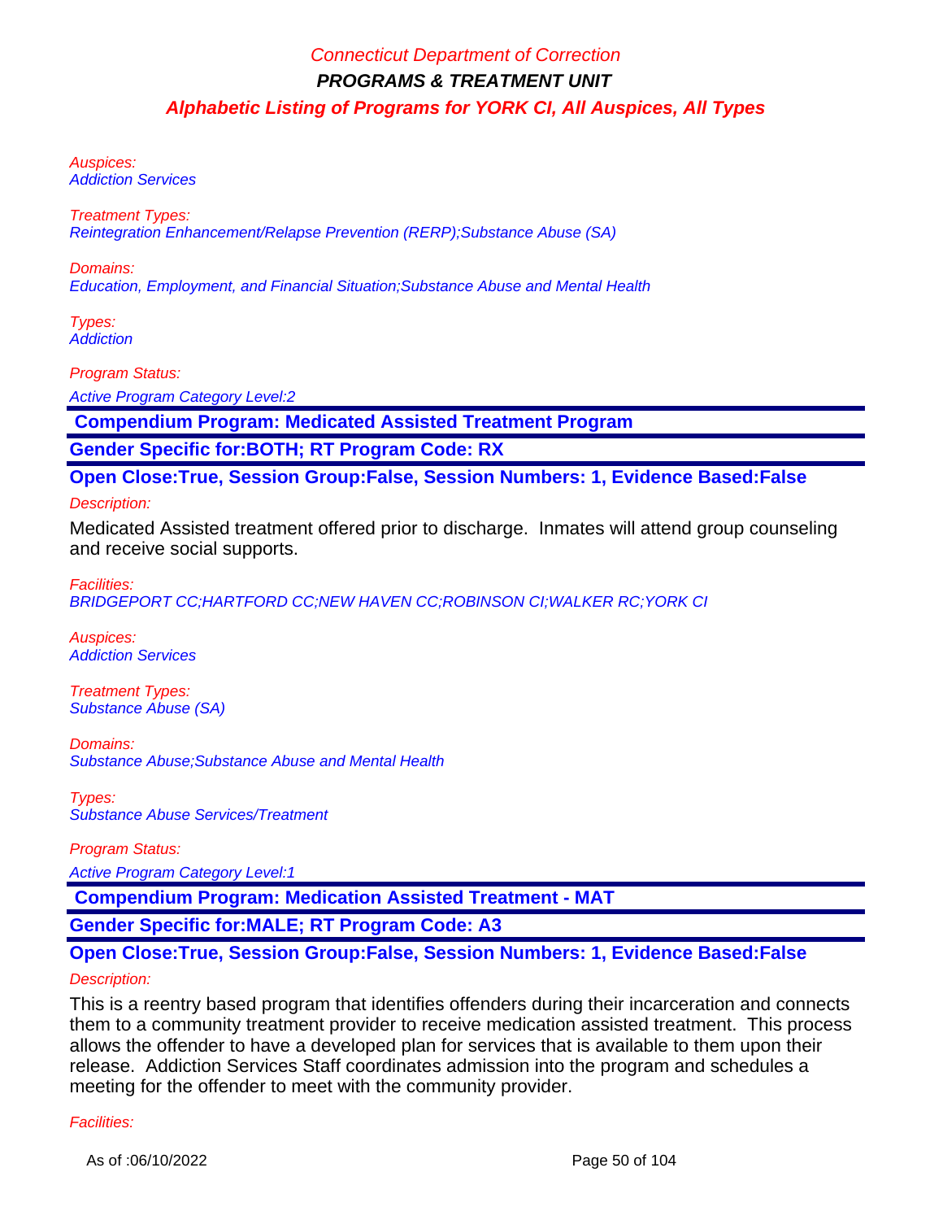Auspices:
Addiction Services

Treatment Types:
Reintegration Enhancement/Relapse Prevention (RERP);Substance Abuse (SA)

Domains:
Education, Employment, and Financial Situation;Substance Abuse and Mental Health

Types:
Addiction

Program Status:

Active Program Category Level:2

**Compendium Program: Medicated Assisted Treatment Program**

**Gender Specific for:BOTH; RT Program Code: RX**

**Open Close:True, Session Group:False, Session Numbers: 1, Evidence Based:False**

Description:

Medicated Assisted treatment offered prior to discharge. Inmates will attend group counseling and receive social supports.

Facilities:
BRIDGEPORT CC;HARTFORD CC;NEW HAVEN CC;ROBINSON CI;WALKER RC;YORK CI

Auspices:
Addiction Services

Treatment Types:
Substance Abuse (SA)

Domains:
Substance Abuse;Substance Abuse and Mental Health

Types:
Substance Abuse Services/Treatment

Program Status:

Active Program Category Level:1

**Compendium Program: Medication Assisted Treatment - MAT**

**Gender Specific for:MALE; RT Program Code: A3**

**Open Close:True, Session Group:False, Session Numbers: 1, Evidence Based:False**

Description:

This is a reentry based program that identifies offenders during their incarceration and connects them to a community treatment provider to receive medication assisted treatment. This process allows the offender to have a developed plan for services that is available to them upon their release. Addiction Services Staff coordinates admission into the program and schedules a meeting for the offender to meet with the community provider.

Facilities: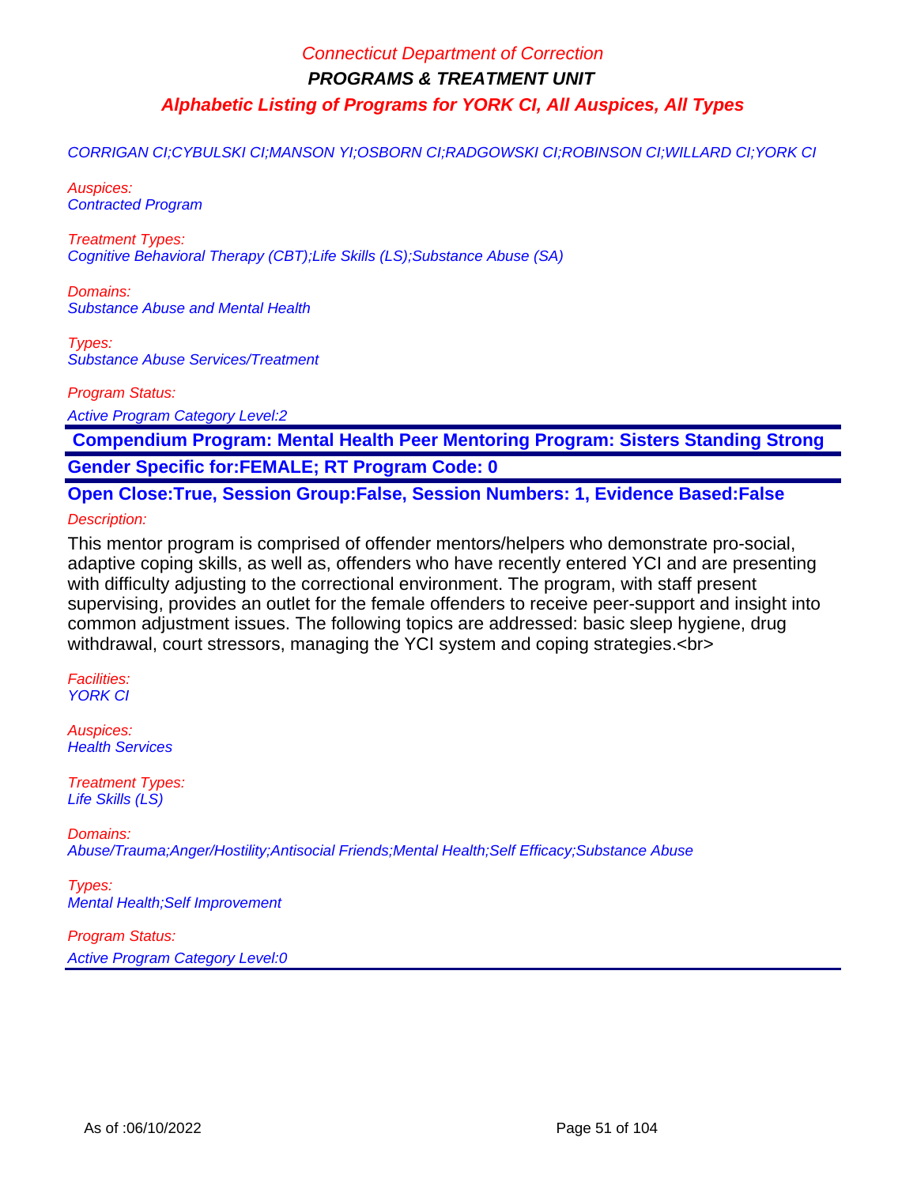# Connecticut Department of Correction

## PROGRAMS & TREATMENT UNIT

## Alphabetic Listing of Programs for YORK CI, All Auspices, All Types

CORRIGAN CI;CYBULSKI CI;MANSON YI;OSBORN CI;RADGOWSKI CI;ROBINSON CI;WILLARD CI;YORK CI

Auspices:
Contracted Program

Treatment Types:
Cognitive Behavioral Therapy (CBT);Life Skills (LS);Substance Abuse (SA)

Domains:
Substance Abuse and Mental Health

Types:
Substance Abuse Services/Treatment

Program Status:
Active Program Category Level:2

---

**Compendium Program: Mental Health Peer Mentoring Program: Sisters Standing Strong**

**Gender Specific for:FEMALE; RT Program Code: 0**

**Open Close:True, Session Group:False, Session Numbers: 1, Evidence Based:False**

Description:

This mentor program is comprised of offender mentors/helpers who demonstrate pro-social, adaptive coping skills, as well as, offenders who have recently entered YCI and are presenting with difficulty adjusting to the correctional environment. The program, with staff present supervising, provides an outlet for the female offenders to receive peer-support and insight into common adjustment issues. The following topics are addressed: basic sleep hygiene, drug withdrawal, court stressors, managing the YCI system and coping strategies.<br>

Facilities:
YORK CI

Auspices:
Health Services

Treatment Types:
Life Skills (LS)

Domains:
Abuse/Trauma;Anger/Hostility;Antisocial Friends;Mental Health;Self Efficacy;Substance Abuse

Types:
Mental Health;Self Improvement

Program Status:
Active Program Category Level:0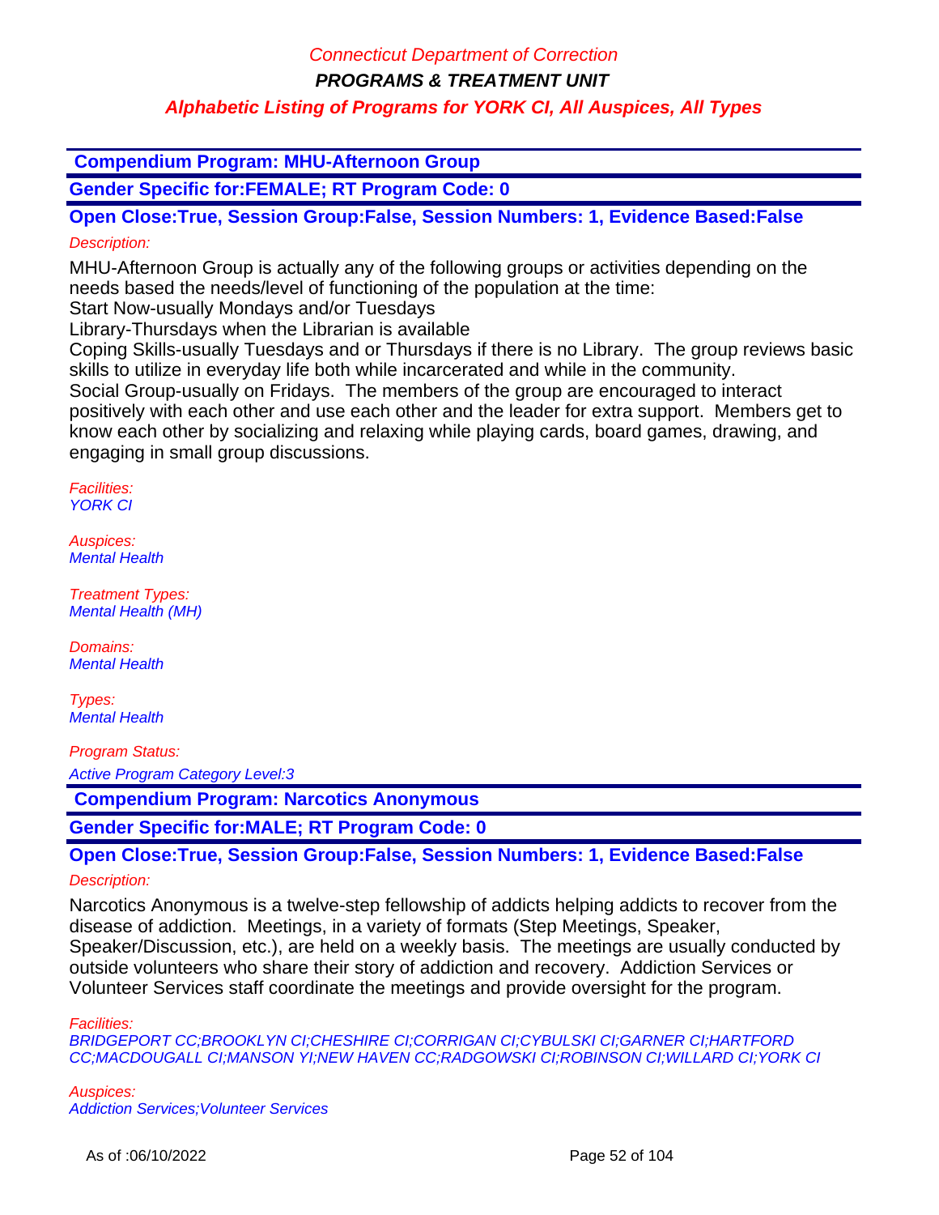## Compendium Program: MHU-Afternoon Group

**Gender Specific for:FEMALE; RT Program Code: 0**

**Open Close:True, Session Group:False, Session Numbers: 1, Evidence Based:False**

*Description:*

MHU-Afternoon Group is actually any of the following groups or activities depending on the needs based the needs/level of functioning of the population at the time:
Start Now-usually Mondays and/or Tuesdays
Library-Thursdays when the Librarian is available
Coping Skills-usually Tuesdays and or Thursdays if there is no Library. The group reviews basic skills to utilize in everyday life both while incarcerated and while in the community.
Social Group-usually on Fridays. The members of the group are encouraged to interact positively with each other and use each other and the leader for extra support. Members get to know each other by socializing and relaxing while playing cards, board games, drawing, and engaging in small group discussions.

*Facilities:*
YORK CI

*Auspices:*
Mental Health

*Treatment Types:*
Mental Health (MH)

*Domains:*
Mental Health

*Types:*
Mental Health

*Program Status:*
Active Program Category Level:3

## Compendium Program: Narcotics Anonymous

**Gender Specific for:MALE; RT Program Code: 0**

**Open Close:True, Session Group:False, Session Numbers: 1, Evidence Based:False**

*Description:*

Narcotics Anonymous is a twelve-step fellowship of addicts helping addicts to recover from the disease of addiction. Meetings, in a variety of formats (Step Meetings, Speaker, Speaker/Discussion, etc.), are held on a weekly basis. The meetings are usually conducted by outside volunteers who share their story of addiction and recovery. Addiction Services or Volunteer Services staff coordinate the meetings and provide oversight for the program.

*Facilities:*
BRIDGEPORT CC;BROOKLYN CI;CHESHIRE CI;CORRIGAN CI;CYBULSKI CI;GARNER CI;HARTFORD CC;MACDOUGALL CI;MANSON YI;NEW HAVEN CC;RADGOWSKI CI;ROBINSON CI;WILLARD CI;YORK CI

*Auspices:*
Addiction Services;Volunteer Services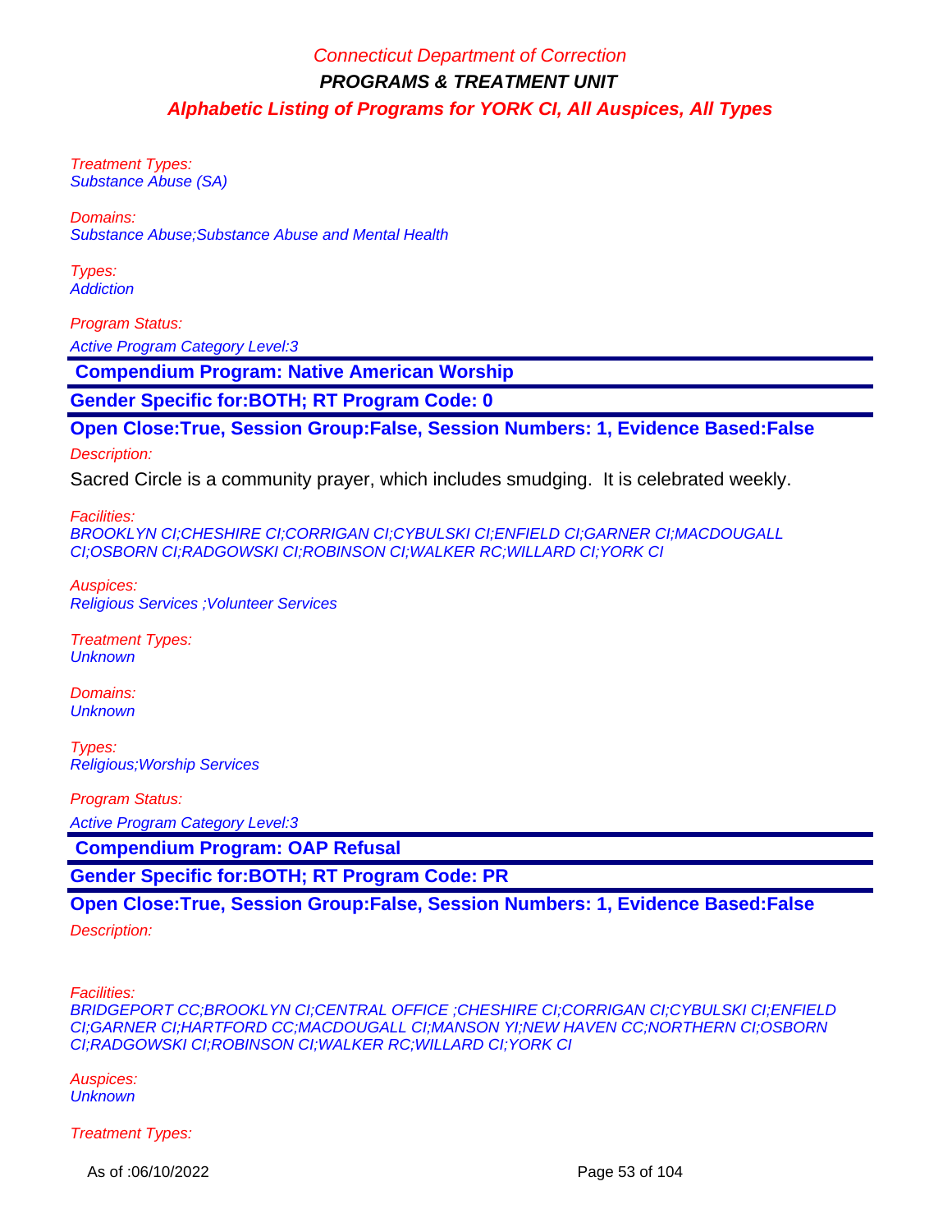Treatment Types:
Substance Abuse (SA)

Domains:
Substance Abuse;Substance Abuse and Mental Health

Types:
Addiction

Program Status:

Active Program Category Level:3

**Compendium Program: Native American Worship**

**Gender Specific for:BOTH; RT Program Code: 0**

**Open Close:True, Session Group:False, Session Numbers: 1, Evidence Based:False**

Description:

Sacred Circle is a community prayer, which includes smudging. It is celebrated weekly.

Facilities:
BROOKLYN CI;CHESHIRE CI;CORRIGAN CI;CYBULSKI CI;ENFIELD CI;GARNER CI;MACDOUGALL CI;OSBORN CI;RADGOWSKI CI;ROBINSON CI;WALKER RC;WILLARD CI;YORK CI

Auspices:
Religious Services ;Volunteer Services

Treatment Types:
Unknown

Domains:
Unknown

Types:
Religious;Worship Services

Program Status:

Active Program Category Level:3

**Compendium Program: OAP Refusal**

**Gender Specific for:BOTH; RT Program Code: PR**

**Open Close:True, Session Group:False, Session Numbers: 1, Evidence Based:False**

Description:

Facilities:
BRIDGEPORT CC;BROOKLYN CI;CENTRAL OFFICE ;CHESHIRE CI;CORRIGAN CI;CYBULSKI CI;ENFIELD CI;GARNER CI;HARTFORD CC;MACDOUGALL CI;MANSON YI;NEW HAVEN CC;NORTHERN CI;OSBORN CI;RADGOWSKI CI;ROBINSON CI;WALKER RC;WILLARD CI;YORK CI

Auspices:
Unknown

Treatment Types: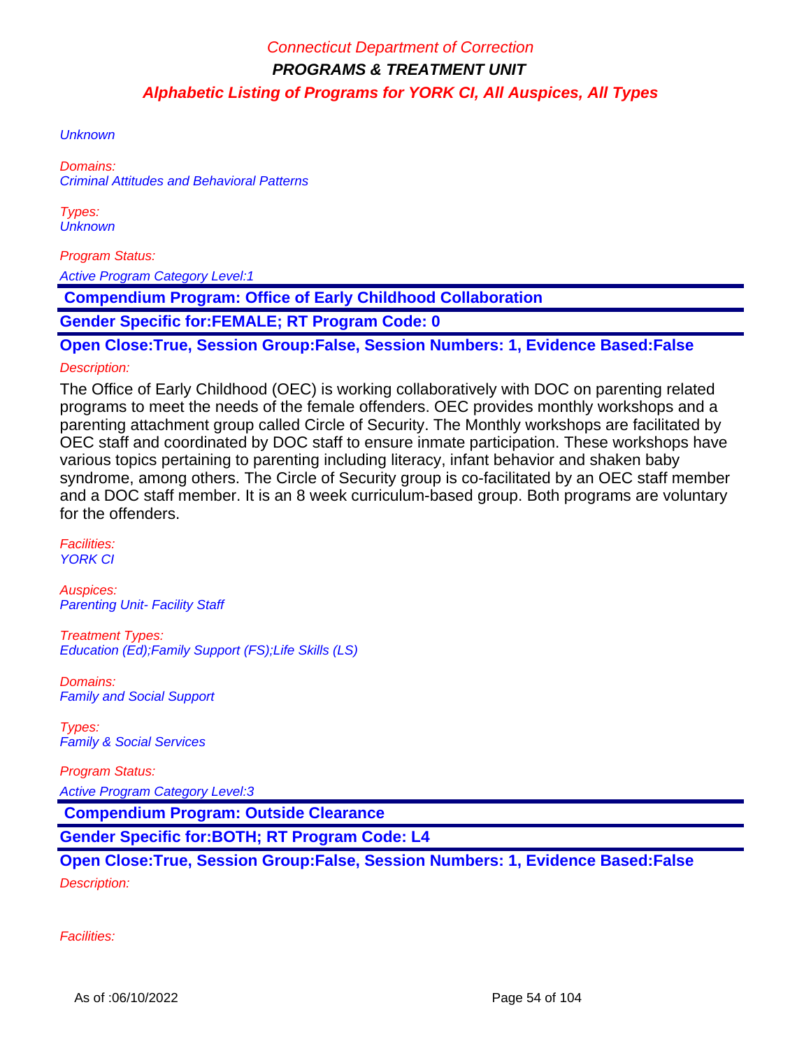Unknown

*Domains:*
Criminal Attitudes and Behavioral Patterns

*Types:*
Unknown

*Program Status:*

Active Program Category Level:1

**Compendium Program: Office of Early Childhood Collaboration**

**Gender Specific for:FEMALE; RT Program Code: 0**

**Open Close:True, Session Group:False, Session Numbers: 1, Evidence Based:False**

*Description:*

The Office of Early Childhood (OEC) is working collaboratively with DOC on parenting related programs to meet the needs of the female offenders. OEC provides monthly workshops and a parenting attachment group called Circle of Security. The Monthly workshops are facilitated by OEC staff and coordinated by DOC staff to ensure inmate participation. These workshops have various topics pertaining to parenting including literacy, infant behavior and shaken baby syndrome, among others. The Circle of Security group is co-facilitated by an OEC staff member and a DOC staff member. It is an 8 week curriculum-based group. Both programs are voluntary for the offenders.

*Facilities:*
YORK CI

*Auspices:*
Parenting Unit- Facility Staff

*Treatment Types:*
Education (Ed);Family Support (FS);Life Skills (LS)

*Domains:*
Family and Social Support

*Types:*
Family & Social Services

*Program Status:*

Active Program Category Level:3

**Compendium Program: Outside Clearance**

**Gender Specific for:BOTH; RT Program Code: L4**

**Open Close:True, Session Group:False, Session Numbers: 1, Evidence Based:False**

*Description:*

*Facilities:*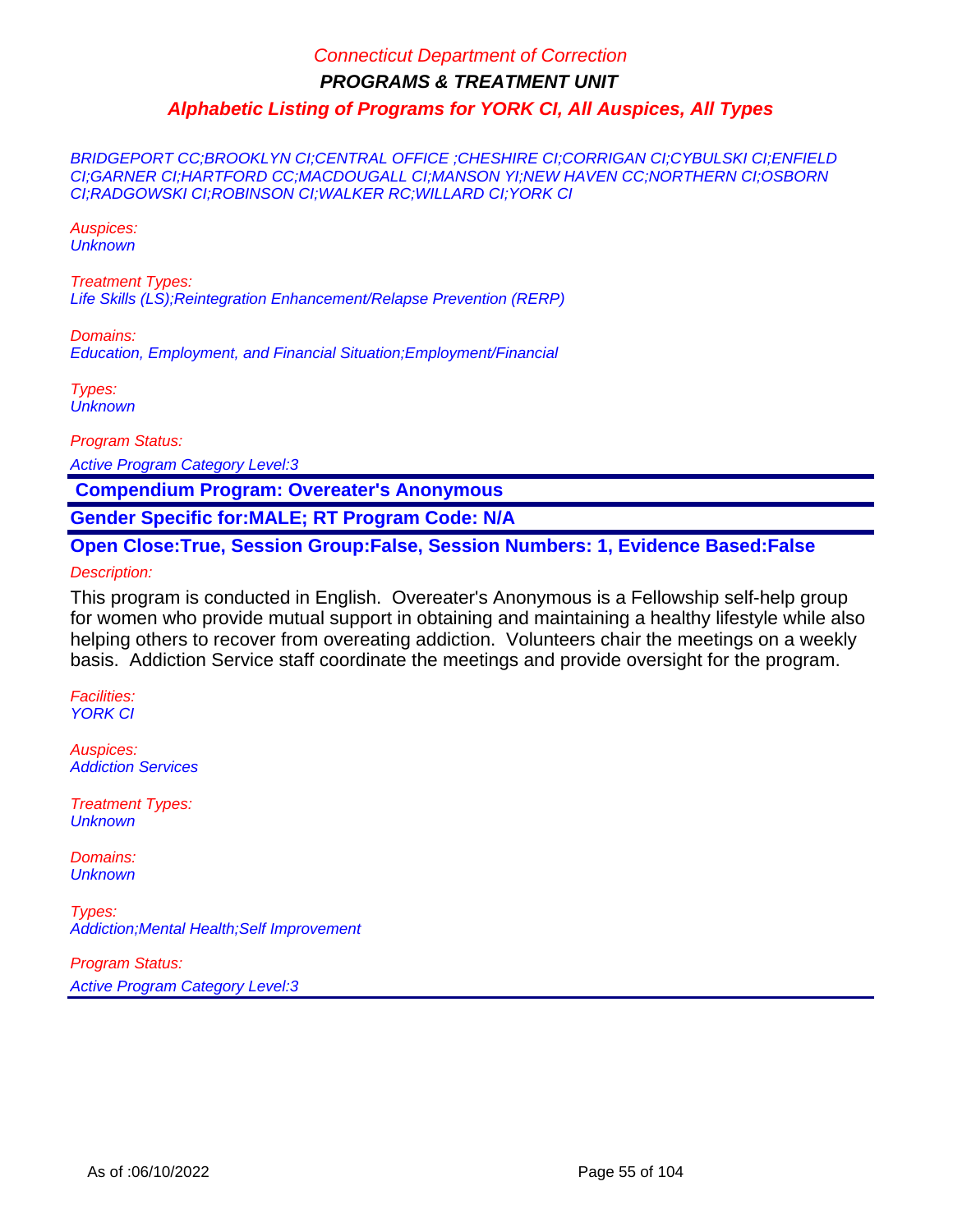Connecticut Department of Correction

**PROGRAMS & TREATMENT UNIT**

***Alphabetic Listing of Programs for YORK CI, All Auspices, All Types***

*BRIDGEPORT CC;BROOKLYN CI;CENTRAL OFFICE ;CHESHIRE CI;CORRIGAN CI;CYBULSKI CI;ENFIELD CI;GARNER CI;HARTFORD CC;MACDOUGALL CI;MANSON YI;NEW HAVEN CC;NORTHERN CI;OSBORN CI;RADGOWSKI CI;ROBINSON CI;WALKER RC;WILLARD CI;YORK CI*

*Auspices:*
*Unknown*

*Treatment Types:*
*Life Skills (LS);Reintegration Enhancement/Relapse Prevention (RERP)*

*Domains:*
*Education, Employment, and Financial Situation;Employment/Financial*

*Types:*
*Unknown*

*Program Status:*
*Active Program Category Level:3*

---

**Compendium Program: Overeater's Anonymous**

**Gender Specific for:MALE; RT Program Code: N/A**

**Open Close:True, Session Group:False, Session Numbers: 1, Evidence Based:False**

*Description:*

This program is conducted in English. Overeater's Anonymous is a Fellowship self-help group for women who provide mutual support in obtaining and maintaining a healthy lifestyle while also helping others to recover from overeating addiction. Volunteers chair the meetings on a weekly basis. Addiction Service staff coordinate the meetings and provide oversight for the program.

*Facilities:*
*YORK CI*

*Auspices:*
*Addiction Services*

*Treatment Types:*
*Unknown*

*Domains:*
*Unknown*

*Types:*
*Addiction;Mental Health;Self Improvement*

*Program Status:*
*Active Program Category Level:3*

---

As of :06/10/2022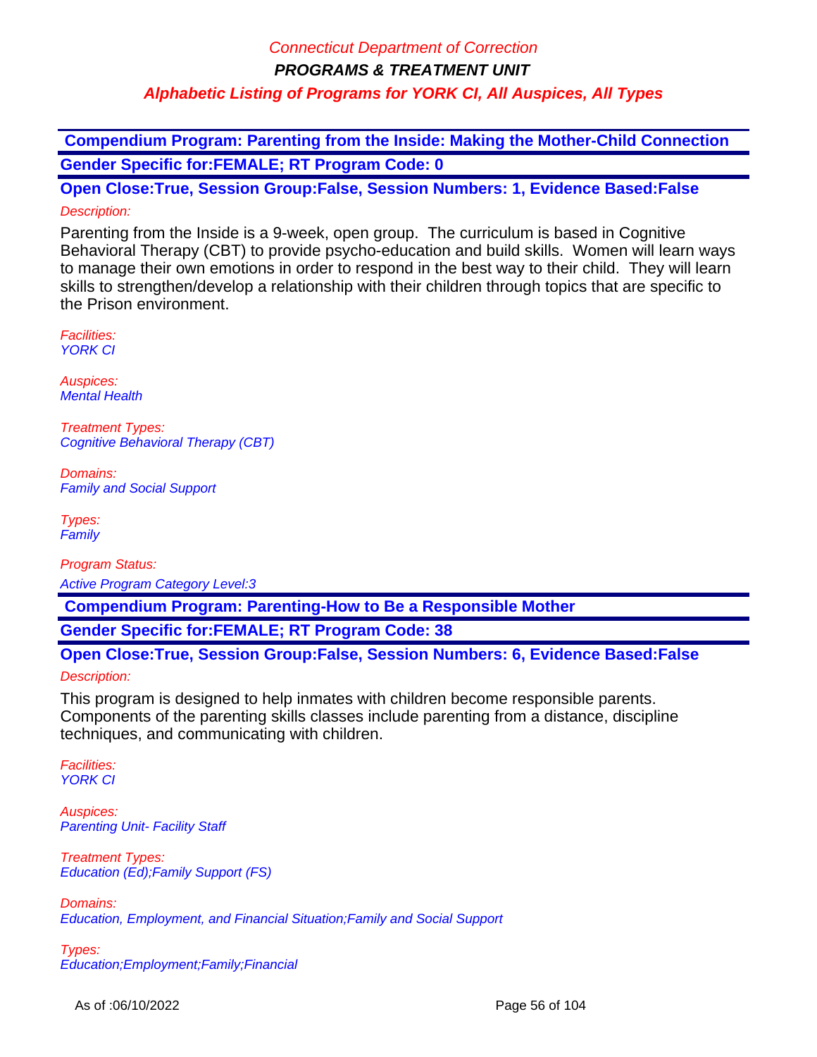Connecticut Department of Correction

**PROGRAMS & TREATMENT UNIT**

***Alphabetic Listing of Programs for YORK CI, All Auspices, All Types***

## Compendium Program: Parenting from the Inside: Making the Mother-Child Connection

**Gender Specific for:FEMALE; RT Program Code: 0**

**Open Close:True, Session Group:False, Session Numbers: 1, Evidence Based:False**

*Description:*

Parenting from the Inside is a 9-week, open group. The curriculum is based in Cognitive Behavioral Therapy (CBT) to provide psycho-education and build skills. Women will learn ways to manage their own emotions in order to respond in the best way to their child. They will learn skills to strengthen/develop a relationship with their children through topics that are specific to the Prison environment.

*Facilities:*
*YORK CI*

*Auspices:*
*Mental Health*

*Treatment Types:*
*Cognitive Behavioral Therapy (CBT)*

*Domains:*
*Family and Social Support*

*Types:*
*Family*

*Program Status:*
*Active Program Category Level:3*

## Compendium Program: Parenting-How to Be a Responsible Mother

**Gender Specific for:FEMALE; RT Program Code: 38**

**Open Close:True, Session Group:False, Session Numbers: 6, Evidence Based:False**

*Description:*

This program is designed to help inmates with children become responsible parents. Components of the parenting skills classes include parenting from a distance, discipline techniques, and communicating with children.

*Facilities:*
*YORK CI*

*Auspices:*
*Parenting Unit- Facility Staff*

*Treatment Types:*
*Education (Ed);Family Support (FS)*

*Domains:*
*Education, Employment, and Financial Situation;Family and Social Support*

*Types:*
*Education;Employment;Family;Financial*

As of :06/10/2022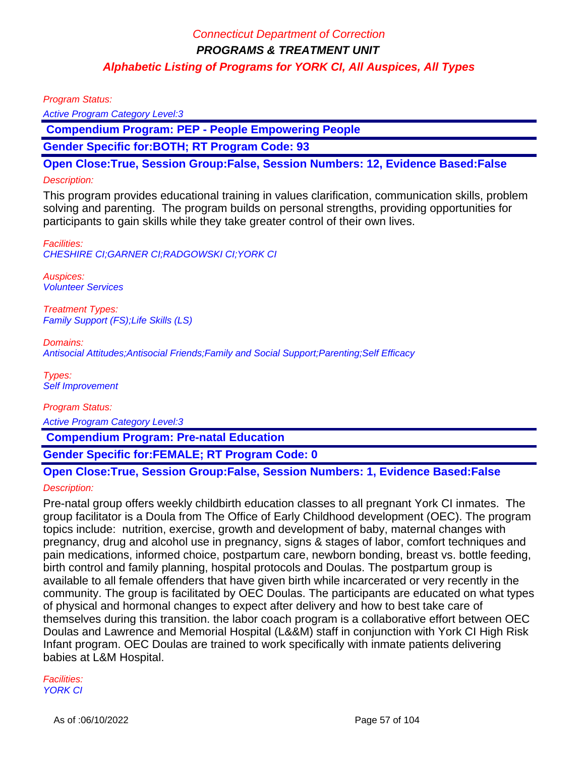Program Status:

Active Program Category Level:3

**Compendium Program: PEP - People Empowering People**

**Gender Specific for:BOTH; RT Program Code: 93**

**Open Close:True, Session Group:False, Session Numbers: 12, Evidence Based:False**

Description:

This program provides educational training in values clarification, communication skills, problem solving and parenting. The program builds on personal strengths, providing opportunities for participants to gain skills while they take greater control of their own lives.

Facilities:
CHESHIRE CI;GARNER CI;RADGOWSKI CI;YORK CI

Auspices:
Volunteer Services

Treatment Types:
Family Support (FS);Life Skills (LS)

Domains:
Antisocial Attitudes;Antisocial Friends;Family and Social Support;Parenting;Self Efficacy

Types:
Self Improvement

Program Status:

Active Program Category Level:3

**Compendium Program: Pre-natal Education**

**Gender Specific for:FEMALE; RT Program Code: 0**

**Open Close:True, Session Group:False, Session Numbers: 1, Evidence Based:False**

Description:

Pre-natal group offers weekly childbirth education classes to all pregnant York CI inmates. The group facilitator is a Doula from The Office of Early Childhood development (OEC). The program topics include: nutrition, exercise, growth and development of baby, maternal changes with pregnancy, drug and alcohol use in pregnancy, signs & stages of labor, comfort techniques and pain medications, informed choice, postpartum care, newborn bonding, breast vs. bottle feeding, birth control and family planning, hospital protocols and Doulas. The postpartum group is available to all female offenders that have given birth while incarcerated or very recently in the community. The group is facilitated by OEC Doulas. The participants are educated on what types of physical and hormonal changes to expect after delivery and how to best take care of themselves during this transition. the labor coach program is a collaborative effort between OEC Doulas and Lawrence and Memorial Hospital (L&&M) staff in conjunction with York CI High Risk Infant program. OEC Doulas are trained to work specifically with inmate patients delivering babies at L&M Hospital.

Facilities:
YORK CI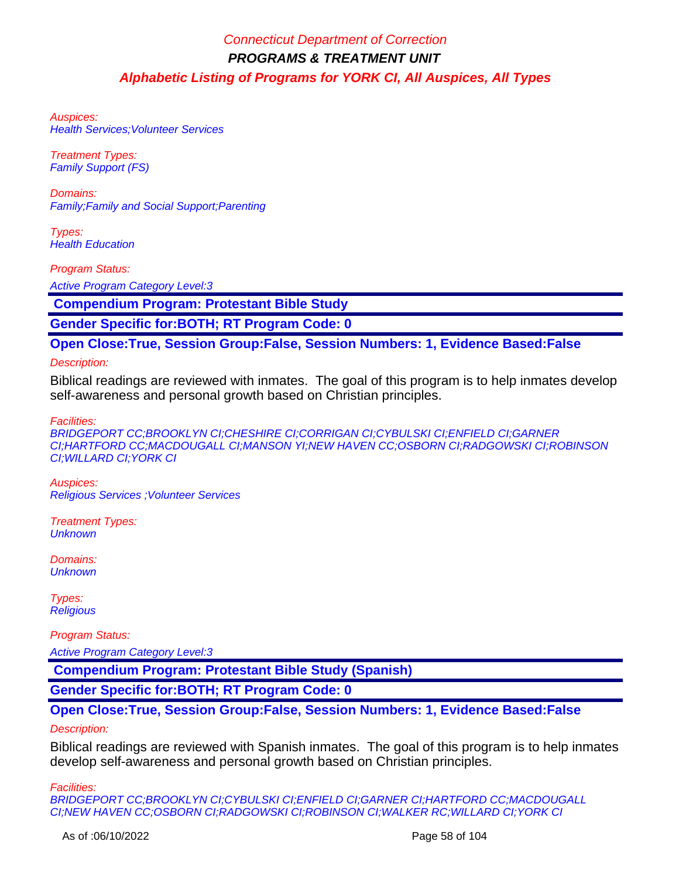Auspices:
Health Services;Volunteer Services

Treatment Types:
Family Support (FS)

Domains:
Family;Family and Social Support;Parenting

Types:
Health Education

Program Status:

Active Program Category Level:3

**Compendium Program: Protestant Bible Study**

**Gender Specific for:BOTH; RT Program Code: 0**

**Open Close:True, Session Group:False, Session Numbers: 1, Evidence Based:False**

Description:

Biblical readings are reviewed with inmates.  The goal of this program is to help inmates develop self-awareness and personal growth based on Christian principles.

Facilities:
BRIDGEPORT CC;BROOKLYN CI;CHESHIRE CI;CORRIGAN CI;CYBULSKI CI;ENFIELD CI;GARNER CI;HARTFORD CC;MACDOUGALL CI;MANSON YI;NEW HAVEN CC;OSBORN CI;RADGOWSKI CI;ROBINSON CI;WILLARD CI;YORK CI

Auspices:
Religious Services ;Volunteer Services

Treatment Types:
Unknown

Domains:
Unknown

Types:
Religious

Program Status:

Active Program Category Level:3

**Compendium Program: Protestant Bible Study (Spanish)**

**Gender Specific for:BOTH; RT Program Code: 0**

**Open Close:True, Session Group:False, Session Numbers: 1, Evidence Based:False**

Description:

Biblical readings are reviewed with Spanish inmates.  The goal of this program is to help inmates develop self-awareness and personal growth based on Christian principles.

Facilities:
BRIDGEPORT CC;BROOKLYN CI;CYBULSKI CI;ENFIELD CI;GARNER CI;HARTFORD CC;MACDOUGALL CI;NEW HAVEN CC;OSBORN CI;RADGOWSKI CI;ROBINSON CI;WALKER RC;WILLARD CI;YORK CI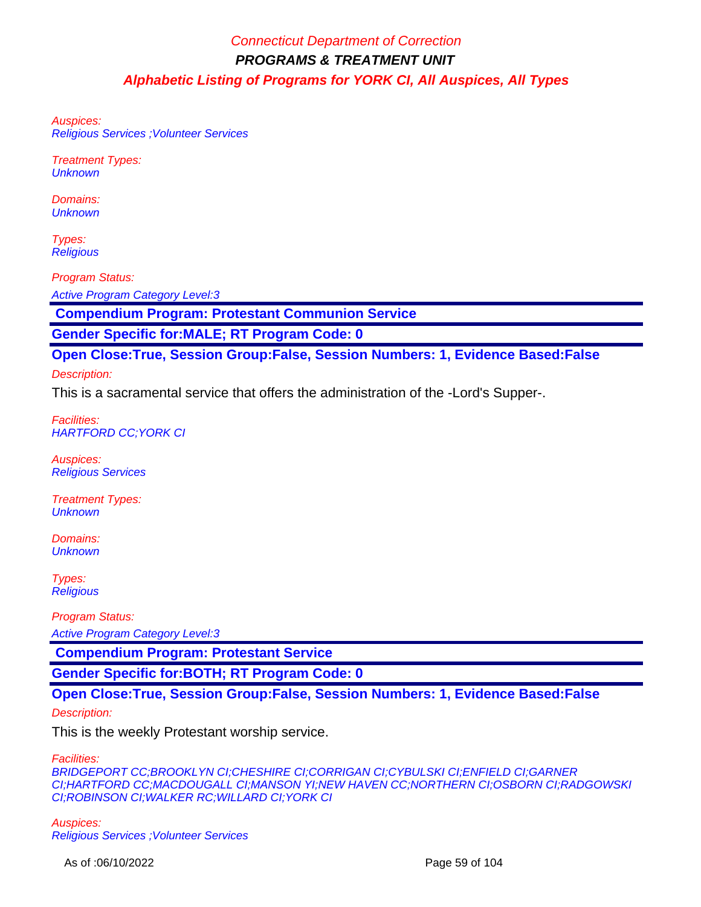Auspices:
Religious Services ;Volunteer Services

Treatment Types:
Unknown

Domains:
Unknown

Types:
Religious

Program Status:

Active Program Category Level:3

**Compendium Program: Protestant Communion Service**

**Gender Specific for:MALE; RT Program Code: 0**

**Open Close:True, Session Group:False, Session Numbers: 1, Evidence Based:False**

Description:

This is a sacramental service that offers the administration of the -Lord's Supper-.

Facilities:
HARTFORD CC;YORK CI

Auspices:
Religious Services

Treatment Types:
Unknown

Domains:
Unknown

Types:
Religious

Program Status:

Active Program Category Level:3

**Compendium Program: Protestant Service**

**Gender Specific for:BOTH; RT Program Code: 0**

**Open Close:True, Session Group:False, Session Numbers: 1, Evidence Based:False**

Description:

This is the weekly Protestant worship service.

Facilities:
BRIDGEPORT CC;BROOKLYN CI;CHESHIRE CI;CORRIGAN CI;CYBULSKI CI;ENFIELD CI;GARNER CI;HARTFORD CC;MACDOUGALL CI;MANSON YI;NEW HAVEN CC;NORTHERN CI;OSBORN CI;RADGOWSKI CI;ROBINSON CI;WALKER RC;WILLARD CI;YORK CI

Auspices:
Religious Services ;Volunteer Services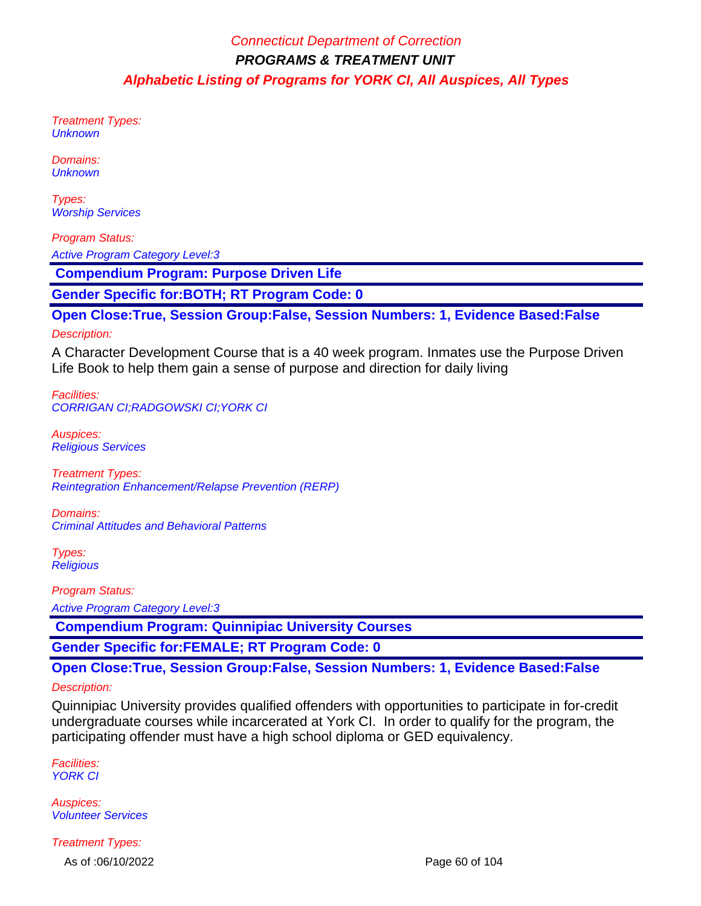Treatment Types:
*Unknown*

Domains:
*Unknown*

Types:
*Worship Services*

Program Status:
*Active Program Category Level:3*

## Compendium Program: Purpose Driven Life

**Gender Specific for:BOTH; RT Program Code: 0**

**Open Close:True, Session Group:False, Session Numbers: 1, Evidence Based:False**

Description:

A Character Development Course that is a 40 week program. Inmates use the Purpose Driven Life Book to help them gain a sense of purpose and direction for daily living

Facilities:
*CORRIGAN CI;RADGOWSKI CI;YORK CI*

Auspices:
*Religious Services*

Treatment Types:
*Reintegration Enhancement/Relapse Prevention (RERP)*

Domains:
*Criminal Attitudes and Behavioral Patterns*

Types:
*Religious*

Program Status:
*Active Program Category Level:3*

## Compendium Program: Quinnipiac University Courses

**Gender Specific for:FEMALE; RT Program Code: 0**

**Open Close:True, Session Group:False, Session Numbers: 1, Evidence Based:False**

Description:

Quinnipiac University provides qualified offenders with opportunities to participate in for-credit undergraduate courses while incarcerated at York CI. In order to qualify for the program, the participating offender must have a high school diploma or GED equivalency.

Facilities:
*YORK CI*

Auspices:
*Volunteer Services*

Treatment Types: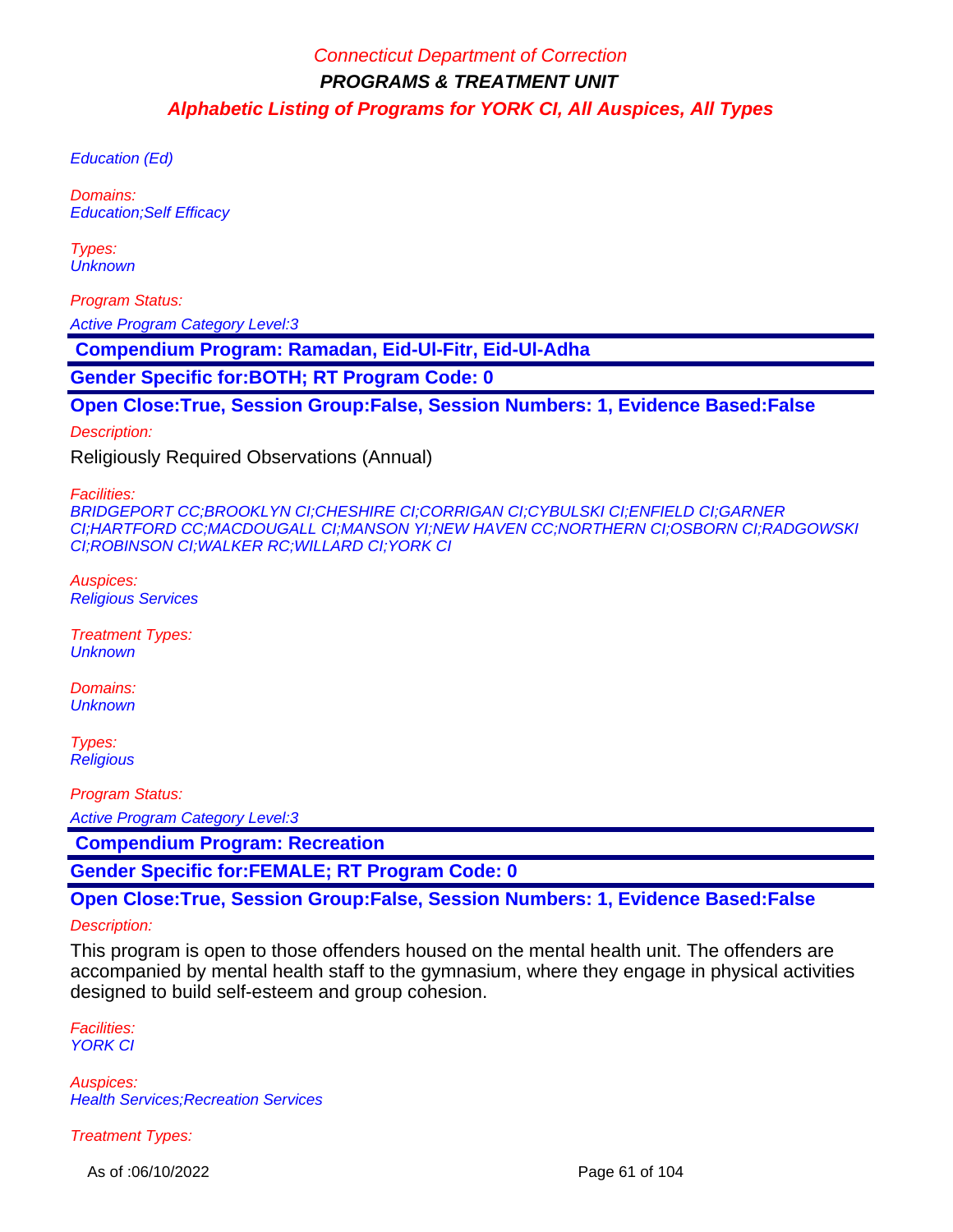Education (Ed)

Domains:
Education;Self Efficacy

Types:
Unknown

Program Status:

Active Program Category Level:3

**Compendium Program: Ramadan, Eid-Ul-Fitr, Eid-Ul-Adha**

**Gender Specific for:BOTH; RT Program Code: 0**

**Open Close:True, Session Group:False, Session Numbers: 1, Evidence Based:False**

Description:

Religiously Required Observations (Annual)

Facilities:
BRIDGEPORT CC;BROOKLYN CI;CHESHIRE CI;CORRIGAN CI;CYBULSKI CI;ENFIELD CI;GARNER CI;HARTFORD CC;MACDOUGALL CI;MANSON YI;NEW HAVEN CC;NORTHERN CI;OSBORN CI;RADGOWSKI CI;ROBINSON CI;WALKER RC;WILLARD CI;YORK CI

Auspices:
Religious Services

Treatment Types:
Unknown

Domains:
Unknown

Types:
Religious

Program Status:

Active Program Category Level:3

**Compendium Program: Recreation**

**Gender Specific for:FEMALE; RT Program Code: 0**

**Open Close:True, Session Group:False, Session Numbers: 1, Evidence Based:False**

Description:

This program is open to those offenders housed on the mental health unit. The offenders are accompanied by mental health staff to the gymnasium, where they engage in physical activities designed to build self-esteem and group cohesion.

Facilities:
YORK CI

Auspices:
Health Services;Recreation Services

Treatment Types: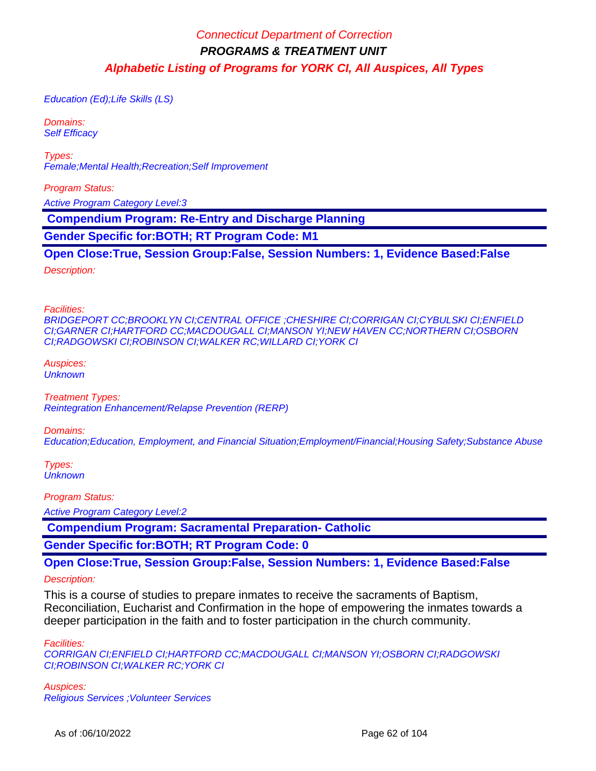Education (Ed);Life Skills (LS)

Domains:
Self Efficacy

Types:
Female;Mental Health;Recreation;Self Improvement

Program Status:

Active Program Category Level:3

**Compendium Program: Re-Entry and Discharge Planning**

**Gender Specific for:BOTH; RT Program Code: M1**

**Open Close:True, Session Group:False, Session Numbers: 1, Evidence Based:False**

Description:

Facilities:
BRIDGEPORT CC;BROOKLYN CI;CENTRAL OFFICE ;CHESHIRE CI;CORRIGAN CI;CYBULSKI CI;ENFIELD CI;GARNER CI;HARTFORD CC;MACDOUGALL CI;MANSON YI;NEW HAVEN CC;NORTHERN CI;OSBORN CI;RADGOWSKI CI;ROBINSON CI;WALKER RC;WILLARD CI;YORK CI

Auspices:
Unknown

Treatment Types:
Reintegration Enhancement/Relapse Prevention (RERP)

Domains:
Education;Education, Employment, and Financial Situation;Employment/Financial;Housing Safety;Substance Abuse

Types:
Unknown

Program Status:

Active Program Category Level:2

**Compendium Program: Sacramental Preparation- Catholic**

**Gender Specific for:BOTH; RT Program Code: 0**

**Open Close:True, Session Group:False, Session Numbers: 1, Evidence Based:False**

Description:

This is a course of studies to prepare inmates to receive the sacraments of Baptism, Reconciliation, Eucharist and Confirmation in the hope of empowering the inmates towards a deeper participation in the faith and to foster participation in the church community.

Facilities:
CORRIGAN CI;ENFIELD CI;HARTFORD CC;MACDOUGALL CI;MANSON YI;OSBORN CI;RADGOWSKI CI;ROBINSON CI;WALKER RC;YORK CI

Auspices:
Religious Services ;Volunteer Services

As of :06/10/2022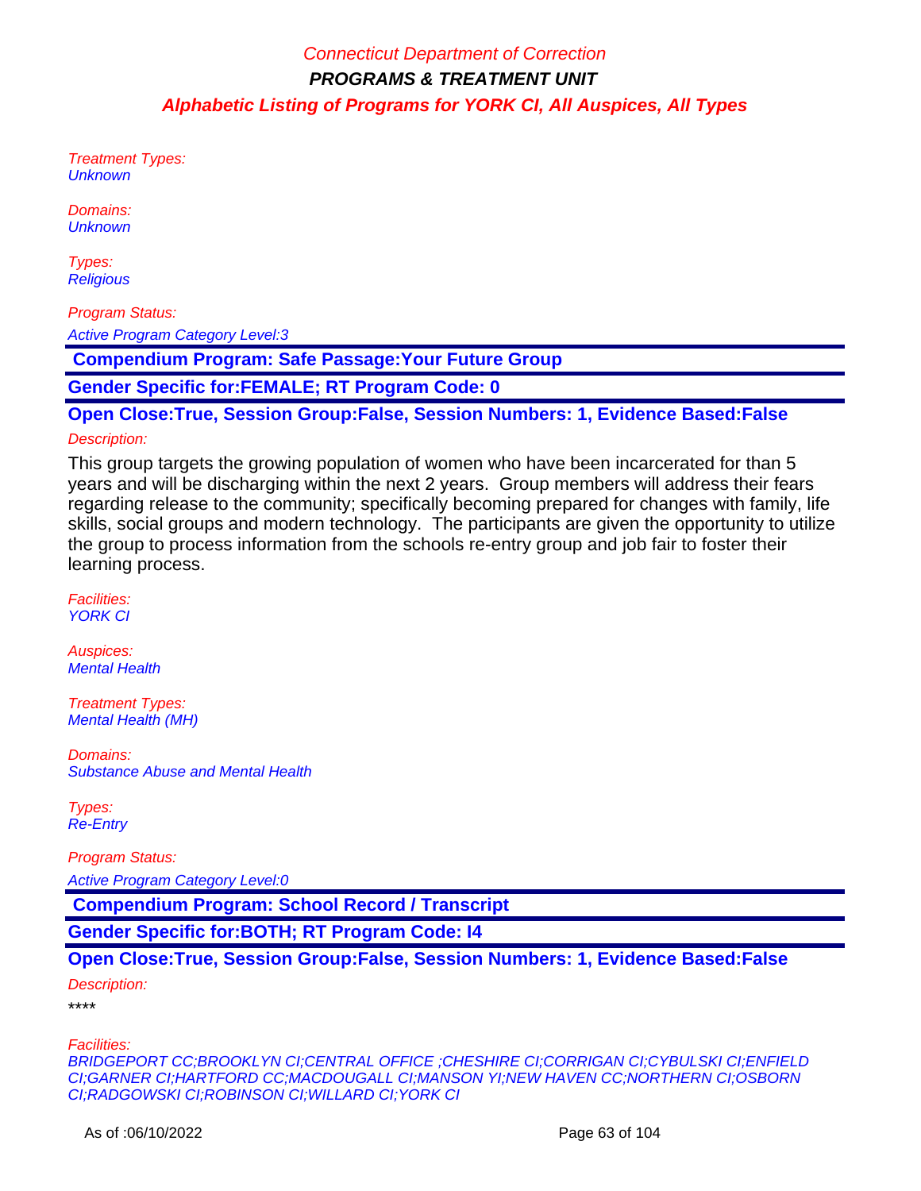Treatment Types:
*Unknown*

Domains:
*Unknown*

Types:
*Religious*

Program Status:

*Active Program Category Level:3*

**Compendium Program: Safe Passage:Your Future Group**

**Gender Specific for:FEMALE; RT Program Code: 0**

**Open Close:True, Session Group:False, Session Numbers: 1, Evidence Based:False**

Description:

This group targets the growing population of women who have been incarcerated for than 5 years and will be discharging within the next 2 years. Group members will address their fears regarding release to the community; specifically becoming prepared for changes with family, life skills, social groups and modern technology. The participants are given the opportunity to utilize the group to process information from the schools re-entry group and job fair to foster their learning process.

Facilities:
*YORK CI*

Auspices:
*Mental Health*

Treatment Types:
*Mental Health (MH)*

Domains:
*Substance Abuse and Mental Health*

Types:
*Re-Entry*

Program Status:

*Active Program Category Level:0*

**Compendium Program: School Record / Transcript**

**Gender Specific for:BOTH; RT Program Code: I4**

**Open Close:True, Session Group:False, Session Numbers: 1, Evidence Based:False**

Description:

****

Facilities:
*BRIDGEPORT CC;BROOKLYN CI;CENTRAL OFFICE ;CHESHIRE CI;CORRIGAN CI;CYBULSKI CI;ENFIELD CI;GARNER CI;HARTFORD CC;MACDOUGALL CI;MANSON YI;NEW HAVEN CC;NORTHERN CI;OSBORN CI;RADGOWSKI CI;ROBINSON CI;WILLARD CI;YORK CI*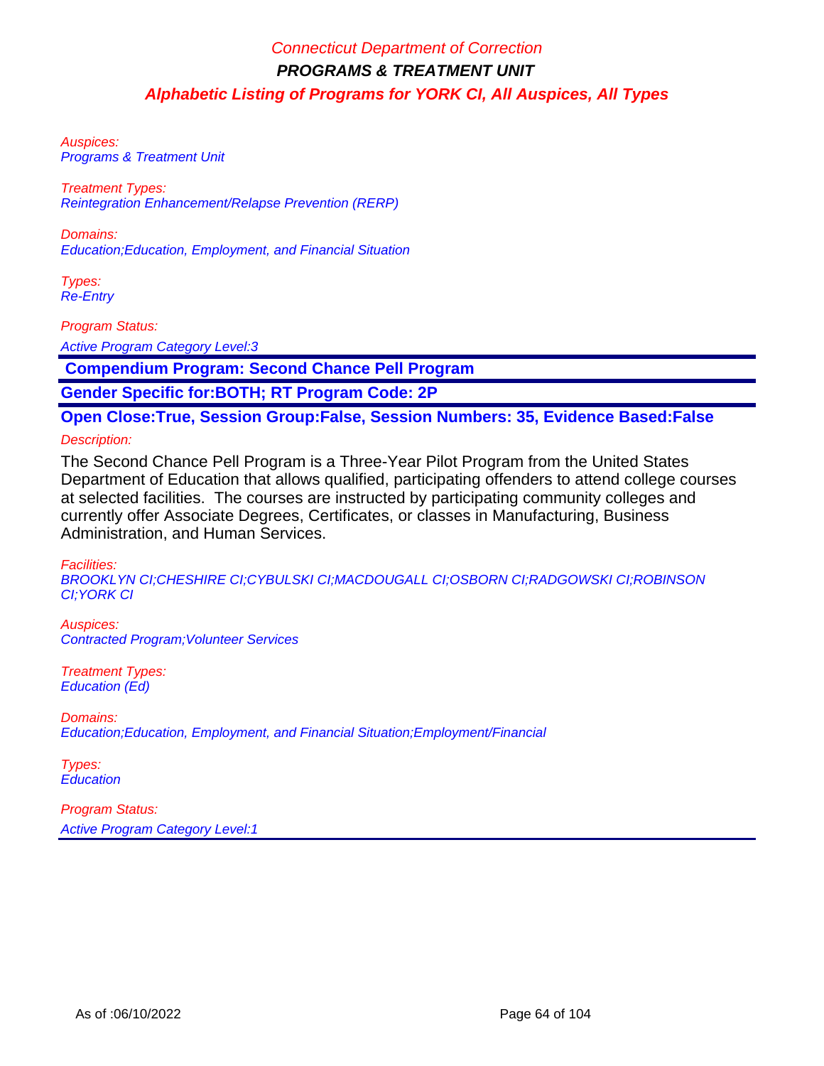Auspices:
Programs & Treatment Unit

Treatment Types:
Reintegration Enhancement/Relapse Prevention (RERP)

Domains:
Education;Education, Employment, and Financial Situation

Types:
Re-Entry

Program Status:

Active Program Category Level:3

**Compendium Program: Second Chance Pell Program**

**Gender Specific for:BOTH; RT Program Code: 2P**

**Open Close:True, Session Group:False, Session Numbers: 35, Evidence Based:False**

Description:

The Second Chance Pell Program is a Three-Year Pilot Program from the United States Department of Education that allows qualified, participating offenders to attend college courses at selected facilities.  The courses are instructed by participating community colleges and currently offer Associate Degrees, Certificates, or classes in Manufacturing, Business Administration, and Human Services.

Facilities:
BROOKLYN CI;CHESHIRE CI;CYBULSKI CI;MACDOUGALL CI;OSBORN CI;RADGOWSKI CI;ROBINSON CI;YORK CI

Auspices:
Contracted Program;Volunteer Services

Treatment Types:
Education (Ed)

Domains:
Education;Education, Employment, and Financial Situation;Employment/Financial

Types:
Education

Program Status:
Active Program Category Level:1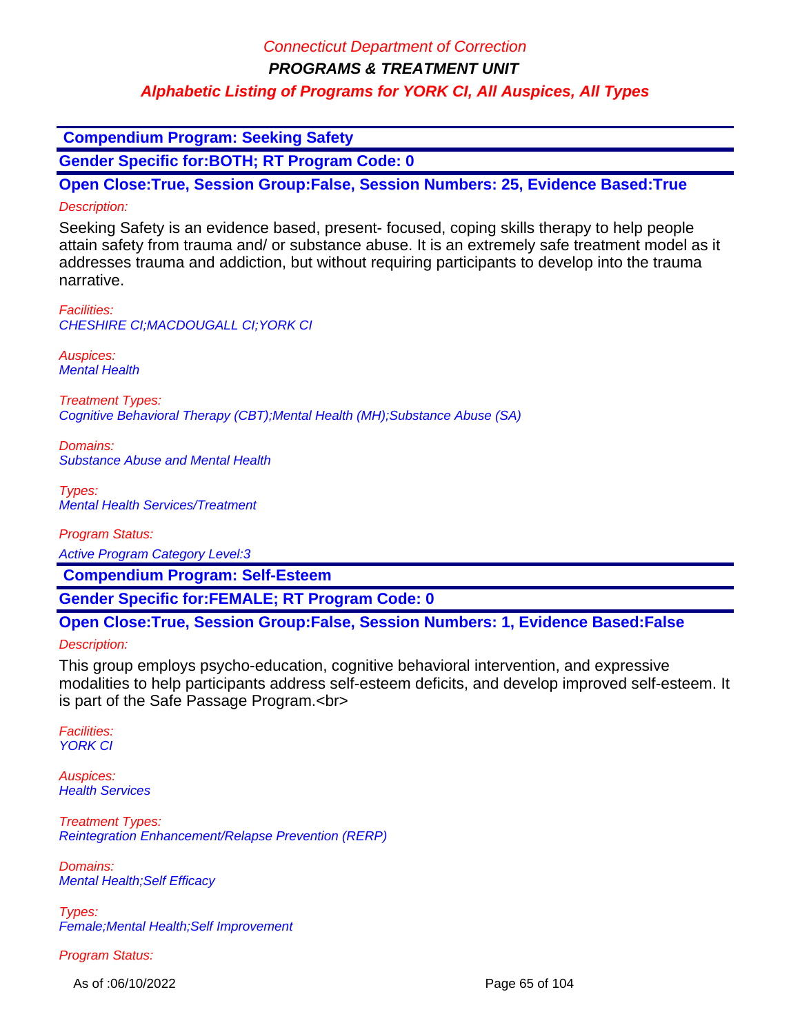**Compendium Program: Seeking Safety**

**Gender Specific for:BOTH; RT Program Code: 0**

**Open Close:True, Session Group:False, Session Numbers: 25, Evidence Based:True**

*Description:*

Seeking Safety is an evidence based, present- focused, coping skills therapy to help people attain safety from trauma and/ or substance abuse. It is an extremely safe treatment model as it addresses trauma and addiction, but without requiring participants to develop into the trauma narrative.

*Facilities:*
*CHESHIRE CI;MACDOUGALL CI;YORK CI*

*Auspices:*
*Mental Health*

*Treatment Types:*
*Cognitive Behavioral Therapy (CBT);Mental Health (MH);Substance Abuse (SA)*

*Domains:*
*Substance Abuse and Mental Health*

*Types:*
*Mental Health Services/Treatment*

*Program Status:*

*Active Program Category Level:3*

**Compendium Program: Self-Esteem**

**Gender Specific for:FEMALE; RT Program Code: 0**

**Open Close:True, Session Group:False, Session Numbers: 1, Evidence Based:False**

*Description:*

This group employs psycho-education, cognitive behavioral intervention, and expressive modalities to help participants address self-esteem deficits, and develop improved self-esteem. It is part of the Safe Passage Program.<br>

*Facilities:*
*YORK CI*

*Auspices:*
*Health Services*

*Treatment Types:*
*Reintegration Enhancement/Relapse Prevention (RERP)*

*Domains:*
*Mental Health;Self Efficacy*

*Types:*
*Female;Mental Health;Self Improvement*

*Program Status:*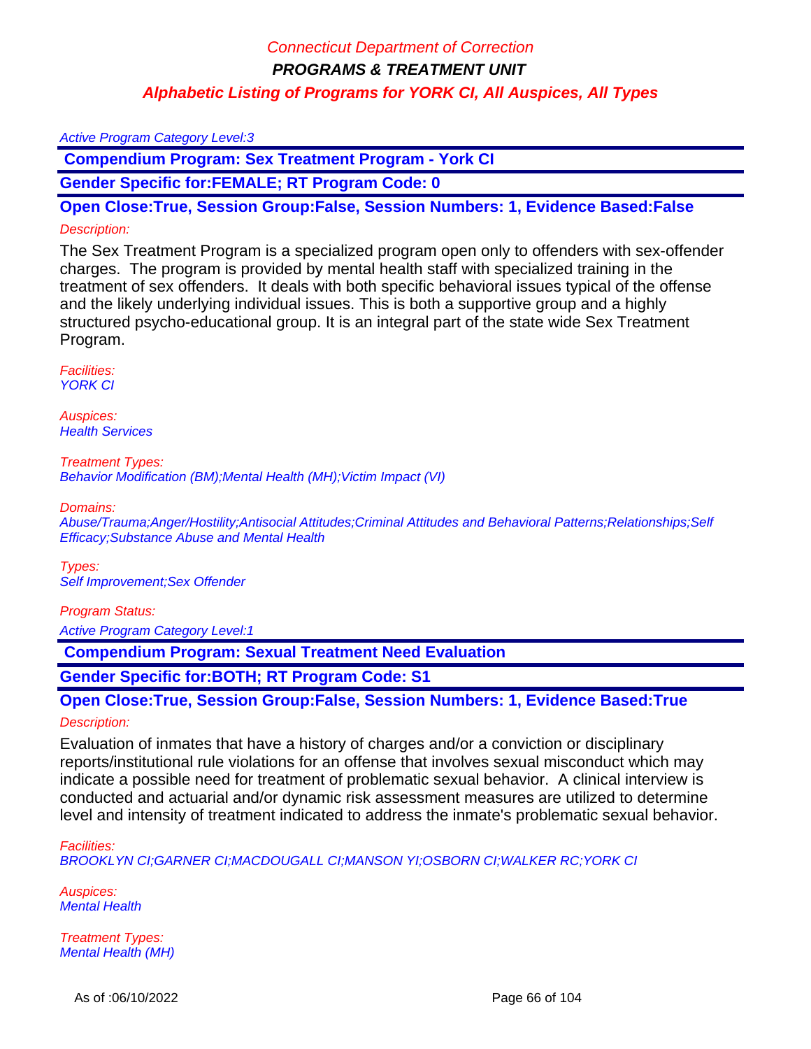Connecticut Department of Correction

**PROGRAMS & TREATMENT UNIT**

**Alphabetic Listing of Programs for YORK CI, All Auspices, All Types**

*Active Program Category Level:3*

**Compendium Program: Sex Treatment Program - York CI**

**Gender Specific for:FEMALE; RT Program Code: 0**

**Open Close:True, Session Group:False, Session Numbers: 1, Evidence Based:False**

*Description:*

The Sex Treatment Program is a specialized program open only to offenders with sex-offender charges. The program is provided by mental health staff with specialized training in the treatment of sex offenders. It deals with both specific behavioral issues typical of the offense and the likely underlying individual issues. This is both a supportive group and a highly structured psycho-educational group. It is an integral part of the state wide Sex Treatment Program.

*Facilities:*
*YORK CI*

*Auspices:*
*Health Services*

*Treatment Types:*
*Behavior Modification (BM);Mental Health (MH);Victim Impact (VI)*

*Domains:*
*Abuse/Trauma;Anger/Hostility;Antisocial Attitudes;Criminal Attitudes and Behavioral Patterns;Relationships;Self Efficacy;Substance Abuse and Mental Health*

*Types:*
*Self Improvement;Sex Offender*

*Program Status:*

*Active Program Category Level:1*

**Compendium Program: Sexual Treatment Need Evaluation**

**Gender Specific for:BOTH; RT Program Code: S1**

**Open Close:True, Session Group:False, Session Numbers: 1, Evidence Based:True**

*Description:*

Evaluation of inmates that have a history of charges and/or a conviction or disciplinary reports/institutional rule violations for an offense that involves sexual misconduct which may indicate a possible need for treatment of problematic sexual behavior. A clinical interview is conducted and actuarial and/or dynamic risk assessment measures are utilized to determine level and intensity of treatment indicated to address the inmate's problematic sexual behavior.

*Facilities:*
*BROOKLYN CI;GARNER CI;MACDOUGALL CI;MANSON YI;OSBORN CI;WALKER RC;YORK CI*

*Auspices:*
*Mental Health*

*Treatment Types:*
*Mental Health (MH)*

As of :06/10/2022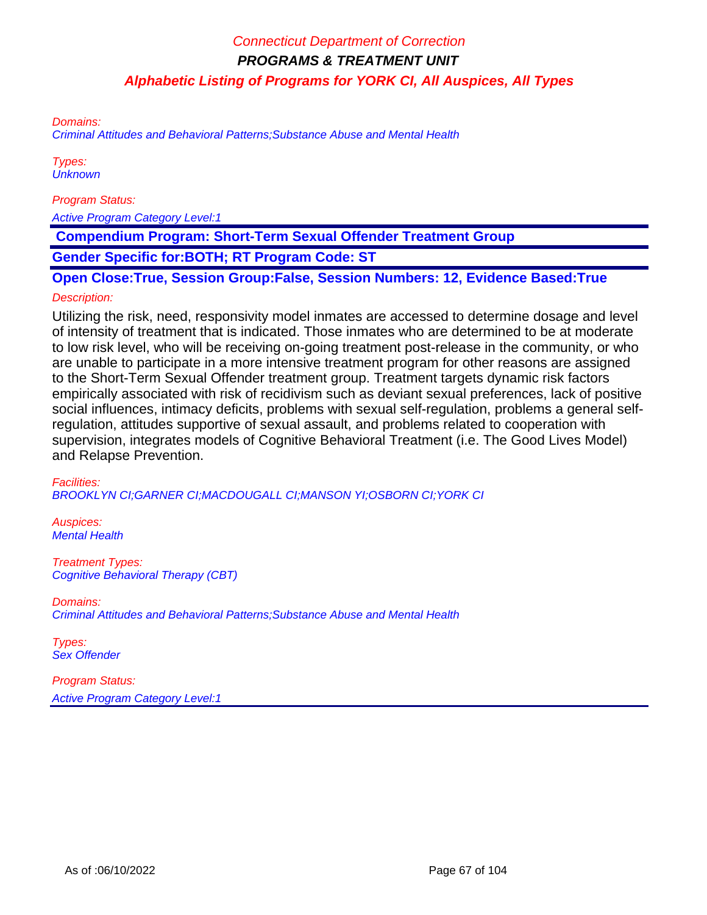*Domains:*
*Criminal Attitudes and Behavioral Patterns;Substance Abuse and Mental Health*

*Types:*
*Unknown*

*Program Status:*
*Active Program Category Level:1*

**Compendium Program: Short-Term Sexual Offender Treatment Group**

**Gender Specific for:BOTH; RT Program Code: ST**

**Open Close:True, Session Group:False, Session Numbers: 12, Evidence Based:True**

*Description:*

Utilizing the risk, need, responsivity model inmates are accessed to determine dosage and level of intensity of treatment that is indicated. Those inmates who are determined to be at moderate to low risk level, who will be receiving on-going treatment post-release in the community, or who are unable to participate in a more intensive treatment program for other reasons are assigned to the Short-Term Sexual Offender treatment group. Treatment targets dynamic risk factors empirically associated with risk of recidivism such as deviant sexual preferences, lack of positive social influences, intimacy deficits, problems with sexual self-regulation, problems a general self-regulation, attitudes supportive of sexual assault, and problems related to cooperation with supervision, integrates models of Cognitive Behavioral Treatment (i.e. The Good Lives Model) and Relapse Prevention.

*Facilities:*
*BROOKLYN CI;GARNER CI;MACDOUGALL CI;MANSON YI;OSBORN CI;YORK CI*

*Auspices:*
*Mental Health*

*Treatment Types:*
*Cognitive Behavioral Therapy (CBT)*

*Domains:*
*Criminal Attitudes and Behavioral Patterns;Substance Abuse and Mental Health*

*Types:*
*Sex Offender*

*Program Status:*
*Active Program Category Level:1*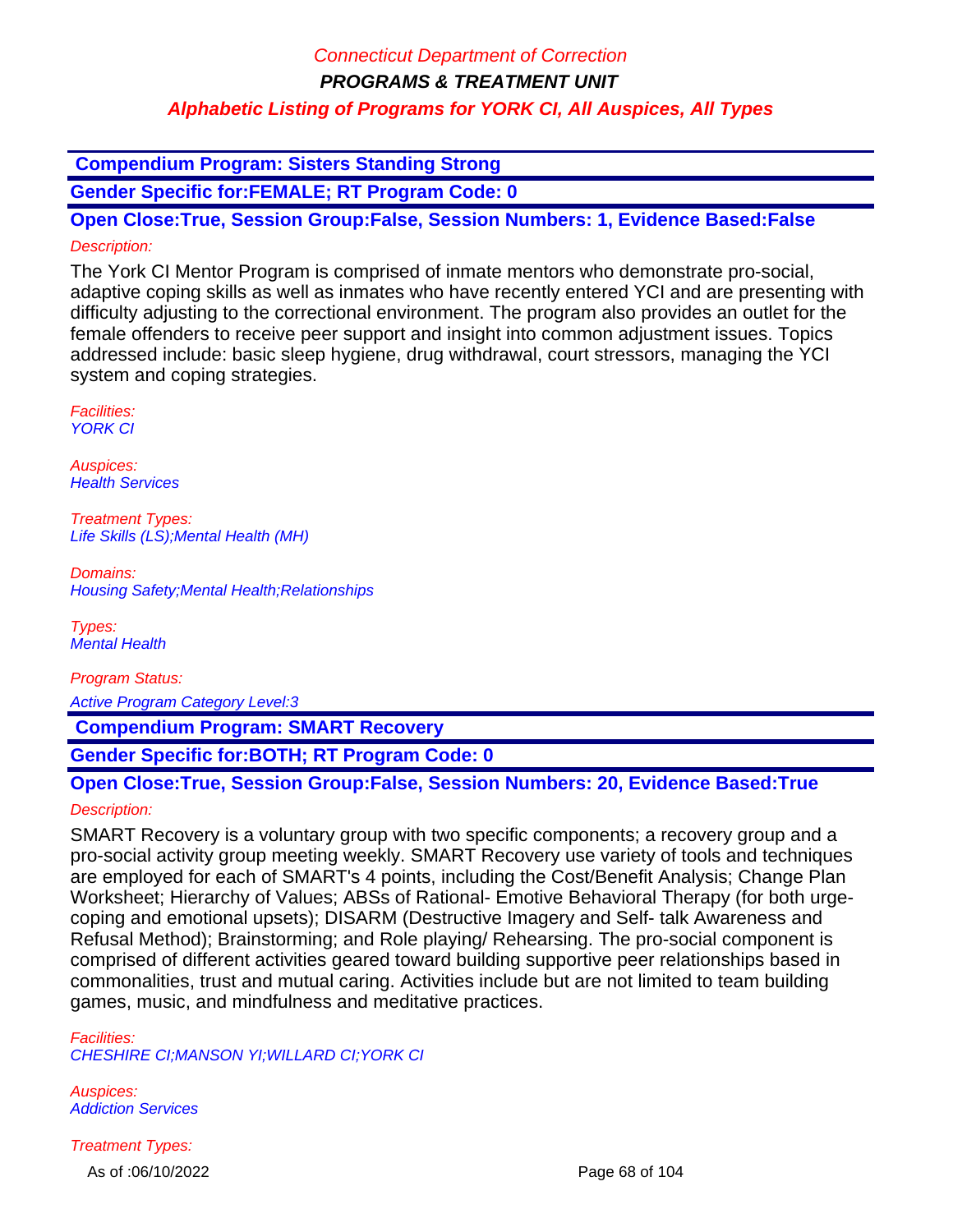**Compendium Program: Sisters Standing Strong**

**Gender Specific for:FEMALE; RT Program Code: 0**

**Open Close:True, Session Group:False, Session Numbers: 1, Evidence Based:False**

*Description:*

The York CI Mentor Program is comprised of inmate mentors who demonstrate pro-social, adaptive coping skills as well as inmates who have recently entered YCI and are presenting with difficulty adjusting to the correctional environment. The program also provides an outlet for the female offenders to receive peer support and insight into common adjustment issues. Topics addressed include: basic sleep hygiene, drug withdrawal, court stressors, managing the YCI system and coping strategies.

*Facilities:*
*YORK CI*

*Auspices:*
*Health Services*

*Treatment Types:*
*Life Skills (LS);Mental Health (MH)*

*Domains:*
*Housing Safety;Mental Health;Relationships*

*Types:*
*Mental Health*

*Program Status:*

*Active Program Category Level:3*

**Compendium Program: SMART Recovery**

**Gender Specific for:BOTH; RT Program Code: 0**

**Open Close:True, Session Group:False, Session Numbers: 20, Evidence Based:True**

*Description:*

SMART Recovery is a voluntary group with two specific components; a recovery group and a pro-social activity group meeting weekly. SMART Recovery use variety of tools and techniques are employed for each of SMART's 4 points, including the Cost/Benefit Analysis; Change Plan Worksheet; Hierarchy of Values; ABSs of Rational- Emotive Behavioral Therapy (for both urge-coping and emotional upsets); DISARM (Destructive Imagery and Self- talk Awareness and Refusal Method); Brainstorming; and Role playing/ Rehearsing. The pro-social component is comprised of different activities geared toward building supportive peer relationships based in commonalities, trust and mutual caring. Activities include but are not limited to team building games, music, and mindfulness and meditative practices.

*Facilities:*
*CHESHIRE CI;MANSON YI;WILLARD CI;YORK CI*

*Auspices:*
*Addiction Services*

*Treatment Types:*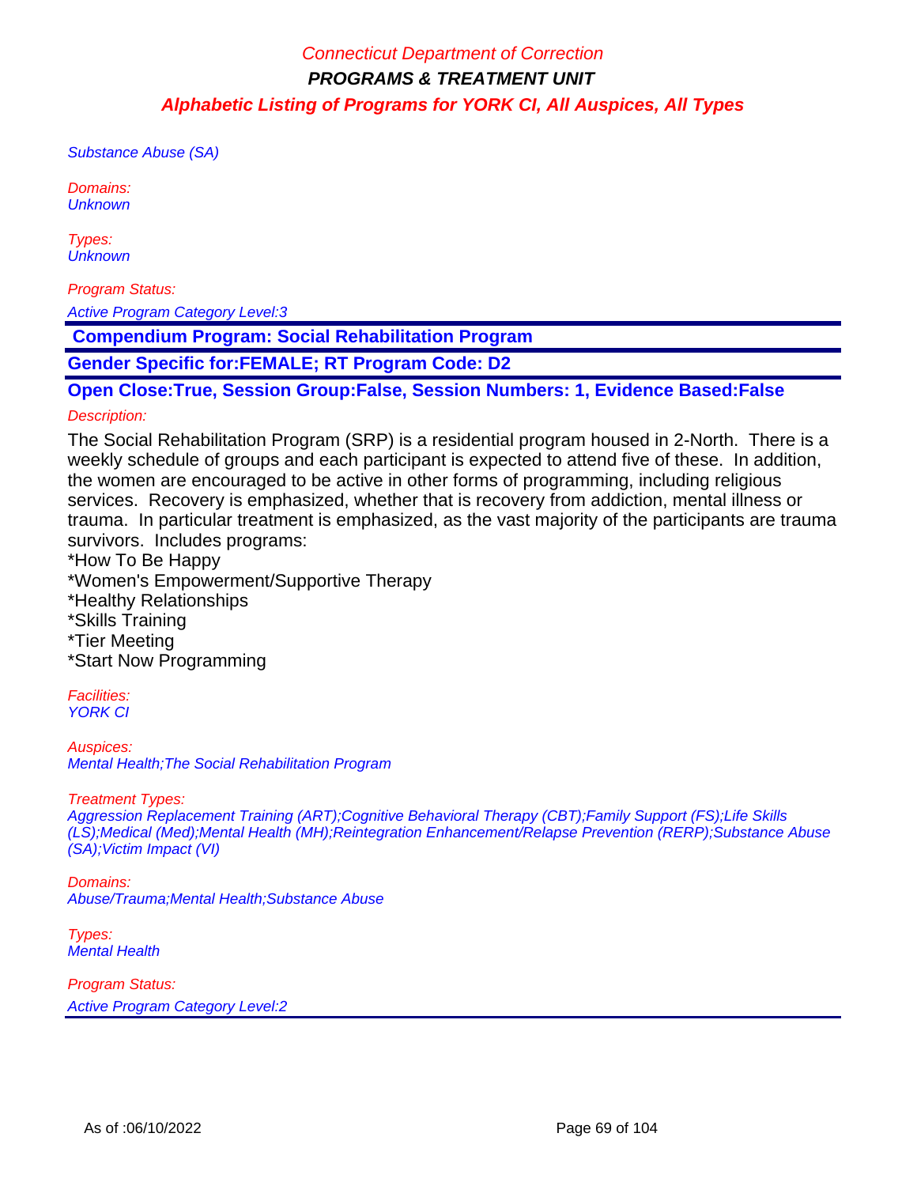Substance Abuse (SA)

Domains:
Unknown

Types:
Unknown

Program Status:

Active Program Category Level:3

**Compendium Program: Social Rehabilitation Program**

**Gender Specific for:FEMALE; RT Program Code: D2**

**Open Close:True, Session Group:False, Session Numbers: 1, Evidence Based:False**

Description:

The Social Rehabilitation Program (SRP) is a residential program housed in 2-North. There is a weekly schedule of groups and each participant is expected to attend five of these. In addition, the women are encouraged to be active in other forms of programming, including religious services. Recovery is emphasized, whether that is recovery from addiction, mental illness or trauma. In particular treatment is emphasized, as the vast majority of the participants are trauma survivors. Includes programs:
*How To Be Happy
*Women's Empowerment/Supportive Therapy
*Healthy Relationships
*Skills Training
*Tier Meeting
*Start Now Programming

Facilities:
YORK CI

Auspices:
Mental Health;The Social Rehabilitation Program

Treatment Types:
Aggression Replacement Training (ART);Cognitive Behavioral Therapy (CBT);Family Support (FS);Life Skills (LS);Medical (Med);Mental Health (MH);Reintegration Enhancement/Relapse Prevention (RERP);Substance Abuse (SA);Victim Impact (VI)

Domains:
Abuse/Trauma;Mental Health;Substance Abuse

Types:
Mental Health

Program Status:
Active Program Category Level:2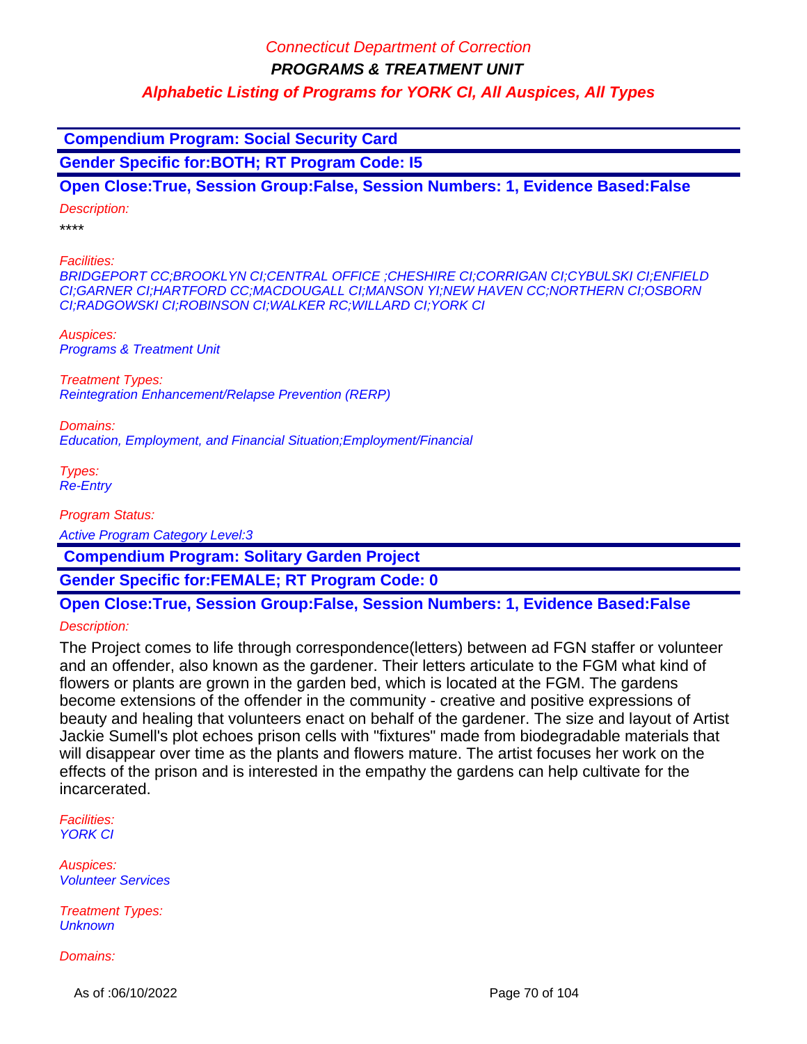**Compendium Program: Social Security Card**

**Gender Specific for:BOTH; RT Program Code: I5**

**Open Close:True, Session Group:False, Session Numbers: 1, Evidence Based:False**

*Description:*

****

*Facilities:*

*BRIDGEPORT CC;BROOKLYN CI;CENTRAL OFFICE ;CHESHIRE CI;CORRIGAN CI;CYBULSKI CI;ENFIELD CI;GARNER CI;HARTFORD CC;MACDOUGALL CI;MANSON YI;NEW HAVEN CC;NORTHERN CI;OSBORN CI;RADGOWSKI CI;ROBINSON CI;WALKER RC;WILLARD CI;YORK CI*

*Auspices:*

*Programs & Treatment Unit*

*Treatment Types:*

*Reintegration Enhancement/Relapse Prevention (RERP)*

*Domains:*

*Education, Employment, and Financial Situation;Employment/Financial*

*Types:*

*Re-Entry*

*Program Status:*

*Active Program Category Level:3*

**Compendium Program: Solitary Garden Project**

**Gender Specific for:FEMALE; RT Program Code: 0**

**Open Close:True, Session Group:False, Session Numbers: 1, Evidence Based:False**

*Description:*

The Project comes to life through correspondence(letters) between ad FGN staffer or volunteer and an offender, also known as the gardener. Their letters articulate to the FGM what kind of flowers or plants are grown in the garden bed, which is located at the FGM. The gardens become extensions of the offender in the community - creative and positive expressions of beauty and healing that volunteers enact on behalf of the gardener. The size and layout of Artist Jackie Sumell's plot echoes prison cells with "fixtures" made from biodegradable materials that will disappear over time as the plants and flowers mature. The artist focuses her work on the effects of the prison and is interested in the empathy the gardens can help cultivate for the incarcerated.

*Facilities:*

*YORK CI*

*Auspices:*

*Volunteer Services*

*Treatment Types:*

*Unknown*

*Domains:*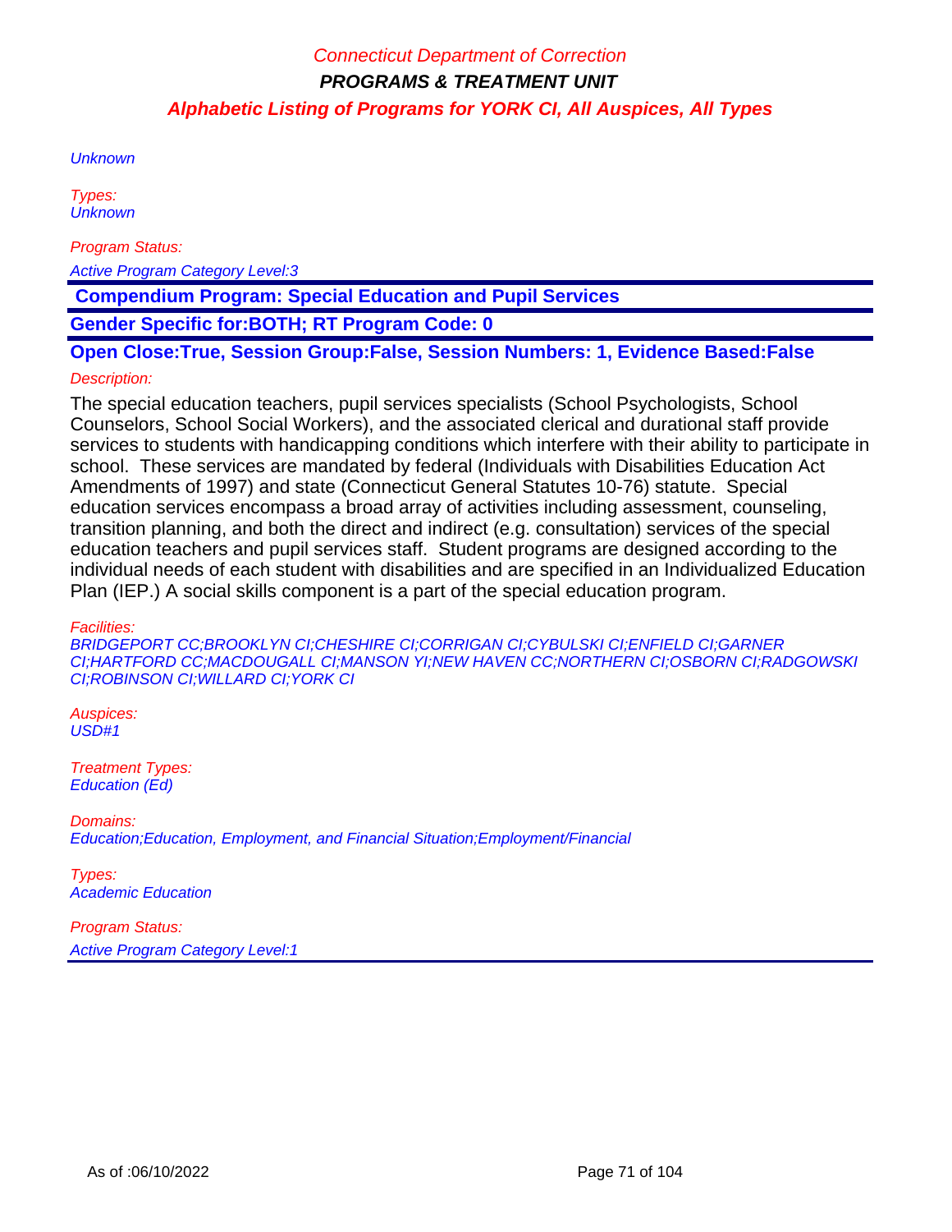Unknown

Types:
Unknown

Program Status:

Active Program Category Level:3

**Compendium Program: Special Education and Pupil Services**

**Gender Specific for:BOTH; RT Program Code: 0**

**Open Close:True, Session Group:False, Session Numbers: 1, Evidence Based:False**

Description:

The special education teachers, pupil services specialists (School Psychologists, School Counselors, School Social Workers), and the associated clerical and durational staff provide services to students with handicapping conditions which interfere with their ability to participate in school. These services are mandated by federal (Individuals with Disabilities Education Act Amendments of 1997) and state (Connecticut General Statutes 10-76) statute. Special education services encompass a broad array of activities including assessment, counseling, transition planning, and both the direct and indirect (e.g. consultation) services of the special education teachers and pupil services staff. Student programs are designed according to the individual needs of each student with disabilities and are specified in an Individualized Education Plan (IEP.) A social skills component is a part of the special education program.

Facilities:
BRIDGEPORT CC;BROOKLYN CI;CHESHIRE CI;CORRIGAN CI;CYBULSKI CI;ENFIELD CI;GARNER CI;HARTFORD CC;MACDOUGALL CI;MANSON YI;NEW HAVEN CC;NORTHERN CI;OSBORN CI;RADGOWSKI CI;ROBINSON CI;WILLARD CI;YORK CI

Auspices:
USD#1

Treatment Types:
Education (Ed)

Domains:
Education;Education, Employment, and Financial Situation;Employment/Financial

Types:
Academic Education

Program Status:

Active Program Category Level:1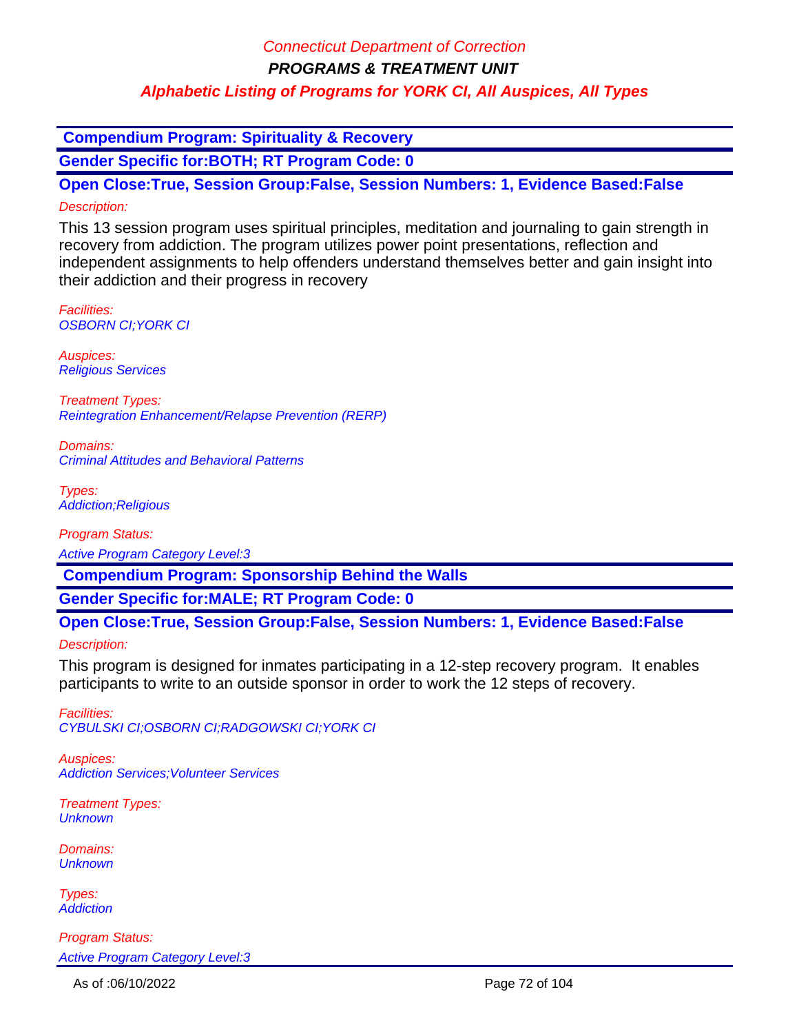**Compendium Program: Spirituality & Recovery**

**Gender Specific for:BOTH; RT Program Code: 0**

**Open Close:True, Session Group:False, Session Numbers: 1, Evidence Based:False**

*Description:*

This 13 session program uses spiritual principles, meditation and journaling to gain strength in recovery from addiction. The program utilizes power point presentations, reflection and independent assignments to help offenders understand themselves better and gain insight into their addiction and their progress in recovery

*Facilities:*
*OSBORN CI;YORK CI*

*Auspices:*
*Religious Services*

*Treatment Types:*
*Reintegration Enhancement/Relapse Prevention (RERP)*

*Domains:*
*Criminal Attitudes and Behavioral Patterns*

*Types:*
*Addiction;Religious*

*Program Status:*
*Active Program Category Level:3*

**Compendium Program: Sponsorship Behind the Walls**

**Gender Specific for:MALE; RT Program Code: 0**

**Open Close:True, Session Group:False, Session Numbers: 1, Evidence Based:False**

*Description:*

This program is designed for inmates participating in a 12-step recovery program. It enables participants to write to an outside sponsor in order to work the 12 steps of recovery.

*Facilities:*
*CYBULSKI CI;OSBORN CI;RADGOWSKI CI;YORK CI*

*Auspices:*
*Addiction Services;Volunteer Services*

*Treatment Types:*
*Unknown*

*Domains:*
*Unknown*

*Types:*
*Addiction*

*Program Status:*
*Active Program Category Level:3*

As of :06/10/2022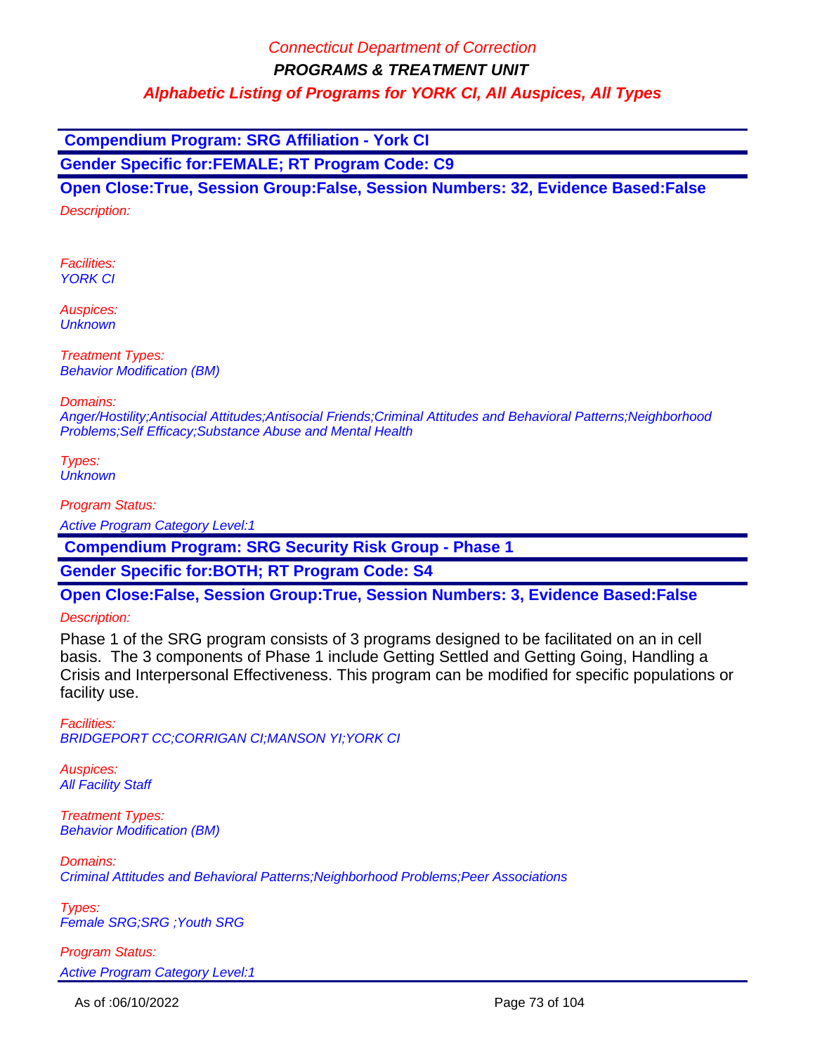## Compendium Program: SRG Affiliation - York CI

**Gender Specific for:FEMALE; RT Program Code: C9**

**Open Close:True, Session Group:False, Session Numbers: 32, Evidence Based:False**

*Description:*

*Facilities:*
*YORK CI*

*Auspices:*
*Unknown*

*Treatment Types:*
*Behavior Modification (BM)*

*Domains:*
*Anger/Hostility;Antisocial Attitudes;Antisocial Friends;Criminal Attitudes and Behavioral Patterns;Neighborhood Problems;Self Efficacy;Substance Abuse and Mental Health*

*Types:*
*Unknown*

*Program Status:*

*Active Program Category Level:1*

## Compendium Program: SRG Security Risk Group - Phase 1

**Gender Specific for:BOTH; RT Program Code: S4**

**Open Close:False, Session Group:True, Session Numbers: 3, Evidence Based:False**

*Description:*

Phase 1 of the SRG program consists of 3 programs designed to be facilitated on an in cell basis. The 3 components of Phase 1 include Getting Settled and Getting Going, Handling a Crisis and Interpersonal Effectiveness. This program can be modified for specific populations or facility use.

*Facilities:*
*BRIDGEPORT CC;CORRIGAN CI;MANSON YI;YORK CI*

*Auspices:*
*All Facility Staff*

*Treatment Types:*
*Behavior Modification (BM)*

*Domains:*
*Criminal Attitudes and Behavioral Patterns;Neighborhood Problems;Peer Associations*

*Types:*
*Female SRG;SRG ;Youth SRG*

*Program Status:*

*Active Program Category Level:1*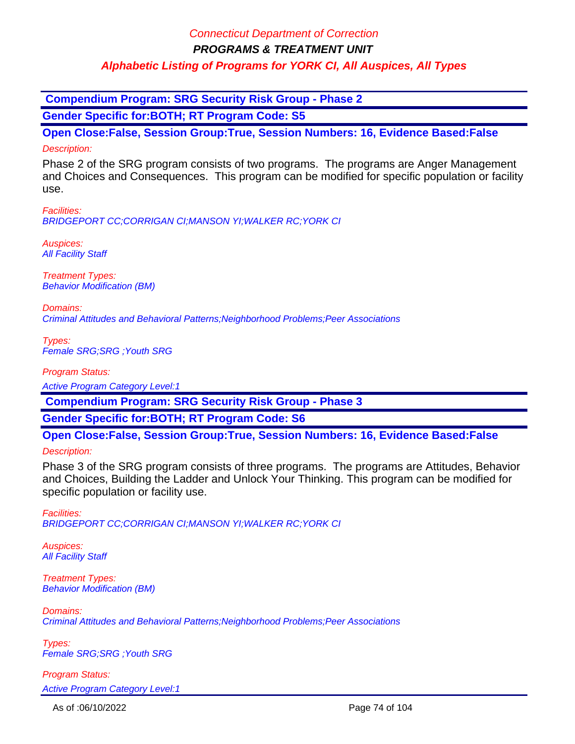**Compendium Program: SRG Security Risk Group - Phase 2**

**Gender Specific for:BOTH; RT Program Code: S5**

**Open Close:False, Session Group:True, Session Numbers: 16, Evidence Based:False**

*Description:*

Phase 2 of the SRG program consists of two programs. The programs are Anger Management and Choices and Consequences. This program can be modified for specific population or facility use.

*Facilities:*
*BRIDGEPORT CC;CORRIGAN CI;MANSON YI;WALKER RC;YORK CI*

*Auspices:*
*All Facility Staff*

*Treatment Types:*
*Behavior Modification (BM)*

*Domains:*
*Criminal Attitudes and Behavioral Patterns;Neighborhood Problems;Peer Associations*

*Types:*
*Female SRG;SRG ;Youth SRG*

*Program Status:*
*Active Program Category Level:1*

**Compendium Program: SRG Security Risk Group - Phase 3**

**Gender Specific for:BOTH; RT Program Code: S6**

**Open Close:False, Session Group:True, Session Numbers: 16, Evidence Based:False**

*Description:*

Phase 3 of the SRG program consists of three programs. The programs are Attitudes, Behavior and Choices, Building the Ladder and Unlock Your Thinking. This program can be modified for specific population or facility use.

*Facilities:*
*BRIDGEPORT CC;CORRIGAN CI;MANSON YI;WALKER RC;YORK CI*

*Auspices:*
*All Facility Staff*

*Treatment Types:*
*Behavior Modification (BM)*

*Domains:*
*Criminal Attitudes and Behavioral Patterns;Neighborhood Problems;Peer Associations*

*Types:*
*Female SRG;SRG ;Youth SRG*

*Program Status:*
*Active Program Category Level:1*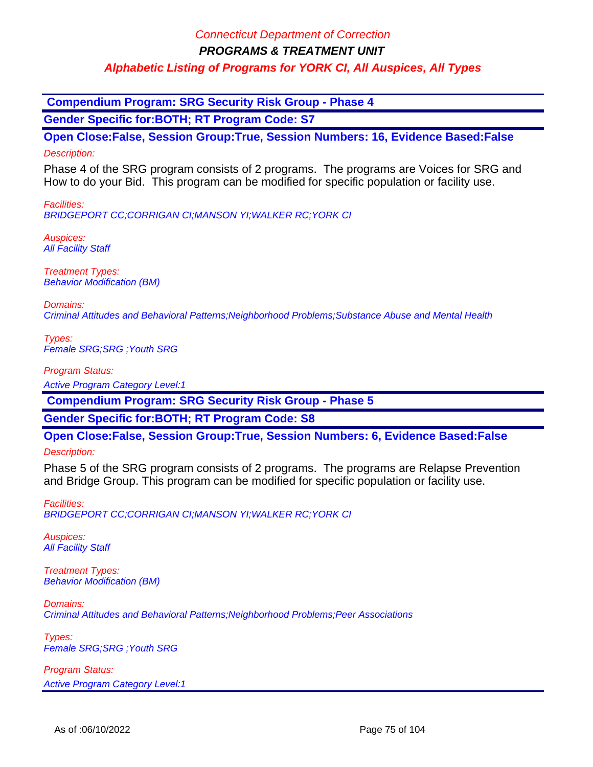Connecticut Department of Correction

**PROGRAMS & TREATMENT UNIT**

**Alphabetic Listing of Programs for YORK CI, All Auspices, All Types**

## Compendium Program: SRG Security Risk Group - Phase 4

**Gender Specific for:BOTH; RT Program Code: S7**

**Open Close:False, Session Group:True, Session Numbers: 16, Evidence Based:False**

*Description:*

Phase 4 of the SRG program consists of 2 programs. The programs are Voices for SRG and How to do your Bid. This program can be modified for specific population or facility use.

*Facilities:*
*BRIDGEPORT CC;CORRIGAN CI;MANSON YI;WALKER RC;YORK CI*

*Auspices:*
*All Facility Staff*

*Treatment Types:*
*Behavior Modification (BM)*

*Domains:*
*Criminal Attitudes and Behavioral Patterns;Neighborhood Problems;Substance Abuse and Mental Health*

*Types:*
*Female SRG;SRG ;Youth SRG*

*Program Status:*
*Active Program Category Level:1*

## Compendium Program: SRG Security Risk Group - Phase 5

**Gender Specific for:BOTH; RT Program Code: S8**

**Open Close:False, Session Group:True, Session Numbers: 6, Evidence Based:False**

*Description:*

Phase 5 of the SRG program consists of 2 programs. The programs are Relapse Prevention and Bridge Group. This program can be modified for specific population or facility use.

*Facilities:*
*BRIDGEPORT CC;CORRIGAN CI;MANSON YI;WALKER RC;YORK CI*

*Auspices:*
*All Facility Staff*

*Treatment Types:*
*Behavior Modification (BM)*

*Domains:*
*Criminal Attitudes and Behavioral Patterns;Neighborhood Problems;Peer Associations*

*Types:*
*Female SRG;SRG ;Youth SRG*

*Program Status:*
*Active Program Category Level:1*

As of :06/10/2022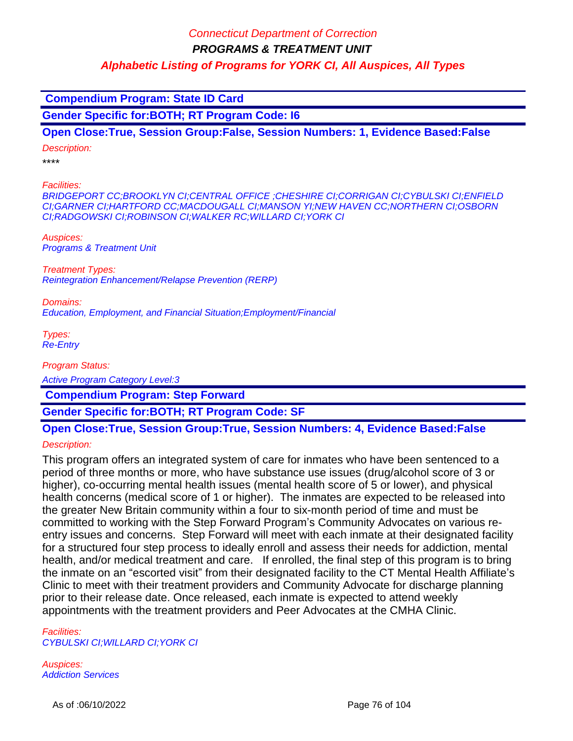**Compendium Program: State ID Card**

**Gender Specific for:BOTH; RT Program Code: I6**

**Open Close:True, Session Group:False, Session Numbers: 1, Evidence Based:False**

*Description:*

****

*Facilities:*

*BRIDGEPORT CC;BROOKLYN CI;CENTRAL OFFICE ;CHESHIRE CI;CORRIGAN CI;CYBULSKI CI;ENFIELD CI;GARNER CI;HARTFORD CC;MACDOUGALL CI;MANSON YI;NEW HAVEN CC;NORTHERN CI;OSBORN CI;RADGOWSKI CI;ROBINSON CI;WALKER RC;WILLARD CI;YORK CI*

*Auspices:*

*Programs & Treatment Unit*

*Treatment Types:*

*Reintegration Enhancement/Relapse Prevention (RERP)*

*Domains:*

*Education, Employment, and Financial Situation;Employment/Financial*

*Types:*

*Re-Entry*

*Program Status:*

*Active Program Category Level:3*

**Compendium Program: Step Forward**

**Gender Specific for:BOTH; RT Program Code: SF**

**Open Close:True, Session Group:True, Session Numbers: 4, Evidence Based:False**

*Description:*

This program offers an integrated system of care for inmates who have been sentenced to a period of three months or more, who have substance use issues (drug/alcohol score of 3 or higher), co-occurring mental health issues (mental health score of 5 or lower), and physical health concerns (medical score of 1 or higher). The inmates are expected to be released into the greater New Britain community within a four to six-month period of time and must be committed to working with the Step Forward Program's Community Advocates on various re-entry issues and concerns. Step Forward will meet with each inmate at their designated facility for a structured four step process to ideally enroll and assess their needs for addiction, mental health, and/or medical treatment and care. If enrolled, the final step of this program is to bring the inmate on an "escorted visit" from their designated facility to the CT Mental Health Affiliate's Clinic to meet with their treatment providers and Community Advocate for discharge planning prior to their release date. Once released, each inmate is expected to attend weekly appointments with the treatment providers and Peer Advocates at the CMHA Clinic.

*Facilities:*

*CYBULSKI CI;WILLARD CI;YORK CI*

*Auspices:*

*Addiction Services*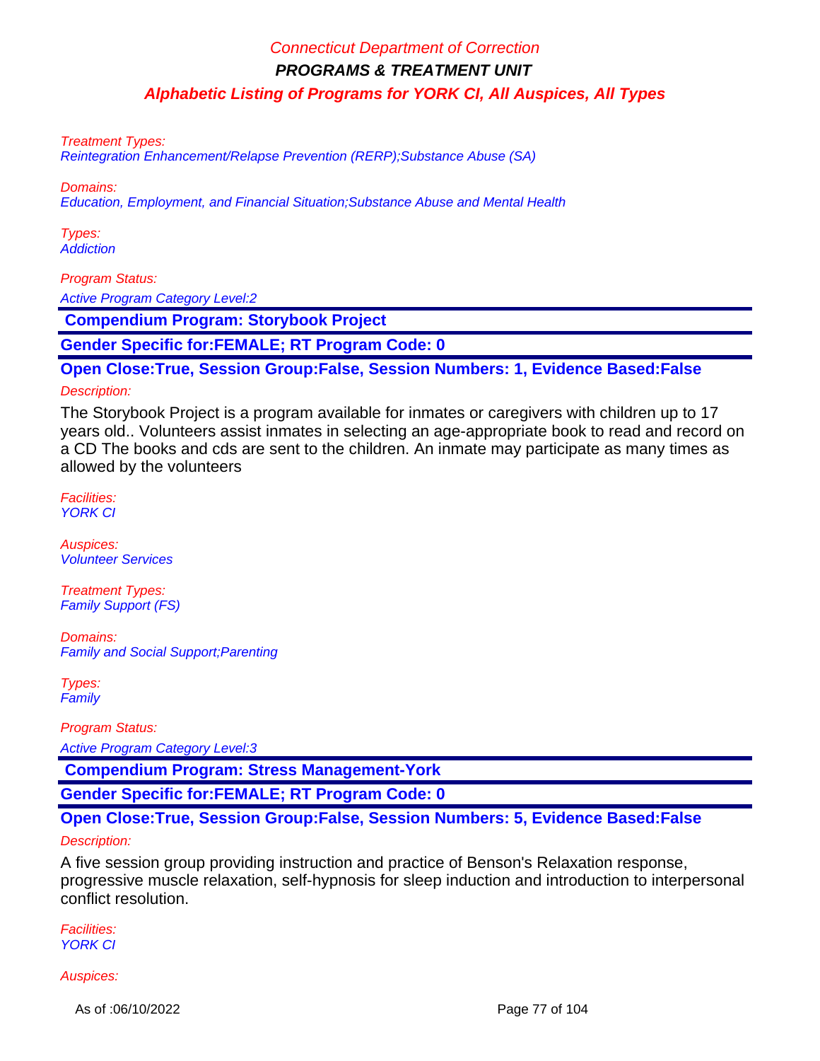Treatment Types:
Reintegration Enhancement/Relapse Prevention (RERP);Substance Abuse (SA)

Domains:
Education, Employment, and Financial Situation;Substance Abuse and Mental Health

Types:
Addiction

Program Status:
Active Program Category Level:2

## Compendium Program: Storybook Project

**Gender Specific for:FEMALE; RT Program Code: 0**

**Open Close:True, Session Group:False, Session Numbers: 1, Evidence Based:False**

Description:

The Storybook Project is a program available for inmates or caregivers with children up to 17 years old.. Volunteers assist inmates in selecting an age-appropriate book to read and record on a CD The books and cds are sent to the children. An inmate may participate as many times as allowed by the volunteers

Facilities:
YORK CI

Auspices:
Volunteer Services

Treatment Types:
Family Support (FS)

Domains:
Family and Social Support;Parenting

Types:
Family

Program Status:
Active Program Category Level:3

## Compendium Program: Stress Management-York

**Gender Specific for:FEMALE; RT Program Code: 0**

**Open Close:True, Session Group:False, Session Numbers: 5, Evidence Based:False**

Description:

A five session group providing instruction and practice of Benson's Relaxation response, progressive muscle relaxation, self-hypnosis for sleep induction and introduction to interpersonal conflict resolution.

Facilities:
YORK CI

Auspices: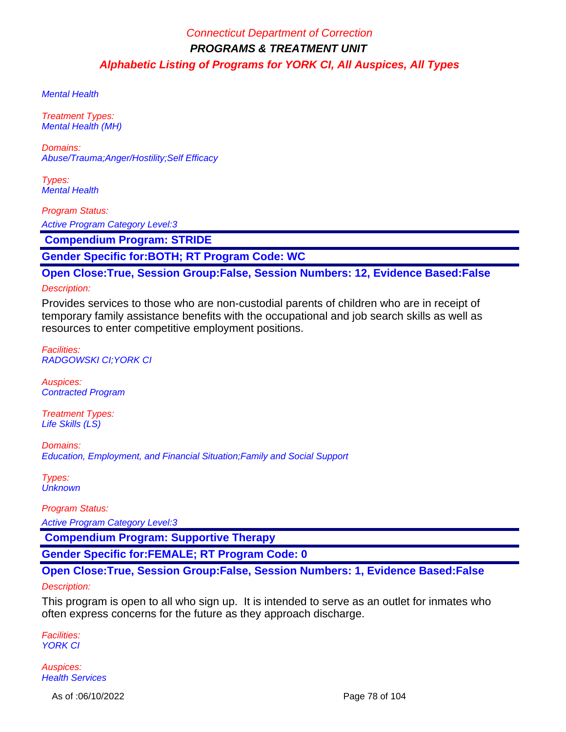Mental Health

*Treatment Types:*
*Mental Health (MH)*

*Domains:*
*Abuse/Trauma;Anger/Hostility;Self Efficacy*

*Types:*
*Mental Health*

*Program Status:*
*Active Program Category Level:3*

## Compendium Program: STRIDE

**Gender Specific for:BOTH; RT Program Code: WC**

**Open Close:True, Session Group:False, Session Numbers: 12, Evidence Based:False**

*Description:*

Provides services to those who are non-custodial parents of children who are in receipt of temporary family assistance benefits with the occupational and job search skills as well as resources to enter competitive employment positions.

*Facilities:*
*RADGOWSKI CI;YORK CI*

*Auspices:*
*Contracted Program*

*Treatment Types:*
*Life Skills (LS)*

*Domains:*
*Education, Employment, and Financial Situation;Family and Social Support*

*Types:*
*Unknown*

*Program Status:*
*Active Program Category Level:3*

## Compendium Program: Supportive Therapy

**Gender Specific for:FEMALE; RT Program Code: 0**

**Open Close:True, Session Group:False, Session Numbers: 1, Evidence Based:False**

*Description:*

This program is open to all who sign up. It is intended to serve as an outlet for inmates who often express concerns for the future as they approach discharge.

*Facilities:*
*YORK CI*

*Auspices:*
*Health Services*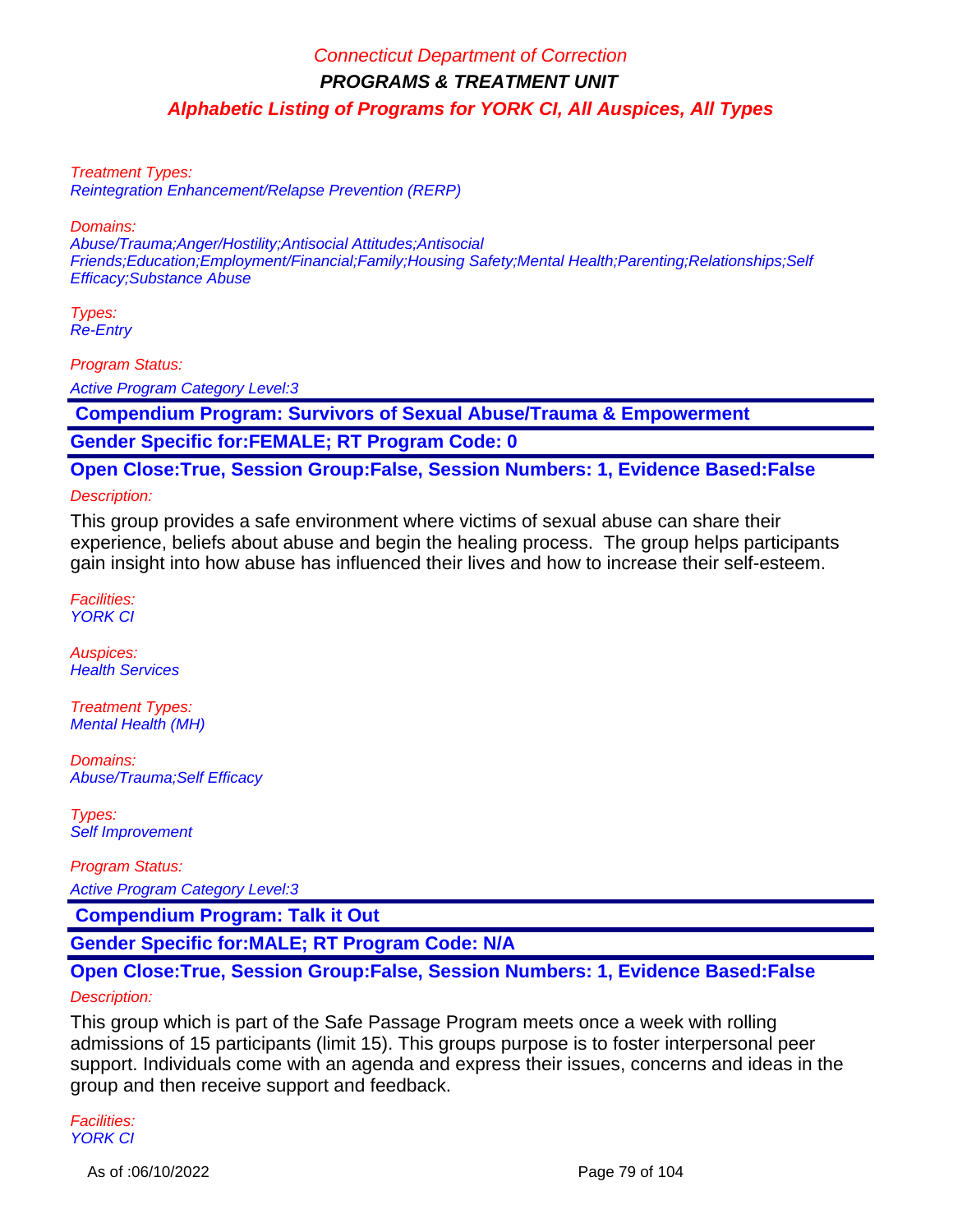Treatment Types:
Reintegration Enhancement/Relapse Prevention (RERP)

Domains:
Abuse/Trauma;Anger/Hostility;Antisocial Attitudes;Antisocial Friends;Education;Employment/Financial;Family;Housing Safety;Mental Health;Parenting;Relationships;Self Efficacy;Substance Abuse

Types:
Re-Entry

Program Status:

Active Program Category Level:3

**Compendium Program: Survivors of Sexual Abuse/Trauma & Empowerment**

**Gender Specific for:FEMALE; RT Program Code: 0**

**Open Close:True, Session Group:False, Session Numbers: 1, Evidence Based:False**

Description:

This group provides a safe environment where victims of sexual abuse can share their experience, beliefs about abuse and begin the healing process. The group helps participants gain insight into how abuse has influenced their lives and how to increase their self-esteem.

Facilities:
YORK CI

Auspices:
Health Services

Treatment Types:
Mental Health (MH)

Domains:
Abuse/Trauma;Self Efficacy

Types:
Self Improvement

Program Status:

Active Program Category Level:3

**Compendium Program: Talk it Out**

**Gender Specific for:MALE; RT Program Code: N/A**

**Open Close:True, Session Group:False, Session Numbers: 1, Evidence Based:False**

Description:

This group which is part of the Safe Passage Program meets once a week with rolling admissions of 15 participants (limit 15). This groups purpose is to foster interpersonal peer support. Individuals come with an agenda and express their issues, concerns and ideas in the group and then receive support and feedback.

Facilities:
YORK CI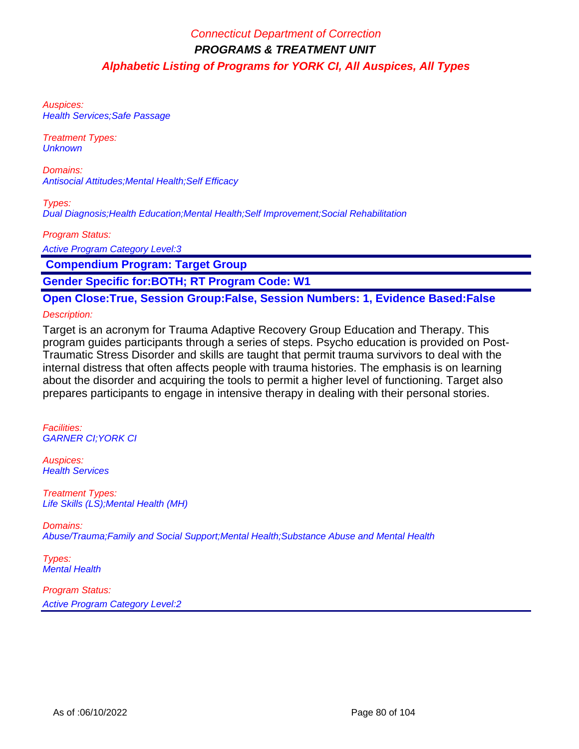Auspices:
Health Services;Safe Passage

Treatment Types:
Unknown

Domains:
Antisocial Attitudes;Mental Health;Self Efficacy

Types:
Dual Diagnosis;Health Education;Mental Health;Self Improvement;Social Rehabilitation

Program Status:
Active Program Category Level:3

**Compendium Program: Target Group**

**Gender Specific for:BOTH; RT Program Code: W1**

**Open Close:True, Session Group:False, Session Numbers: 1, Evidence Based:False**

Description:

Target is an acronym for Trauma Adaptive Recovery Group Education and Therapy. This program guides participants through a series of steps. Psycho education is provided on Post-Traumatic Stress Disorder and skills are taught that permit trauma survivors to deal with the internal distress that often affects people with trauma histories. The emphasis is on learning about the disorder and acquiring the tools to permit a higher level of functioning. Target also prepares participants to engage in intensive therapy in dealing with their personal stories.

Facilities:
GARNER CI;YORK CI

Auspices:
Health Services

Treatment Types:
Life Skills (LS);Mental Health (MH)

Domains:
Abuse/Trauma;Family and Social Support;Mental Health;Substance Abuse and Mental Health

Types:
Mental Health

Program Status:
Active Program Category Level:2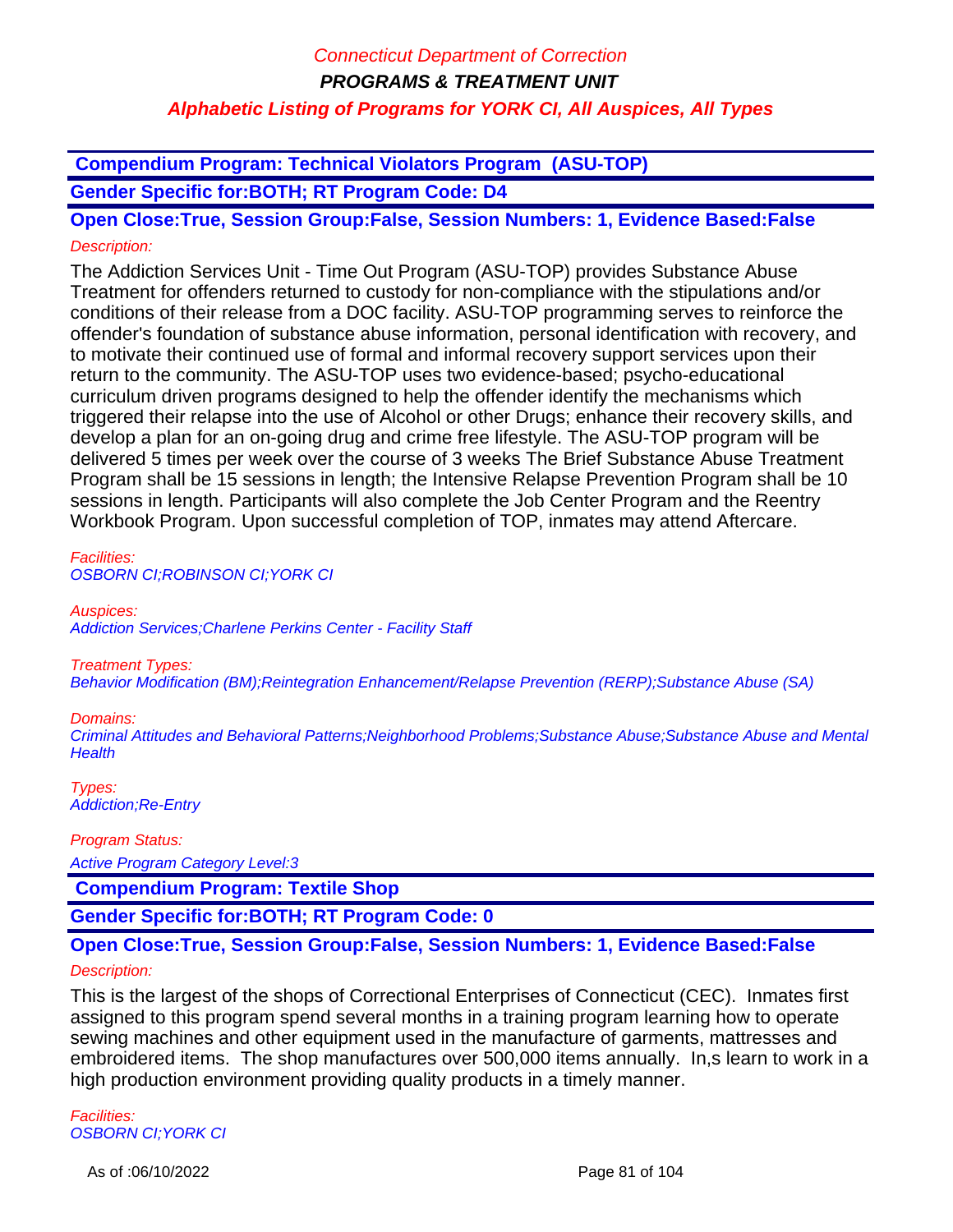Connecticut Department of Correction

**PROGRAMS & TREATMENT UNIT**

***Alphabetic Listing of Programs for YORK CI, All Auspices, All Types***

## Compendium Program: Technical Violators Program (ASU-TOP)

**Gender Specific for:BOTH; RT Program Code: D4**

**Open Close:True, Session Group:False, Session Numbers: 1, Evidence Based:False**

*Description:*

The Addiction Services Unit - Time Out Program (ASU-TOP) provides Substance Abuse Treatment for offenders returned to custody for non-compliance with the stipulations and/or conditions of their release from a DOC facility. ASU-TOP programming serves to reinforce the offender's foundation of substance abuse information, personal identification with recovery, and to motivate their continued use of formal and informal recovery support services upon their return to the community. The ASU-TOP uses two evidence-based; psycho-educational curriculum driven programs designed to help the offender identify the mechanisms which triggered their relapse into the use of Alcohol or other Drugs; enhance their recovery skills, and develop a plan for an on-going drug and crime free lifestyle. The ASU-TOP program will be delivered 5 times per week over the course of 3 weeks The Brief Substance Abuse Treatment Program shall be 15 sessions in length; the Intensive Relapse Prevention Program shall be 10 sessions in length. Participants will also complete the Job Center Program and the Reentry Workbook Program. Upon successful completion of TOP, inmates may attend Aftercare.

*Facilities:*
*OSBORN CI;ROBINSON CI;YORK CI*

*Auspices:*
*Addiction Services;Charlene Perkins Center - Facility Staff*

*Treatment Types:*
*Behavior Modification (BM);Reintegration Enhancement/Relapse Prevention (RERP);Substance Abuse (SA)*

*Domains:*
*Criminal Attitudes and Behavioral Patterns;Neighborhood Problems;Substance Abuse;Substance Abuse and Mental Health*

*Types:*
*Addiction;Re-Entry*

*Program Status:*
*Active Program Category Level:3*

## Compendium Program: Textile Shop

**Gender Specific for:BOTH; RT Program Code: 0**

**Open Close:True, Session Group:False, Session Numbers: 1, Evidence Based:False**

*Description:*

This is the largest of the shops of Correctional Enterprises of Connecticut (CEC). Inmates first assigned to this program spend several months in a training program learning how to operate sewing machines and other equipment used in the manufacture of garments, mattresses and embroidered items. The shop manufactures over 500,000 items annually. In,s learn to work in a high production environment providing quality products in a timely manner.

*Facilities:*
*OSBORN CI;YORK CI*

As of :06/10/2022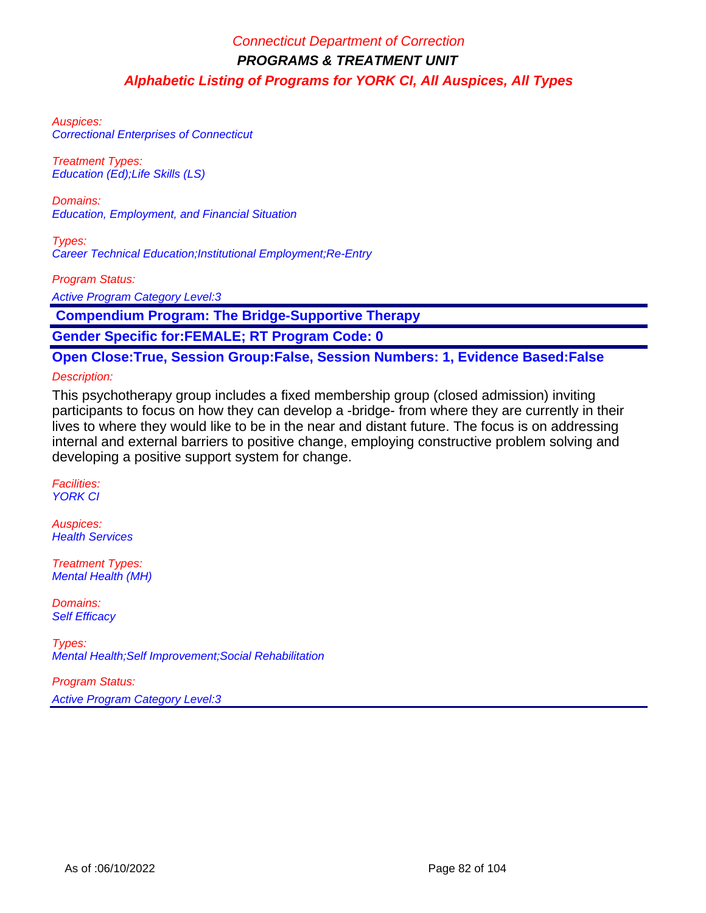Auspices:
Correctional Enterprises of Connecticut

Treatment Types:
Education (Ed);Life Skills (LS)

Domains:
Education, Employment, and Financial Situation

Types:
Career Technical Education;Institutional Employment;Re-Entry

Program Status:
Active Program Category Level:3

**Compendium Program: The Bridge-Supportive Therapy**

**Gender Specific for:FEMALE; RT Program Code: 0**

**Open Close:True, Session Group:False, Session Numbers: 1, Evidence Based:False**

Description:

This psychotherapy group includes a fixed membership group (closed admission) inviting participants to focus on how they can develop a -bridge- from where they are currently in their lives to where they would like to be in the near and distant future. The focus is on addressing internal and external barriers to positive change, employing constructive problem solving and developing a positive support system for change.

Facilities:
YORK CI

Auspices:
Health Services

Treatment Types:
Mental Health (MH)

Domains:
Self Efficacy

Types:
Mental Health;Self Improvement;Social Rehabilitation

Program Status:
Active Program Category Level:3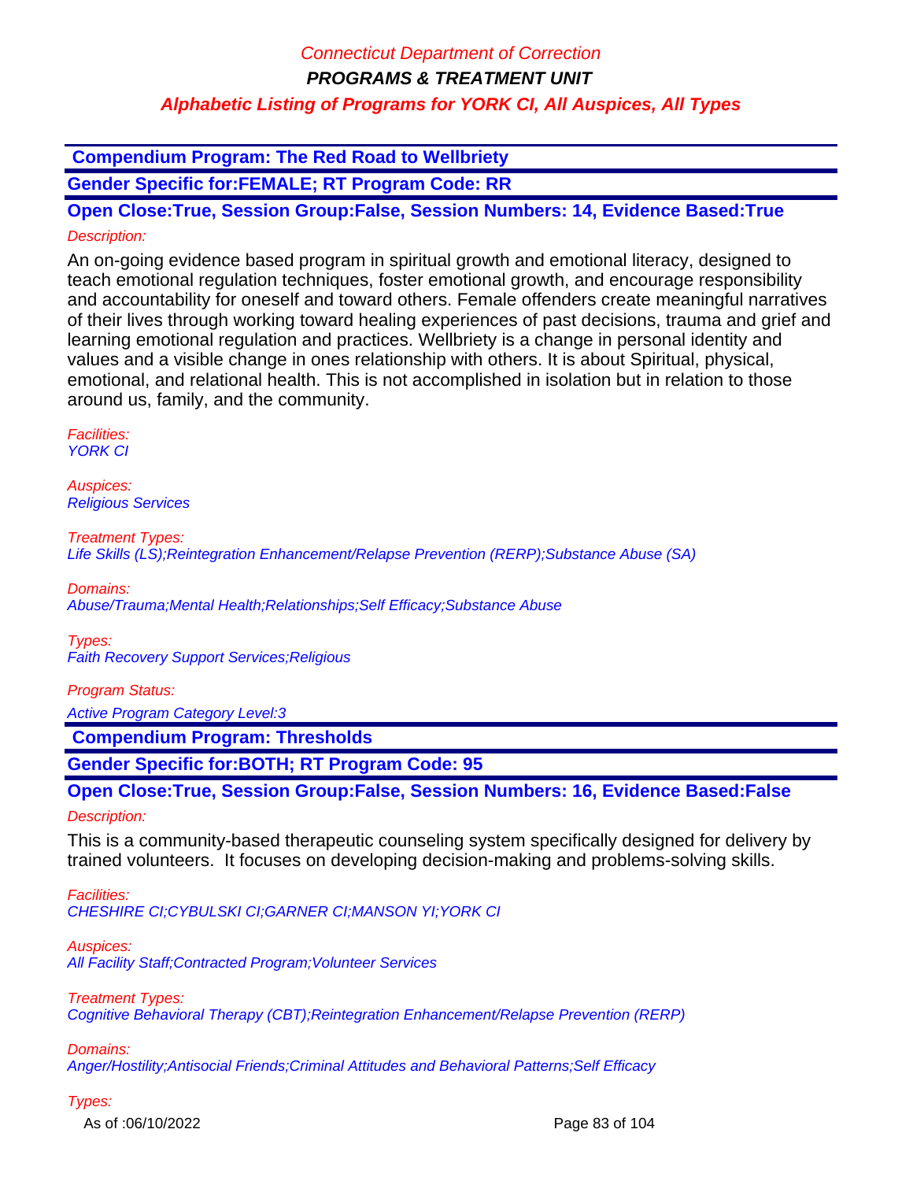**Compendium Program: The Red Road to Wellbriety**

**Gender Specific for:FEMALE; RT Program Code: RR**

**Open Close:True, Session Group:False, Session Numbers: 14, Evidence Based:True**

*Description:*

An on-going evidence based program in spiritual growth and emotional literacy, designed to teach emotional regulation techniques, foster emotional growth, and encourage responsibility and accountability for oneself and toward others. Female offenders create meaningful narratives of their lives through working toward healing experiences of past decisions, trauma and grief and learning emotional regulation and practices. Wellbriety is a change in personal identity and values and a visible change in ones relationship with others. It is about Spiritual, physical, emotional, and relational health. This is not accomplished in isolation but in relation to those around us, family, and the community.

*Facilities:*
*YORK CI*

*Auspices:*
*Religious Services*

*Treatment Types:*
*Life Skills (LS);Reintegration Enhancement/Relapse Prevention (RERP);Substance Abuse (SA)*

*Domains:*
*Abuse/Trauma;Mental Health;Relationships;Self Efficacy;Substance Abuse*

*Types:*
*Faith Recovery Support Services;Religious*

*Program Status:*
*Active Program Category Level:3*

**Compendium Program: Thresholds**

**Gender Specific for:BOTH; RT Program Code: 95**

**Open Close:True, Session Group:False, Session Numbers: 16, Evidence Based:False**

*Description:*

This is a community-based therapeutic counseling system specifically designed for delivery by trained volunteers. It focuses on developing decision-making and problems-solving skills.

*Facilities:*
*CHESHIRE CI;CYBULSKI CI;GARNER CI;MANSON YI;YORK CI*

*Auspices:*
*All Facility Staff;Contracted Program;Volunteer Services*

*Treatment Types:*
*Cognitive Behavioral Therapy (CBT);Reintegration Enhancement/Relapse Prevention (RERP)*

*Domains:*
*Anger/Hostility;Antisocial Friends;Criminal Attitudes and Behavioral Patterns;Self Efficacy*

*Types:*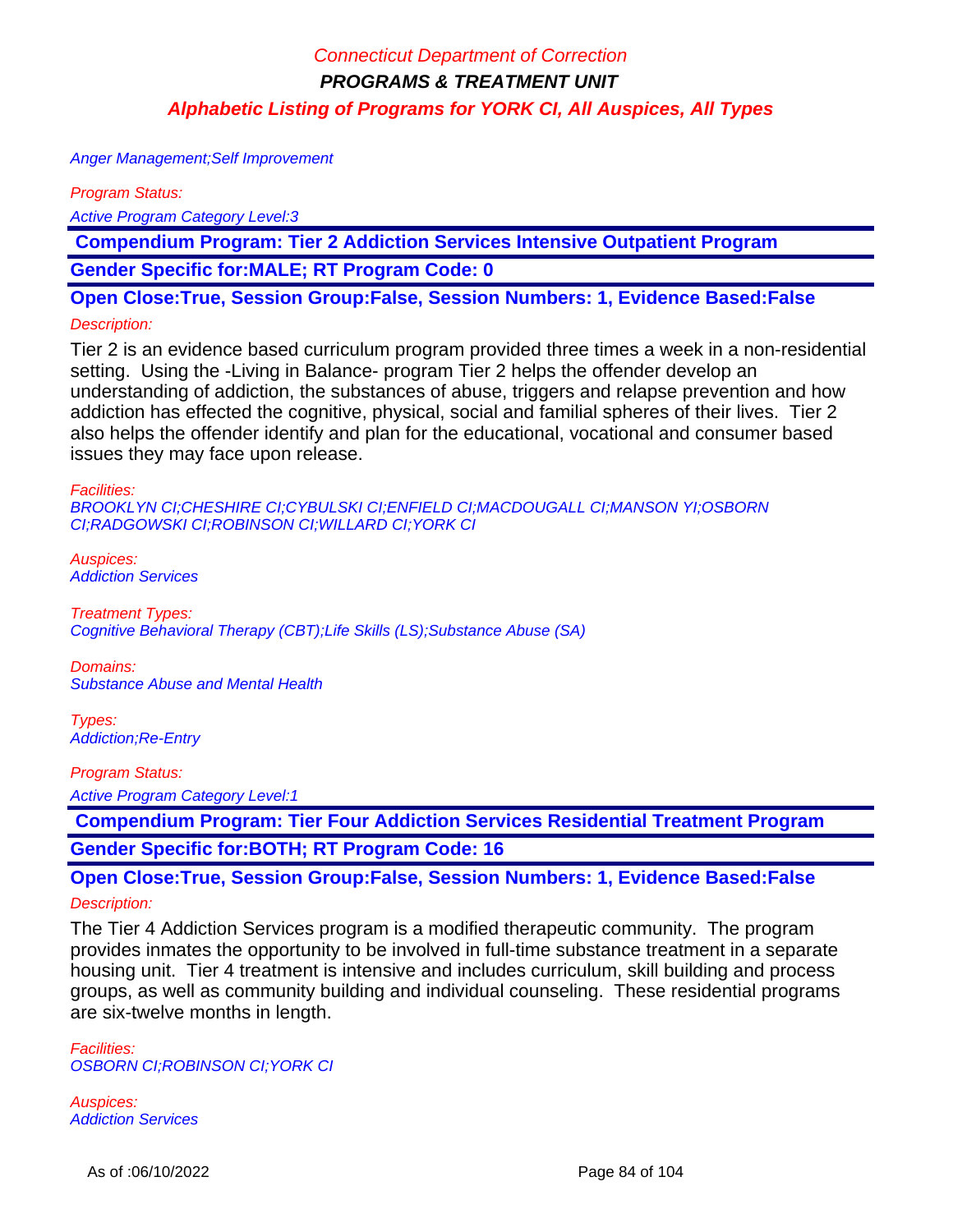Anger Management;Self Improvement

*Program Status:*

Active Program Category Level:3

## Compendium Program: Tier 2 Addiction Services Intensive Outpatient Program

**Gender Specific for:MALE; RT Program Code: 0**

**Open Close:True, Session Group:False, Session Numbers: 1, Evidence Based:False**

*Description:*

Tier 2 is an evidence based curriculum program provided three times a week in a non-residential setting. Using the -Living in Balance- program Tier 2 helps the offender develop an understanding of addiction, the substances of abuse, triggers and relapse prevention and how addiction has effected the cognitive, physical, social and familial spheres of their lives. Tier 2 also helps the offender identify and plan for the educational, vocational and consumer based issues they may face upon release.

*Facilities:*

BROOKLYN CI;CHESHIRE CI;CYBULSKI CI;ENFIELD CI;MACDOUGALL CI;MANSON YI;OSBORN CI;RADGOWSKI CI;ROBINSON CI;WILLARD CI;YORK CI

*Auspices:*

Addiction Services

*Treatment Types:*

Cognitive Behavioral Therapy (CBT);Life Skills (LS);Substance Abuse (SA)

*Domains:*

Substance Abuse and Mental Health

*Types:*

Addiction;Re-Entry

*Program Status:*

Active Program Category Level:1

## Compendium Program: Tier Four Addiction Services Residential Treatment Program

**Gender Specific for:BOTH; RT Program Code: 16**

**Open Close:True, Session Group:False, Session Numbers: 1, Evidence Based:False**

*Description:*

The Tier 4 Addiction Services program is a modified therapeutic community. The program provides inmates the opportunity to be involved in full-time substance treatment in a separate housing unit. Tier 4 treatment is intensive and includes curriculum, skill building and process groups, as well as community building and individual counseling. These residential programs are six-twelve months in length.

*Facilities:*

OSBORN CI;ROBINSON CI;YORK CI

*Auspices:*

Addiction Services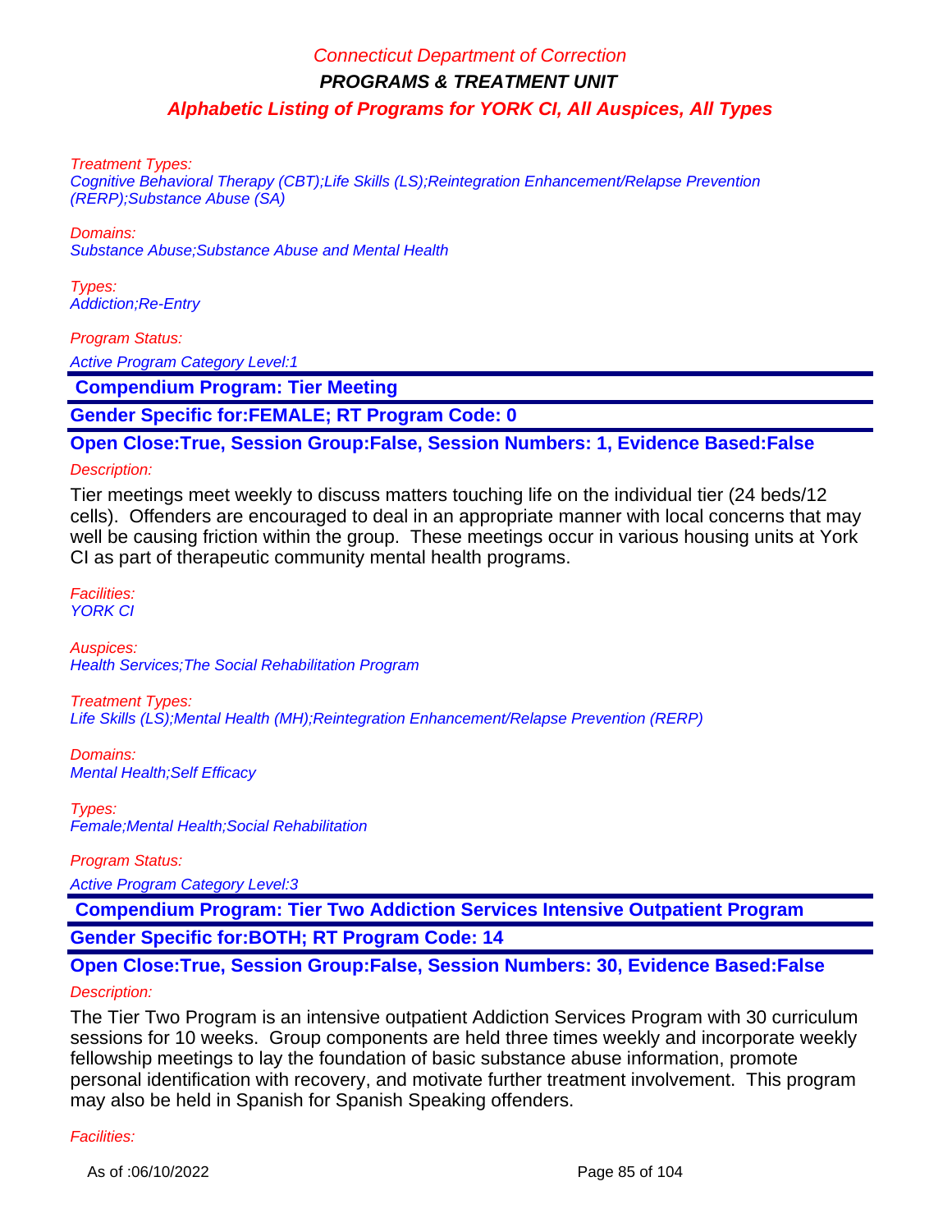*Treatment Types:*
*Cognitive Behavioral Therapy (CBT);Life Skills (LS);Reintegration Enhancement/Relapse Prevention (RERP);Substance Abuse (SA)*

*Domains:*
*Substance Abuse;Substance Abuse and Mental Health*

*Types:*
*Addiction;Re-Entry*

*Program Status:*
*Active Program Category Level:1*

## Compendium Program: Tier Meeting

**Gender Specific for:FEMALE; RT Program Code: 0**

**Open Close:True, Session Group:False, Session Numbers: 1, Evidence Based:False**

*Description:*

Tier meetings meet weekly to discuss matters touching life on the individual tier (24 beds/12 cells). Offenders are encouraged to deal in an appropriate manner with local concerns that may well be causing friction within the group. These meetings occur in various housing units at York CI as part of therapeutic community mental health programs.

*Facilities:*
*YORK CI*

*Auspices:*
*Health Services;The Social Rehabilitation Program*

*Treatment Types:*
*Life Skills (LS);Mental Health (MH);Reintegration Enhancement/Relapse Prevention (RERP)*

*Domains:*
*Mental Health;Self Efficacy*

*Types:*
*Female;Mental Health;Social Rehabilitation*

*Program Status:*
*Active Program Category Level:3*

## Compendium Program: Tier Two Addiction Services Intensive Outpatient Program

**Gender Specific for:BOTH; RT Program Code: 14**

**Open Close:True, Session Group:False, Session Numbers: 30, Evidence Based:False**

*Description:*

The Tier Two Program is an intensive outpatient Addiction Services Program with 30 curriculum sessions for 10 weeks. Group components are held three times weekly and incorporate weekly fellowship meetings to lay the foundation of basic substance abuse information, promote personal identification with recovery, and motivate further treatment involvement. This program may also be held in Spanish for Spanish Speaking offenders.

*Facilities:*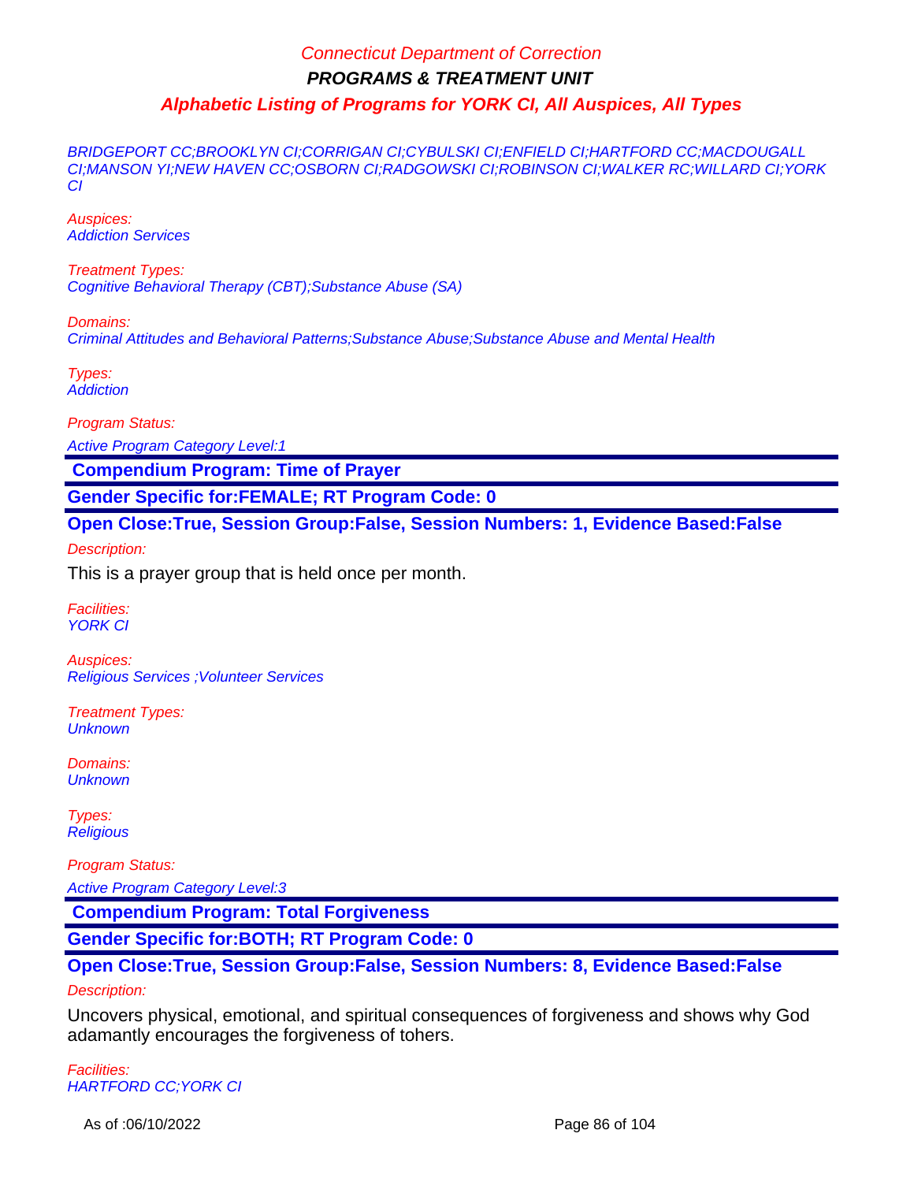BRIDGEPORT CC;BROOKLYN CI;CORRIGAN CI;CYBULSKI CI;ENFIELD CI;HARTFORD CC;MACDOUGALL CI;MANSON YI;NEW HAVEN CC;OSBORN CI;RADGOWSKI CI;ROBINSON CI;WALKER RC;WILLARD CI;YORK CI

Auspices:
Addiction Services

Treatment Types:
Cognitive Behavioral Therapy (CBT);Substance Abuse (SA)

Domains:
Criminal Attitudes and Behavioral Patterns;Substance Abuse;Substance Abuse and Mental Health

Types:
Addiction

Program Status:

Active Program Category Level:1

**Compendium Program: Time of Prayer**

**Gender Specific for:FEMALE; RT Program Code: 0**

**Open Close:True, Session Group:False, Session Numbers: 1, Evidence Based:False**

Description:

This is a prayer group that is held once per month.

Facilities:
YORK CI

Auspices:
Religious Services ;Volunteer Services

Treatment Types:
Unknown

Domains:
Unknown

Types:
Religious

Program Status:

Active Program Category Level:3

**Compendium Program: Total Forgiveness**

**Gender Specific for:BOTH; RT Program Code: 0**

**Open Close:True, Session Group:False, Session Numbers: 8, Evidence Based:False**

Description:

Uncovers physical, emotional, and spiritual consequences of forgiveness and shows why God adamantly encourages the forgiveness of tohers.

Facilities:
HARTFORD CC;YORK CI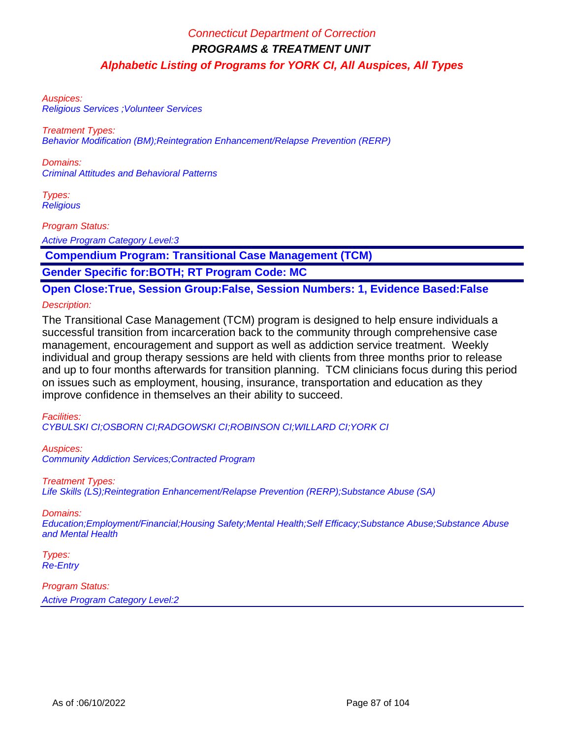Auspices:
Religious Services ;Volunteer Services

Treatment Types:
Behavior Modification (BM);Reintegration Enhancement/Relapse Prevention (RERP)

Domains:
Criminal Attitudes and Behavioral Patterns

Types:
Religious

Program Status:

Active Program Category Level:3

**Compendium Program: Transitional Case Management (TCM)**

**Gender Specific for:BOTH; RT Program Code: MC**

**Open Close:True, Session Group:False, Session Numbers: 1, Evidence Based:False**

Description:

The Transitional Case Management (TCM) program is designed to help ensure individuals a successful transition from incarceration back to the community through comprehensive case management, encouragement and support as well as addiction service treatment. Weekly individual and group therapy sessions are held with clients from three months prior to release and up to four months afterwards for transition planning. TCM clinicians focus during this period on issues such as employment, housing, insurance, transportation and education as they improve confidence in themselves an their ability to succeed.

Facilities:
CYBULSKI CI;OSBORN CI;RADGOWSKI CI;ROBINSON CI;WILLARD CI;YORK CI

Auspices:
Community Addiction Services;Contracted Program

Treatment Types:
Life Skills (LS);Reintegration Enhancement/Relapse Prevention (RERP);Substance Abuse (SA)

Domains:
Education;Employment/Financial;Housing Safety;Mental Health;Self Efficacy;Substance Abuse;Substance Abuse and Mental Health

Types:
Re-Entry

Program Status:

Active Program Category Level:2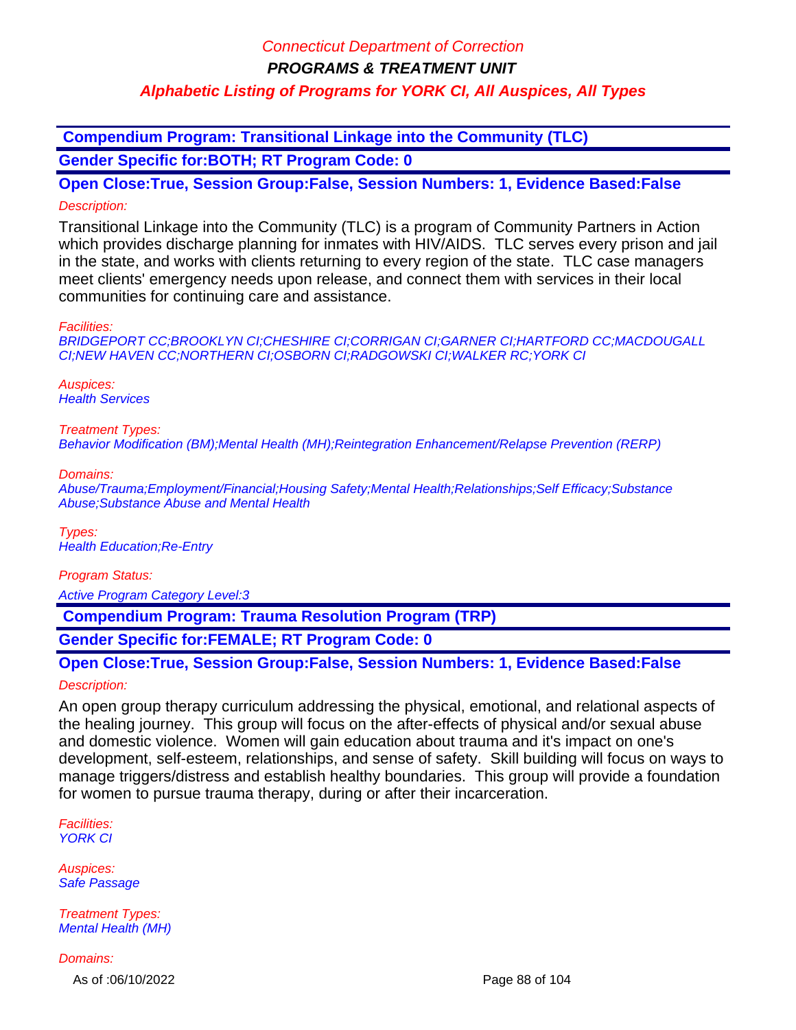Connecticut Department of Correction

**PROGRAMS & TREATMENT UNIT**

**Alphabetic Listing of Programs for YORK CI, All Auspices, All Types**

## Compendium Program: Transitional Linkage into the Community (TLC)

**Gender Specific for:BOTH; RT Program Code: 0**

**Open Close:True, Session Group:False, Session Numbers: 1, Evidence Based:False**

*Description:*

Transitional Linkage into the Community (TLC) is a program of Community Partners in Action which provides discharge planning for inmates with HIV/AIDS. TLC serves every prison and jail in the state, and works with clients returning to every region of the state. TLC case managers meet clients' emergency needs upon release, and connect them with services in their local communities for continuing care and assistance.

*Facilities:*
BRIDGEPORT CC;BROOKLYN CI;CHESHIRE CI;CORRIGAN CI;GARNER CI;HARTFORD CC;MACDOUGALL CI;NEW HAVEN CC;NORTHERN CI;OSBORN CI;RADGOWSKI CI;WALKER RC;YORK CI

*Auspices:*
Health Services

*Treatment Types:*
Behavior Modification (BM);Mental Health (MH);Reintegration Enhancement/Relapse Prevention (RERP)

*Domains:*
Abuse/Trauma;Employment/Financial;Housing Safety;Mental Health;Relationships;Self Efficacy;Substance Abuse;Substance Abuse and Mental Health

*Types:*
Health Education;Re-Entry

*Program Status:*

Active Program Category Level:3

## Compendium Program: Trauma Resolution Program (TRP)

**Gender Specific for:FEMALE; RT Program Code: 0**

**Open Close:True, Session Group:False, Session Numbers: 1, Evidence Based:False**

*Description:*

An open group therapy curriculum addressing the physical, emotional, and relational aspects of the healing journey. This group will focus on the after-effects of physical and/or sexual abuse and domestic violence. Women will gain education about trauma and it's impact on one's development, self-esteem, relationships, and sense of safety. Skill building will focus on ways to manage triggers/distress and establish healthy boundaries. This group will provide a foundation for women to pursue trauma therapy, during or after their incarceration.

*Facilities:*
YORK CI

*Auspices:*
Safe Passage

*Treatment Types:*
Mental Health (MH)

*Domains:*

As of :06/10/2022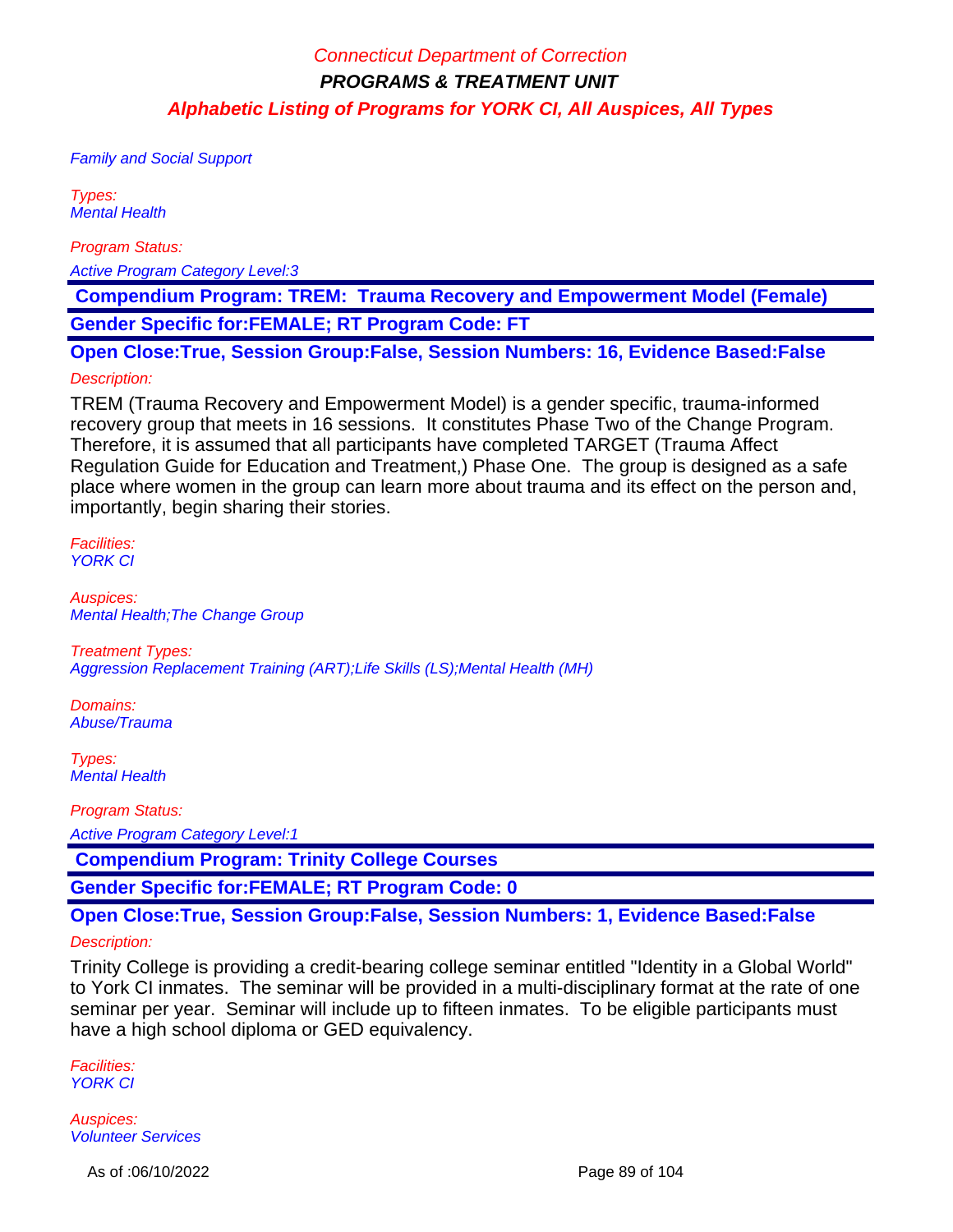Family and Social Support

*Types:*
Mental Health

*Program Status:*

Active Program Category Level:3

**Compendium Program: TREM: Trauma Recovery and Empowerment Model (Female)**

**Gender Specific for:FEMALE; RT Program Code: FT**

**Open Close:True, Session Group:False, Session Numbers: 16, Evidence Based:False**

*Description:*

TREM (Trauma Recovery and Empowerment Model) is a gender specific, trauma-informed recovery group that meets in 16 sessions. It constitutes Phase Two of the Change Program. Therefore, it is assumed that all participants have completed TARGET (Trauma Affect Regulation Guide for Education and Treatment,) Phase One. The group is designed as a safe place where women in the group can learn more about trauma and its effect on the person and, importantly, begin sharing their stories.

*Facilities:*
YORK CI

*Auspices:*
Mental Health;The Change Group

*Treatment Types:*
Aggression Replacement Training (ART);Life Skills (LS);Mental Health (MH)

*Domains:*
Abuse/Trauma

*Types:*
Mental Health

*Program Status:*

Active Program Category Level:1

**Compendium Program: Trinity College Courses**

**Gender Specific for:FEMALE; RT Program Code: 0**

**Open Close:True, Session Group:False, Session Numbers: 1, Evidence Based:False**

*Description:*

Trinity College is providing a credit-bearing college seminar entitled "Identity in a Global World" to York CI inmates. The seminar will be provided in a multi-disciplinary format at the rate of one seminar per year. Seminar will include up to fifteen inmates. To be eligible participants must have a high school diploma or GED equivalency.

*Facilities:*
YORK CI

*Auspices:*
Volunteer Services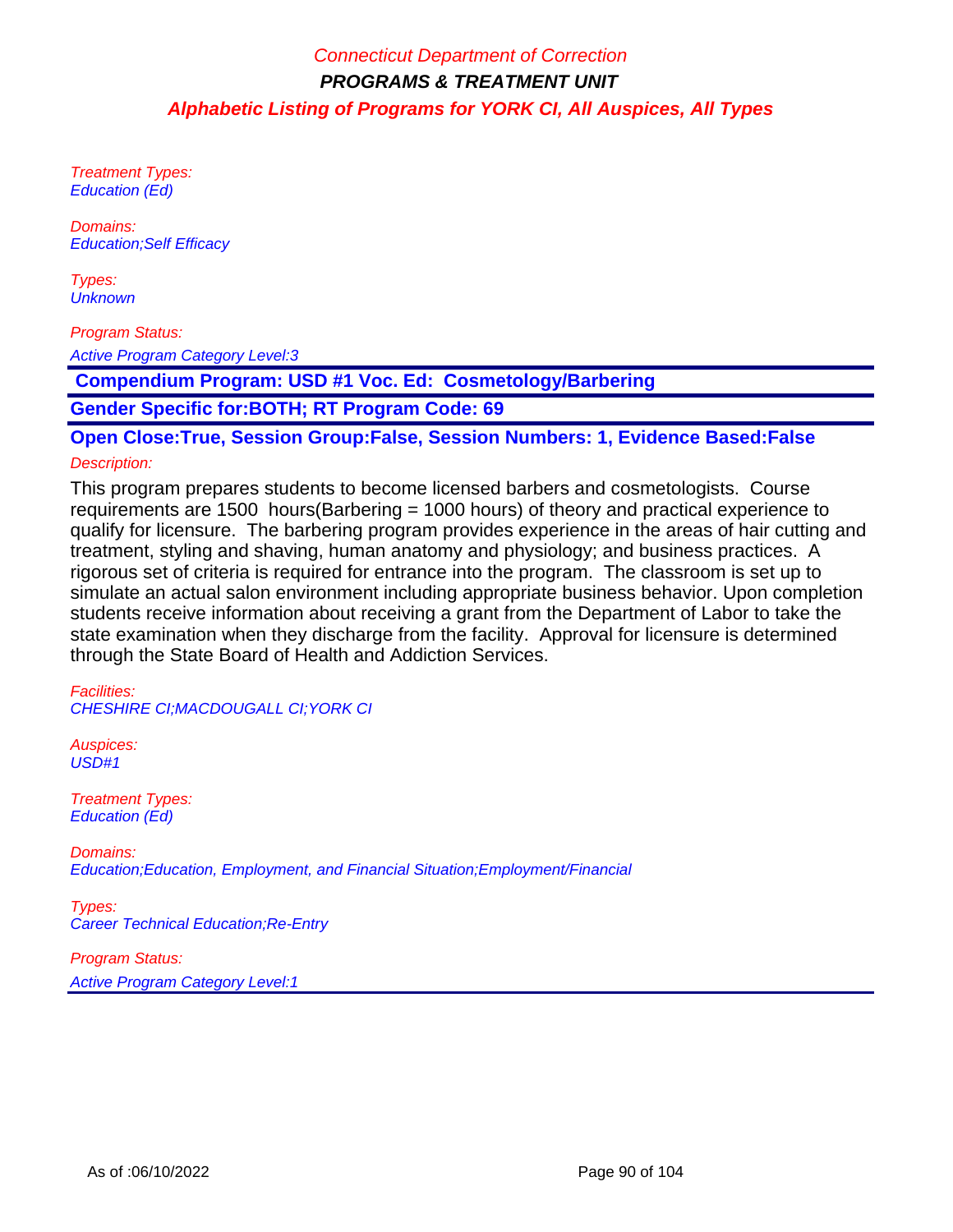Treatment Types:
Education (Ed)

Domains:
Education;Self Efficacy

Types:
Unknown

Program Status:
Active Program Category Level:3

**Compendium Program: USD #1 Voc. Ed: Cosmetology/Barbering**

**Gender Specific for:BOTH; RT Program Code: 69**

**Open Close:True, Session Group:False, Session Numbers: 1, Evidence Based:False**

Description:

This program prepares students to become licensed barbers and cosmetologists. Course requirements are 1500 hours(Barbering = 1000 hours) of theory and practical experience to qualify for licensure. The barbering program provides experience in the areas of hair cutting and treatment, styling and shaving, human anatomy and physiology; and business practices. A rigorous set of criteria is required for entrance into the program. The classroom is set up to simulate an actual salon environment including appropriate business behavior. Upon completion students receive information about receiving a grant from the Department of Labor to take the state examination when they discharge from the facility. Approval for licensure is determined through the State Board of Health and Addiction Services.

Facilities:
CHESHIRE CI;MACDOUGALL CI;YORK CI

Auspices:
USD#1

Treatment Types:
Education (Ed)

Domains:
Education;Education, Employment, and Financial Situation;Employment/Financial

Types:
Career Technical Education;Re-Entry

Program Status:
Active Program Category Level:1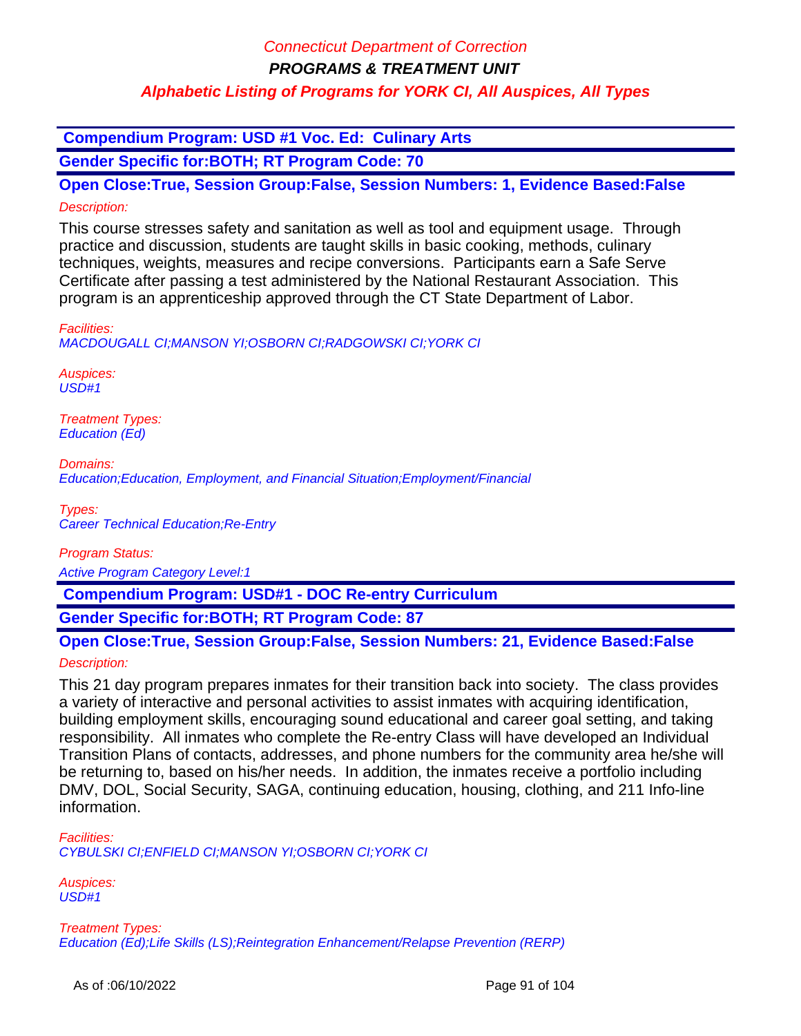# Connecticut Department of Correction

## PROGRAMS & TREATMENT UNIT

### Alphabetic Listing of Programs for YORK CI, All Auspices, All Types

**Compendium Program: USD #1 Voc. Ed: Culinary Arts**

**Gender Specific for:BOTH; RT Program Code: 70**

**Open Close:True, Session Group:False, Session Numbers: 1, Evidence Based:False**

*Description:*

This course stresses safety and sanitation as well as tool and equipment usage. Through practice and discussion, students are taught skills in basic cooking, methods, culinary techniques, weights, measures and recipe conversions. Participants earn a Safe Serve Certificate after passing a test administered by the National Restaurant Association. This program is an apprenticeship approved through the CT State Department of Labor.

*Facilities:*
MACDOUGALL CI;MANSON YI;OSBORN CI;RADGOWSKI CI;YORK CI

*Auspices:*
USD#1

*Treatment Types:*
Education (Ed)

*Domains:*
Education;Education, Employment, and Financial Situation;Employment/Financial

*Types:*
Career Technical Education;Re-Entry

*Program Status:*
Active Program Category Level:1

**Compendium Program: USD#1 - DOC Re-entry Curriculum**

**Gender Specific for:BOTH; RT Program Code: 87**

**Open Close:True, Session Group:False, Session Numbers: 21, Evidence Based:False**

*Description:*

This 21 day program prepares inmates for their transition back into society. The class provides a variety of interactive and personal activities to assist inmates with acquiring identification, building employment skills, encouraging sound educational and career goal setting, and taking responsibility. All inmates who complete the Re-entry Class will have developed an Individual Transition Plans of contacts, addresses, and phone numbers for the community area he/she will be returning to, based on his/her needs. In addition, the inmates receive a portfolio including DMV, DOL, Social Security, SAGA, continuing education, housing, clothing, and 211 Info-line information.

*Facilities:*
CYBULSKI CI;ENFIELD CI;MANSON YI;OSBORN CI;YORK CI

*Auspices:*
USD#1

*Treatment Types:*
Education (Ed);Life Skills (LS);Reintegration Enhancement/Relapse Prevention (RERP)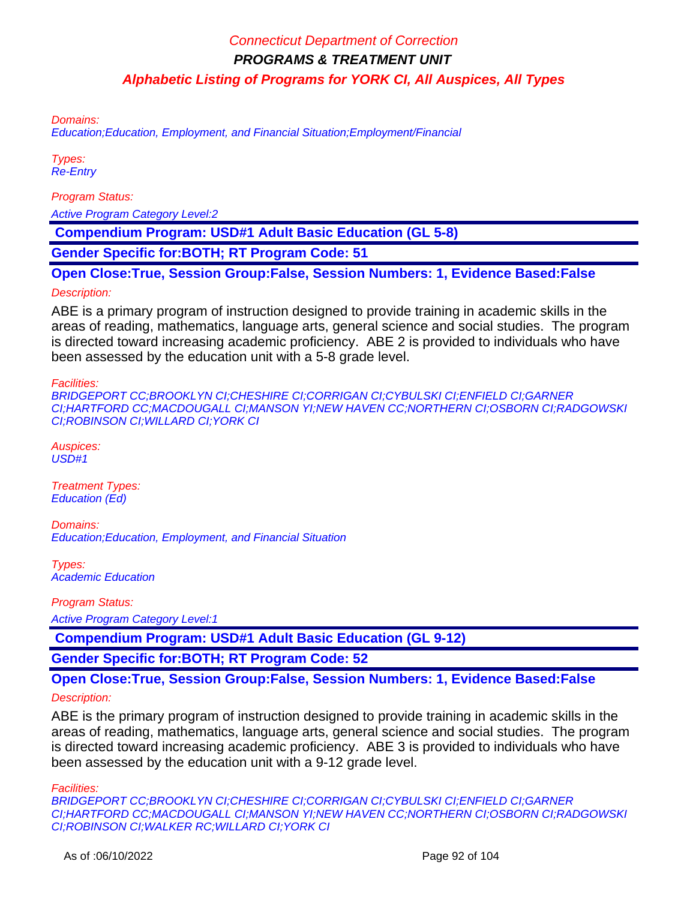Domains:
Education;Education, Employment, and Financial Situation;Employment/Financial

Types:
Re-Entry

Program Status:

Active Program Category Level:2

**Compendium Program: USD#1 Adult Basic Education (GL 5-8)**

**Gender Specific for:BOTH; RT Program Code: 51**

**Open Close:True, Session Group:False, Session Numbers: 1, Evidence Based:False**

Description:

ABE is a primary program of instruction designed to provide training in academic skills in the areas of reading, mathematics, language arts, general science and social studies. The program is directed toward increasing academic proficiency. ABE 2 is provided to individuals who have been assessed by the education unit with a 5-8 grade level.

Facilities:
BRIDGEPORT CC;BROOKLYN CI;CHESHIRE CI;CORRIGAN CI;CYBULSKI CI;ENFIELD CI;GARNER CI;HARTFORD CC;MACDOUGALL CI;MANSON YI;NEW HAVEN CC;NORTHERN CI;OSBORN CI;RADGOWSKI CI;ROBINSON CI;WILLARD CI;YORK CI

Auspices:
USD#1

Treatment Types:
Education (Ed)

Domains:
Education;Education, Employment, and Financial Situation

Types:
Academic Education

Program Status:

Active Program Category Level:1

**Compendium Program: USD#1 Adult Basic Education (GL 9-12)**

**Gender Specific for:BOTH; RT Program Code: 52**

**Open Close:True, Session Group:False, Session Numbers: 1, Evidence Based:False**

Description:

ABE is the primary program of instruction designed to provide training in academic skills in the areas of reading, mathematics, language arts, general science and social studies. The program is directed toward increasing academic proficiency. ABE 3 is provided to individuals who have been assessed by the education unit with a 9-12 grade level.

Facilities:
BRIDGEPORT CC;BROOKLYN CI;CHESHIRE CI;CORRIGAN CI;CYBULSKI CI;ENFIELD CI;GARNER CI;HARTFORD CC;MACDOUGALL CI;MANSON YI;NEW HAVEN CC;NORTHERN CI;OSBORN CI;RADGOWSKI CI;ROBINSON CI;WALKER RC;WILLARD CI;YORK CI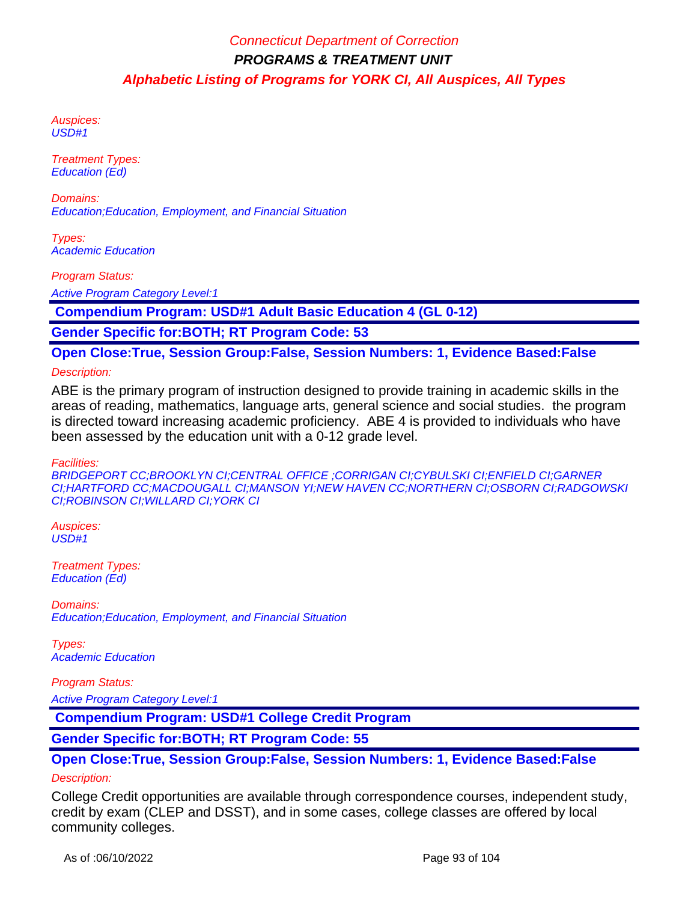Auspices:
USD#1

Treatment Types:
Education (Ed)

Domains:
Education;Education, Employment, and Financial Situation

Types:
Academic Education

Program Status:

Active Program Category Level:1

**Compendium Program: USD#1 Adult Basic Education 4 (GL 0-12)**

**Gender Specific for:BOTH; RT Program Code: 53**

**Open Close:True, Session Group:False, Session Numbers: 1, Evidence Based:False**

Description:

ABE is the primary program of instruction designed to provide training in academic skills in the areas of reading, mathematics, language arts, general science and social studies. the program is directed toward increasing academic proficiency. ABE 4 is provided to individuals who have been assessed by the education unit with a 0-12 grade level.

Facilities:
BRIDGEPORT CC;BROOKLYN CI;CENTRAL OFFICE ;CORRIGAN CI;CYBULSKI CI;ENFIELD CI;GARNER CI;HARTFORD CC;MACDOUGALL CI;MANSON YI;NEW HAVEN CC;NORTHERN CI;OSBORN CI;RADGOWSKI CI;ROBINSON CI;WILLARD CI;YORK CI

Auspices:
USD#1

Treatment Types:
Education (Ed)

Domains:
Education;Education, Employment, and Financial Situation

Types:
Academic Education

Program Status:

Active Program Category Level:1

**Compendium Program: USD#1 College Credit Program**

**Gender Specific for:BOTH; RT Program Code: 55**

**Open Close:True, Session Group:False, Session Numbers: 1, Evidence Based:False**

Description:

College Credit opportunities are available through correspondence courses, independent study, credit by exam (CLEP and DSST), and in some cases, college classes are offered by local community colleges.

As of :06/10/2022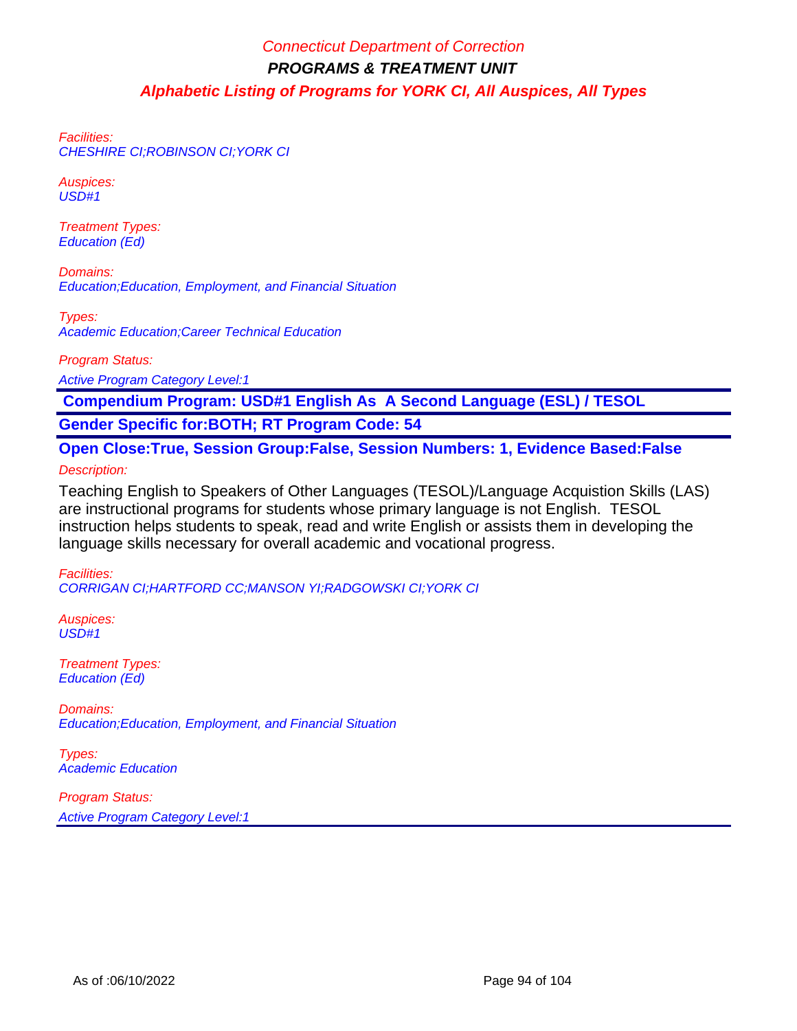Facilities:
CHESHIRE CI;ROBINSON CI;YORK CI

Auspices:
USD#1

Treatment Types:
Education (Ed)

Domains:
Education;Education, Employment, and Financial Situation

Types:
Academic Education;Career Technical Education

Program Status:

Active Program Category Level:1

**Compendium Program: USD#1 English As  A Second Language (ESL) / TESOL**

**Gender Specific for:BOTH; RT Program Code: 54**

**Open Close:True, Session Group:False, Session Numbers: 1, Evidence Based:False**

Description:

Teaching English to Speakers of Other Languages (TESOL)/Language Acquistion Skills (LAS) are instructional programs for students whose primary language is not English.  TESOL instruction helps students to speak, read and write English or assists them in developing the language skills necessary for overall academic and vocational progress.

Facilities:
CORRIGAN CI;HARTFORD CC;MANSON YI;RADGOWSKI CI;YORK CI

Auspices:
USD#1

Treatment Types:
Education (Ed)

Domains:
Education;Education, Employment, and Financial Situation

Types:
Academic Education

Program Status:

Active Program Category Level:1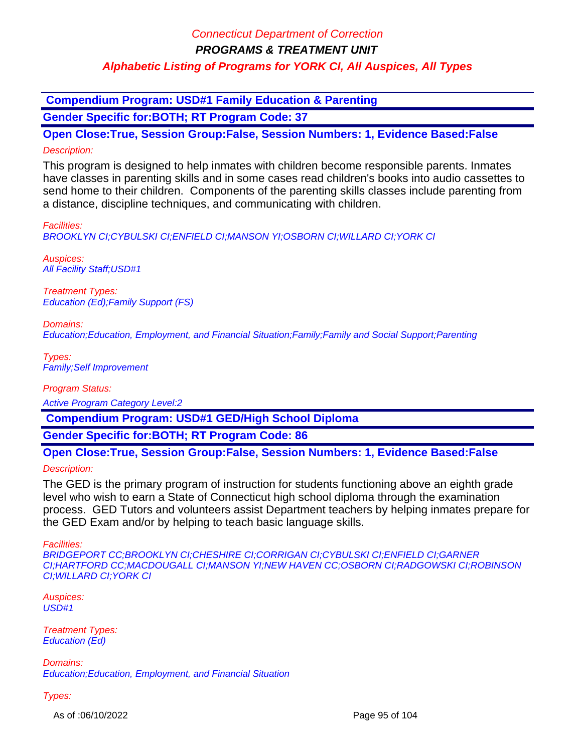# Connecticut Department of Correction

## PROGRAMS & TREATMENT UNIT

### Alphabetic Listing of Programs for YORK CI, All Auspices, All Types

**Compendium Program: USD#1 Family Education & Parenting**

**Gender Specific for:BOTH; RT Program Code: 37**

**Open Close:True, Session Group:False, Session Numbers: 1, Evidence Based:False**

*Description:*

This program is designed to help inmates with children become responsible parents. Inmates have classes in parenting skills and in some cases read children's books into audio cassettes to send home to their children. Components of the parenting skills classes include parenting from a distance, discipline techniques, and communicating with children.

*Facilities:*
*BROOKLYN CI;CYBULSKI CI;ENFIELD CI;MANSON YI;OSBORN CI;WILLARD CI;YORK CI*

*Auspices:*
*All Facility Staff;USD#1*

*Treatment Types:*
*Education (Ed);Family Support (FS)*

*Domains:*
*Education;Education, Employment, and Financial Situation;Family;Family and Social Support;Parenting*

*Types:*
*Family;Self Improvement*

*Program Status:*

*Active Program Category Level:2*

**Compendium Program: USD#1 GED/High School Diploma**

**Gender Specific for:BOTH; RT Program Code: 86**

**Open Close:True, Session Group:False, Session Numbers: 1, Evidence Based:False**

*Description:*

The GED is the primary program of instruction for students functioning above an eighth grade level who wish to earn a State of Connecticut high school diploma through the examination process. GED Tutors and volunteers assist Department teachers by helping inmates prepare for the GED Exam and/or by helping to teach basic language skills.

*Facilities:*
*BRIDGEPORT CC;BROOKLYN CI;CHESHIRE CI;CORRIGAN CI;CYBULSKI CI;ENFIELD CI;GARNER CI;HARTFORD CC;MACDOUGALL CI;MANSON YI;NEW HAVEN CC;OSBORN CI;RADGOWSKI CI;ROBINSON CI;WILLARD CI;YORK CI*

*Auspices:*
*USD#1*

*Treatment Types:*
*Education (Ed)*

*Domains:*
*Education;Education, Employment, and Financial Situation*

*Types:*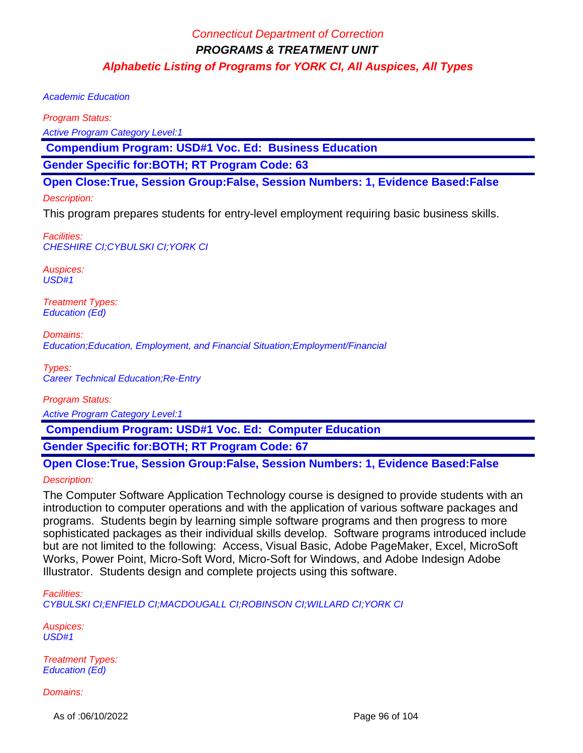Academic Education

*Program Status:*

*Active Program Category Level:1*

**Compendium Program: USD#1 Voc. Ed: Business Education**

**Gender Specific for:BOTH; RT Program Code: 63**

**Open Close:True, Session Group:False, Session Numbers: 1, Evidence Based:False**

*Description:*

This program prepares students for entry-level employment requiring basic business skills.

*Facilities:*
*CHESHIRE CI;CYBULSKI CI;YORK CI*

*Auspices:*
*USD#1*

*Treatment Types:*
*Education (Ed)*

*Domains:*
*Education;Education, Employment, and Financial Situation;Employment/Financial*

*Types:*
*Career Technical Education;Re-Entry*

*Program Status:*

*Active Program Category Level:1*

**Compendium Program: USD#1 Voc. Ed: Computer Education**

**Gender Specific for:BOTH; RT Program Code: 67**

**Open Close:True, Session Group:False, Session Numbers: 1, Evidence Based:False**

*Description:*

The Computer Software Application Technology course is designed to provide students with an introduction to computer operations and with the application of various software packages and programs. Students begin by learning simple software programs and then progress to more sophisticated packages as their individual skills develop. Software programs introduced include but are not limited to the following: Access, Visual Basic, Adobe PageMaker, Excel, MicroSoft Works, Power Point, Micro-Soft Word, Micro-Soft for Windows, and Adobe Indesign Adobe Illustrator. Students design and complete projects using this software.

*Facilities:*
*CYBULSKI CI;ENFIELD CI;MACDOUGALL CI;ROBINSON CI;WILLARD CI;YORK CI*

*Auspices:*
*USD#1*

*Treatment Types:*
*Education (Ed)*

*Domains:*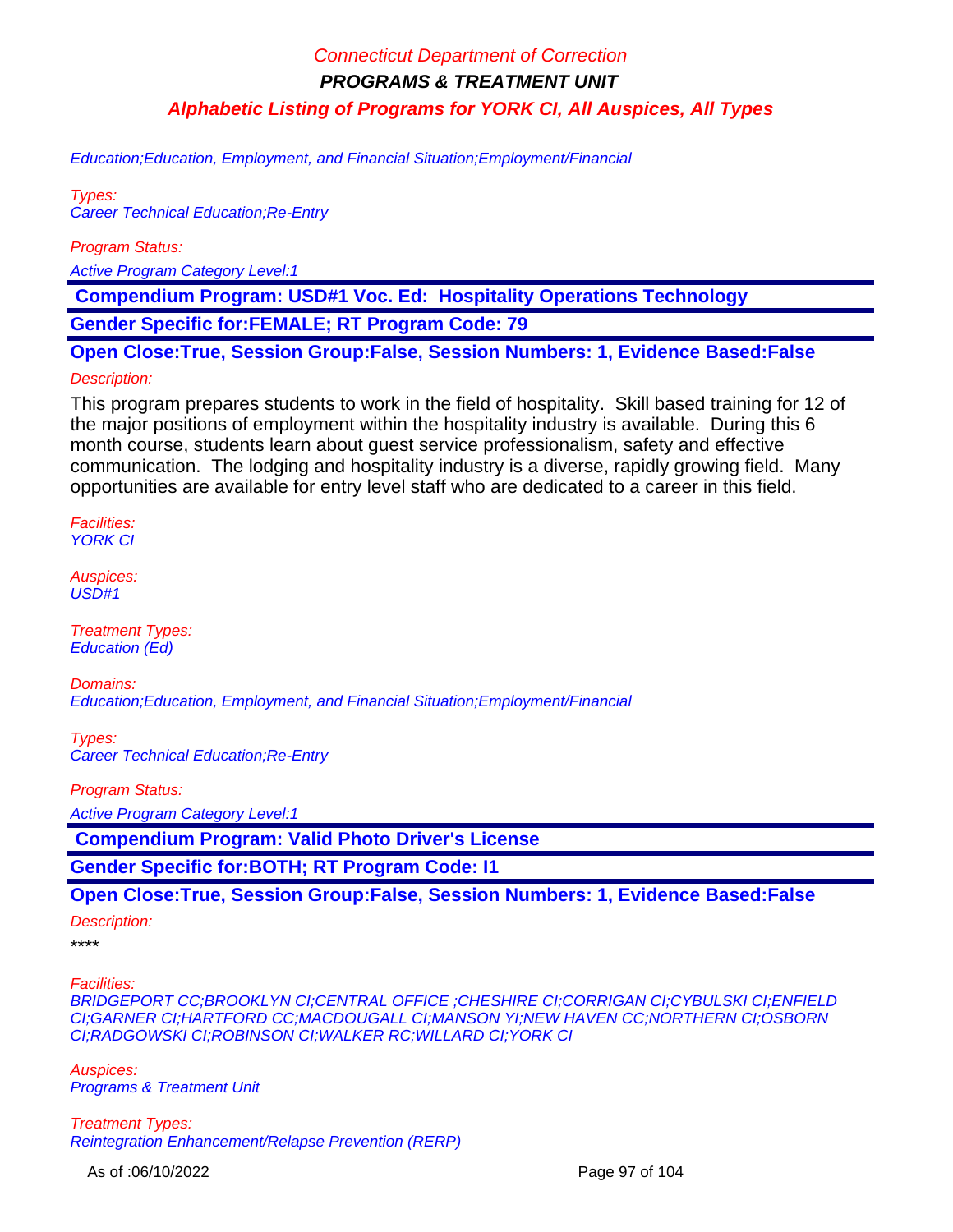Education;Education, Employment, and Financial Situation;Employment/Financial

*Types:*
Career Technical Education;Re-Entry

*Program Status:*
Active Program Category Level:1

**Compendium Program: USD#1 Voc. Ed: Hospitality Operations Technology**

**Gender Specific for:FEMALE; RT Program Code: 79**

**Open Close:True, Session Group:False, Session Numbers: 1, Evidence Based:False**

*Description:*

This program prepares students to work in the field of hospitality. Skill based training for 12 of the major positions of employment within the hospitality industry is available. During this 6 month course, students learn about guest service professionalism, safety and effective communication. The lodging and hospitality industry is a diverse, rapidly growing field. Many opportunities are available for entry level staff who are dedicated to a career in this field.

*Facilities:*
YORK CI

*Auspices:*
USD#1

*Treatment Types:*
Education (Ed)

*Domains:*
Education;Education, Employment, and Financial Situation;Employment/Financial

*Types:*
Career Technical Education;Re-Entry

*Program Status:*
Active Program Category Level:1

**Compendium Program: Valid Photo Driver's License**

**Gender Specific for:BOTH; RT Program Code: I1**

**Open Close:True, Session Group:False, Session Numbers: 1, Evidence Based:False**

*Description:*
****

*Facilities:*
BRIDGEPORT CC;BROOKLYN CI;CENTRAL OFFICE ;CHESHIRE CI;CORRIGAN CI;CYBULSKI CI;ENFIELD CI;GARNER CI;HARTFORD CC;MACDOUGALL CI;MANSON YI;NEW HAVEN CC;NORTHERN CI;OSBORN CI;RADGOWSKI CI;ROBINSON CI;WALKER RC;WILLARD CI;YORK CI

*Auspices:*
Programs & Treatment Unit

*Treatment Types:*
Reintegration Enhancement/Relapse Prevention (RERP)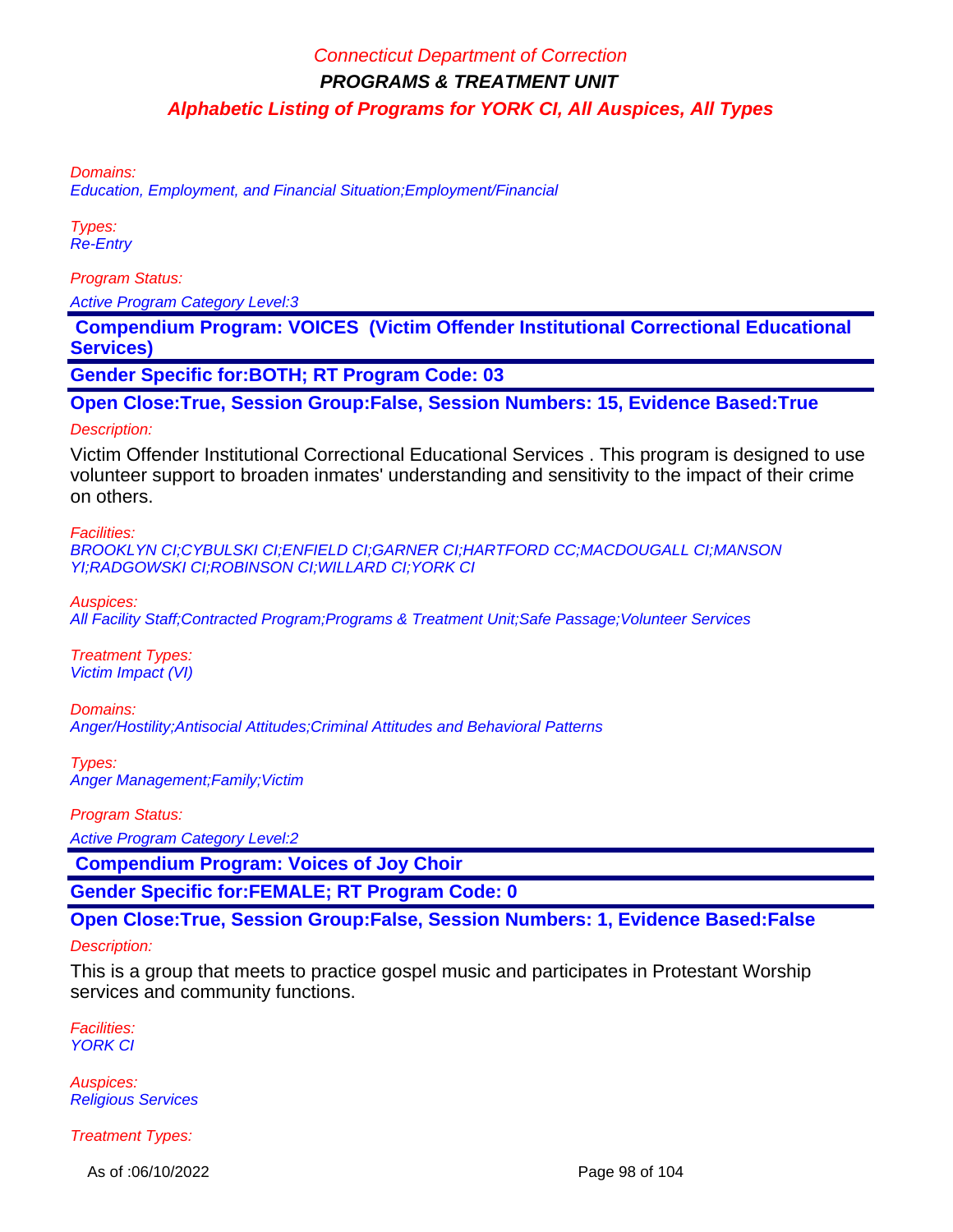Domains:
Education, Employment, and Financial Situation;Employment/Financial

Types:
Re-Entry

Program Status:

Active Program Category Level:3

**Compendium Program: VOICES (Victim Offender Institutional Correctional Educational Services)**

**Gender Specific for:BOTH; RT Program Code: 03**

**Open Close:True, Session Group:False, Session Numbers: 15, Evidence Based:True**

Description:

Victim Offender Institutional Correctional Educational Services . This program is designed to use volunteer support to broaden inmates' understanding and sensitivity to the impact of their crime on others.

Facilities:
BROOKLYN CI;CYBULSKI CI;ENFIELD CI;GARNER CI;HARTFORD CC;MACDOUGALL CI;MANSON YI;RADGOWSKI CI;ROBINSON CI;WILLARD CI;YORK CI

Auspices:
All Facility Staff;Contracted Program;Programs & Treatment Unit;Safe Passage;Volunteer Services

Treatment Types:
Victim Impact (VI)

Domains:
Anger/Hostility;Antisocial Attitudes;Criminal Attitudes and Behavioral Patterns

Types:
Anger Management;Family;Victim

Program Status:

Active Program Category Level:2

**Compendium Program: Voices of Joy Choir**

**Gender Specific for:FEMALE; RT Program Code: 0**

**Open Close:True, Session Group:False, Session Numbers: 1, Evidence Based:False**

Description:

This is a group that meets to practice gospel music and participates in Protestant Worship services and community functions.

Facilities:
YORK CI

Auspices:
Religious Services

Treatment Types:

As of :06/10/2022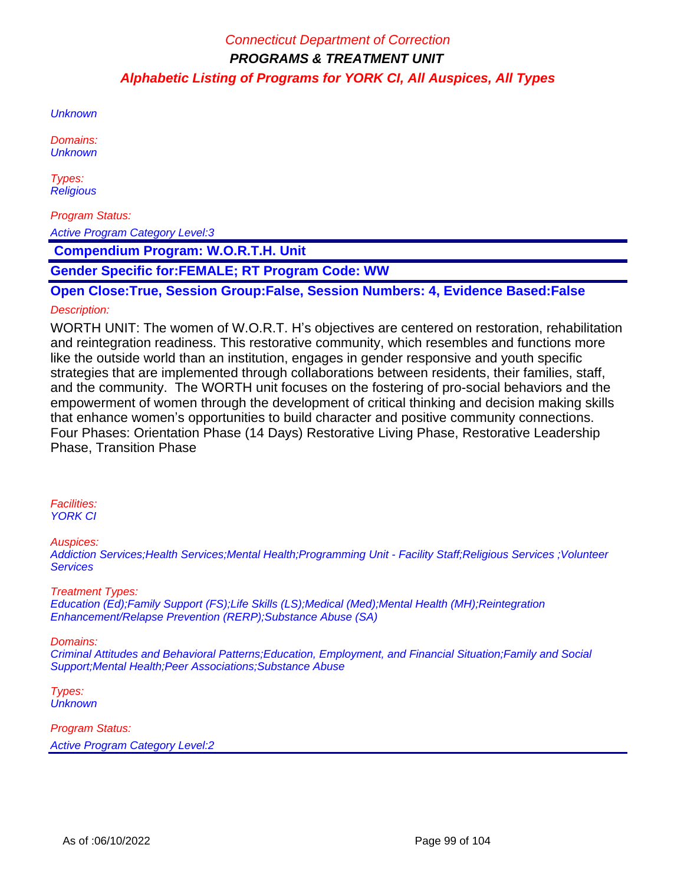Unknown

Domains:
Unknown

Types:
Religious

Program Status:

Active Program Category Level:3

**Compendium Program: W.O.R.T.H. Unit**

**Gender Specific for:FEMALE; RT Program Code: WW**

**Open Close:True, Session Group:False, Session Numbers: 4, Evidence Based:False**

Description:

WORTH UNIT: The women of W.O.R.T. H's objectives are centered on restoration, rehabilitation and reintegration readiness. This restorative community, which resembles and functions more like the outside world than an institution, engages in gender responsive and youth specific strategies that are implemented through collaborations between residents, their families, staff, and the community. The WORTH unit focuses on the fostering of pro-social behaviors and the empowerment of women through the development of critical thinking and decision making skills that enhance women's opportunities to build character and positive community connections. Four Phases: Orientation Phase (14 Days) Restorative Living Phase, Restorative Leadership Phase, Transition Phase

Facilities:
YORK CI

Auspices:
Addiction Services;Health Services;Mental Health;Programming Unit - Facility Staff;Religious Services ;Volunteer Services

Treatment Types:
Education (Ed);Family Support (FS);Life Skills (LS);Medical (Med);Mental Health (MH);Reintegration Enhancement/Relapse Prevention (RERP);Substance Abuse (SA)

Domains:
Criminal Attitudes and Behavioral Patterns;Education, Employment, and Financial Situation;Family and Social Support;Mental Health;Peer Associations;Substance Abuse

Types:
Unknown

Program Status:
Active Program Category Level:2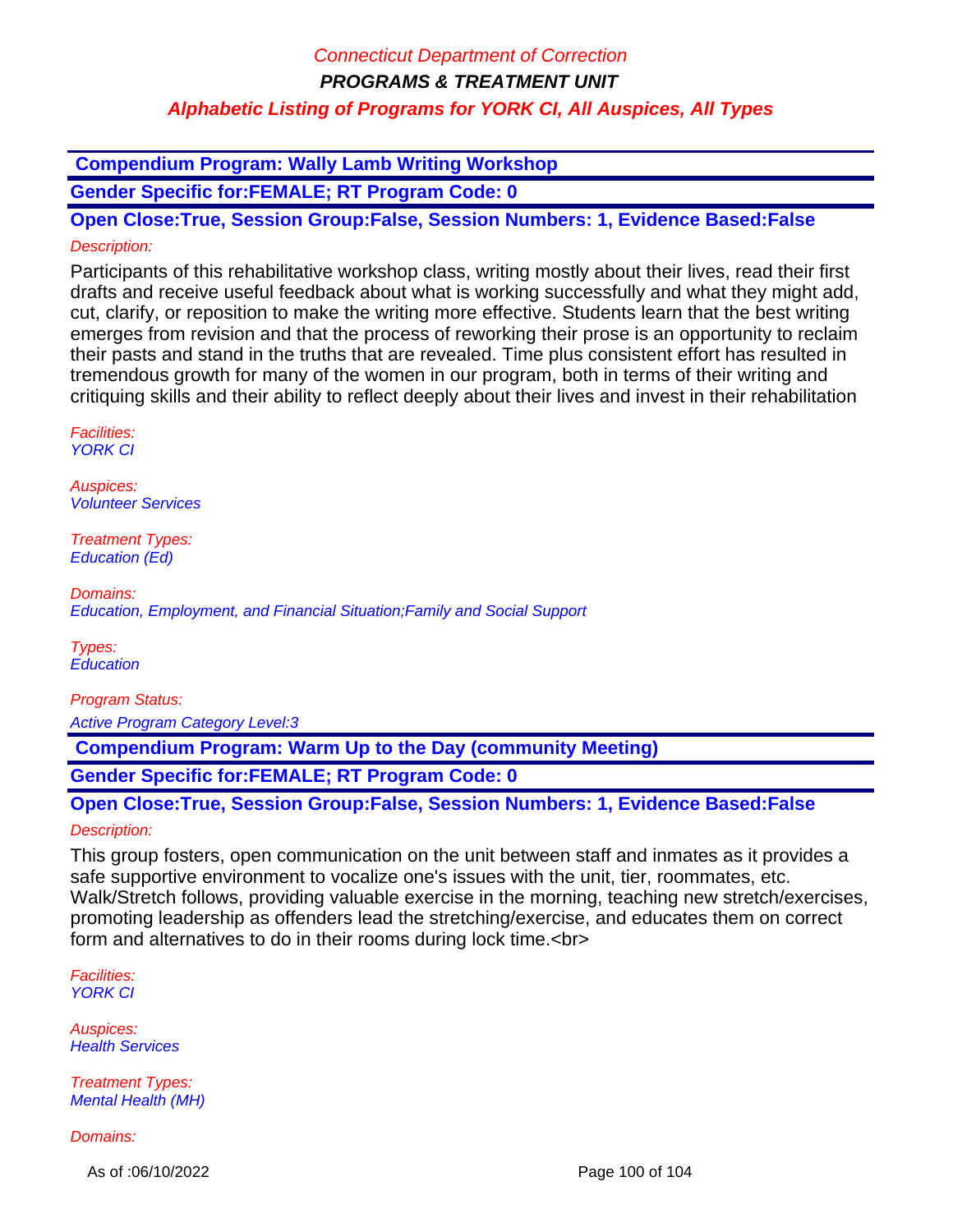**Compendium Program: Wally Lamb Writing Workshop**

**Gender Specific for:FEMALE; RT Program Code: 0**

**Open Close:True, Session Group:False, Session Numbers: 1, Evidence Based:False**

*Description:*

Participants of this rehabilitative workshop class, writing mostly about their lives, read their first drafts and receive useful feedback about what is working successfully and what they might add, cut, clarify, or reposition to make the writing more effective. Students learn that the best writing emerges from revision and that the process of reworking their prose is an opportunity to reclaim their pasts and stand in the truths that are revealed. Time plus consistent effort has resulted in tremendous growth for many of the women in our program, both in terms of their writing and critiquing skills and their ability to reflect deeply about their lives and invest in their rehabilitation

*Facilities:*
*YORK CI*

*Auspices:*
*Volunteer Services*

*Treatment Types:*
*Education (Ed)*

*Domains:*
*Education, Employment, and Financial Situation;Family and Social Support*

*Types:*
*Education*

*Program Status:*
*Active Program Category Level:3*

**Compendium Program: Warm Up to the Day (community Meeting)**

**Gender Specific for:FEMALE; RT Program Code: 0**

**Open Close:True, Session Group:False, Session Numbers: 1, Evidence Based:False**

*Description:*

This group fosters, open communication on the unit between staff and inmates as it provides a safe supportive environment to vocalize one's issues with the unit, tier, roommates, etc. Walk/Stretch follows, providing valuable exercise in the morning, teaching new stretch/exercises, promoting leadership as offenders lead the stretching/exercise, and educates them on correct form and alternatives to do in their rooms during lock time.<br>

*Facilities:*
*YORK CI*

*Auspices:*
*Health Services*

*Treatment Types:*
*Mental Health (MH)*

*Domains:*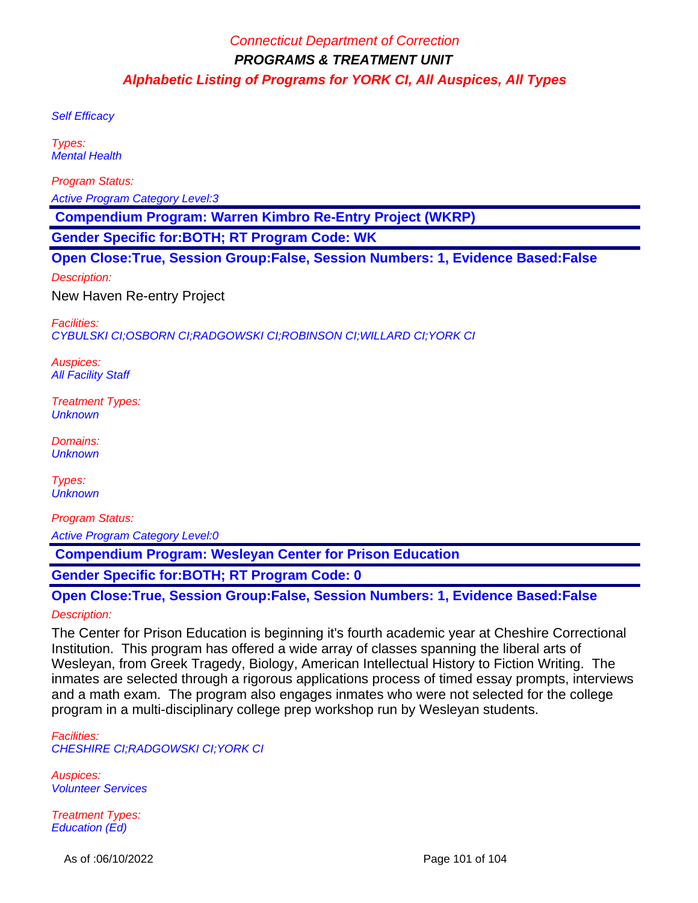Self Efficacy

Types:
Mental Health

Program Status:
Active Program Category Level:3

**Compendium Program: Warren Kimbro Re-Entry Project (WKRP)**

**Gender Specific for:BOTH; RT Program Code: WK**

**Open Close:True, Session Group:False, Session Numbers: 1, Evidence Based:False**

Description:

New Haven Re-entry Project

Facilities:
CYBULSKI CI;OSBORN CI;RADGOWSKI CI;ROBINSON CI;WILLARD CI;YORK CI

Auspices:
All Facility Staff

Treatment Types:
Unknown

Domains:
Unknown

Types:
Unknown

Program Status:
Active Program Category Level:0

**Compendium Program: Wesleyan Center for Prison Education**

**Gender Specific for:BOTH; RT Program Code: 0**

**Open Close:True, Session Group:False, Session Numbers: 1, Evidence Based:False**

Description:

The Center for Prison Education is beginning it's fourth academic year at Cheshire Correctional Institution. This program has offered a wide array of classes spanning the liberal arts of Wesleyan, from Greek Tragedy, Biology, American Intellectual History to Fiction Writing. The inmates are selected through a rigorous applications process of timed essay prompts, interviews and a math exam. The program also engages inmates who were not selected for the college program in a multi-disciplinary college prep workshop run by Wesleyan students.

Facilities:
CHESHIRE CI;RADGOWSKI CI;YORK CI

Auspices:
Volunteer Services

Treatment Types:
Education (Ed)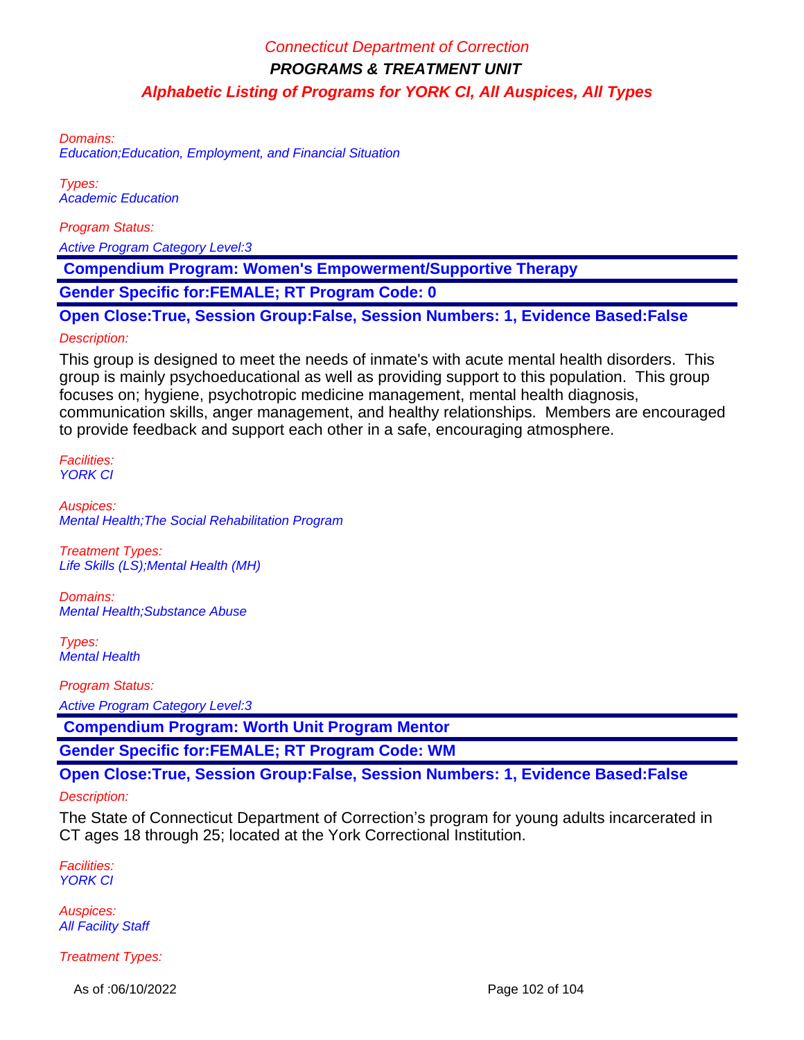Domains:
Education;Education, Employment, and Financial Situation

Types:
Academic Education

Program Status:

Active Program Category Level:3

**Compendium Program: Women's Empowerment/Supportive Therapy**

**Gender Specific for:FEMALE; RT Program Code: 0**

**Open Close:True, Session Group:False, Session Numbers: 1, Evidence Based:False**

Description:

This group is designed to meet the needs of inmate's with acute mental health disorders. This group is mainly psychoeducational as well as providing support to this population. This group focuses on; hygiene, psychotropic medicine management, mental health diagnosis, communication skills, anger management, and healthy relationships. Members are encouraged to provide feedback and support each other in a safe, encouraging atmosphere.

Facilities:
YORK CI

Auspices:
Mental Health;The Social Rehabilitation Program

Treatment Types:
Life Skills (LS);Mental Health (MH)

Domains:
Mental Health;Substance Abuse

Types:
Mental Health

Program Status:

Active Program Category Level:3

**Compendium Program: Worth Unit Program Mentor**

**Gender Specific for:FEMALE; RT Program Code: WM**

**Open Close:True, Session Group:False, Session Numbers: 1, Evidence Based:False**

Description:

The State of Connecticut Department of Correction's program for young adults incarcerated in CT ages 18 through 25; located at the York Correctional Institution.

Facilities:
YORK CI

Auspices:
All Facility Staff

Treatment Types: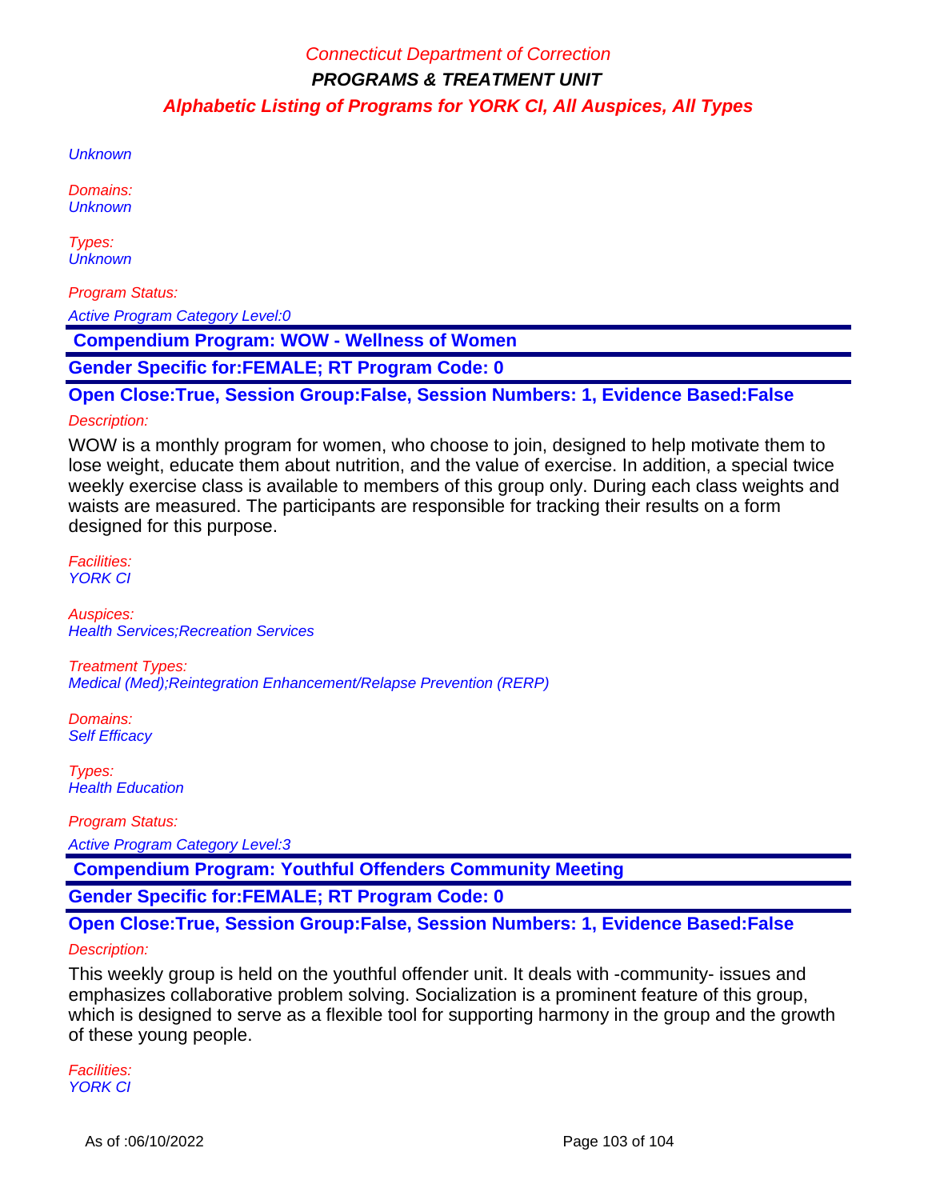Unknown

Domains:
Unknown

Types:
Unknown

Program Status:

Active Program Category Level:0

**Compendium Program: WOW - Wellness of Women**

**Gender Specific for:FEMALE; RT Program Code: 0**

**Open Close:True, Session Group:False, Session Numbers: 1, Evidence Based:False**

Description:

WOW is a monthly program for women, who choose to join, designed to help motivate them to lose weight, educate them about nutrition, and the value of exercise. In addition, a special twice weekly exercise class is available to members of this group only. During each class weights and waists are measured. The participants are responsible for tracking their results on a form designed for this purpose.

Facilities:
YORK CI

Auspices:
Health Services;Recreation Services

Treatment Types:
Medical (Med);Reintegration Enhancement/Relapse Prevention (RERP)

Domains:
Self Efficacy

Types:
Health Education

Program Status:

Active Program Category Level:3

**Compendium Program: Youthful Offenders Community Meeting**

**Gender Specific for:FEMALE; RT Program Code: 0**

**Open Close:True, Session Group:False, Session Numbers: 1, Evidence Based:False**

Description:

This weekly group is held on the youthful offender unit. It deals with -community- issues and emphasizes collaborative problem solving. Socialization is a prominent feature of this group, which is designed to serve as a flexible tool for supporting harmony in the group and the growth of these young people.

Facilities:
YORK CI

As of :06/10/2022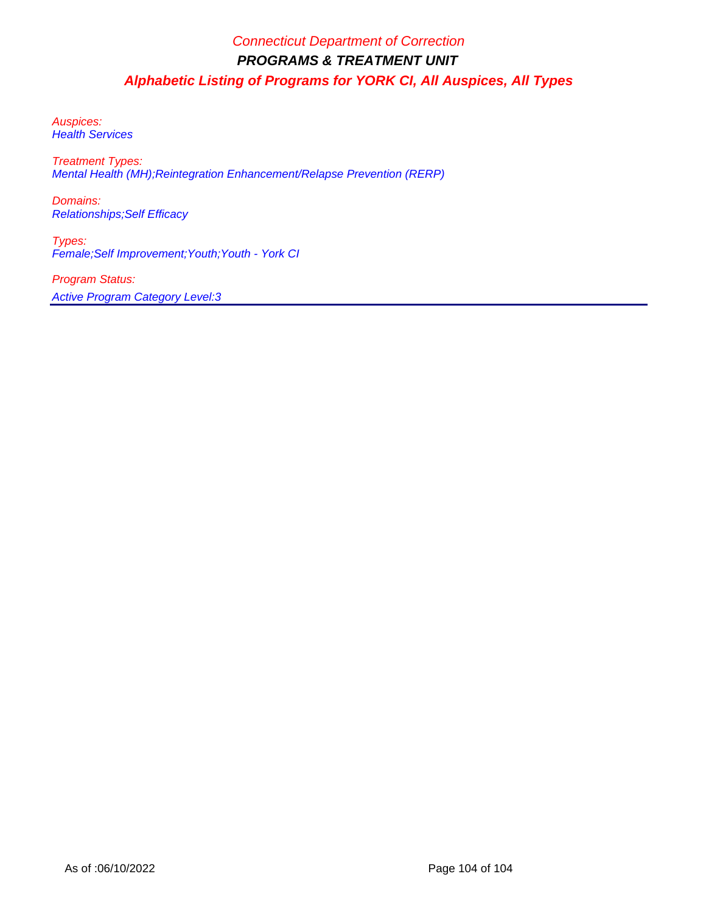Auspices:
Health Services

Treatment Types:
Mental Health (MH);Reintegration Enhancement/Relapse Prevention (RERP)

Domains:
Relationships;Self Efficacy

Types:
Female;Self Improvement;Youth;Youth - York CI

Program Status:
Active Program Category Level:3